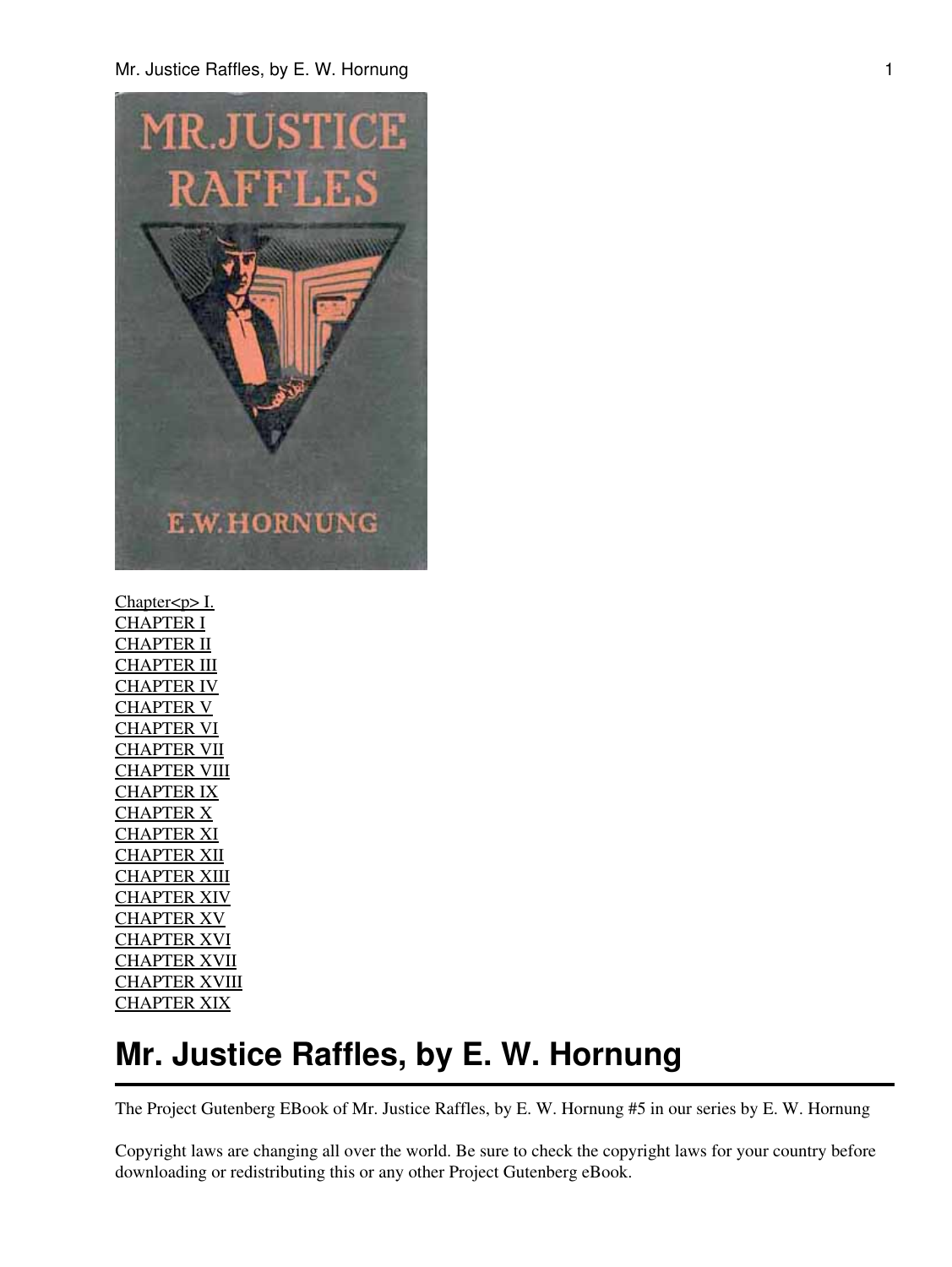Chapter<p> I.
CHAPTER I
CHAPTER II
CHAPTER III
CHAPTER IV
CHAPTER V
CHAPTER VI
CHAPTER VII
CHAPTER VIII
CHAPTER IX
CHAPTER X
CHAPTER XI
CHAPTER XII
CHAPTER XIII
CHAPTER XIV
CHAPTER XV
CHAPTER XVI
CHAPTER XVII
CHAPTER XVIII
CHAPTER XIX

# Mr. Justice Raffles, by E. W. Hornung

The Project Gutenberg EBook of Mr. Justice Raffles, by E. W. Hornung #5 in our series by E. W. Hornung

Copyright laws are changing all over the world. Be sure to check the copyright laws for your country before downloading or redistributing this or any other Project Gutenberg eBook.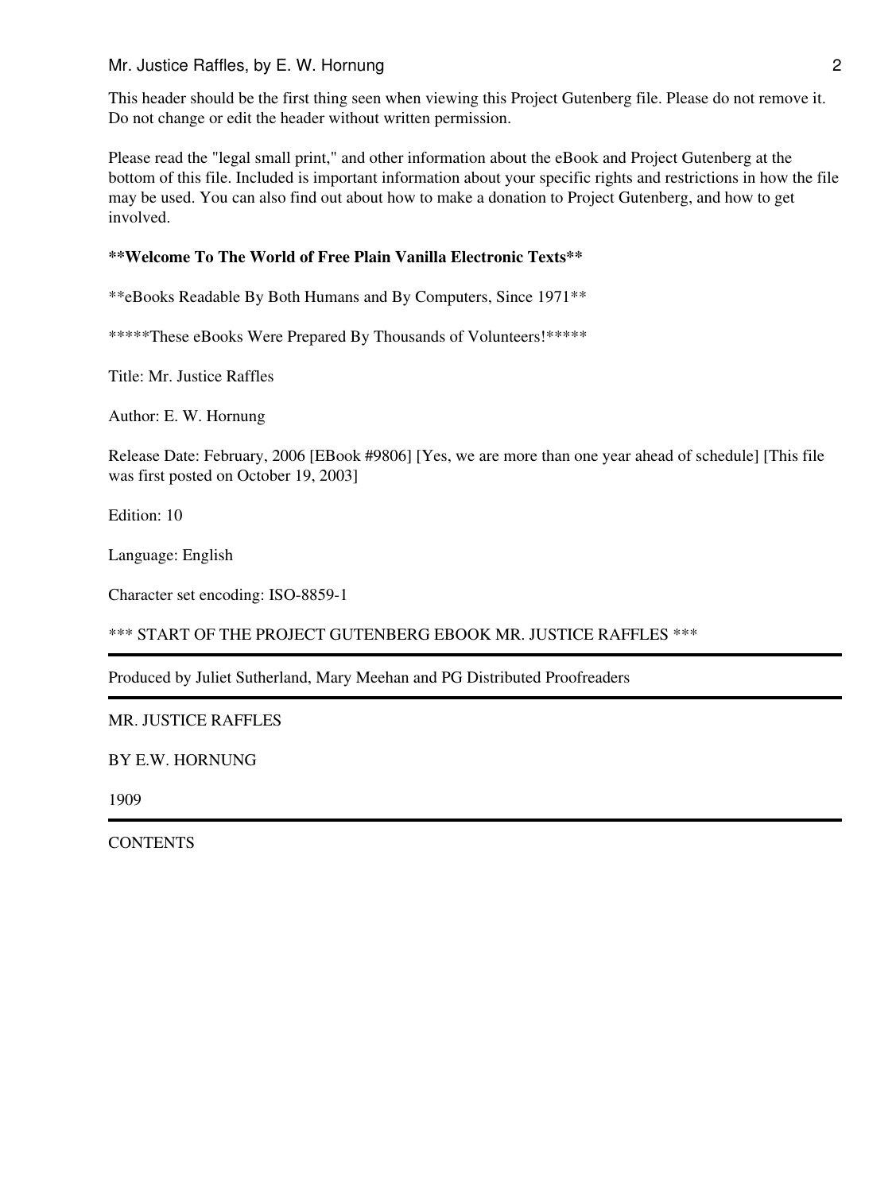This header should be the first thing seen when viewing this Project Gutenberg file. Please do not remove it. Do not change or edit the header without written permission.

Please read the "legal small print," and other information about the eBook and Project Gutenberg at the bottom of this file. Included is important information about your specific rights and restrictions in how the file may be used. You can also find out about how to make a donation to Project Gutenberg, and how to get involved.

**\*\*Welcome To The World of Free Plain Vanilla Electronic Texts\*\***

\*\*eBooks Readable By Both Humans and By Computers, Since 1971\*\*

\*\*\*\*\*These eBooks Were Prepared By Thousands of Volunteers!\*\*\*\*\*

Title: Mr. Justice Raffles

Author: E. W. Hornung

Release Date: February, 2006 [EBook #9806] [Yes, we are more than one year ahead of schedule] [This file was first posted on October 19, 2003]

Edition: 10

Language: English

Character set encoding: ISO-8859-1

\*\*\* START OF THE PROJECT GUTENBERG EBOOK MR. JUSTICE RAFFLES \*\*\*

---

Produced by Juliet Sutherland, Mary Meehan and PG Distributed Proofreaders

---

MR. JUSTICE RAFFLES

BY E.W. HORNUNG

1909

---

CONTENTS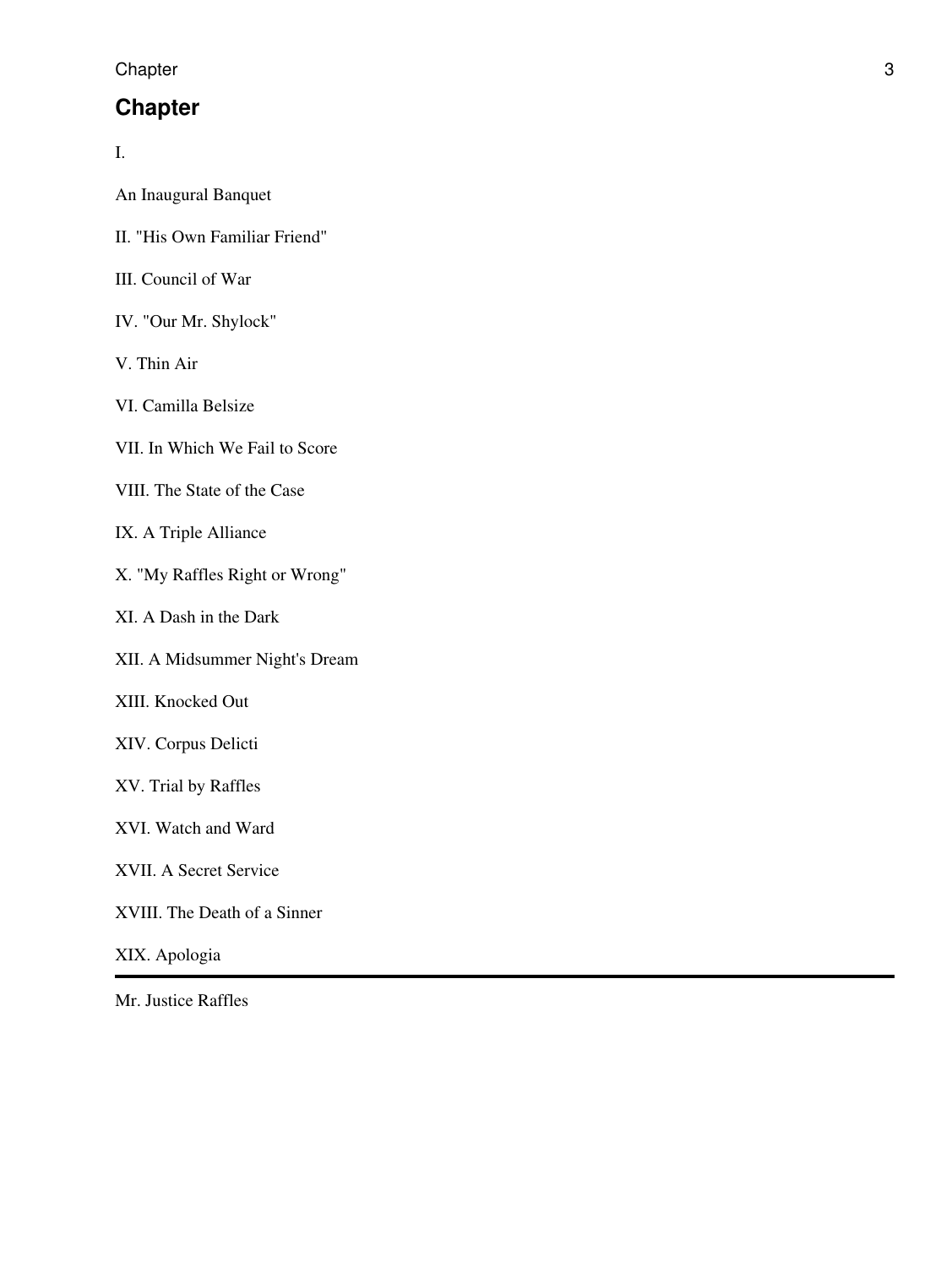## Chapter

I.

An Inaugural Banquet

II. "His Own Familiar Friend"

III. Council of War

IV. "Our Mr. Shylock"

V. Thin Air

VI. Camilla Belsize

VII. In Which We Fail to Score

VIII. The State of the Case

IX. A Triple Alliance

X. "My Raffles Right or Wrong"

XI. A Dash in the Dark

XII. A Midsummer Night's Dream

XIII. Knocked Out

XIV. Corpus Delicti

XV. Trial by Raffles

XVI. Watch and Ward

XVII. A Secret Service

XVIII. The Death of a Sinner

XIX. Apologia

---

Mr. Justice Raffles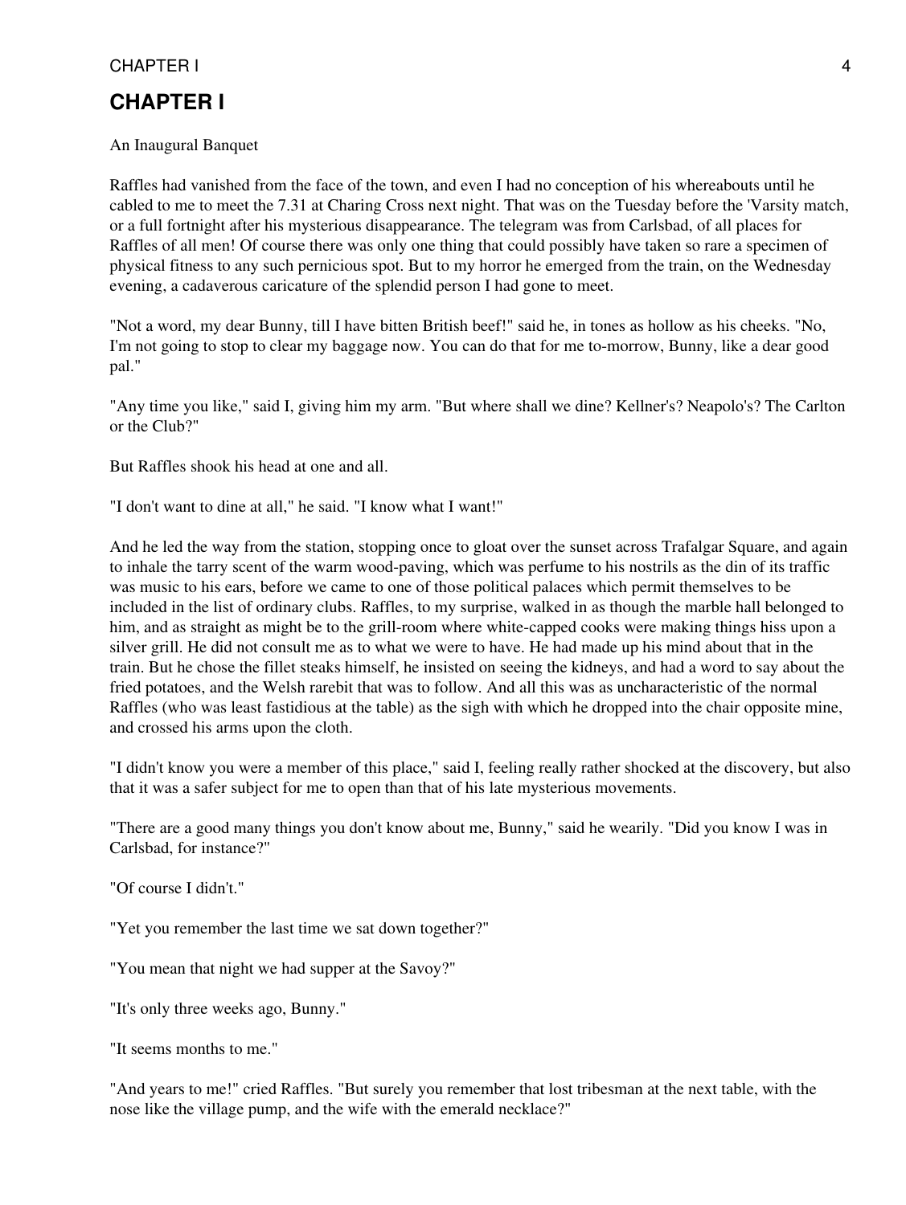# CHAPTER I

An Inaugural Banquet

Raffles had vanished from the face of the town, and even I had no conception of his whereabouts until he cabled to me to meet the 7.31 at Charing Cross next night. That was on the Tuesday before the 'Varsity match, or a full fortnight after his mysterious disappearance. The telegram was from Carlsbad, of all places for Raffles of all men! Of course there was only one thing that could possibly have taken so rare a specimen of physical fitness to any such pernicious spot. But to my horror he emerged from the train, on the Wednesday evening, a cadaverous caricature of the splendid person I had gone to meet.

"Not a word, my dear Bunny, till I have bitten British beef!" said he, in tones as hollow as his cheeks. "No, I'm not going to stop to clear my baggage now. You can do that for me to-morrow, Bunny, like a dear good pal."

"Any time you like," said I, giving him my arm. "But where shall we dine? Kellner's? Neapolo's? The Carlton or the Club?"

But Raffles shook his head at one and all.

"I don't want to dine at all," he said. "I know what I want!"

And he led the way from the station, stopping once to gloat over the sunset across Trafalgar Square, and again to inhale the tarry scent of the warm wood-paving, which was perfume to his nostrils as the din of its traffic was music to his ears, before we came to one of those political palaces which permit themselves to be included in the list of ordinary clubs. Raffles, to my surprise, walked in as though the marble hall belonged to him, and as straight as might be to the grill-room where white-capped cooks were making things hiss upon a silver grill. He did not consult me as to what we were to have. He had made up his mind about that in the train. But he chose the fillet steaks himself, he insisted on seeing the kidneys, and had a word to say about the fried potatoes, and the Welsh rarebit that was to follow. And all this was as uncharacteristic of the normal Raffles (who was least fastidious at the table) as the sigh with which he dropped into the chair opposite mine, and crossed his arms upon the cloth.

"I didn't know you were a member of this place," said I, feeling really rather shocked at the discovery, but also that it was a safer subject for me to open than that of his late mysterious movements.

"There are a good many things you don't know about me, Bunny," said he wearily. "Did you know I was in Carlsbad, for instance?"

"Of course I didn't."

"Yet you remember the last time we sat down together?"

"You mean that night we had supper at the Savoy?"

"It's only three weeks ago, Bunny."

"It seems months to me."

"And years to me!" cried Raffles. "But surely you remember that lost tribesman at the next table, with the nose like the village pump, and the wife with the emerald necklace?"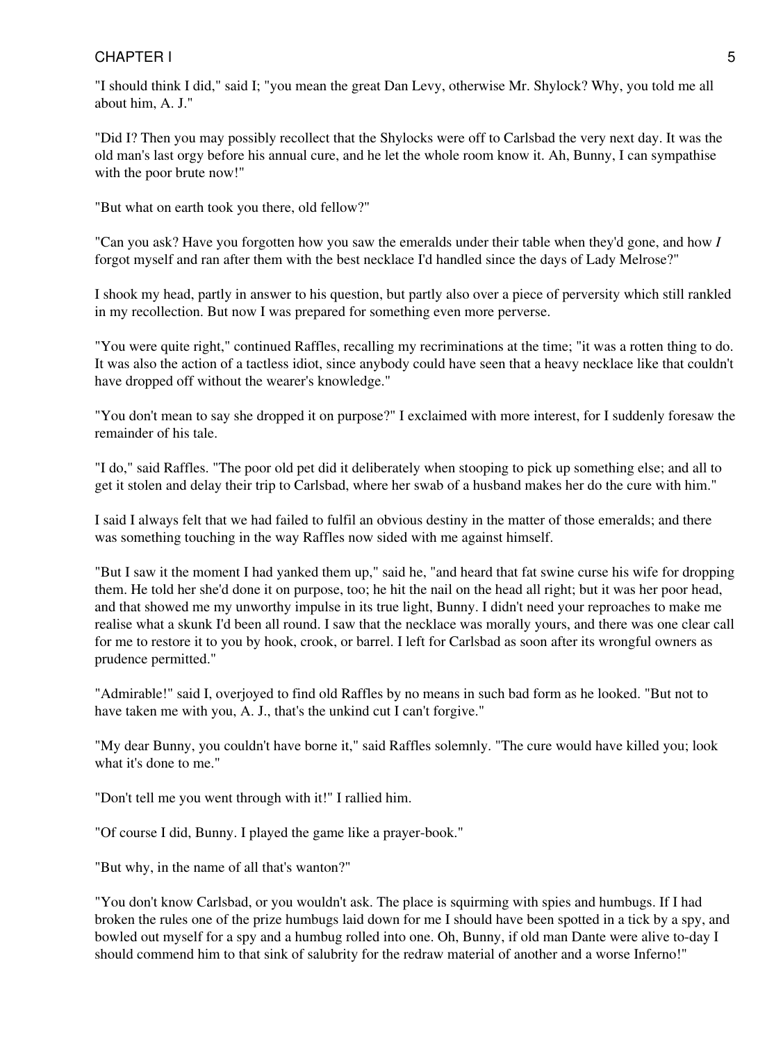"I should think I did," said I; "you mean the great Dan Levy, otherwise Mr. Shylock? Why, you told me all about him, A. J."

"Did I? Then you may possibly recollect that the Shylocks were off to Carlsbad the very next day. It was the old man's last orgy before his annual cure, and he let the whole room know it. Ah, Bunny, I can sympathise with the poor brute now!"

"But what on earth took you there, old fellow?"

"Can you ask? Have you forgotten how you saw the emeralds under their table when they'd gone, and how *I* forgot myself and ran after them with the best necklace I'd handled since the days of Lady Melrose?"

I shook my head, partly in answer to his question, but partly also over a piece of perversity which still rankled in my recollection. But now I was prepared for something even more perverse.

"You were quite right," continued Raffles, recalling my recriminations at the time; "it was a rotten thing to do. It was also the action of a tactless idiot, since anybody could have seen that a heavy necklace like that couldn't have dropped off without the wearer's knowledge."

"You don't mean to say she dropped it on purpose?" I exclaimed with more interest, for I suddenly foresaw the remainder of his tale.

"I do," said Raffles. "The poor old pet did it deliberately when stooping to pick up something else; and all to get it stolen and delay their trip to Carlsbad, where her swab of a husband makes her do the cure with him."

I said I always felt that we had failed to fulfil an obvious destiny in the matter of those emeralds; and there was something touching in the way Raffles now sided with me against himself.

"But I saw it the moment I had yanked them up," said he, "and heard that fat swine curse his wife for dropping them. He told her she'd done it on purpose, too; he hit the nail on the head all right; but it was her poor head, and that showed me my unworthy impulse in its true light, Bunny. I didn't need your reproaches to make me realise what a skunk I'd been all round. I saw that the necklace was morally yours, and there was one clear call for me to restore it to you by hook, crook, or barrel. I left for Carlsbad as soon after its wrongful owners as prudence permitted."

"Admirable!" said I, overjoyed to find old Raffles by no means in such bad form as he looked. "But not to have taken me with you, A. J., that's the unkind cut I can't forgive."

"My dear Bunny, you couldn't have borne it," said Raffles solemnly. "The cure would have killed you; look what it's done to me."

"Don't tell me you went through with it!" I rallied him.

"Of course I did, Bunny. I played the game like a prayer-book."

"But why, in the name of all that's wanton?"

"You don't know Carlsbad, or you wouldn't ask. The place is squirming with spies and humbugs. If I had broken the rules one of the prize humbugs laid down for me I should have been spotted in a tick by a spy, and bowled out myself for a spy and a humbug rolled into one. Oh, Bunny, if old man Dante were alive to-day I should commend him to that sink of salubrity for the redraw material of another and a worse Inferno!"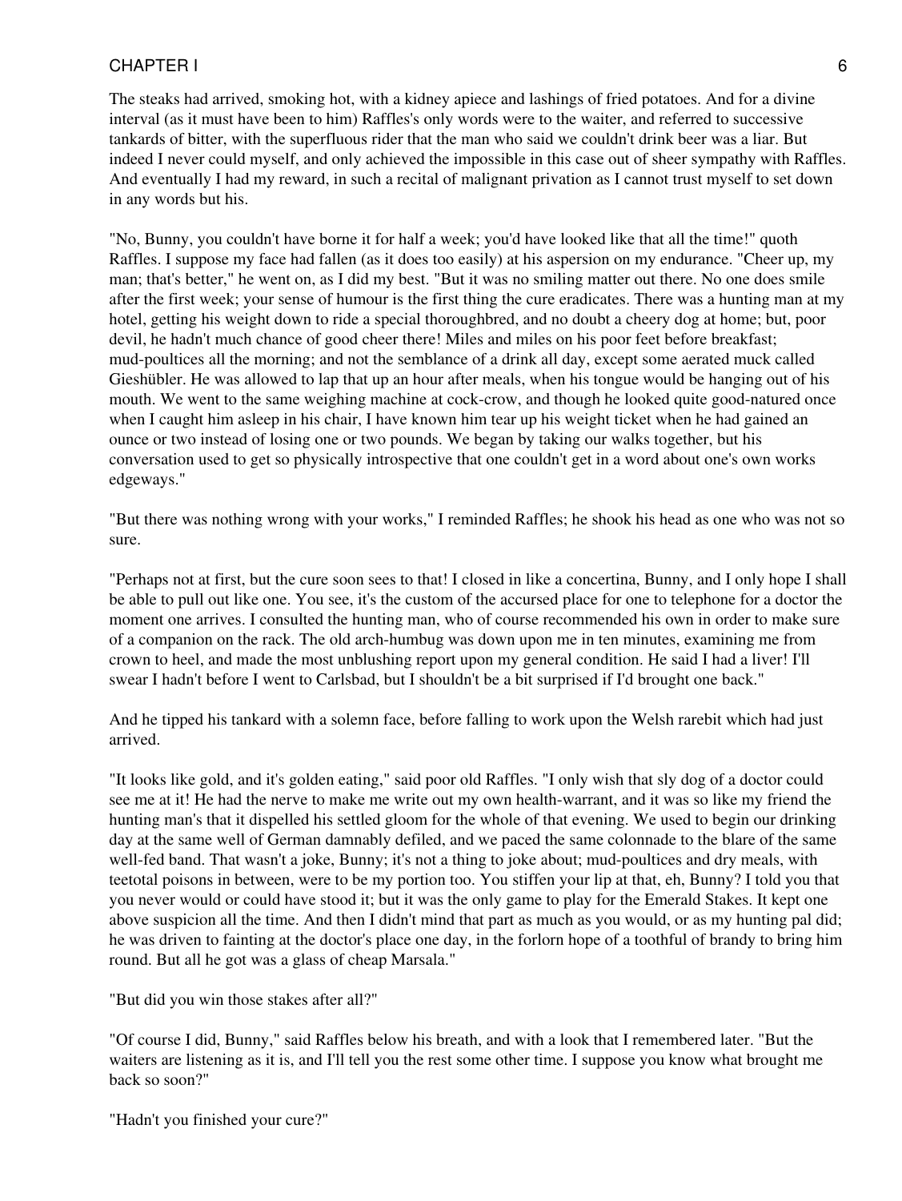The steaks had arrived, smoking hot, with a kidney apiece and lashings of fried potatoes. And for a divine interval (as it must have been to him) Raffles's only words were to the waiter, and referred to successive tankards of bitter, with the superfluous rider that the man who said we couldn't drink beer was a liar. But indeed I never could myself, and only achieved the impossible in this case out of sheer sympathy with Raffles. And eventually I had my reward, in such a recital of malignant privation as I cannot trust myself to set down in any words but his.

"No, Bunny, you couldn't have borne it for half a week; you'd have looked like that all the time!" quoth Raffles. I suppose my face had fallen (as it does too easily) at his aspersion on my endurance. "Cheer up, my man; that's better," he went on, as I did my best. "But it was no smiling matter out there. No one does smile after the first week; your sense of humour is the first thing the cure eradicates. There was a hunting man at my hotel, getting his weight down to ride a special thoroughbred, and no doubt a cheery dog at home; but, poor devil, he hadn't much chance of good cheer there! Miles and miles on his poor feet before breakfast; mud-poultices all the morning; and not the semblance of a drink all day, except some aerated muck called Gieshübler. He was allowed to lap that up an hour after meals, when his tongue would be hanging out of his mouth. We went to the same weighing machine at cock-crow, and though he looked quite good-natured once when I caught him asleep in his chair, I have known him tear up his weight ticket when he had gained an ounce or two instead of losing one or two pounds. We began by taking our walks together, but his conversation used to get so physically introspective that one couldn't get in a word about one's own works edgeways."

"But there was nothing wrong with your works," I reminded Raffles; he shook his head as one who was not so sure.

"Perhaps not at first, but the cure soon sees to that! I closed in like a concertina, Bunny, and I only hope I shall be able to pull out like one. You see, it's the custom of the accursed place for one to telephone for a doctor the moment one arrives. I consulted the hunting man, who of course recommended his own in order to make sure of a companion on the rack. The old arch-humbug was down upon me in ten minutes, examining me from crown to heel, and made the most unblushing report upon my general condition. He said I had a liver! I'll swear I hadn't before I went to Carlsbad, but I shouldn't be a bit surprised if I'd brought one back."

And he tipped his tankard with a solemn face, before falling to work upon the Welsh rarebit which had just arrived.

"It looks like gold, and it's golden eating," said poor old Raffles. "I only wish that sly dog of a doctor could see me at it! He had the nerve to make me write out my own health-warrant, and it was so like my friend the hunting man's that it dispelled his settled gloom for the whole of that evening. We used to begin our drinking day at the same well of German damnably defiled, and we paced the same colonnade to the blare of the same well-fed band. That wasn't a joke, Bunny; it's not a thing to joke about; mud-poultices and dry meals, with teetotal poisons in between, were to be my portion too. You stiffen your lip at that, eh, Bunny? I told you that you never would or could have stood it; but it was the only game to play for the Emerald Stakes. It kept one above suspicion all the time. And then I didn't mind that part as much as you would, or as my hunting pal did; he was driven to fainting at the doctor's place one day, in the forlorn hope of a toothful of brandy to bring him round. But all he got was a glass of cheap Marsala."

"But did you win those stakes after all?"

"Of course I did, Bunny," said Raffles below his breath, and with a look that I remembered later. "But the waiters are listening as it is, and I'll tell you the rest some other time. I suppose you know what brought me back so soon?"

"Hadn't you finished your cure?"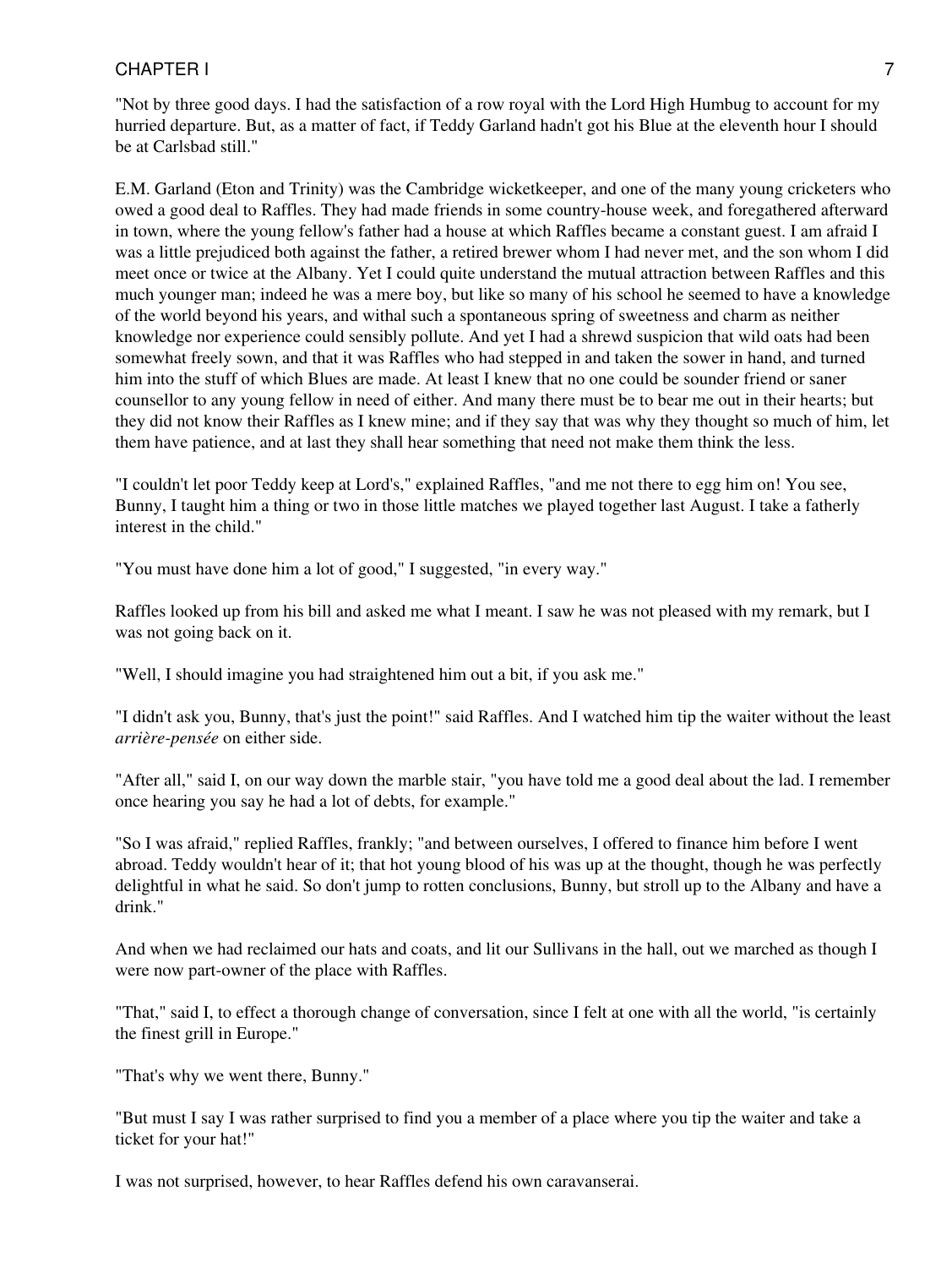"Not by three good days. I had the satisfaction of a row royal with the Lord High Humbug to account for my hurried departure. But, as a matter of fact, if Teddy Garland hadn't got his Blue at the eleventh hour I should be at Carlsbad still."

E.M. Garland (Eton and Trinity) was the Cambridge wicketkeeper, and one of the many young cricketers who owed a good deal to Raffles. They had made friends in some country-house week, and foregathered afterward in town, where the young fellow's father had a house at which Raffles became a constant guest. I am afraid I was a little prejudiced both against the father, a retired brewer whom I had never met, and the son whom I did meet once or twice at the Albany. Yet I could quite understand the mutual attraction between Raffles and this much younger man; indeed he was a mere boy, but like so many of his school he seemed to have a knowledge of the world beyond his years, and withal such a spontaneous spring of sweetness and charm as neither knowledge nor experience could sensibly pollute. And yet I had a shrewd suspicion that wild oats had been somewhat freely sown, and that it was Raffles who had stepped in and taken the sower in hand, and turned him into the stuff of which Blues are made. At least I knew that no one could be sounder friend or saner counsellor to any young fellow in need of either. And many there must be to bear me out in their hearts; but they did not know their Raffles as I knew mine; and if they say that was why they thought so much of him, let them have patience, and at last they shall hear something that need not make them think the less.

"I couldn't let poor Teddy keep at Lord's," explained Raffles, "and me not there to egg him on! You see, Bunny, I taught him a thing or two in those little matches we played together last August. I take a fatherly interest in the child."

"You must have done him a lot of good," I suggested, "in every way."

Raffles looked up from his bill and asked me what I meant. I saw he was not pleased with my remark, but I was not going back on it.

"Well, I should imagine you had straightened him out a bit, if you ask me."

"I didn't ask you, Bunny, that's just the point!" said Raffles. And I watched him tip the waiter without the least *arrière-pensée* on either side.

"After all," said I, on our way down the marble stair, "you have told me a good deal about the lad. I remember once hearing you say he had a lot of debts, for example."

"So I was afraid," replied Raffles, frankly; "and between ourselves, I offered to finance him before I went abroad. Teddy wouldn't hear of it; that hot young blood of his was up at the thought, though he was perfectly delightful in what he said. So don't jump to rotten conclusions, Bunny, but stroll up to the Albany and have a drink."

And when we had reclaimed our hats and coats, and lit our Sullivans in the hall, out we marched as though I were now part-owner of the place with Raffles.

"That," said I, to effect a thorough change of conversation, since I felt at one with all the world, "is certainly the finest grill in Europe."

"That's why we went there, Bunny."

"But must I say I was rather surprised to find you a member of a place where you tip the waiter and take a ticket for your hat!"

I was not surprised, however, to hear Raffles defend his own caravanserai.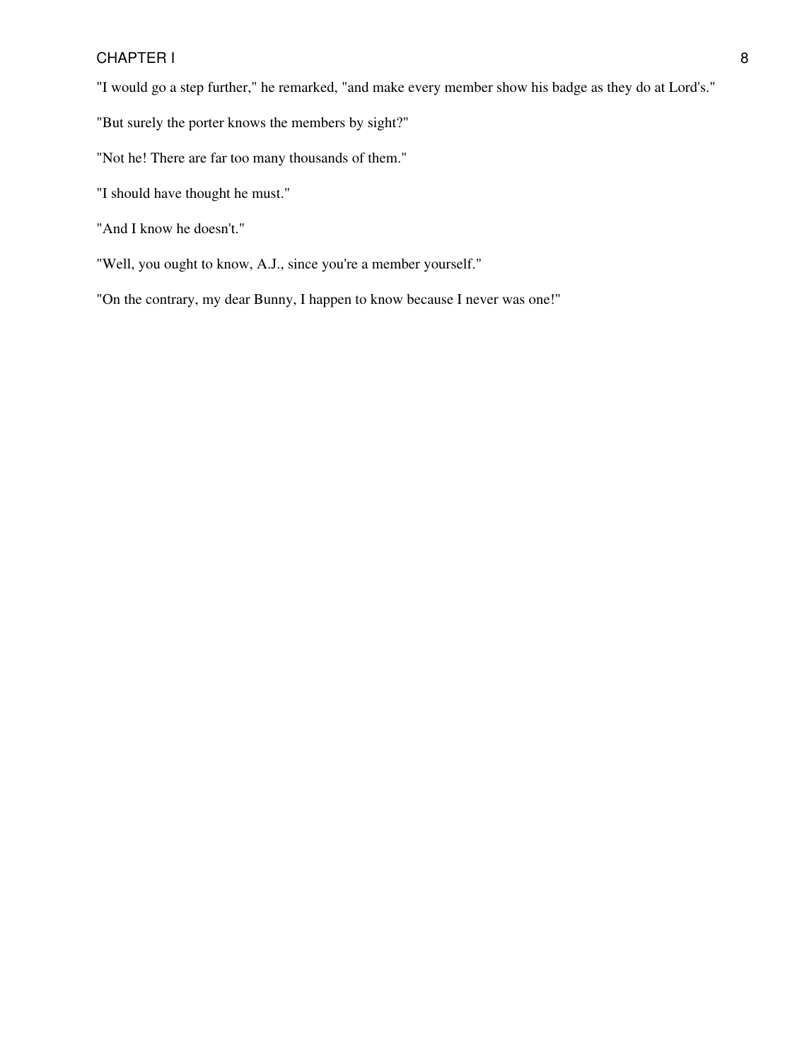"I would go a step further," he remarked, "and make every member show his badge as they do at Lord's."

"But surely the porter knows the members by sight?"

"Not he! There are far too many thousands of them."

"I should have thought he must."

"And I know he doesn't."

"Well, you ought to know, A.J., since you're a member yourself."

"On the contrary, my dear Bunny, I happen to know because I never was one!"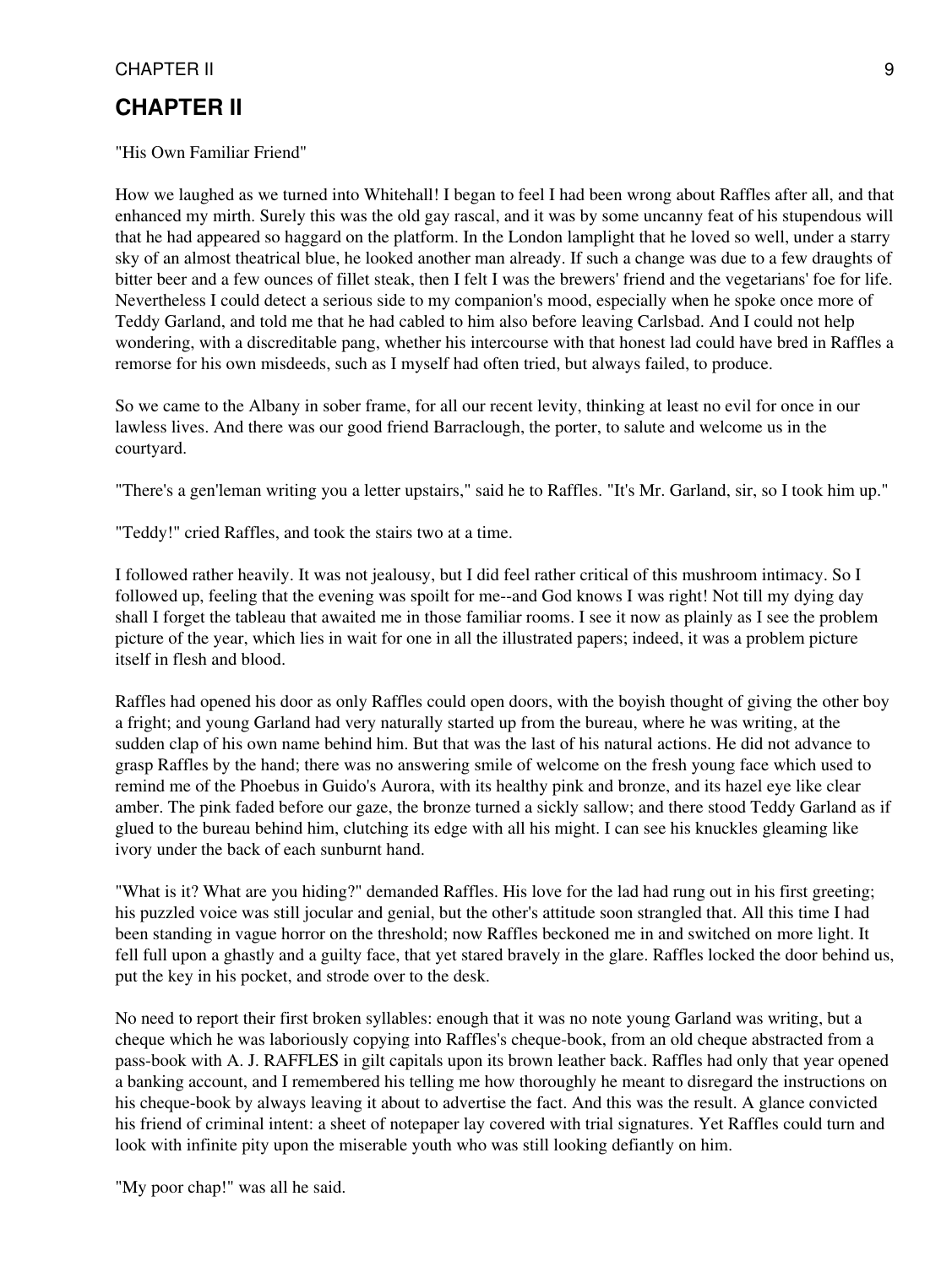## CHAPTER II

"His Own Familiar Friend"

How we laughed as we turned into Whitehall! I began to feel I had been wrong about Raffles after all, and that enhanced my mirth. Surely this was the old gay rascal, and it was by some uncanny feat of his stupendous will that he had appeared so haggard on the platform. In the London lamplight that he loved so well, under a starry sky of an almost theatrical blue, he looked another man already. If such a change was due to a few draughts of bitter beer and a few ounces of fillet steak, then I felt I was the brewers' friend and the vegetarians' foe for life. Nevertheless I could detect a serious side to my companion's mood, especially when he spoke once more of Teddy Garland, and told me that he had cabled to him also before leaving Carlsbad. And I could not help wondering, with a discreditable pang, whether his intercourse with that honest lad could have bred in Raffles a remorse for his own misdeeds, such as I myself had often tried, but always failed, to produce.

So we came to the Albany in sober frame, for all our recent levity, thinking at least no evil for once in our lawless lives. And there was our good friend Barraclough, the porter, to salute and welcome us in the courtyard.

"There's a gen'leman writing you a letter upstairs," said he to Raffles. "It's Mr. Garland, sir, so I took him up."

"Teddy!" cried Raffles, and took the stairs two at a time.

I followed rather heavily. It was not jealousy, but I did feel rather critical of this mushroom intimacy. So I followed up, feeling that the evening was spoilt for me--and God knows I was right! Not till my dying day shall I forget the tableau that awaited me in those familiar rooms. I see it now as plainly as I see the problem picture of the year, which lies in wait for one in all the illustrated papers; indeed, it was a problem picture itself in flesh and blood.

Raffles had opened his door as only Raffles could open doors, with the boyish thought of giving the other boy a fright; and young Garland had very naturally started up from the bureau, where he was writing, at the sudden clap of his own name behind him. But that was the last of his natural actions. He did not advance to grasp Raffles by the hand; there was no answering smile of welcome on the fresh young face which used to remind me of the Phoebus in Guido's Aurora, with its healthy pink and bronze, and its hazel eye like clear amber. The pink faded before our gaze, the bronze turned a sickly sallow; and there stood Teddy Garland as if glued to the bureau behind him, clutching its edge with all his might. I can see his knuckles gleaming like ivory under the back of each sunburnt hand.

"What is it? What are you hiding?" demanded Raffles. His love for the lad had rung out in his first greeting; his puzzled voice was still jocular and genial, but the other's attitude soon strangled that. All this time I had been standing in vague horror on the threshold; now Raffles beckoned me in and switched on more light. It fell full upon a ghastly and a guilty face, that yet stared bravely in the glare. Raffles locked the door behind us, put the key in his pocket, and strode over to the desk.

No need to report their first broken syllables: enough that it was no note young Garland was writing, but a cheque which he was laboriously copying into Raffles's cheque-book, from an old cheque abstracted from a pass-book with A. J. RAFFLES in gilt capitals upon its brown leather back. Raffles had only that year opened a banking account, and I remembered his telling me how thoroughly he meant to disregard the instructions on his cheque-book by always leaving it about to advertise the fact. And this was the result. A glance convicted his friend of criminal intent: a sheet of notepaper lay covered with trial signatures. Yet Raffles could turn and look with infinite pity upon the miserable youth who was still looking defiantly on him.

"My poor chap!" was all he said.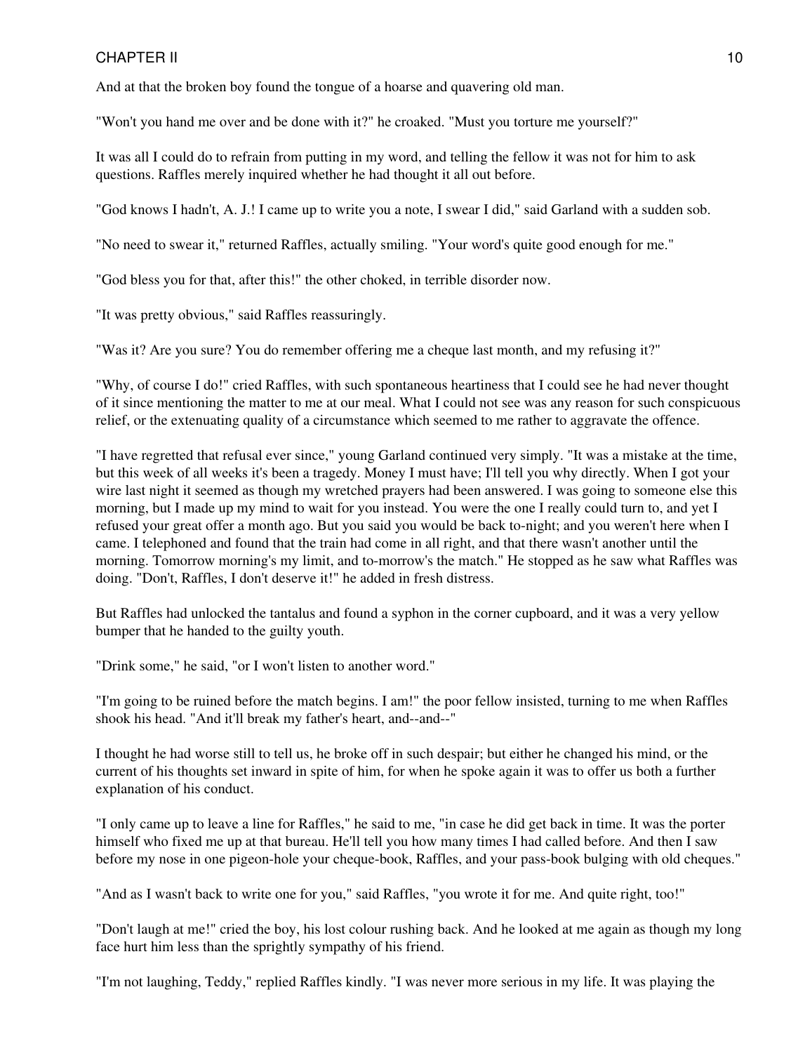And at that the broken boy found the tongue of a hoarse and quavering old man.

"Won't you hand me over and be done with it?" he croaked. "Must you torture me yourself?"

It was all I could do to refrain from putting in my word, and telling the fellow it was not for him to ask questions. Raffles merely inquired whether he had thought it all out before.

"God knows I hadn't, A. J.! I came up to write you a note, I swear I did," said Garland with a sudden sob.

"No need to swear it," returned Raffles, actually smiling. "Your word's quite good enough for me."

"God bless you for that, after this!" the other choked, in terrible disorder now.

"It was pretty obvious," said Raffles reassuringly.

"Was it? Are you sure? You do remember offering me a cheque last month, and my refusing it?"

"Why, of course I do!" cried Raffles, with such spontaneous heartiness that I could see he had never thought of it since mentioning the matter to me at our meal. What I could not see was any reason for such conspicuous relief, or the extenuating quality of a circumstance which seemed to me rather to aggravate the offence.

"I have regretted that refusal ever since," young Garland continued very simply. "It was a mistake at the time, but this week of all weeks it's been a tragedy. Money I must have; I'll tell you why directly. When I got your wire last night it seemed as though my wretched prayers had been answered. I was going to someone else this morning, but I made up my mind to wait for you instead. You were the one I really could turn to, and yet I refused your great offer a month ago. But you said you would be back to-night; and you weren't here when I came. I telephoned and found that the train had come in all right, and that there wasn't another until the morning. Tomorrow morning's my limit, and to-morrow's the match." He stopped as he saw what Raffles was doing. "Don't, Raffles, I don't deserve it!" he added in fresh distress.

But Raffles had unlocked the tantalus and found a syphon in the corner cupboard, and it was a very yellow bumper that he handed to the guilty youth.

"Drink some," he said, "or I won't listen to another word."

"I'm going to be ruined before the match begins. I am!" the poor fellow insisted, turning to me when Raffles shook his head. "And it'll break my father's heart, and--and--"

I thought he had worse still to tell us, he broke off in such despair; but either he changed his mind, or the current of his thoughts set inward in spite of him, for when he spoke again it was to offer us both a further explanation of his conduct.

"I only came up to leave a line for Raffles," he said to me, "in case he did get back in time. It was the porter himself who fixed me up at that bureau. He'll tell you how many times I had called before. And then I saw before my nose in one pigeon-hole your cheque-book, Raffles, and your pass-book bulging with old cheques."

"And as I wasn't back to write one for you," said Raffles, "you wrote it for me. And quite right, too!"

"Don't laugh at me!" cried the boy, his lost colour rushing back. And he looked at me again as though my long face hurt him less than the sprightly sympathy of his friend.

"I'm not laughing, Teddy," replied Raffles kindly. "I was never more serious in my life. It was playing the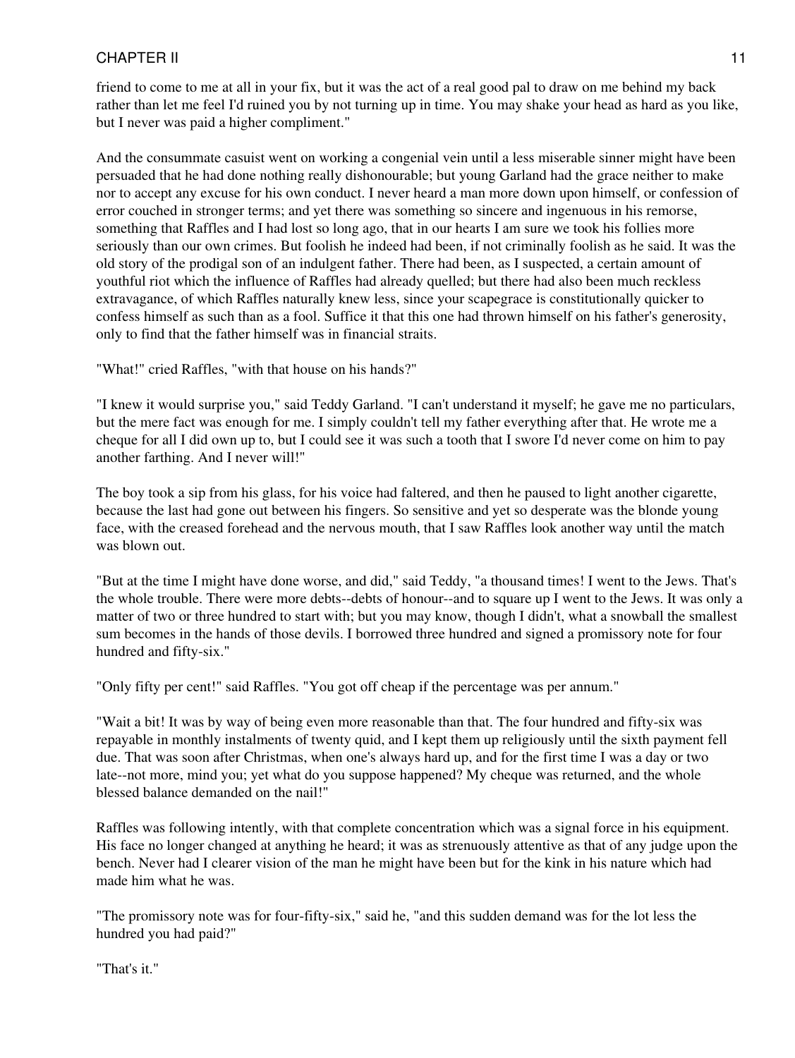friend to come to me at all in your fix, but it was the act of a real good pal to draw on me behind my back rather than let me feel I'd ruined you by not turning up in time. You may shake your head as hard as you like, but I never was paid a higher compliment."

And the consummate casuist went on working a congenial vein until a less miserable sinner might have been persuaded that he had done nothing really dishonourable; but young Garland had the grace neither to make nor to accept any excuse for his own conduct. I never heard a man more down upon himself, or confession of error couched in stronger terms; and yet there was something so sincere and ingenuous in his remorse, something that Raffles and I had lost so long ago, that in our hearts I am sure we took his follies more seriously than our own crimes. But foolish he indeed had been, if not criminally foolish as he said. It was the old story of the prodigal son of an indulgent father. There had been, as I suspected, a certain amount of youthful riot which the influence of Raffles had already quelled; but there had also been much reckless extravagance, of which Raffles naturally knew less, since your scapegrace is constitutionally quicker to confess himself as such than as a fool. Suffice it that this one had thrown himself on his father's generosity, only to find that the father himself was in financial straits.

"What!" cried Raffles, "with that house on his hands?"

"I knew it would surprise you," said Teddy Garland. "I can't understand it myself; he gave me no particulars, but the mere fact was enough for me. I simply couldn't tell my father everything after that. He wrote me a cheque for all I did own up to, but I could see it was such a tooth that I swore I'd never come on him to pay another farthing. And I never will!"

The boy took a sip from his glass, for his voice had faltered, and then he paused to light another cigarette, because the last had gone out between his fingers. So sensitive and yet so desperate was the blonde young face, with the creased forehead and the nervous mouth, that I saw Raffles look another way until the match was blown out.

"But at the time I might have done worse, and did," said Teddy, "a thousand times! I went to the Jews. That's the whole trouble. There were more debts--debts of honour--and to square up I went to the Jews. It was only a matter of two or three hundred to start with; but you may know, though I didn't, what a snowball the smallest sum becomes in the hands of those devils. I borrowed three hundred and signed a promissory note for four hundred and fifty-six."

"Only fifty per cent!" said Raffles. "You got off cheap if the percentage was per annum."

"Wait a bit! It was by way of being even more reasonable than that. The four hundred and fifty-six was repayable in monthly instalments of twenty quid, and I kept them up religiously until the sixth payment fell due. That was soon after Christmas, when one's always hard up, and for the first time I was a day or two late--not more, mind you; yet what do you suppose happened? My cheque was returned, and the whole blessed balance demanded on the nail!"

Raffles was following intently, with that complete concentration which was a signal force in his equipment. His face no longer changed at anything he heard; it was as strenuously attentive as that of any judge upon the bench. Never had I clearer vision of the man he might have been but for the kink in his nature which had made him what he was.

"The promissory note was for four-fifty-six," said he, "and this sudden demand was for the lot less the hundred you had paid?"

"That's it."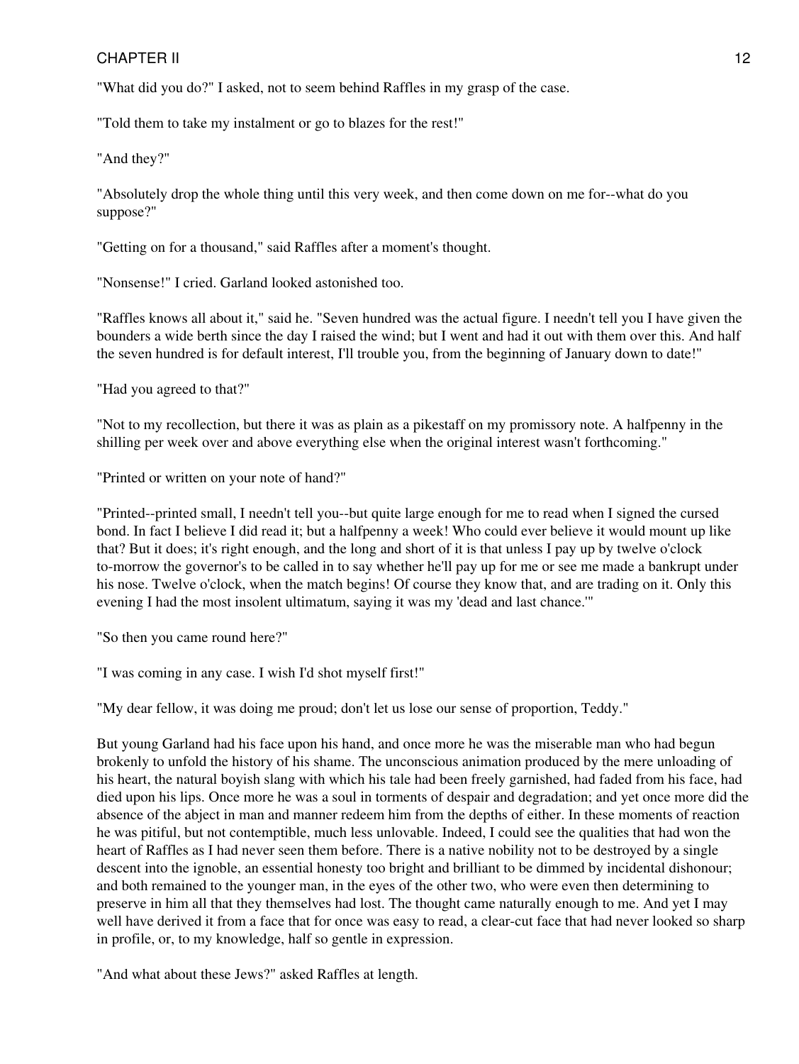"What did you do?" I asked, not to seem behind Raffles in my grasp of the case.

"Told them to take my instalment or go to blazes for the rest!"

"And they?"

"Absolutely drop the whole thing until this very week, and then come down on me for--what do you suppose?"

"Getting on for a thousand," said Raffles after a moment's thought.

"Nonsense!" I cried. Garland looked astonished too.

"Raffles knows all about it," said he. "Seven hundred was the actual figure. I needn't tell you I have given the bounders a wide berth since the day I raised the wind; but I went and had it out with them over this. And half the seven hundred is for default interest, I'll trouble you, from the beginning of January down to date!"

"Had you agreed to that?"

"Not to my recollection, but there it was as plain as a pikestaff on my promissory note. A halfpenny in the shilling per week over and above everything else when the original interest wasn't forthcoming."

"Printed or written on your note of hand?"

"Printed--printed small, I needn't tell you--but quite large enough for me to read when I signed the cursed bond. In fact I believe I did read it; but a halfpenny a week! Who could ever believe it would mount up like that? But it does; it's right enough, and the long and short of it is that unless I pay up by twelve o'clock to-morrow the governor's to be called in to say whether he'll pay up for me or see me made a bankrupt under his nose. Twelve o'clock, when the match begins! Of course they know that, and are trading on it. Only this evening I had the most insolent ultimatum, saying it was my 'dead and last chance.'"

"So then you came round here?"

"I was coming in any case. I wish I'd shot myself first!"

"My dear fellow, it was doing me proud; don't let us lose our sense of proportion, Teddy."

But young Garland had his face upon his hand, and once more he was the miserable man who had begun brokenly to unfold the history of his shame. The unconscious animation produced by the mere unloading of his heart, the natural boyish slang with which his tale had been freely garnished, had faded from his face, had died upon his lips. Once more he was a soul in torments of despair and degradation; and yet once more did the absence of the abject in man and manner redeem him from the depths of either. In these moments of reaction he was pitiful, but not contemptible, much less unlovable. Indeed, I could see the qualities that had won the heart of Raffles as I had never seen them before. There is a native nobility not to be destroyed by a single descent into the ignoble, an essential honesty too bright and brilliant to be dimmed by incidental dishonour; and both remained to the younger man, in the eyes of the other two, who were even then determining to preserve in him all that they themselves had lost. The thought came naturally enough to me. And yet I may well have derived it from a face that for once was easy to read, a clear-cut face that had never looked so sharp in profile, or, to my knowledge, half so gentle in expression.

"And what about these Jews?" asked Raffles at length.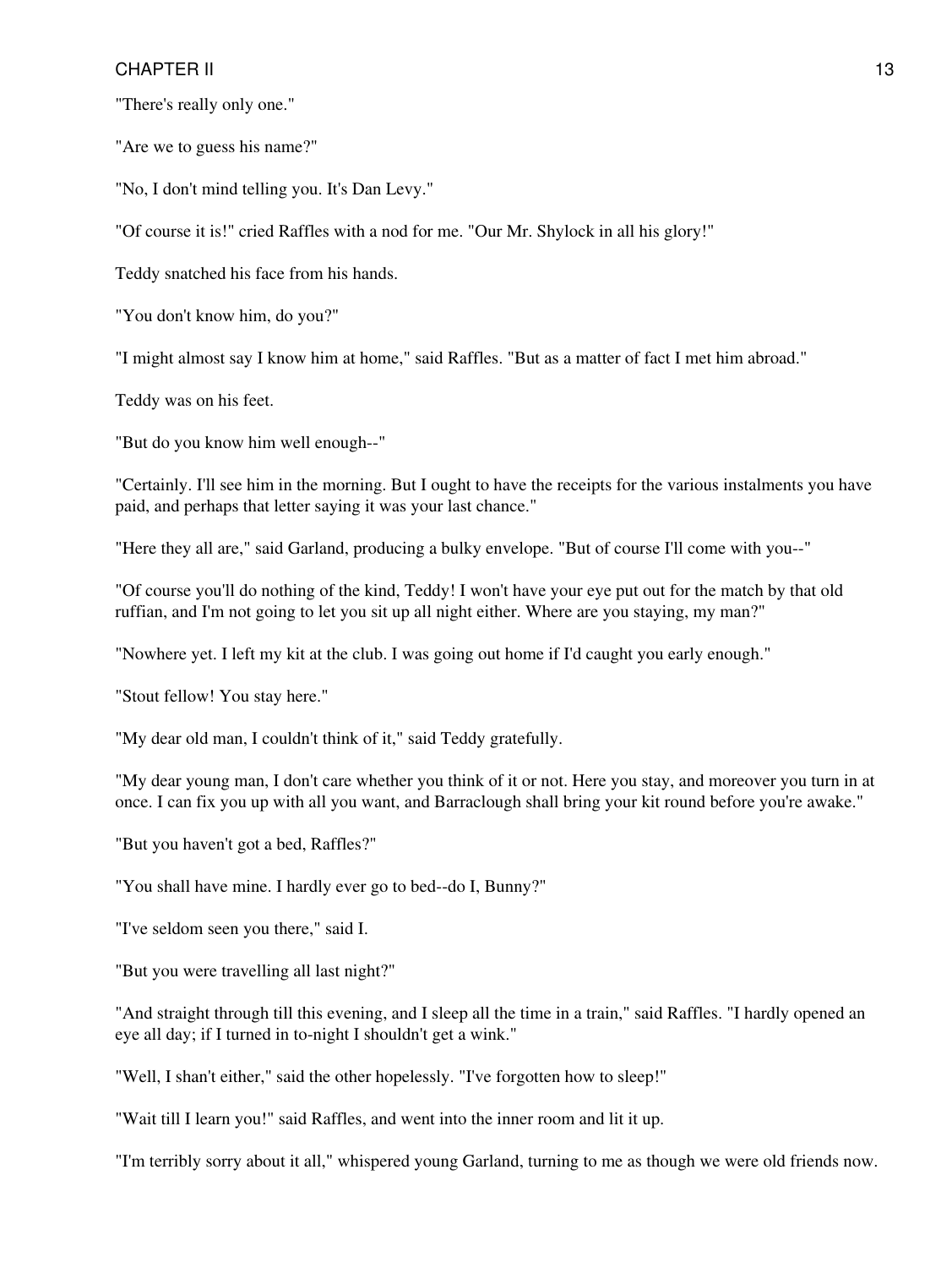"There's really only one."

"Are we to guess his name?"

"No, I don't mind telling you. It's Dan Levy."

"Of course it is!" cried Raffles with a nod for me. "Our Mr. Shylock in all his glory!"

Teddy snatched his face from his hands.

"You don't know him, do you?"

"I might almost say I know him at home," said Raffles. "But as a matter of fact I met him abroad."

Teddy was on his feet.

"But do you know him well enough--"

"Certainly. I'll see him in the morning. But I ought to have the receipts for the various instalments you have paid, and perhaps that letter saying it was your last chance."

"Here they all are," said Garland, producing a bulky envelope. "But of course I'll come with you--"

"Of course you'll do nothing of the kind, Teddy! I won't have your eye put out for the match by that old ruffian, and I'm not going to let you sit up all night either. Where are you staying, my man?"

"Nowhere yet. I left my kit at the club. I was going out home if I'd caught you early enough."

"Stout fellow! You stay here."

"My dear old man, I couldn't think of it," said Teddy gratefully.

"My dear young man, I don't care whether you think of it or not. Here you stay, and moreover you turn in at once. I can fix you up with all you want, and Barraclough shall bring your kit round before you're awake."

"But you haven't got a bed, Raffles?"

"You shall have mine. I hardly ever go to bed--do I, Bunny?"

"I've seldom seen you there," said I.

"But you were travelling all last night?"

"And straight through till this evening, and I sleep all the time in a train," said Raffles. "I hardly opened an eye all day; if I turned in to-night I shouldn't get a wink."

"Well, I shan't either," said the other hopelessly. "I've forgotten how to sleep!"

"Wait till I learn you!" said Raffles, and went into the inner room and lit it up.

"I'm terribly sorry about it all," whispered young Garland, turning to me as though we were old friends now.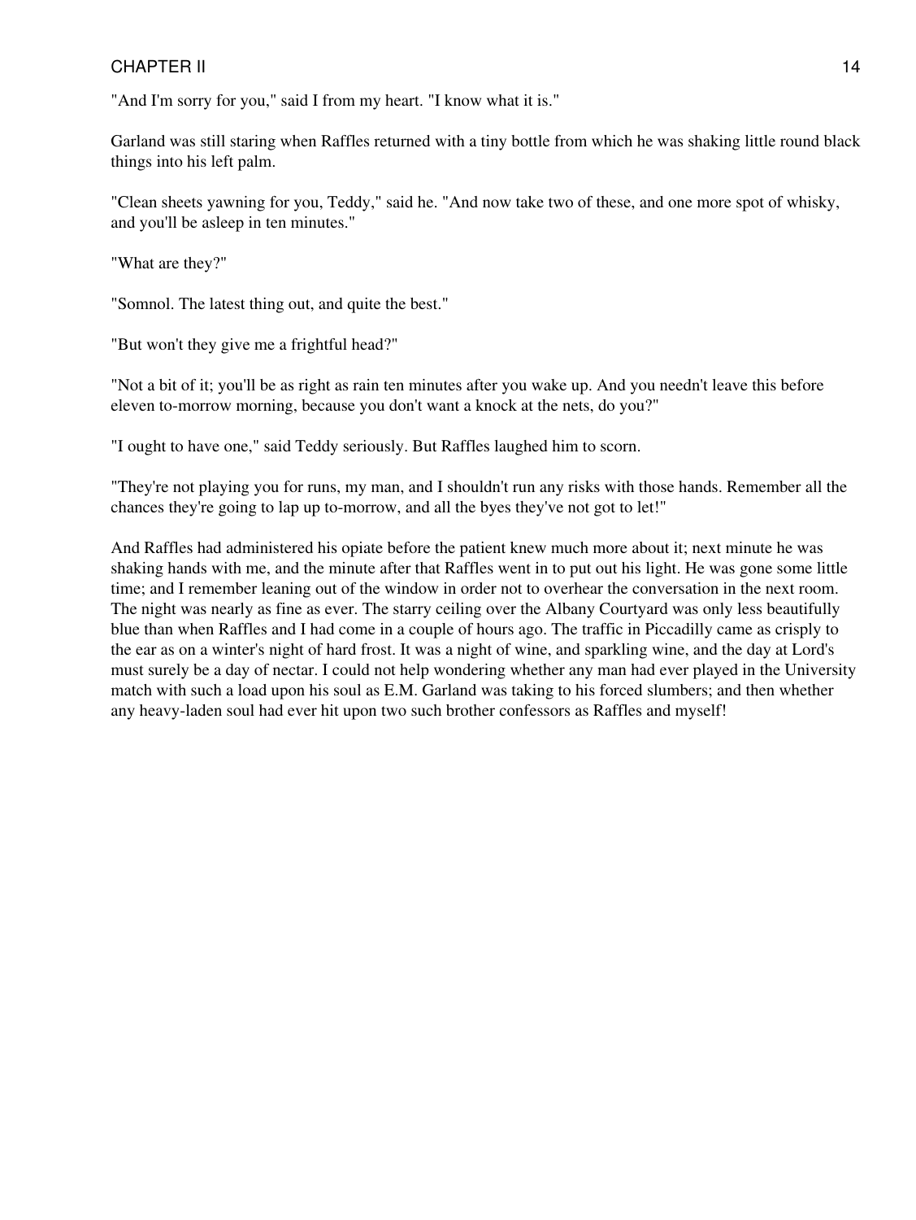"And I'm sorry for you," said I from my heart. "I know what it is."

Garland was still staring when Raffles returned with a tiny bottle from which he was shaking little round black things into his left palm.

"Clean sheets yawning for you, Teddy," said he. "And now take two of these, and one more spot of whisky, and you'll be asleep in ten minutes."

"What are they?"

"Somnol. The latest thing out, and quite the best."

"But won't they give me a frightful head?"

"Not a bit of it; you'll be as right as rain ten minutes after you wake up. And you needn't leave this before eleven to-morrow morning, because you don't want a knock at the nets, do you?"

"I ought to have one," said Teddy seriously. But Raffles laughed him to scorn.

"They're not playing you for runs, my man, and I shouldn't run any risks with those hands. Remember all the chances they're going to lap up to-morrow, and all the byes they've not got to let!"

And Raffles had administered his opiate before the patient knew much more about it; next minute he was shaking hands with me, and the minute after that Raffles went in to put out his light. He was gone some little time; and I remember leaning out of the window in order not to overhear the conversation in the next room. The night was nearly as fine as ever. The starry ceiling over the Albany Courtyard was only less beautifully blue than when Raffles and I had come in a couple of hours ago. The traffic in Piccadilly came as crisply to the ear as on a winter's night of hard frost. It was a night of wine, and sparkling wine, and the day at Lord's must surely be a day of nectar. I could not help wondering whether any man had ever played in the University match with such a load upon his soul as E.M. Garland was taking to his forced slumbers; and then whether any heavy-laden soul had ever hit upon two such brother confessors as Raffles and myself!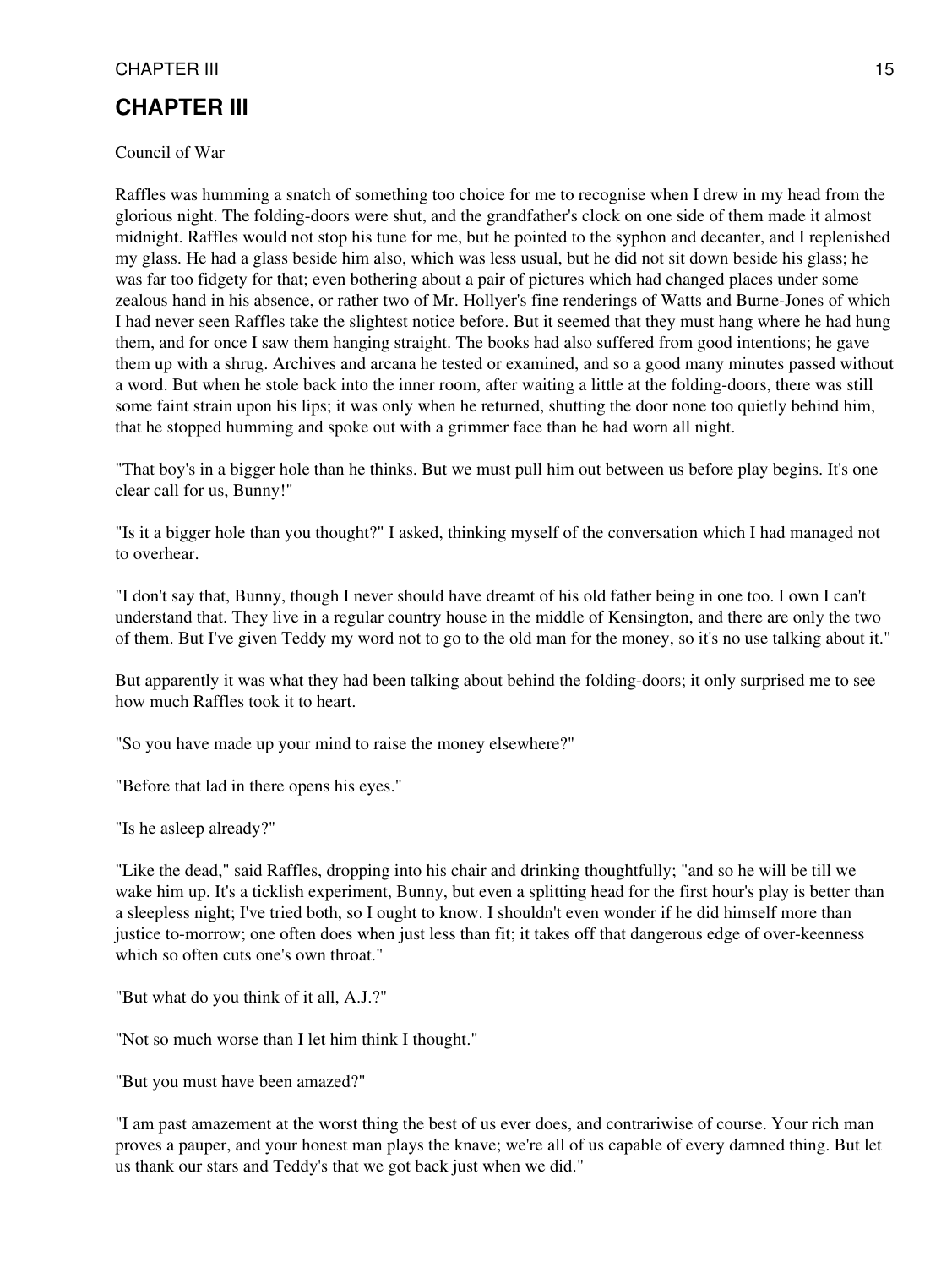# CHAPTER III

Council of War

Raffles was humming a snatch of something too choice for me to recognise when I drew in my head from the glorious night. The folding-doors were shut, and the grandfather's clock on one side of them made it almost midnight. Raffles would not stop his tune for me, but he pointed to the syphon and decanter, and I replenished my glass. He had a glass beside him also, which was less usual, but he did not sit down beside his glass; he was far too fidgety for that; even bothering about a pair of pictures which had changed places under some zealous hand in his absence, or rather two of Mr. Hollyer's fine renderings of Watts and Burne-Jones of which I had never seen Raffles take the slightest notice before. But it seemed that they must hang where he had hung them, and for once I saw them hanging straight. The books had also suffered from good intentions; he gave them up with a shrug. Archives and arcana he tested or examined, and so a good many minutes passed without a word. But when he stole back into the inner room, after waiting a little at the folding-doors, there was still some faint strain upon his lips; it was only when he returned, shutting the door none too quietly behind him, that he stopped humming and spoke out with a grimmer face than he had worn all night.

"That boy's in a bigger hole than he thinks. But we must pull him out between us before play begins. It's one clear call for us, Bunny!"

"Is it a bigger hole than you thought?" I asked, thinking myself of the conversation which I had managed not to overhear.

"I don't say that, Bunny, though I never should have dreamt of his old father being in one too. I own I can't understand that. They live in a regular country house in the middle of Kensington, and there are only the two of them. But I've given Teddy my word not to go to the old man for the money, so it's no use talking about it."

But apparently it was what they had been talking about behind the folding-doors; it only surprised me to see how much Raffles took it to heart.

"So you have made up your mind to raise the money elsewhere?"

"Before that lad in there opens his eyes."

"Is he asleep already?"

"Like the dead," said Raffles, dropping into his chair and drinking thoughtfully; "and so he will be till we wake him up. It's a ticklish experiment, Bunny, but even a splitting head for the first hour's play is better than a sleepless night; I've tried both, so I ought to know. I shouldn't even wonder if he did himself more than justice to-morrow; one often does when just less than fit; it takes off that dangerous edge of over-keenness which so often cuts one's own throat."

"But what do you think of it all, A.J.?"

"Not so much worse than I let him think I thought."

"But you must have been amazed?"

"I am past amazement at the worst thing the best of us ever does, and contrariwise of course. Your rich man proves a pauper, and your honest man plays the knave; we're all of us capable of every damned thing. But let us thank our stars and Teddy's that we got back just when we did."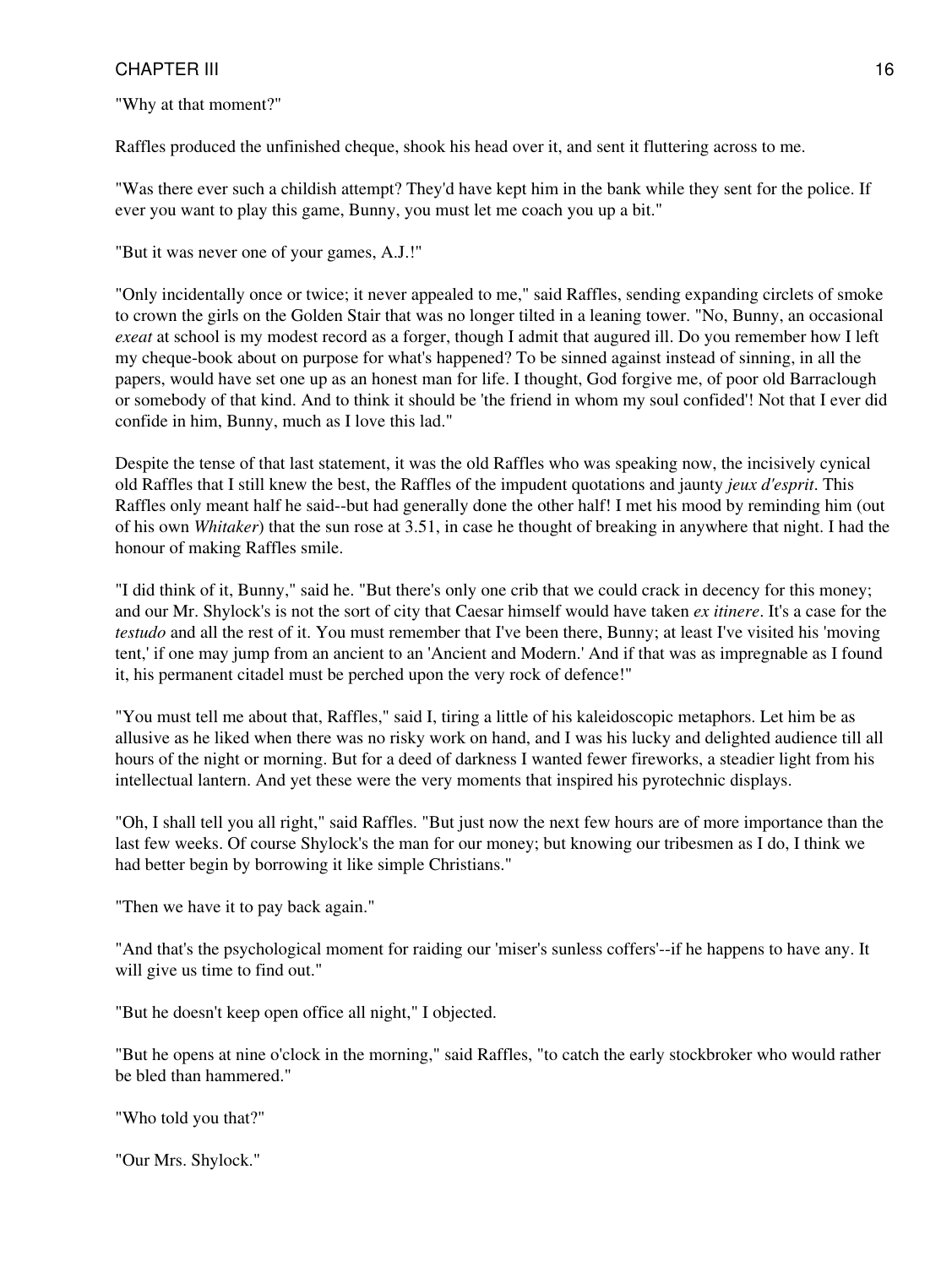"Why at that moment?"

Raffles produced the unfinished cheque, shook his head over it, and sent it fluttering across to me.

"Was there ever such a childish attempt? They'd have kept him in the bank while they sent for the police. If ever you want to play this game, Bunny, you must let me coach you up a bit."

"But it was never one of your games, A.J.!"

"Only incidentally once or twice; it never appealed to me," said Raffles, sending expanding circlets of smoke to crown the girls on the Golden Stair that was no longer tilted in a leaning tower. "No, Bunny, an occasional *exeat* at school is my modest record as a forger, though I admit that augured ill. Do you remember how I left my cheque-book about on purpose for what's happened? To be sinned against instead of sinning, in all the papers, would have set one up as an honest man for life. I thought, God forgive me, of poor old Barraclough or somebody of that kind. And to think it should be 'the friend in whom my soul confided'! Not that I ever did confide in him, Bunny, much as I love this lad."

Despite the tense of that last statement, it was the old Raffles who was speaking now, the incisively cynical old Raffles that I still knew the best, the Raffles of the impudent quotations and jaunty *jeux d'esprit*. This Raffles only meant half he said--but had generally done the other half! I met his mood by reminding him (out of his own *Whitaker*) that the sun rose at 3.51, in case he thought of breaking in anywhere that night. I had the honour of making Raffles smile.

"I did think of it, Bunny," said he. "But there's only one crib that we could crack in decency for this money; and our Mr. Shylock's is not the sort of city that Caesar himself would have taken *ex itinere*. It's a case for the *testudo* and all the rest of it. You must remember that I've been there, Bunny; at least I've visited his 'moving tent,' if one may jump from an ancient to an 'Ancient and Modern.' And if that was as impregnable as I found it, his permanent citadel must be perched upon the very rock of defence!"

"You must tell me about that, Raffles," said I, tiring a little of his kaleidoscopic metaphors. Let him be as allusive as he liked when there was no risky work on hand, and I was his lucky and delighted audience till all hours of the night or morning. But for a deed of darkness I wanted fewer fireworks, a steadier light from his intellectual lantern. And yet these were the very moments that inspired his pyrotechnic displays.

"Oh, I shall tell you all right," said Raffles. "But just now the next few hours are of more importance than the last few weeks. Of course Shylock's the man for our money; but knowing our tribesmen as I do, I think we had better begin by borrowing it like simple Christians."

"Then we have it to pay back again."

"And that's the psychological moment for raiding our 'miser's sunless coffers'--if he happens to have any. It will give us time to find out."

"But he doesn't keep open office all night," I objected.

"But he opens at nine o'clock in the morning," said Raffles, "to catch the early stockbroker who would rather be bled than hammered."

"Who told you that?"

"Our Mrs. Shylock."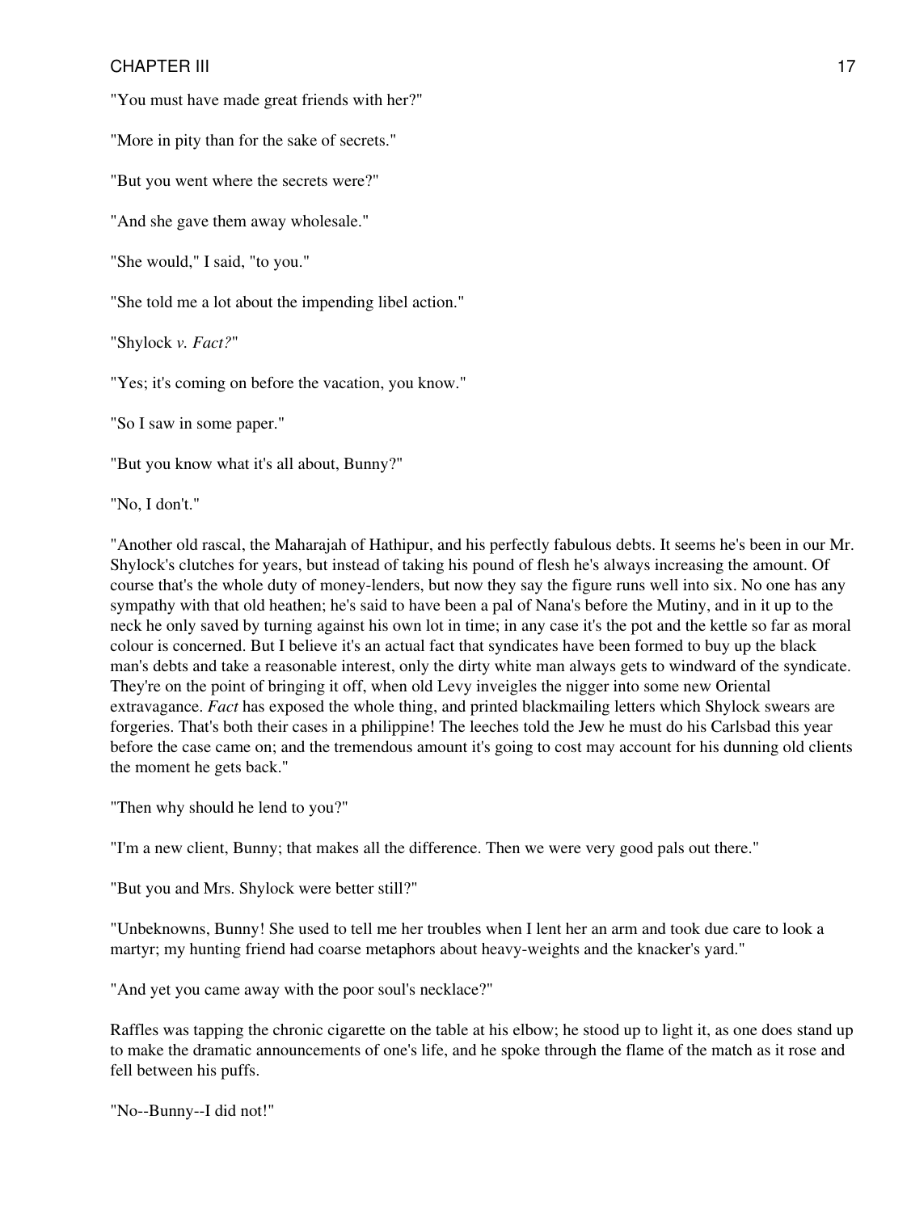"You must have made great friends with her?"

"More in pity than for the sake of secrets."

"But you went where the secrets were?"

"And she gave them away wholesale."

"She would," I said, "to you."

"She told me a lot about the impending libel action."

"Shylock *v. Fact?*"

"Yes; it's coming on before the vacation, you know."

"So I saw in some paper."

"But you know what it's all about, Bunny?"

"No, I don't."

"Another old rascal, the Maharajah of Hathipur, and his perfectly fabulous debts. It seems he's been in our Mr. Shylock's clutches for years, but instead of taking his pound of flesh he's always increasing the amount. Of course that's the whole duty of money-lenders, but now they say the figure runs well into six. No one has any sympathy with that old heathen; he's said to have been a pal of Nana's before the Mutiny, and in it up to the neck he only saved by turning against his own lot in time; in any case it's the pot and the kettle so far as moral colour is concerned. But I believe it's an actual fact that syndicates have been formed to buy up the black man's debts and take a reasonable interest, only the dirty white man always gets to windward of the syndicate. They're on the point of bringing it off, when old Levy inveigles the nigger into some new Oriental extravagance. *Fact* has exposed the whole thing, and printed blackmailing letters which Shylock swears are forgeries. That's both their cases in a philippine! The leeches told the Jew he must do his Carlsbad this year before the case came on; and the tremendous amount it's going to cost may account for his dunning old clients the moment he gets back."

"Then why should he lend to you?"

"I'm a new client, Bunny; that makes all the difference. Then we were very good pals out there."

"But you and Mrs. Shylock were better still?"

"Unbeknowns, Bunny! She used to tell me her troubles when I lent her an arm and took due care to look a martyr; my hunting friend had coarse metaphors about heavy-weights and the knacker's yard."

"And yet you came away with the poor soul's necklace?"

Raffles was tapping the chronic cigarette on the table at his elbow; he stood up to light it, as one does stand up to make the dramatic announcements of one's life, and he spoke through the flame of the match as it rose and fell between his puffs.

"No--Bunny--I did not!"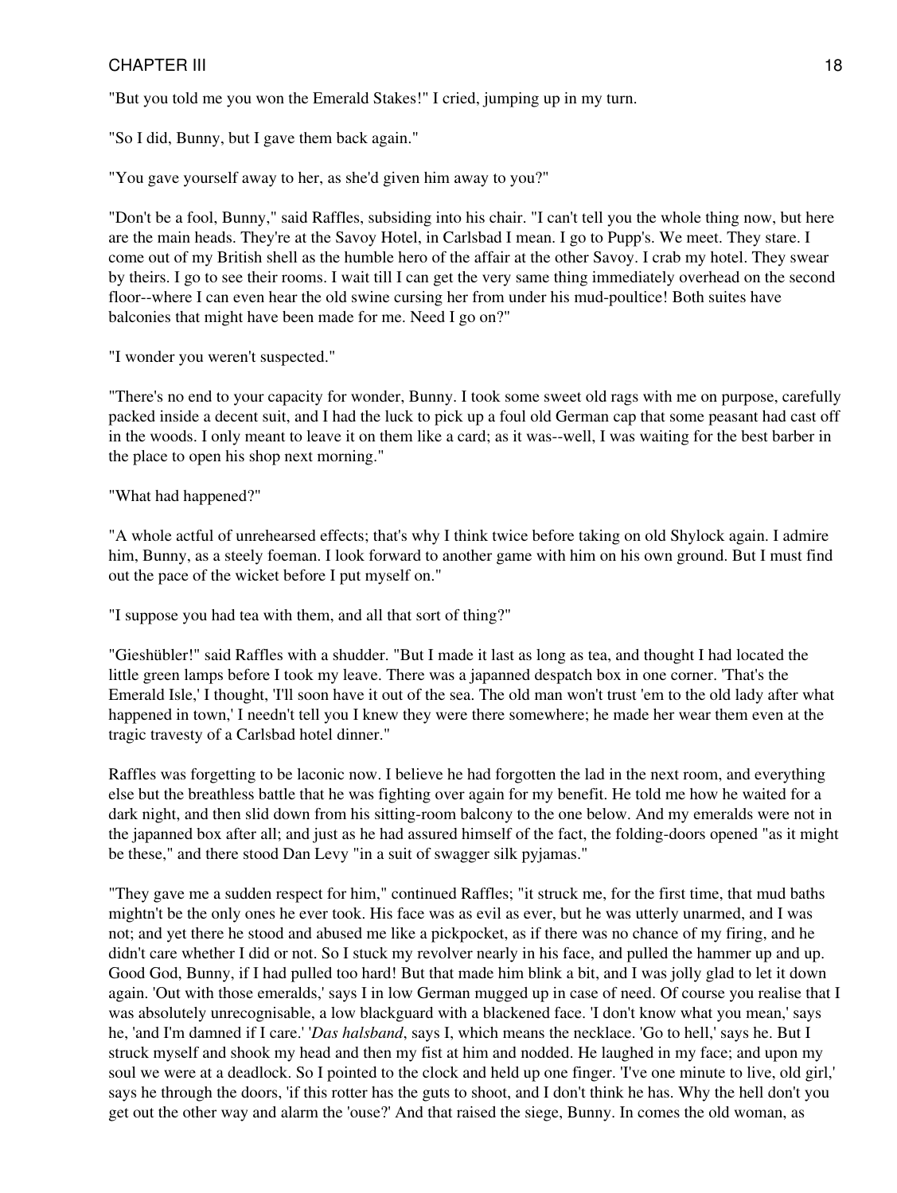"But you told me you won the Emerald Stakes!" I cried, jumping up in my turn.

"So I did, Bunny, but I gave them back again."

"You gave yourself away to her, as she'd given him away to you?"

"Don't be a fool, Bunny," said Raffles, subsiding into his chair. "I can't tell you the whole thing now, but here are the main heads. They're at the Savoy Hotel, in Carlsbad I mean. I go to Pupp's. We meet. They stare. I come out of my British shell as the humble hero of the affair at the other Savoy. I crab my hotel. They swear by theirs. I go to see their rooms. I wait till I can get the very same thing immediately overhead on the second floor--where I can even hear the old swine cursing her from under his mud-poultice! Both suites have balconies that might have been made for me. Need I go on?"

"I wonder you weren't suspected."

"There's no end to your capacity for wonder, Bunny. I took some sweet old rags with me on purpose, carefully packed inside a decent suit, and I had the luck to pick up a foul old German cap that some peasant had cast off in the woods. I only meant to leave it on them like a card; as it was--well, I was waiting for the best barber in the place to open his shop next morning."

"What had happened?"

"A whole actful of unrehearsed effects; that's why I think twice before taking on old Shylock again. I admire him, Bunny, as a steely foeman. I look forward to another game with him on his own ground. But I must find out the pace of the wicket before I put myself on."

"I suppose you had tea with them, and all that sort of thing?"

"Gieshübler!" said Raffles with a shudder. "But I made it last as long as tea, and thought I had located the little green lamps before I took my leave. There was a japanned despatch box in one corner. 'That's the Emerald Isle,' I thought, 'I'll soon have it out of the sea. The old man won't trust 'em to the old lady after what happened in town,' I needn't tell you I knew they were there somewhere; he made her wear them even at the tragic travesty of a Carlsbad hotel dinner."

Raffles was forgetting to be laconic now. I believe he had forgotten the lad in the next room, and everything else but the breathless battle that he was fighting over again for my benefit. He told me how he waited for a dark night, and then slid down from his sitting-room balcony to the one below. And my emeralds were not in the japanned box after all; and just as he had assured himself of the fact, the folding-doors opened "as it might be these," and there stood Dan Levy "in a suit of swagger silk pyjamas."

"They gave me a sudden respect for him," continued Raffles; "it struck me, for the first time, that mud baths mightn't be the only ones he ever took. His face was as evil as ever, but he was utterly unarmed, and I was not; and yet there he stood and abused me like a pickpocket, as if there was no chance of my firing, and he didn't care whether I did or not. So I stuck my revolver nearly in his face, and pulled the hammer up and up. Good God, Bunny, if I had pulled too hard! But that made him blink a bit, and I was jolly glad to let it down again. 'Out with those emeralds,' says I in low German mugged up in case of need. Of course you realise that I was absolutely unrecognisable, a low blackguard with a blackened face. 'I don't know what you mean,' says he, 'and I'm damned if I care.' '*Das halsband*, says I, which means the necklace. 'Go to hell,' says he. But I struck myself and shook my head and then my fist at him and nodded. He laughed in my face; and upon my soul we were at a deadlock. So I pointed to the clock and held up one finger. 'I've one minute to live, old girl,' says he through the doors, 'if this rotter has the guts to shoot, and I don't think he has. Why the hell don't you get out the other way and alarm the 'ouse?' And that raised the siege, Bunny. In comes the old woman, as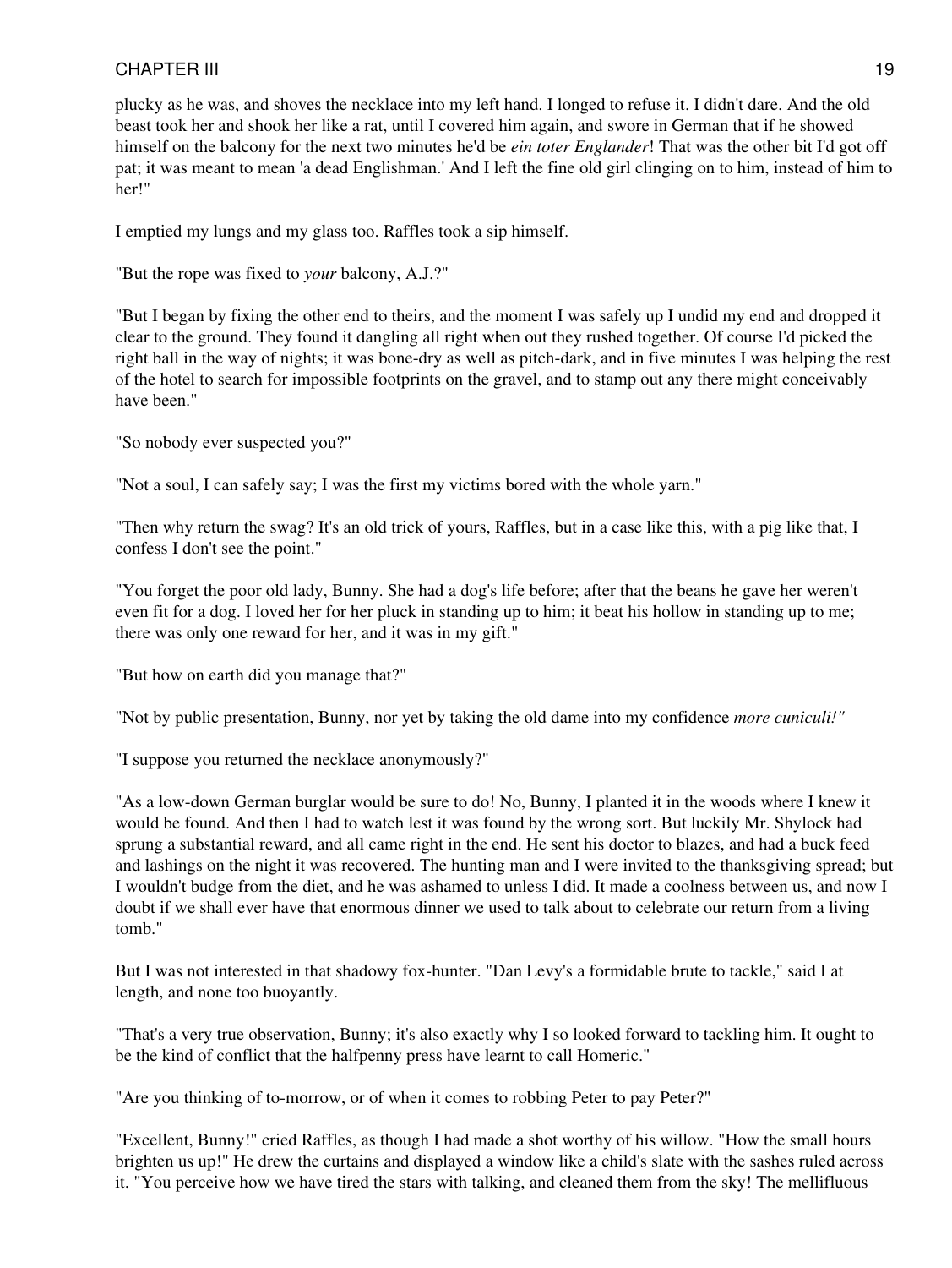plucky as he was, and shoves the necklace into my left hand. I longed to refuse it. I didn't dare. And the old beast took her and shook her like a rat, until I covered him again, and swore in German that if he showed himself on the balcony for the next two minutes he'd be *ein toter Englander*! That was the other bit I'd got off pat; it was meant to mean 'a dead Englishman.' And I left the fine old girl clinging on to him, instead of him to her!"

I emptied my lungs and my glass too. Raffles took a sip himself.

"But the rope was fixed to *your* balcony, A.J.?"

"But I began by fixing the other end to theirs, and the moment I was safely up I undid my end and dropped it clear to the ground. They found it dangling all right when out they rushed together. Of course I'd picked the right ball in the way of nights; it was bone-dry as well as pitch-dark, and in five minutes I was helping the rest of the hotel to search for impossible footprints on the gravel, and to stamp out any there might conceivably have been."

"So nobody ever suspected you?"

"Not a soul, I can safely say; I was the first my victims bored with the whole yarn."

"Then why return the swag? It's an old trick of yours, Raffles, but in a case like this, with a pig like that, I confess I don't see the point."

"You forget the poor old lady, Bunny. She had a dog's life before; after that the beans he gave her weren't even fit for a dog. I loved her for her pluck in standing up to him; it beat his hollow in standing up to me; there was only one reward for her, and it was in my gift."

"But how on earth did you manage that?"

"Not by public presentation, Bunny, nor yet by taking the old dame into my confidence *more cuniculi!"*

"I suppose you returned the necklace anonymously?"

"As a low-down German burglar would be sure to do! No, Bunny, I planted it in the woods where I knew it would be found. And then I had to watch lest it was found by the wrong sort. But luckily Mr. Shylock had sprung a substantial reward, and all came right in the end. He sent his doctor to blazes, and had a buck feed and lashings on the night it was recovered. The hunting man and I were invited to the thanksgiving spread; but I wouldn't budge from the diet, and he was ashamed to unless I did. It made a coolness between us, and now I doubt if we shall ever have that enormous dinner we used to talk about to celebrate our return from a living tomb."

But I was not interested in that shadowy fox-hunter. "Dan Levy's a formidable brute to tackle," said I at length, and none too buoyantly.

"That's a very true observation, Bunny; it's also exactly why I so looked forward to tackling him. It ought to be the kind of conflict that the halfpenny press have learnt to call Homeric."

"Are you thinking of to-morrow, or of when it comes to robbing Peter to pay Peter?"

"Excellent, Bunny!" cried Raffles, as though I had made a shot worthy of his willow. "How the small hours brighten us up!" He drew the curtains and displayed a window like a child's slate with the sashes ruled across it. "You perceive how we have tired the stars with talking, and cleaned them from the sky! The mellifluous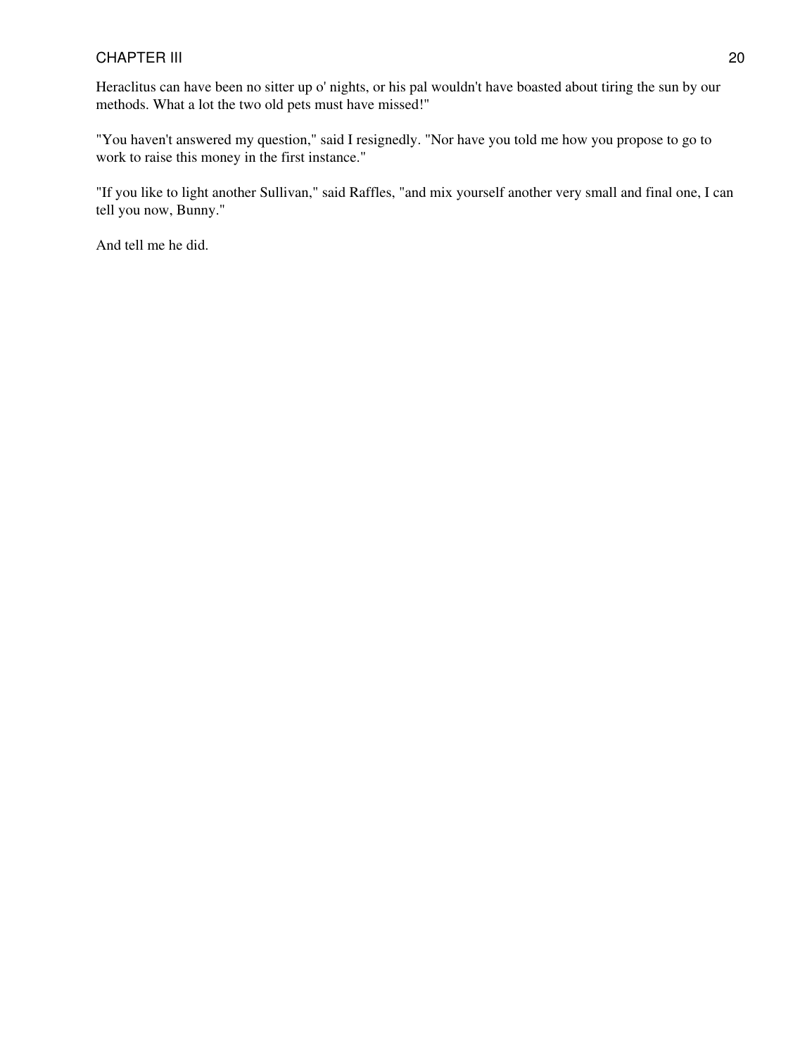Heraclitus can have been no sitter up o' nights, or his pal wouldn't have boasted about tiring the sun by our methods. What a lot the two old pets must have missed!"

"You haven't answered my question," said I resignedly. "Nor have you told me how you propose to go to work to raise this money in the first instance."

"If you like to light another Sullivan," said Raffles, "and mix yourself another very small and final one, I can tell you now, Bunny."

And tell me he did.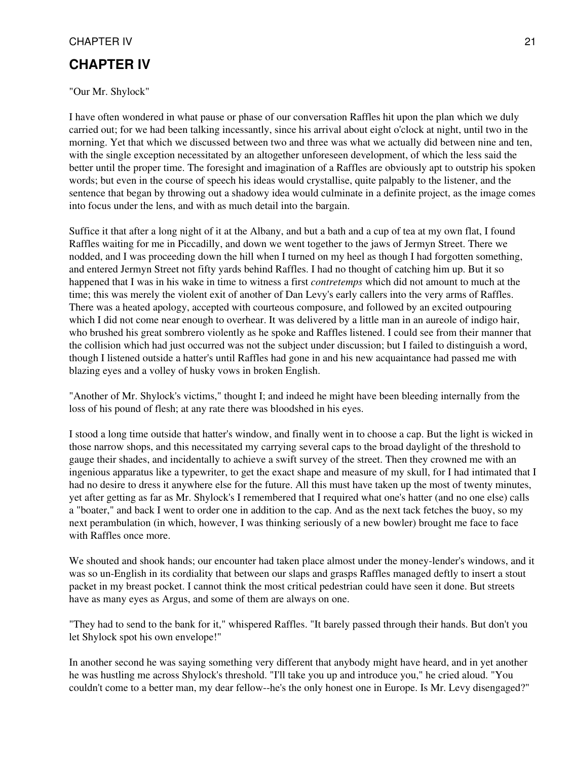## CHAPTER IV

"Our Mr. Shylock"

I have often wondered in what pause or phase of our conversation Raffles hit upon the plan which we duly carried out; for we had been talking incessantly, since his arrival about eight o'clock at night, until two in the morning. Yet that which we discussed between two and three was what we actually did between nine and ten, with the single exception necessitated by an altogether unforeseen development, of which the less said the better until the proper time. The foresight and imagination of a Raffles are obviously apt to outstrip his spoken words; but even in the course of speech his ideas would crystallise, quite palpably to the listener, and the sentence that began by throwing out a shadowy idea would culminate in a definite project, as the image comes into focus under the lens, and with as much detail into the bargain.

Suffice it that after a long night of it at the Albany, and but a bath and a cup of tea at my own flat, I found Raffles waiting for me in Piccadilly, and down we went together to the jaws of Jermyn Street. There we nodded, and I was proceeding down the hill when I turned on my heel as though I had forgotten something, and entered Jermyn Street not fifty yards behind Raffles. I had no thought of catching him up. But it so happened that I was in his wake in time to witness a first *contretemps* which did not amount to much at the time; this was merely the violent exit of another of Dan Levy's early callers into the very arms of Raffles. There was a heated apology, accepted with courteous composure, and followed by an excited outpouring which I did not come near enough to overhear. It was delivered by a little man in an aureole of indigo hair, who brushed his great sombrero violently as he spoke and Raffles listened. I could see from their manner that the collision which had just occurred was not the subject under discussion; but I failed to distinguish a word, though I listened outside a hatter's until Raffles had gone in and his new acquaintance had passed me with blazing eyes and a volley of husky vows in broken English.

"Another of Mr. Shylock's victims," thought I; and indeed he might have been bleeding internally from the loss of his pound of flesh; at any rate there was bloodshed in his eyes.

I stood a long time outside that hatter's window, and finally went in to choose a cap. But the light is wicked in those narrow shops, and this necessitated my carrying several caps to the broad daylight of the threshold to gauge their shades, and incidentally to achieve a swift survey of the street. Then they crowned me with an ingenious apparatus like a typewriter, to get the exact shape and measure of my skull, for I had intimated that I had no desire to dress it anywhere else for the future. All this must have taken up the most of twenty minutes, yet after getting as far as Mr. Shylock's I remembered that I required what one's hatter (and no one else) calls a "boater," and back I went to order one in addition to the cap. And as the next tack fetches the buoy, so my next perambulation (in which, however, I was thinking seriously of a new bowler) brought me face to face with Raffles once more.

We shouted and shook hands; our encounter had taken place almost under the money-lender's windows, and it was so un-English in its cordiality that between our slaps and grasps Raffles managed deftly to insert a stout packet in my breast pocket. I cannot think the most critical pedestrian could have seen it done. But streets have as many eyes as Argus, and some of them are always on one.

"They had to send to the bank for it," whispered Raffles. "It barely passed through their hands. But don't you let Shylock spot his own envelope!"

In another second he was saying something very different that anybody might have heard, and in yet another he was hustling me across Shylock's threshold. "I'll take you up and introduce you," he cried aloud. "You couldn't come to a better man, my dear fellow--he's the only honest one in Europe. Is Mr. Levy disengaged?"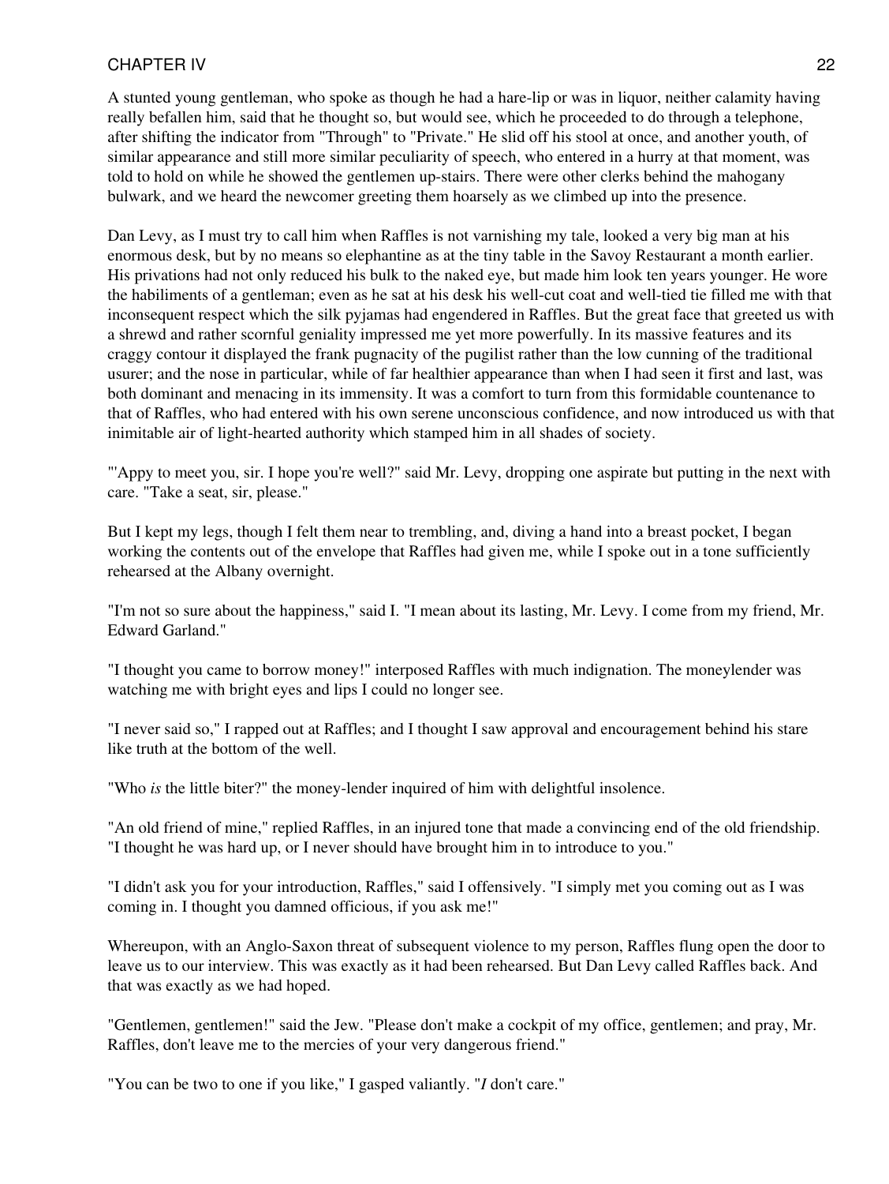A stunted young gentleman, who spoke as though he had a hare-lip or was in liquor, neither calamity having really befallen him, said that he thought so, but would see, which he proceeded to do through a telephone, after shifting the indicator from "Through" to "Private." He slid off his stool at once, and another youth, of similar appearance and still more similar peculiarity of speech, who entered in a hurry at that moment, was told to hold on while he showed the gentlemen up-stairs. There were other clerks behind the mahogany bulwark, and we heard the newcomer greeting them hoarsely as we climbed up into the presence.

Dan Levy, as I must try to call him when Raffles is not varnishing my tale, looked a very big man at his enormous desk, but by no means so elephantine as at the tiny table in the Savoy Restaurant a month earlier. His privations had not only reduced his bulk to the naked eye, but made him look ten years younger. He wore the habiliments of a gentleman; even as he sat at his desk his well-cut coat and well-tied tie filled me with that inconsequent respect which the silk pyjamas had engendered in Raffles. But the great face that greeted us with a shrewd and rather scornful geniality impressed me yet more powerfully. In its massive features and its craggy contour it displayed the frank pugnacity of the pugilist rather than the low cunning of the traditional usurer; and the nose in particular, while of far healthier appearance than when I had seen it first and last, was both dominant and menacing in its immensity. It was a comfort to turn from this formidable countenance to that of Raffles, who had entered with his own serene unconscious confidence, and now introduced us with that inimitable air of light-hearted authority which stamped him in all shades of society.

"'Appy to meet you, sir. I hope you're well?" said Mr. Levy, dropping one aspirate but putting in the next with care. "Take a seat, sir, please."

But I kept my legs, though I felt them near to trembling, and, diving a hand into a breast pocket, I began working the contents out of the envelope that Raffles had given me, while I spoke out in a tone sufficiently rehearsed at the Albany overnight.

"I'm not so sure about the happiness," said I. "I mean about its lasting, Mr. Levy. I come from my friend, Mr. Edward Garland."

"I thought you came to borrow money!" interposed Raffles with much indignation. The moneylender was watching me with bright eyes and lips I could no longer see.

"I never said so," I rapped out at Raffles; and I thought I saw approval and encouragement behind his stare like truth at the bottom of the well.

"Who *is* the little biter?" the money-lender inquired of him with delightful insolence.

"An old friend of mine," replied Raffles, in an injured tone that made a convincing end of the old friendship. "I thought he was hard up, or I never should have brought him in to introduce to you."

"I didn't ask you for your introduction, Raffles," said I offensively. "I simply met you coming out as I was coming in. I thought you damned officious, if you ask me!"

Whereupon, with an Anglo-Saxon threat of subsequent violence to my person, Raffles flung open the door to leave us to our interview. This was exactly as it had been rehearsed. But Dan Levy called Raffles back. And that was exactly as we had hoped.

"Gentlemen, gentlemen!" said the Jew. "Please don't make a cockpit of my office, gentlemen; and pray, Mr. Raffles, don't leave me to the mercies of your very dangerous friend."

"You can be two to one if you like," I gasped valiantly. "*I* don't care."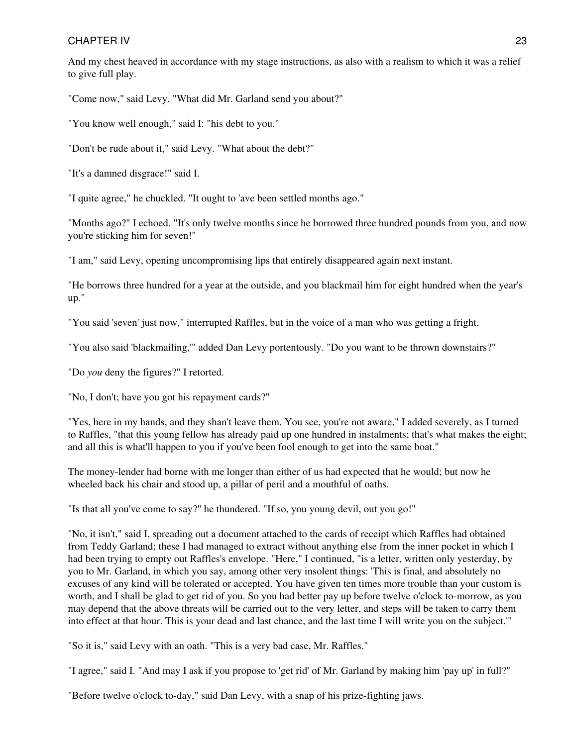And my chest heaved in accordance with my stage instructions, as also with a realism to which it was a relief to give full play.

"Come now," said Levy. "What did Mr. Garland send you about?"

"You know well enough," said I: "his debt to you."

"Don't be rude about it," said Levy. "What about the debt?"

"It's a damned disgrace!" said I.

"I quite agree," he chuckled. "It ought to 'ave been settled months ago."

"Months ago?" I echoed. "It's only twelve months since he borrowed three hundred pounds from you, and now you're sticking him for seven!"

"I am," said Levy, opening uncompromising lips that entirely disappeared again next instant.

"He borrows three hundred for a year at the outside, and you blackmail him for eight hundred when the year's up."

"You said 'seven' just now," interrupted Raffles, but in the voice of a man who was getting a fright.

"You also said 'blackmailing,'" added Dan Levy portentously. "Do you want to be thrown downstairs?"

"Do *you* deny the figures?" I retorted.

"No, I don't; have you got his repayment cards?"

"Yes, here in my hands, and they shan't leave them. You see, you're not aware," I added severely, as I turned to Raffles, "that this young fellow has already paid up one hundred in instalments; that's what makes the eight; and all this is what'll happen to you if you've been fool enough to get into the same boat."

The money-lender had borne with me longer than either of us had expected that he would; but now he wheeled back his chair and stood up, a pillar of peril and a mouthful of oaths.

"Is that all you've come to say?" he thundered. "If so, you young devil, out you go!"

"No, it isn't," said I, spreading out a document attached to the cards of receipt which Raffles had obtained from Teddy Garland; these I had managed to extract without anything else from the inner pocket in which I had been trying to empty out Raffles's envelope. "Here," I continued, "is a letter, written only yesterday, by you to Mr. Garland, in which you say, among other very insolent things: 'This is final, and absolutely no excuses of any kind will be tolerated or accepted. You have given ten times more trouble than your custom is worth, and I shall be glad to get rid of you. So you had better pay up before twelve o'clock to-morrow, as you may depend that the above threats will be carried out to the very letter, and steps will be taken to carry them into effect at that hour. This is your dead and last chance, and the last time I will write you on the subject.'"

"So it is," said Levy with an oath. "This is a very bad case, Mr. Raffles."

"I agree," said I. "And may I ask if you propose to 'get rid' of Mr. Garland by making him 'pay up' in full?"

"Before twelve o'clock to-day," said Dan Levy, with a snap of his prize-fighting jaws.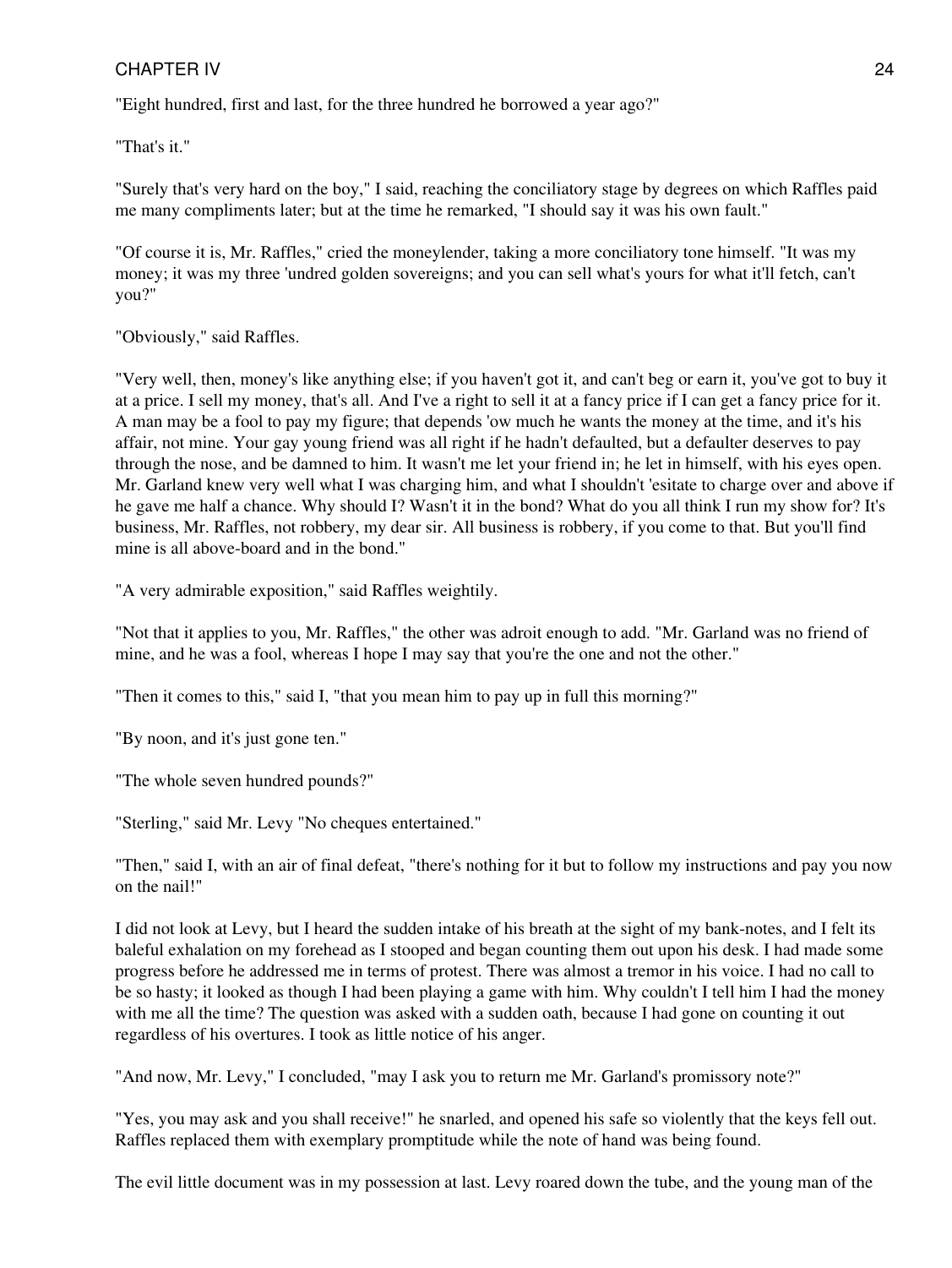"Eight hundred, first and last, for the three hundred he borrowed a year ago?"

"That's it."

"Surely that's very hard on the boy," I said, reaching the conciliatory stage by degrees on which Raffles paid me many compliments later; but at the time he remarked, "I should say it was his own fault."

"Of course it is, Mr. Raffles," cried the moneylender, taking a more conciliatory tone himself. "It was my money; it was my three 'undred golden sovereigns; and you can sell what's yours for what it'll fetch, can't you?"

"Obviously," said Raffles.

"Very well, then, money's like anything else; if you haven't got it, and can't beg or earn it, you've got to buy it at a price. I sell my money, that's all. And I've a right to sell it at a fancy price if I can get a fancy price for it. A man may be a fool to pay my figure; that depends 'ow much he wants the money at the time, and it's his affair, not mine. Your gay young friend was all right if he hadn't defaulted, but a defaulter deserves to pay through the nose, and be damned to him. It wasn't me let your friend in; he let in himself, with his eyes open. Mr. Garland knew very well what I was charging him, and what I shouldn't 'esitate to charge over and above if he gave me half a chance. Why should I? Wasn't it in the bond? What do you all think I run my show for? It's business, Mr. Raffles, not robbery, my dear sir. All business is robbery, if you come to that. But you'll find mine is all above-board and in the bond."

"A very admirable exposition," said Raffles weightily.

"Not that it applies to you, Mr. Raffles," the other was adroit enough to add. "Mr. Garland was no friend of mine, and he was a fool, whereas I hope I may say that you're the one and not the other."

"Then it comes to this," said I, "that you mean him to pay up in full this morning?"

"By noon, and it's just gone ten."

"The whole seven hundred pounds?"

"Sterling," said Mr. Levy "No cheques entertained."

"Then," said I, with an air of final defeat, "there's nothing for it but to follow my instructions and pay you now on the nail!"

I did not look at Levy, but I heard the sudden intake of his breath at the sight of my bank-notes, and I felt its baleful exhalation on my forehead as I stooped and began counting them out upon his desk. I had made some progress before he addressed me in terms of protest. There was almost a tremor in his voice. I had no call to be so hasty; it looked as though I had been playing a game with him. Why couldn't I tell him I had the money with me all the time? The question was asked with a sudden oath, because I had gone on counting it out regardless of his overtures. I took as little notice of his anger.

"And now, Mr. Levy," I concluded, "may I ask you to return me Mr. Garland's promissory note?"

"Yes, you may ask and you shall receive!" he snarled, and opened his safe so violently that the keys fell out. Raffles replaced them with exemplary promptitude while the note of hand was being found.

The evil little document was in my possession at last. Levy roared down the tube, and the young man of the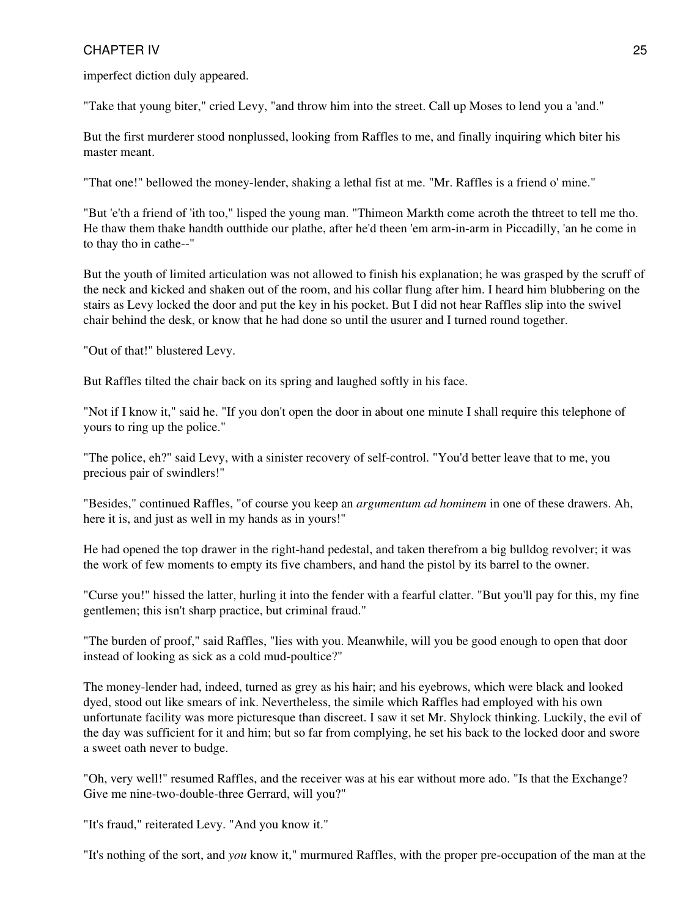imperfect diction duly appeared.

"Take that young biter," cried Levy, "and throw him into the street. Call up Moses to lend you a 'and."

But the first murderer stood nonplussed, looking from Raffles to me, and finally inquiring which biter his master meant.

"That one!" bellowed the money-lender, shaking a lethal fist at me. "Mr. Raffles is a friend o' mine."

"But 'e'th a friend of 'ith too," lisped the young man. "Thimeon Markth come acroth the thtreet to tell me tho. He thaw them thake handth outthide our plathe, after he'd theen 'em arm-in-arm in Piccadilly, 'an he come in to thay tho in cathe--"

But the youth of limited articulation was not allowed to finish his explanation; he was grasped by the scruff of the neck and kicked and shaken out of the room, and his collar flung after him. I heard him blubbering on the stairs as Levy locked the door and put the key in his pocket. But I did not hear Raffles slip into the swivel chair behind the desk, or know that he had done so until the usurer and I turned round together.

"Out of that!" blustered Levy.

But Raffles tilted the chair back on its spring and laughed softly in his face.

"Not if I know it," said he. "If you don't open the door in about one minute I shall require this telephone of yours to ring up the police."

"The police, eh?" said Levy, with a sinister recovery of self-control. "You'd better leave that to me, you precious pair of swindlers!"

"Besides," continued Raffles, "of course you keep an *argumentum ad hominem* in one of these drawers. Ah, here it is, and just as well in my hands as in yours!"

He had opened the top drawer in the right-hand pedestal, and taken therefrom a big bulldog revolver; it was the work of few moments to empty its five chambers, and hand the pistol by its barrel to the owner.

"Curse you!" hissed the latter, hurling it into the fender with a fearful clatter. "But you'll pay for this, my fine gentlemen; this isn't sharp practice, but criminal fraud."

"The burden of proof," said Raffles, "lies with you. Meanwhile, will you be good enough to open that door instead of looking as sick as a cold mud-poultice?"

The money-lender had, indeed, turned as grey as his hair; and his eyebrows, which were black and looked dyed, stood out like smears of ink. Nevertheless, the simile which Raffles had employed with his own unfortunate facility was more picturesque than discreet. I saw it set Mr. Shylock thinking. Luckily, the evil of the day was sufficient for it and him; but so far from complying, he set his back to the locked door and swore a sweet oath never to budge.

"Oh, very well!" resumed Raffles, and the receiver was at his ear without more ado. "Is that the Exchange? Give me nine-two-double-three Gerrard, will you?"

"It's fraud," reiterated Levy. "And you know it."

"It's nothing of the sort, and *you* know it," murmured Raffles, with the proper pre-occupation of the man at the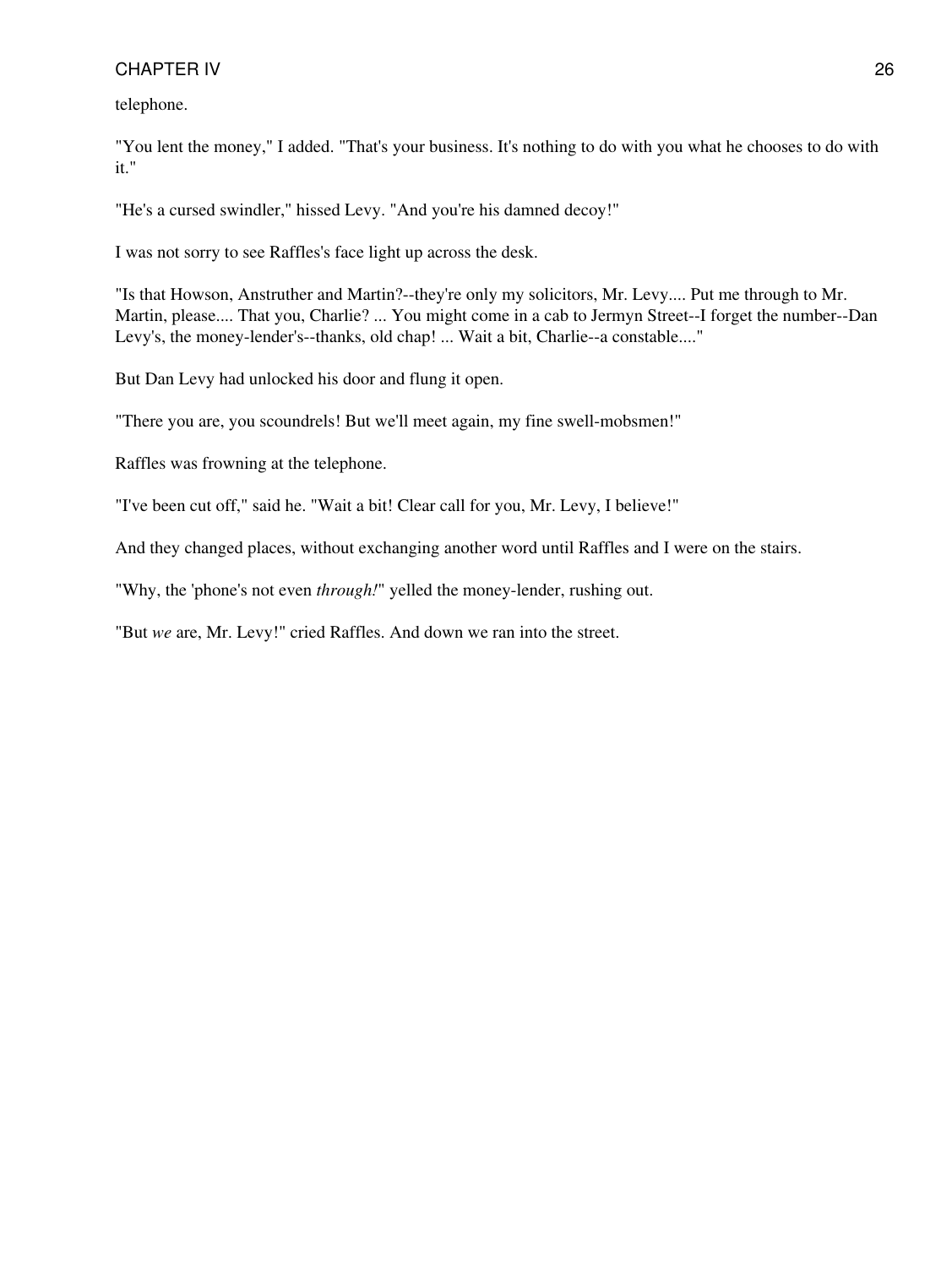telephone.

"You lent the money," I added. "That's your business. It's nothing to do with you what he chooses to do with it."

"He's a cursed swindler," hissed Levy. "And you're his damned decoy!"

I was not sorry to see Raffles's face light up across the desk.

"Is that Howson, Anstruther and Martin?--they're only my solicitors, Mr. Levy.... Put me through to Mr. Martin, please.... That you, Charlie? ... You might come in a cab to Jermyn Street--I forget the number--Dan Levy's, the money-lender's--thanks, old chap! ... Wait a bit, Charlie--a constable...."

But Dan Levy had unlocked his door and flung it open.

"There you are, you scoundrels! But we'll meet again, my fine swell-mobsmen!"

Raffles was frowning at the telephone.

"I've been cut off," said he. "Wait a bit! Clear call for you, Mr. Levy, I believe!"

And they changed places, without exchanging another word until Raffles and I were on the stairs.

"Why, the 'phone's not even *through!*" yelled the money-lender, rushing out.

"But *we* are, Mr. Levy!" cried Raffles. And down we ran into the street.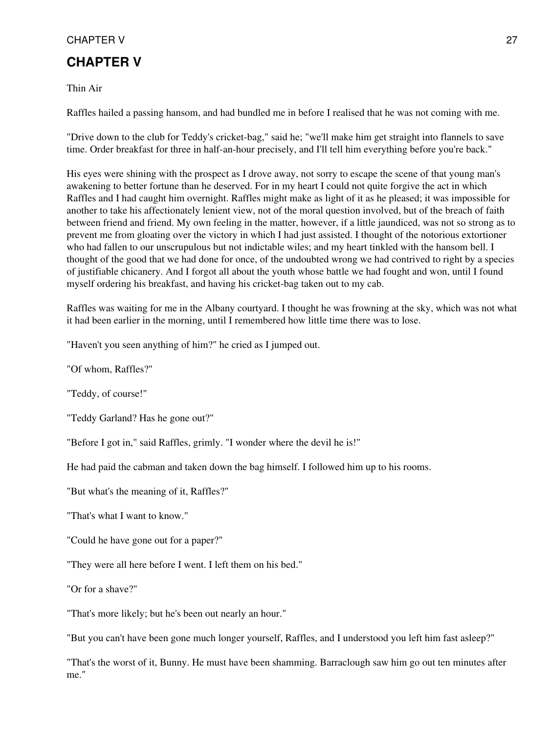# CHAPTER V

Thin Air

Raffles hailed a passing hansom, and had bundled me in before I realised that he was not coming with me.

"Drive down to the club for Teddy's cricket-bag," said he; "we'll make him get straight into flannels to save time. Order breakfast for three in half-an-hour precisely, and I'll tell him everything before you're back."

His eyes were shining with the prospect as I drove away, not sorry to escape the scene of that young man's awakening to better fortune than he deserved. For in my heart I could not quite forgive the act in which Raffles and I had caught him overnight. Raffles might make as light of it as he pleased; it was impossible for another to take his affectionately lenient view, not of the moral question involved, but of the breach of faith between friend and friend. My own feeling in the matter, however, if a little jaundiced, was not so strong as to prevent me from gloating over the victory in which I had just assisted. I thought of the notorious extortioner who had fallen to our unscrupulous but not indictable wiles; and my heart tinkled with the hansom bell. I thought of the good that we had done for once, of the undoubted wrong we had contrived to right by a species of justifiable chicanery. And I forgot all about the youth whose battle we had fought and won, until I found myself ordering his breakfast, and having his cricket-bag taken out to my cab.

Raffles was waiting for me in the Albany courtyard. I thought he was frowning at the sky, which was not what it had been earlier in the morning, until I remembered how little time there was to lose.

"Haven't you seen anything of him?" he cried as I jumped out.

"Of whom, Raffles?"

"Teddy, of course!"

"Teddy Garland? Has he gone out?"

"Before I got in," said Raffles, grimly. "I wonder where the devil he is!"

He had paid the cabman and taken down the bag himself. I followed him up to his rooms.

"But what's the meaning of it, Raffles?"

"That's what I want to know."

"Could he have gone out for a paper?"

"They were all here before I went. I left them on his bed."

"Or for a shave?"

"That's more likely; but he's been out nearly an hour."

"But you can't have been gone much longer yourself, Raffles, and I understood you left him fast asleep?"

"That's the worst of it, Bunny. He must have been shamming. Barraclough saw him go out ten minutes after me."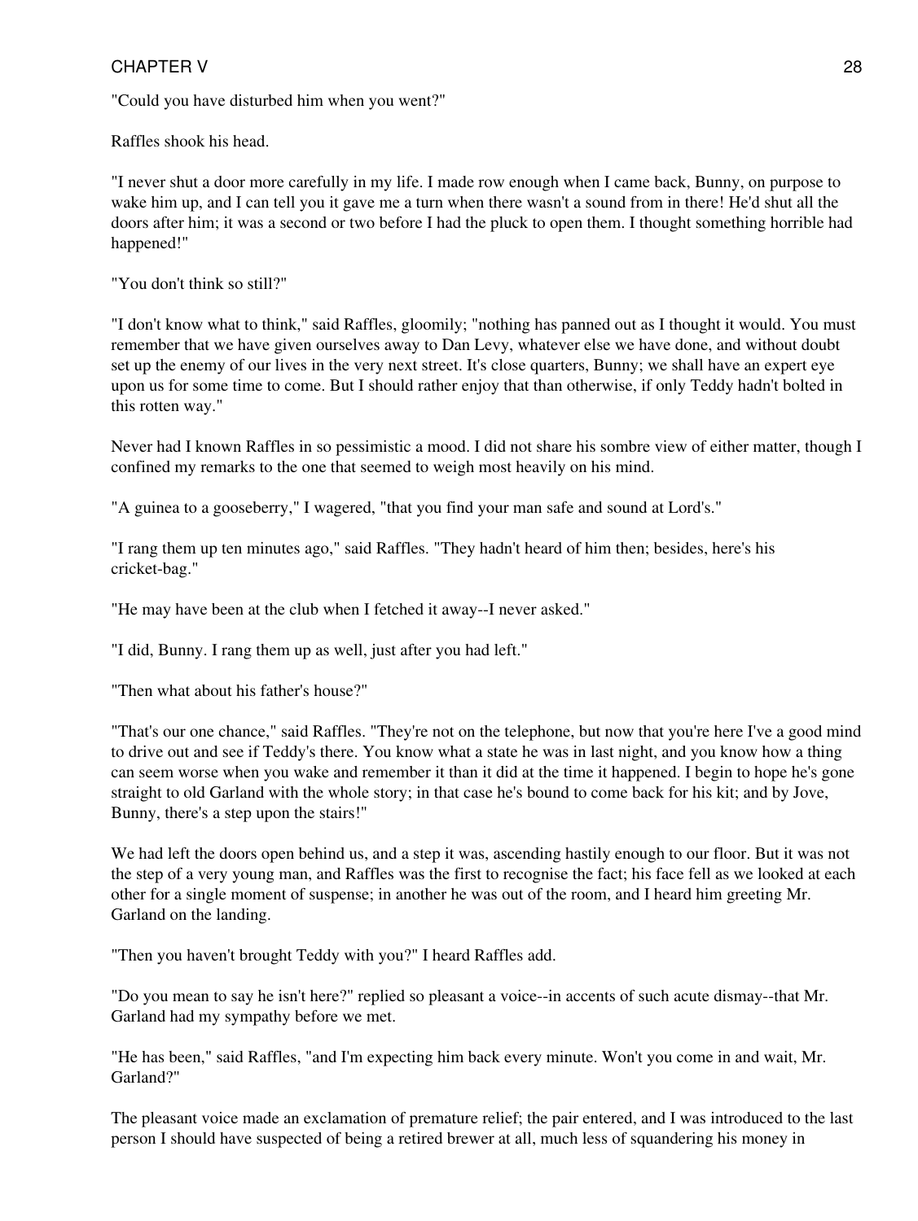"Could you have disturbed him when you went?"

Raffles shook his head.

"I never shut a door more carefully in my life. I made row enough when I came back, Bunny, on purpose to wake him up, and I can tell you it gave me a turn when there wasn't a sound from in there! He'd shut all the doors after him; it was a second or two before I had the pluck to open them. I thought something horrible had happened!"

"You don't think so still?"

"I don't know what to think," said Raffles, gloomily; "nothing has panned out as I thought it would. You must remember that we have given ourselves away to Dan Levy, whatever else we have done, and without doubt set up the enemy of our lives in the very next street. It's close quarters, Bunny; we shall have an expert eye upon us for some time to come. But I should rather enjoy that than otherwise, if only Teddy hadn't bolted in this rotten way."

Never had I known Raffles in so pessimistic a mood. I did not share his sombre view of either matter, though I confined my remarks to the one that seemed to weigh most heavily on his mind.

"A guinea to a gooseberry," I wagered, "that you find your man safe and sound at Lord's."

"I rang them up ten minutes ago," said Raffles. "They hadn't heard of him then; besides, here's his cricket-bag."

"He may have been at the club when I fetched it away--I never asked."

"I did, Bunny. I rang them up as well, just after you had left."

"Then what about his father's house?"

"That's our one chance," said Raffles. "They're not on the telephone, but now that you're here I've a good mind to drive out and see if Teddy's there. You know what a state he was in last night, and you know how a thing can seem worse when you wake and remember it than it did at the time it happened. I begin to hope he's gone straight to old Garland with the whole story; in that case he's bound to come back for his kit; and by Jove, Bunny, there's a step upon the stairs!"

We had left the doors open behind us, and a step it was, ascending hastily enough to our floor. But it was not the step of a very young man, and Raffles was the first to recognise the fact; his face fell as we looked at each other for a single moment of suspense; in another he was out of the room, and I heard him greeting Mr. Garland on the landing.

"Then you haven't brought Teddy with you?" I heard Raffles add.

"Do you mean to say he isn't here?" replied so pleasant a voice--in accents of such acute dismay--that Mr. Garland had my sympathy before we met.

"He has been," said Raffles, "and I'm expecting him back every minute. Won't you come in and wait, Mr. Garland?"

The pleasant voice made an exclamation of premature relief; the pair entered, and I was introduced to the last person I should have suspected of being a retired brewer at all, much less of squandering his money in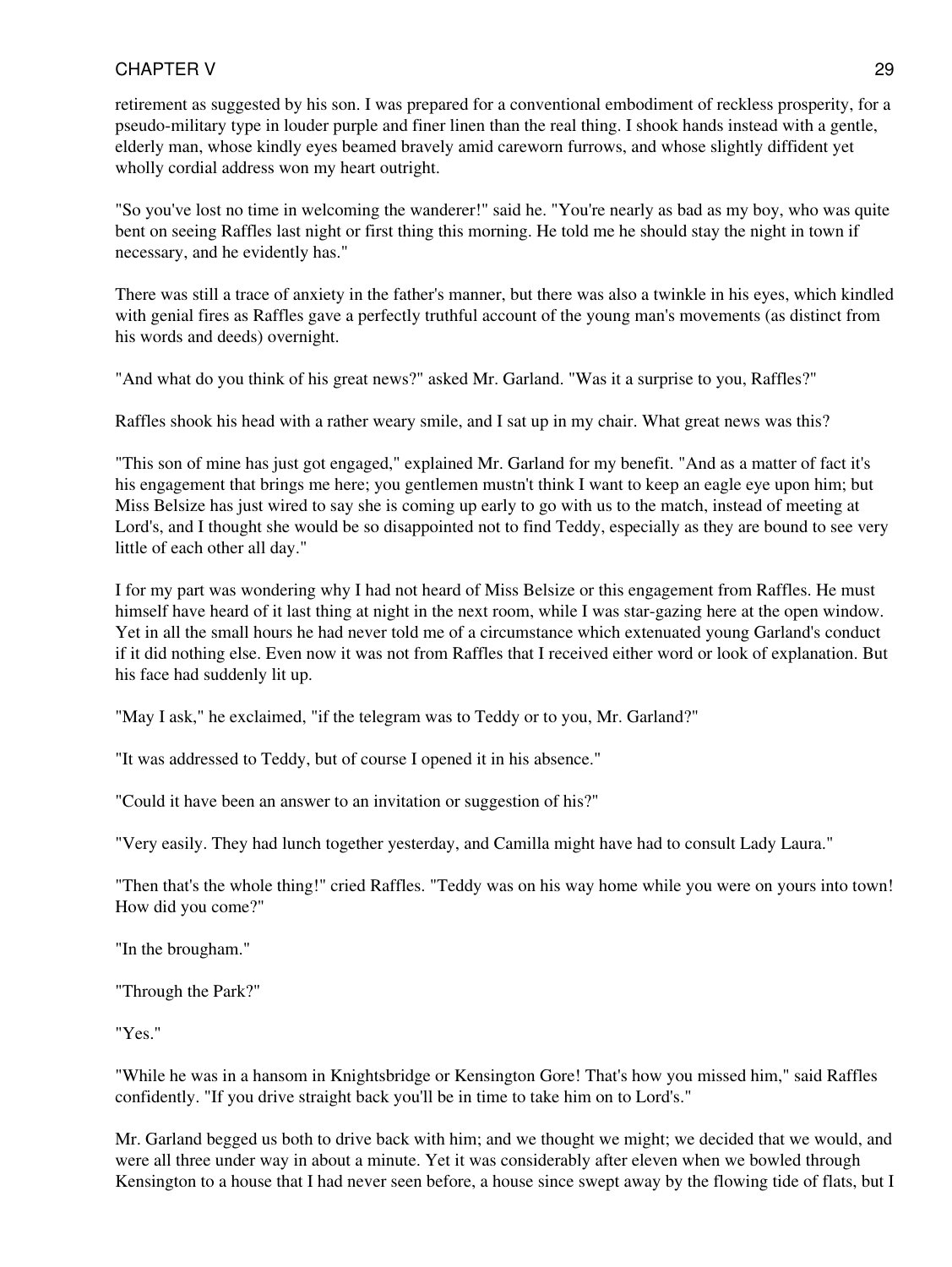retirement as suggested by his son. I was prepared for a conventional embodiment of reckless prosperity, for a pseudo-military type in louder purple and finer linen than the real thing. I shook hands instead with a gentle, elderly man, whose kindly eyes beamed bravely amid careworn furrows, and whose slightly diffident yet wholly cordial address won my heart outright.

"So you've lost no time in welcoming the wanderer!" said he. "You're nearly as bad as my boy, who was quite bent on seeing Raffles last night or first thing this morning. He told me he should stay the night in town if necessary, and he evidently has."

There was still a trace of anxiety in the father's manner, but there was also a twinkle in his eyes, which kindled with genial fires as Raffles gave a perfectly truthful account of the young man's movements (as distinct from his words and deeds) overnight.

"And what do you think of his great news?" asked Mr. Garland. "Was it a surprise to you, Raffles?"

Raffles shook his head with a rather weary smile, and I sat up in my chair. What great news was this?

"This son of mine has just got engaged," explained Mr. Garland for my benefit. "And as a matter of fact it's his engagement that brings me here; you gentlemen mustn't think I want to keep an eagle eye upon him; but Miss Belsize has just wired to say she is coming up early to go with us to the match, instead of meeting at Lord's, and I thought she would be so disappointed not to find Teddy, especially as they are bound to see very little of each other all day."

I for my part was wondering why I had not heard of Miss Belsize or this engagement from Raffles. He must himself have heard of it last thing at night in the next room, while I was star-gazing here at the open window. Yet in all the small hours he had never told me of a circumstance which extenuated young Garland's conduct if it did nothing else. Even now it was not from Raffles that I received either word or look of explanation. But his face had suddenly lit up.

"May I ask," he exclaimed, "if the telegram was to Teddy or to you, Mr. Garland?"

"It was addressed to Teddy, but of course I opened it in his absence."

"Could it have been an answer to an invitation or suggestion of his?"

"Very easily. They had lunch together yesterday, and Camilla might have had to consult Lady Laura."

"Then that's the whole thing!" cried Raffles. "Teddy was on his way home while you were on yours into town! How did you come?"

"In the brougham."

"Through the Park?"

"Yes."

"While he was in a hansom in Knightsbridge or Kensington Gore! That's how you missed him," said Raffles confidently. "If you drive straight back you'll be in time to take him on to Lord's."

Mr. Garland begged us both to drive back with him; and we thought we might; we decided that we would, and were all three under way in about a minute. Yet it was considerably after eleven when we bowled through Kensington to a house that I had never seen before, a house since swept away by the flowing tide of flats, but I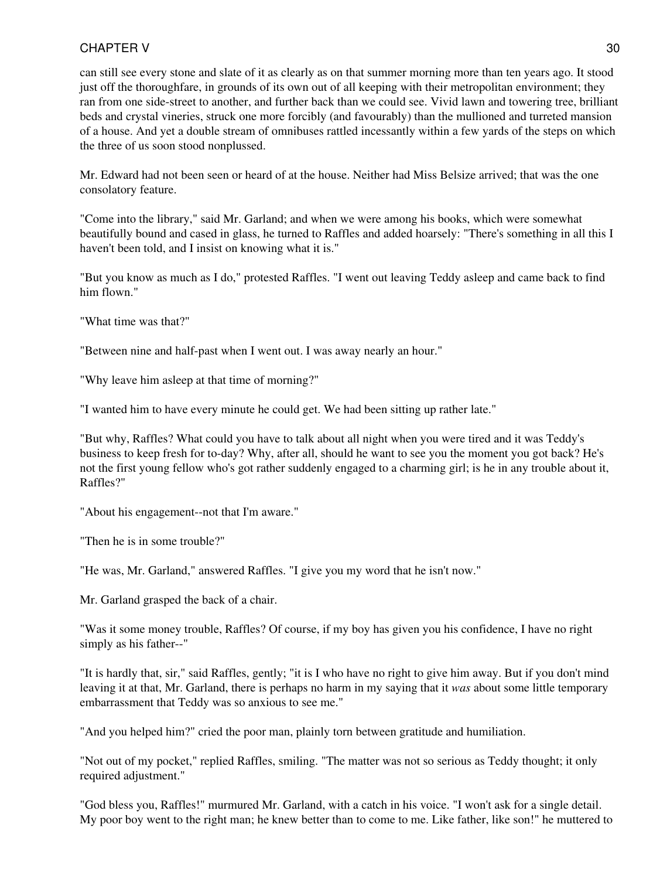can still see every stone and slate of it as clearly as on that summer morning more than ten years ago. It stood just off the thoroughfare, in grounds of its own out of all keeping with their metropolitan environment; they ran from one side-street to another, and further back than we could see. Vivid lawn and towering tree, brilliant beds and crystal vineries, struck one more forcibly (and favourably) than the mullioned and turreted mansion of a house. And yet a double stream of omnibuses rattled incessantly within a few yards of the steps on which the three of us soon stood nonplussed.

Mr. Edward had not been seen or heard of at the house. Neither had Miss Belsize arrived; that was the one consolatory feature.

"Come into the library," said Mr. Garland; and when we were among his books, which were somewhat beautifully bound and cased in glass, he turned to Raffles and added hoarsely: "There's something in all this I haven't been told, and I insist on knowing what it is."

"But you know as much as I do," protested Raffles. "I went out leaving Teddy asleep and came back to find him flown."

"What time was that?"

"Between nine and half-past when I went out. I was away nearly an hour."

"Why leave him asleep at that time of morning?"

"I wanted him to have every minute he could get. We had been sitting up rather late."

"But why, Raffles? What could you have to talk about all night when you were tired and it was Teddy's business to keep fresh for to-day? Why, after all, should he want to see you the moment you got back? He's not the first young fellow who's got rather suddenly engaged to a charming girl; is he in any trouble about it, Raffles?"

"About his engagement--not that I'm aware."

"Then he is in some trouble?"

"He was, Mr. Garland," answered Raffles. "I give you my word that he isn't now."

Mr. Garland grasped the back of a chair.

"Was it some money trouble, Raffles? Of course, if my boy has given you his confidence, I have no right simply as his father--"

"It is hardly that, sir," said Raffles, gently; "it is I who have no right to give him away. But if you don't mind leaving it at that, Mr. Garland, there is perhaps no harm in my saying that it *was* about some little temporary embarrassment that Teddy was so anxious to see me."

"And you helped him?" cried the poor man, plainly torn between gratitude and humiliation.

"Not out of my pocket," replied Raffles, smiling. "The matter was not so serious as Teddy thought; it only required adjustment."

"God bless you, Raffles!" murmured Mr. Garland, with a catch in his voice. "I won't ask for a single detail. My poor boy went to the right man; he knew better than to come to me. Like father, like son!" he muttered to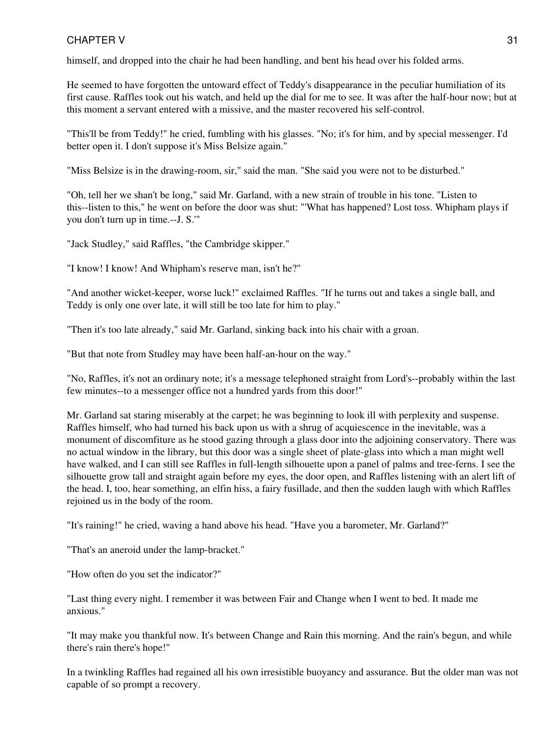himself, and dropped into the chair he had been handling, and bent his head over his folded arms.

He seemed to have forgotten the untoward effect of Teddy's disappearance in the peculiar humiliation of its first cause. Raffles took out his watch, and held up the dial for me to see. It was after the half-hour now; but at this moment a servant entered with a missive, and the master recovered his self-control.

"This'll be from Teddy!" he cried, fumbling with his glasses. "No; it's for him, and by special messenger. I'd better open it. I don't suppose it's Miss Belsize again."

"Miss Belsize is in the drawing-room, sir," said the man. "She said you were not to be disturbed."

"Oh, tell her we shan't be long," said Mr. Garland, with a new strain of trouble in his tone. "Listen to this--listen to this," he went on before the door was shut: "'What has happened? Lost toss. Whipham plays if you don't turn up in time.--J. S.'"

"Jack Studley," said Raffles, "the Cambridge skipper."

"I know! I know! And Whipham's reserve man, isn't he?"

"And another wicket-keeper, worse luck!" exclaimed Raffles. "If he turns out and takes a single ball, and Teddy is only one over late, it will still be too late for him to play."

"Then it's too late already," said Mr. Garland, sinking back into his chair with a groan.

"But that note from Studley may have been half-an-hour on the way."

"No, Raffles, it's not an ordinary note; it's a message telephoned straight from Lord's--probably within the last few minutes--to a messenger office not a hundred yards from this door!"

Mr. Garland sat staring miserably at the carpet; he was beginning to look ill with perplexity and suspense. Raffles himself, who had turned his back upon us with a shrug of acquiescence in the inevitable, was a monument of discomfiture as he stood gazing through a glass door into the adjoining conservatory. There was no actual window in the library, but this door was a single sheet of plate-glass into which a man might well have walked, and I can still see Raffles in full-length silhouette upon a panel of palms and tree-ferns. I see the silhouette grow tall and straight again before my eyes, the door open, and Raffles listening with an alert lift of the head. I, too, hear something, an elfin hiss, a fairy fusillade, and then the sudden laugh with which Raffles rejoined us in the body of the room.

"It's raining!" he cried, waving a hand above his head. "Have you a barometer, Mr. Garland?"

"That's an aneroid under the lamp-bracket."

"How often do you set the indicator?"

"Last thing every night. I remember it was between Fair and Change when I went to bed. It made me anxious."

"It may make you thankful now. It's between Change and Rain this morning. And the rain's begun, and while there's rain there's hope!"

In a twinkling Raffles had regained all his own irresistible buoyancy and assurance. But the older man was not capable of so prompt a recovery.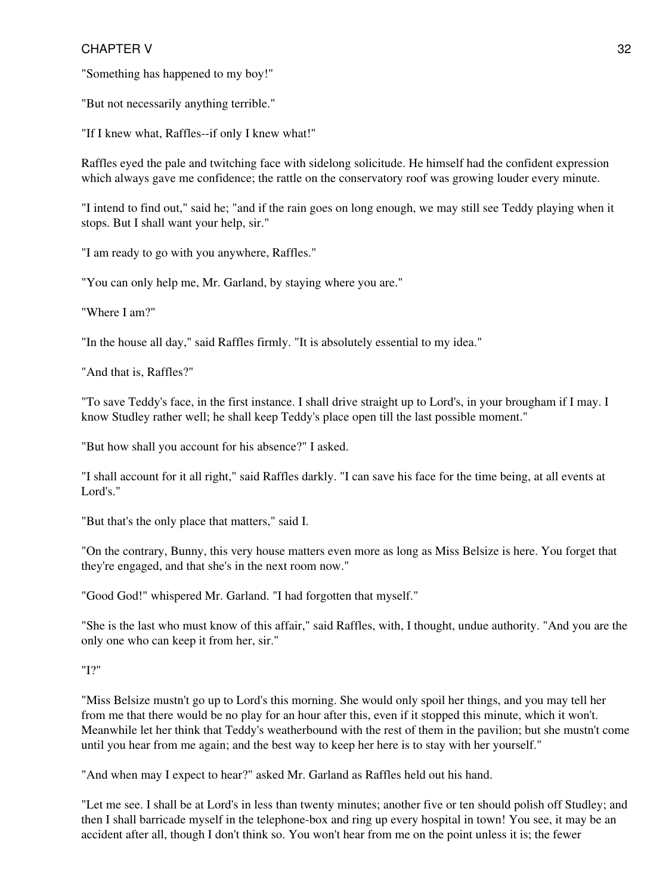"Something has happened to my boy!"

"But not necessarily anything terrible."

"If I knew what, Raffles--if only I knew what!"

Raffles eyed the pale and twitching face with sidelong solicitude. He himself had the confident expression which always gave me confidence; the rattle on the conservatory roof was growing louder every minute.

"I intend to find out," said he; "and if the rain goes on long enough, we may still see Teddy playing when it stops. But I shall want your help, sir."

"I am ready to go with you anywhere, Raffles."

"You can only help me, Mr. Garland, by staying where you are."

"Where I am?"

"In the house all day," said Raffles firmly. "It is absolutely essential to my idea."

"And that is, Raffles?"

"To save Teddy's face, in the first instance. I shall drive straight up to Lord's, in your brougham if I may. I know Studley rather well; he shall keep Teddy's place open till the last possible moment."

"But how shall you account for his absence?" I asked.

"I shall account for it all right," said Raffles darkly. "I can save his face for the time being, at all events at Lord's."

"But that's the only place that matters," said I.

"On the contrary, Bunny, this very house matters even more as long as Miss Belsize is here. You forget that they're engaged, and that she's in the next room now."

"Good God!" whispered Mr. Garland. "I had forgotten that myself."

"She is the last who must know of this affair," said Raffles, with, I thought, undue authority. "And you are the only one who can keep it from her, sir."

"I?"

"Miss Belsize mustn't go up to Lord's this morning. She would only spoil her things, and you may tell her from me that there would be no play for an hour after this, even if it stopped this minute, which it won't. Meanwhile let her think that Teddy's weatherbound with the rest of them in the pavilion; but she mustn't come until you hear from me again; and the best way to keep her here is to stay with her yourself."

"And when may I expect to hear?" asked Mr. Garland as Raffles held out his hand.

"Let me see. I shall be at Lord's in less than twenty minutes; another five or ten should polish off Studley; and then I shall barricade myself in the telephone-box and ring up every hospital in town! You see, it may be an accident after all, though I don't think so. You won't hear from me on the point unless it is; the fewer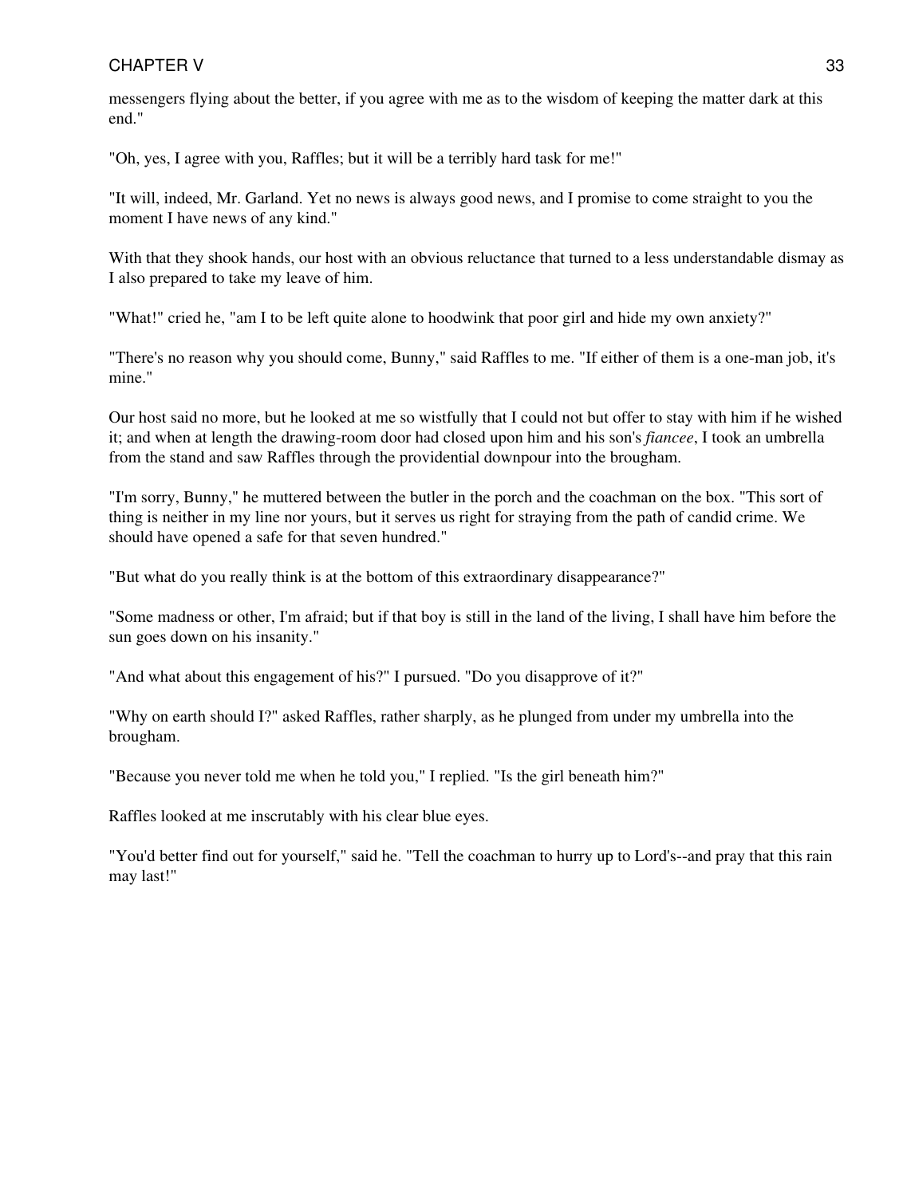messengers flying about the better, if you agree with me as to the wisdom of keeping the matter dark at this end."

"Oh, yes, I agree with you, Raffles; but it will be a terribly hard task for me!"

"It will, indeed, Mr. Garland. Yet no news is always good news, and I promise to come straight to you the moment I have news of any kind."

With that they shook hands, our host with an obvious reluctance that turned to a less understandable dismay as I also prepared to take my leave of him.

"What!" cried he, "am I to be left quite alone to hoodwink that poor girl and hide my own anxiety?"

"There's no reason why you should come, Bunny," said Raffles to me. "If either of them is a one-man job, it's mine."

Our host said no more, but he looked at me so wistfully that I could not but offer to stay with him if he wished it; and when at length the drawing-room door had closed upon him and his son's *fiancee*, I took an umbrella from the stand and saw Raffles through the providential downpour into the brougham.

"I'm sorry, Bunny," he muttered between the butler in the porch and the coachman on the box. "This sort of thing is neither in my line nor yours, but it serves us right for straying from the path of candid crime. We should have opened a safe for that seven hundred."

"But what do you really think is at the bottom of this extraordinary disappearance?"

"Some madness or other, I'm afraid; but if that boy is still in the land of the living, I shall have him before the sun goes down on his insanity."

"And what about this engagement of his?" I pursued. "Do you disapprove of it?"

"Why on earth should I?" asked Raffles, rather sharply, as he plunged from under my umbrella into the brougham.

"Because you never told me when he told you," I replied. "Is the girl beneath him?"

Raffles looked at me inscrutably with his clear blue eyes.

"You'd better find out for yourself," said he. "Tell the coachman to hurry up to Lord's--and pray that this rain may last!"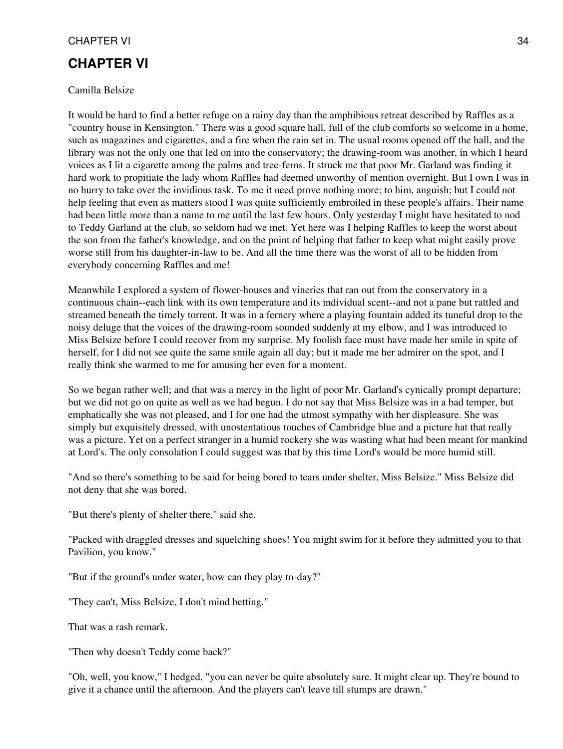## CHAPTER VI

Camilla Belsize

It would be hard to find a better refuge on a rainy day than the amphibious retreat described by Raffles as a "country house in Kensington." There was a good square hall, full of the club comforts so welcome in a home, such as magazines and cigarettes, and a fire when the rain set in. The usual rooms opened off the hall, and the library was not the only one that led on into the conservatory; the drawing-room was another, in which I heard voices as I lit a cigarette among the palms and tree-ferns. It struck me that poor Mr. Garland was finding it hard work to propitiate the lady whom Raffles had deemed unworthy of mention overnight. But I own I was in no hurry to take over the invidious task. To me it need prove nothing more; to him, anguish; but I could not help feeling that even as matters stood I was quite sufficiently embroiled in these people's affairs. Their name had been little more than a name to me until the last few hours. Only yesterday I might have hesitated to nod to Teddy Garland at the club, so seldom had we met. Yet here was I helping Raffles to keep the worst about the son from the father's knowledge, and on the point of helping that father to keep what might easily prove worse still from his daughter-in-law to be. And all the time there was the worst of all to be hidden from everybody concerning Raffles and me!

Meanwhile I explored a system of flower-houses and vineries that ran out from the conservatory in a continuous chain--each link with its own temperature and its individual scent--and not a pane but rattled and streamed beneath the timely torrent. It was in a fernery where a playing fountain added its tuneful drop to the noisy deluge that the voices of the drawing-room sounded suddenly at my elbow, and I was introduced to Miss Belsize before I could recover from my surprise. My foolish face must have made her smile in spite of herself, for I did not see quite the same smile again all day; but it made me her admirer on the spot, and I really think she warmed to me for amusing her even for a moment.

So we began rather well; and that was a mercy in the light of poor Mr. Garland's cynically prompt departure; but we did not go on quite as well as we had begun. I do not say that Miss Belsize was in a bad temper, but emphatically she was not pleased, and I for one had the utmost sympathy with her displeasure. She was simply but exquisitely dressed, with unostentatious touches of Cambridge blue and a picture hat that really was a picture. Yet on a perfect stranger in a humid rockery she was wasting what had been meant for mankind at Lord's. The only consolation I could suggest was that by this time Lord's would be more humid still.

"And so there's something to be said for being bored to tears under shelter, Miss Belsize." Miss Belsize did not deny that she was bored.

"But there's plenty of shelter there," said she.

"Packed with draggled dresses and squelching shoes! You might swim for it before they admitted you to that Pavilion, you know."

"But if the ground's under water, how can they play to-day?"

"They can't, Miss Belsize, I don't mind betting."

That was a rash remark.

"Then why doesn't Teddy come back?"

"Oh, well, you know," I hedged, "you can never be quite absolutely sure. It might clear up. They're bound to give it a chance until the afternoon. And the players can't leave till stumps are drawn."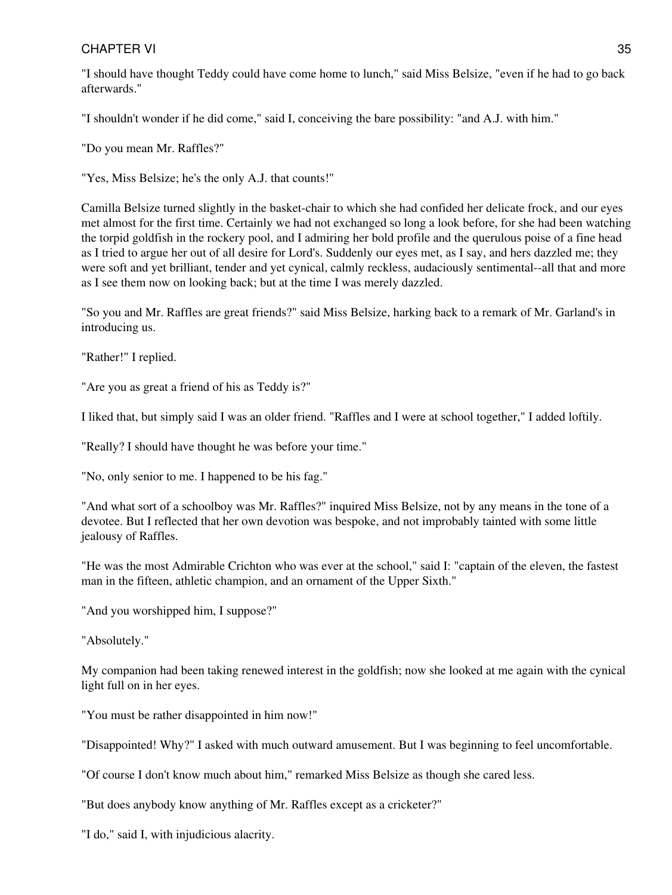"I should have thought Teddy could have come home to lunch," said Miss Belsize, "even if he had to go back afterwards."

"I shouldn't wonder if he did come," said I, conceiving the bare possibility: "and A.J. with him."

"Do you mean Mr. Raffles?"

"Yes, Miss Belsize; he's the only A.J. that counts!"

Camilla Belsize turned slightly in the basket-chair to which she had confided her delicate frock, and our eyes met almost for the first time. Certainly we had not exchanged so long a look before, for she had been watching the torpid goldfish in the rockery pool, and I admiring her bold profile and the querulous poise of a fine head as I tried to argue her out of all desire for Lord's. Suddenly our eyes met, as I say, and hers dazzled me; they were soft and yet brilliant, tender and yet cynical, calmly reckless, audaciously sentimental--all that and more as I see them now on looking back; but at the time I was merely dazzled.

"So you and Mr. Raffles are great friends?" said Miss Belsize, harking back to a remark of Mr. Garland's in introducing us.

"Rather!" I replied.

"Are you as great a friend of his as Teddy is?"

I liked that, but simply said I was an older friend. "Raffles and I were at school together," I added loftily.

"Really? I should have thought he was before your time."

"No, only senior to me. I happened to be his fag."

"And what sort of a schoolboy was Mr. Raffles?" inquired Miss Belsize, not by any means in the tone of a devotee. But I reflected that her own devotion was bespoke, and not improbably tainted with some little jealousy of Raffles.

"He was the most Admirable Crichton who was ever at the school," said I: "captain of the eleven, the fastest man in the fifteen, athletic champion, and an ornament of the Upper Sixth."

"And you worshipped him, I suppose?"

"Absolutely."

My companion had been taking renewed interest in the goldfish; now she looked at me again with the cynical light full on in her eyes.

"You must be rather disappointed in him now!"

"Disappointed! Why?" I asked with much outward amusement. But I was beginning to feel uncomfortable.

"Of course I don't know much about him," remarked Miss Belsize as though she cared less.

"But does anybody know anything of Mr. Raffles except as a cricketer?"

"I do," said I, with injudicious alacrity.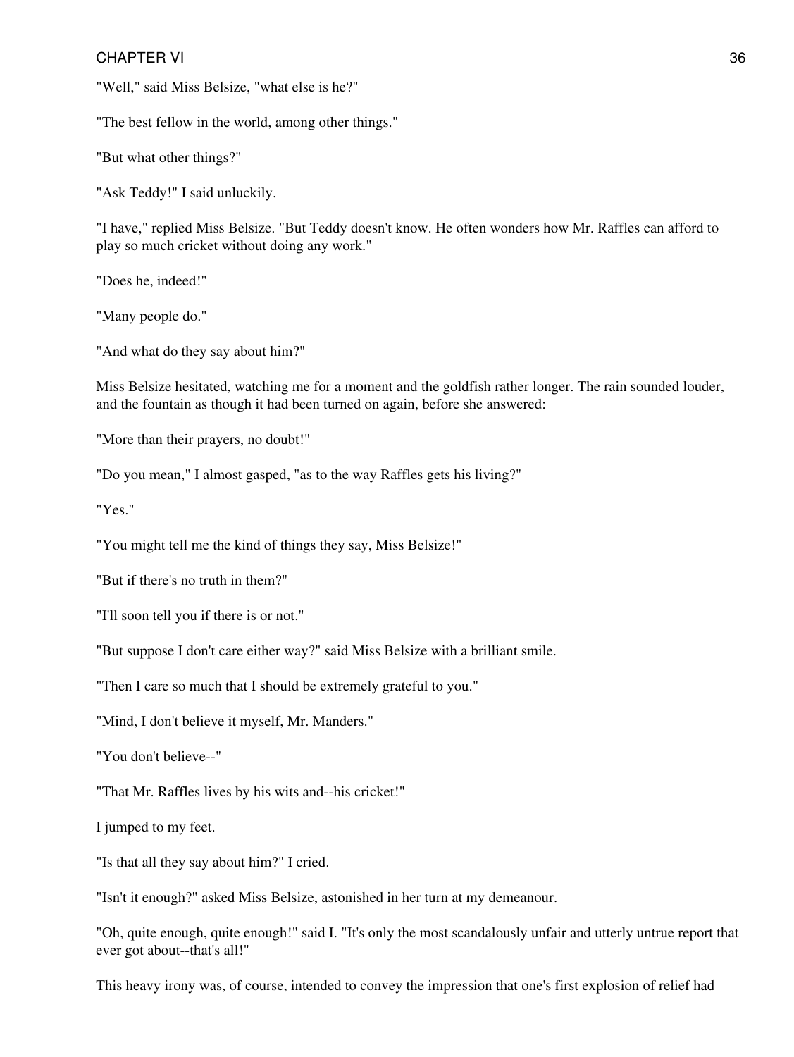"Well," said Miss Belsize, "what else is he?"

"The best fellow in the world, among other things."

"But what other things?"

"Ask Teddy!" I said unluckily.

"I have," replied Miss Belsize. "But Teddy doesn't know. He often wonders how Mr. Raffles can afford to play so much cricket without doing any work."

"Does he, indeed!"

"Many people do."

"And what do they say about him?"

Miss Belsize hesitated, watching me for a moment and the goldfish rather longer. The rain sounded louder, and the fountain as though it had been turned on again, before she answered:

"More than their prayers, no doubt!"

"Do you mean," I almost gasped, "as to the way Raffles gets his living?"

"Yes."

"You might tell me the kind of things they say, Miss Belsize!"

"But if there's no truth in them?"

"I'll soon tell you if there is or not."

"But suppose I don't care either way?" said Miss Belsize with a brilliant smile.

"Then I care so much that I should be extremely grateful to you."

"Mind, I don't believe it myself, Mr. Manders."

"You don't believe--"

"That Mr. Raffles lives by his wits and--his cricket!"

I jumped to my feet.

"Is that all they say about him?" I cried.

"Isn't it enough?" asked Miss Belsize, astonished in her turn at my demeanour.

"Oh, quite enough, quite enough!" said I. "It's only the most scandalously unfair and utterly untrue report that ever got about--that's all!"

This heavy irony was, of course, intended to convey the impression that one's first explosion of relief had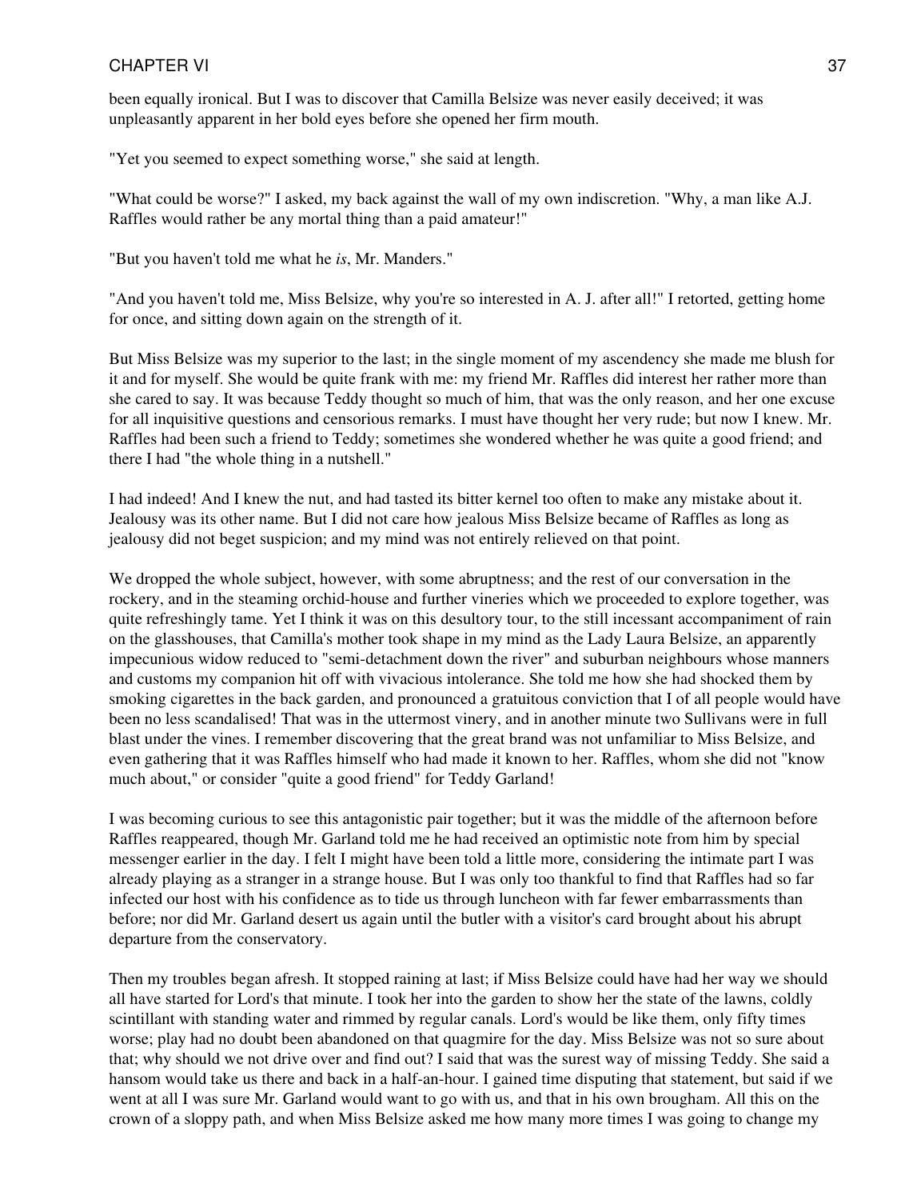been equally ironical. But I was to discover that Camilla Belsize was never easily deceived; it was unpleasantly apparent in her bold eyes before she opened her firm mouth.

"Yet you seemed to expect something worse," she said at length.

"What could be worse?" I asked, my back against the wall of my own indiscretion. "Why, a man like A.J. Raffles would rather be any mortal thing than a paid amateur!"

"But you haven't told me what he *is*, Mr. Manders."

"And you haven't told me, Miss Belsize, why you're so interested in A. J. after all!" I retorted, getting home for once, and sitting down again on the strength of it.

But Miss Belsize was my superior to the last; in the single moment of my ascendency she made me blush for it and for myself. She would be quite frank with me: my friend Mr. Raffles did interest her rather more than she cared to say. It was because Teddy thought so much of him, that was the only reason, and her one excuse for all inquisitive questions and censorious remarks. I must have thought her very rude; but now I knew. Mr. Raffles had been such a friend to Teddy; sometimes she wondered whether he was quite a good friend; and there I had "the whole thing in a nutshell."

I had indeed! And I knew the nut, and had tasted its bitter kernel too often to make any mistake about it. Jealousy was its other name. But I did not care how jealous Miss Belsize became of Raffles as long as jealousy did not beget suspicion; and my mind was not entirely relieved on that point.

We dropped the whole subject, however, with some abruptness; and the rest of our conversation in the rockery, and in the steaming orchid-house and further vineries which we proceeded to explore together, was quite refreshingly tame. Yet I think it was on this desultory tour, to the still incessant accompaniment of rain on the glasshouses, that Camilla's mother took shape in my mind as the Lady Laura Belsize, an apparently impecunious widow reduced to "semi-detachment down the river" and suburban neighbours whose manners and customs my companion hit off with vivacious intolerance. She told me how she had shocked them by smoking cigarettes in the back garden, and pronounced a gratuitous conviction that I of all people would have been no less scandalised! That was in the uttermost vinery, and in another minute two Sullivans were in full blast under the vines. I remember discovering that the great brand was not unfamiliar to Miss Belsize, and even gathering that it was Raffles himself who had made it known to her. Raffles, whom she did not "know much about," or consider "quite a good friend" for Teddy Garland!

I was becoming curious to see this antagonistic pair together; but it was the middle of the afternoon before Raffles reappeared, though Mr. Garland told me he had received an optimistic note from him by special messenger earlier in the day. I felt I might have been told a little more, considering the intimate part I was already playing as a stranger in a strange house. But I was only too thankful to find that Raffles had so far infected our host with his confidence as to tide us through luncheon with far fewer embarrassments than before; nor did Mr. Garland desert us again until the butler with a visitor's card brought about his abrupt departure from the conservatory.

Then my troubles began afresh. It stopped raining at last; if Miss Belsize could have had her way we should all have started for Lord's that minute. I took her into the garden to show her the state of the lawns, coldly scintillant with standing water and rimmed by regular canals. Lord's would be like them, only fifty times worse; play had no doubt been abandoned on that quagmire for the day. Miss Belsize was not so sure about that; why should we not drive over and find out? I said that was the surest way of missing Teddy. She said a hansom would take us there and back in a half-an-hour. I gained time disputing that statement, but said if we went at all I was sure Mr. Garland would want to go with us, and that in his own brougham. All this on the crown of a sloppy path, and when Miss Belsize asked me how many more times I was going to change my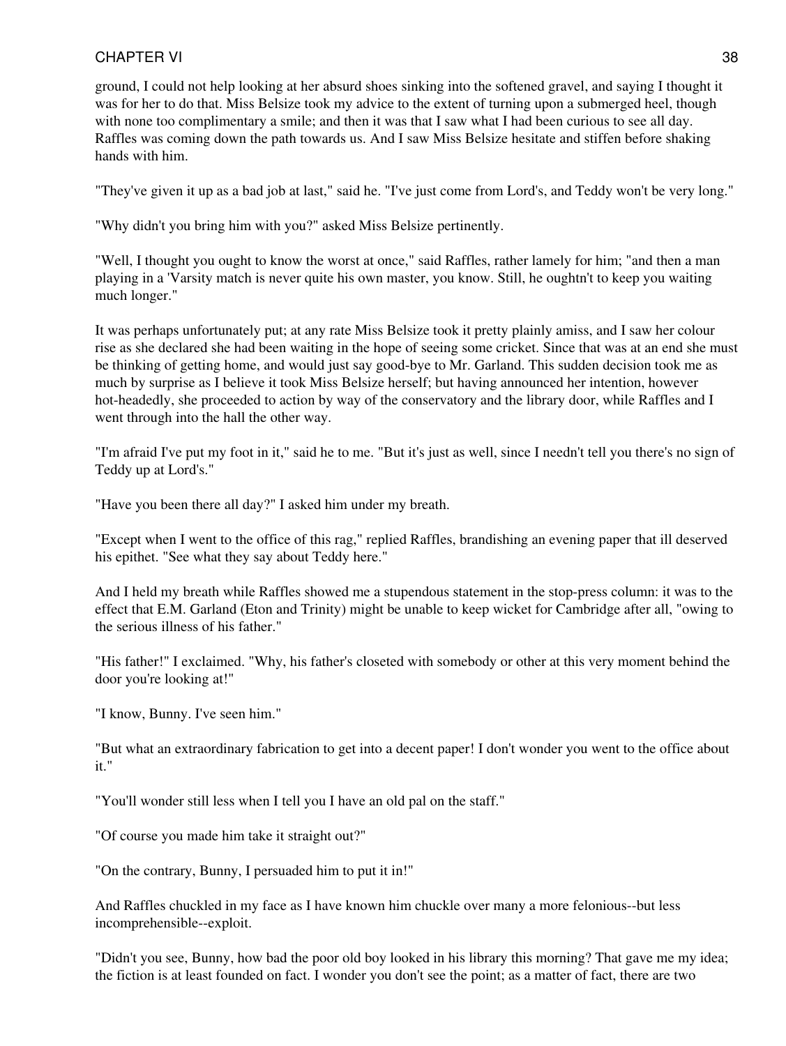ground, I could not help looking at her absurd shoes sinking into the softened gravel, and saying I thought it was for her to do that. Miss Belsize took my advice to the extent of turning upon a submerged heel, though with none too complimentary a smile; and then it was that I saw what I had been curious to see all day. Raffles was coming down the path towards us. And I saw Miss Belsize hesitate and stiffen before shaking hands with him.

"They've given it up as a bad job at last," said he. "I've just come from Lord's, and Teddy won't be very long."

"Why didn't you bring him with you?" asked Miss Belsize pertinently.

"Well, I thought you ought to know the worst at once," said Raffles, rather lamely for him; "and then a man playing in a 'Varsity match is never quite his own master, you know. Still, he oughtn't to keep you waiting much longer."

It was perhaps unfortunately put; at any rate Miss Belsize took it pretty plainly amiss, and I saw her colour rise as she declared she had been waiting in the hope of seeing some cricket. Since that was at an end she must be thinking of getting home, and would just say good-bye to Mr. Garland. This sudden decision took me as much by surprise as I believe it took Miss Belsize herself; but having announced her intention, however hot-headedly, she proceeded to action by way of the conservatory and the library door, while Raffles and I went through into the hall the other way.

"I'm afraid I've put my foot in it," said he to me. "But it's just as well, since I needn't tell you there's no sign of Teddy up at Lord's."

"Have you been there all day?" I asked him under my breath.

"Except when I went to the office of this rag," replied Raffles, brandishing an evening paper that ill deserved his epithet. "See what they say about Teddy here."

And I held my breath while Raffles showed me a stupendous statement in the stop-press column: it was to the effect that E.M. Garland (Eton and Trinity) might be unable to keep wicket for Cambridge after all, "owing to the serious illness of his father."

"His father!" I exclaimed. "Why, his father's closeted with somebody or other at this very moment behind the door you're looking at!"

"I know, Bunny. I've seen him."

"But what an extraordinary fabrication to get into a decent paper! I don't wonder you went to the office about it."

"You'll wonder still less when I tell you I have an old pal on the staff."

"Of course you made him take it straight out?"

"On the contrary, Bunny, I persuaded him to put it in!"

And Raffles chuckled in my face as I have known him chuckle over many a more felonious--but less incomprehensible--exploit.

"Didn't you see, Bunny, how bad the poor old boy looked in his library this morning? That gave me my idea; the fiction is at least founded on fact. I wonder you don't see the point; as a matter of fact, there are two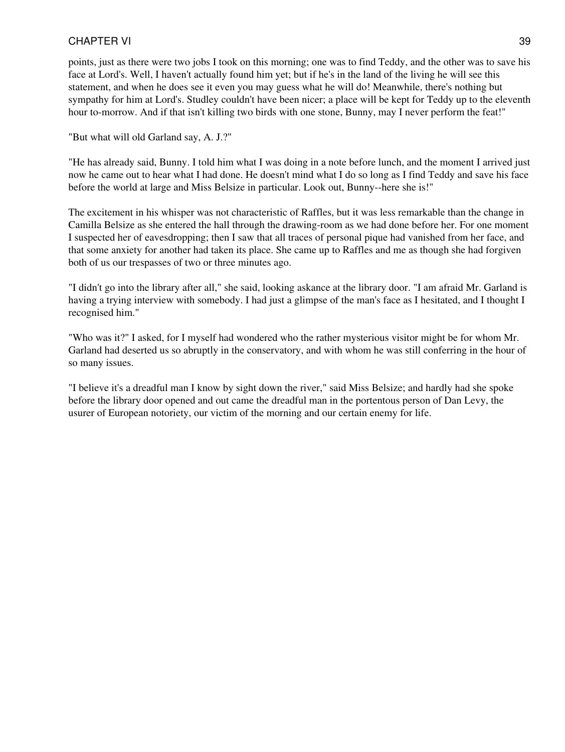points, just as there were two jobs I took on this morning; one was to find Teddy, and the other was to save his face at Lord's. Well, I haven't actually found him yet; but if he's in the land of the living he will see this statement, and when he does see it even you may guess what he will do! Meanwhile, there's nothing but sympathy for him at Lord's. Studley couldn't have been nicer; a place will be kept for Teddy up to the eleventh hour to-morrow. And if that isn't killing two birds with one stone, Bunny, may I never perform the feat!"

"But what will old Garland say, A. J.?"

"He has already said, Bunny. I told him what I was doing in a note before lunch, and the moment I arrived just now he came out to hear what I had done. He doesn't mind what I do so long as I find Teddy and save his face before the world at large and Miss Belsize in particular. Look out, Bunny--here she is!"

The excitement in his whisper was not characteristic of Raffles, but it was less remarkable than the change in Camilla Belsize as she entered the hall through the drawing-room as we had done before her. For one moment I suspected her of eavesdropping; then I saw that all traces of personal pique had vanished from her face, and that some anxiety for another had taken its place. She came up to Raffles and me as though she had forgiven both of us our trespasses of two or three minutes ago.

"I didn't go into the library after all," she said, looking askance at the library door. "I am afraid Mr. Garland is having a trying interview with somebody. I had just a glimpse of the man's face as I hesitated, and I thought I recognised him."

"Who was it?" I asked, for I myself had wondered who the rather mysterious visitor might be for whom Mr. Garland had deserted us so abruptly in the conservatory, and with whom he was still conferring in the hour of so many issues.

"I believe it's a dreadful man I know by sight down the river," said Miss Belsize; and hardly had she spoke before the library door opened and out came the dreadful man in the portentous person of Dan Levy, the usurer of European notoriety, our victim of the morning and our certain enemy for life.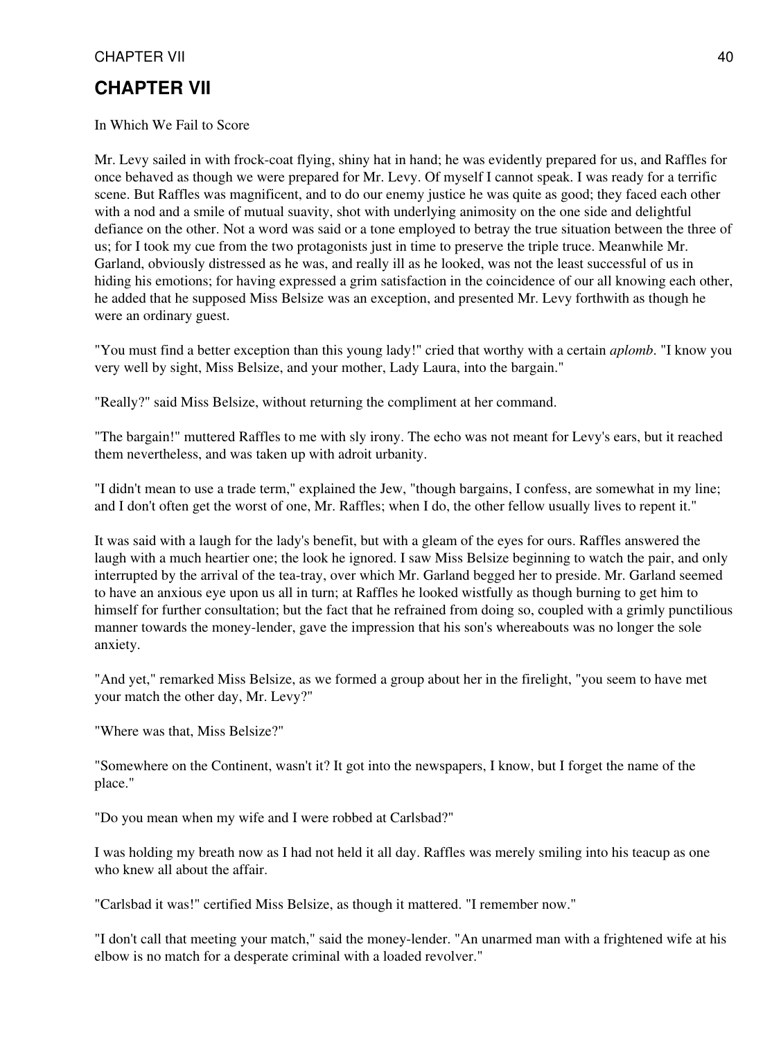# CHAPTER VII

In Which We Fail to Score

Mr. Levy sailed in with frock-coat flying, shiny hat in hand; he was evidently prepared for us, and Raffles for once behaved as though we were prepared for Mr. Levy. Of myself I cannot speak. I was ready for a terrific scene. But Raffles was magnificent, and to do our enemy justice he was quite as good; they faced each other with a nod and a smile of mutual suavity, shot with underlying animosity on the one side and delightful defiance on the other. Not a word was said or a tone employed to betray the true situation between the three of us; for I took my cue from the two protagonists just in time to preserve the triple truce. Meanwhile Mr. Garland, obviously distressed as he was, and really ill as he looked, was not the least successful of us in hiding his emotions; for having expressed a grim satisfaction in the coincidence of our all knowing each other, he added that he supposed Miss Belsize was an exception, and presented Mr. Levy forthwith as though he were an ordinary guest.

"You must find a better exception than this young lady!" cried that worthy with a certain *aplomb*. "I know you very well by sight, Miss Belsize, and your mother, Lady Laura, into the bargain."

"Really?" said Miss Belsize, without returning the compliment at her command.

"The bargain!" muttered Raffles to me with sly irony. The echo was not meant for Levy's ears, but it reached them nevertheless, and was taken up with adroit urbanity.

"I didn't mean to use a trade term," explained the Jew, "though bargains, I confess, are somewhat in my line; and I don't often get the worst of one, Mr. Raffles; when I do, the other fellow usually lives to repent it."

It was said with a laugh for the lady's benefit, but with a gleam of the eyes for ours. Raffles answered the laugh with a much heartier one; the look he ignored. I saw Miss Belsize beginning to watch the pair, and only interrupted by the arrival of the tea-tray, over which Mr. Garland begged her to preside. Mr. Garland seemed to have an anxious eye upon us all in turn; at Raffles he looked wistfully as though burning to get him to himself for further consultation; but the fact that he refrained from doing so, coupled with a grimly punctilious manner towards the money-lender, gave the impression that his son's whereabouts was no longer the sole anxiety.

"And yet," remarked Miss Belsize, as we formed a group about her in the firelight, "you seem to have met your match the other day, Mr. Levy?"

"Where was that, Miss Belsize?"

"Somewhere on the Continent, wasn't it? It got into the newspapers, I know, but I forget the name of the place."

"Do you mean when my wife and I were robbed at Carlsbad?"

I was holding my breath now as I had not held it all day. Raffles was merely smiling into his teacup as one who knew all about the affair.

"Carlsbad it was!" certified Miss Belsize, as though it mattered. "I remember now."

"I don't call that meeting your match," said the money-lender. "An unarmed man with a frightened wife at his elbow is no match for a desperate criminal with a loaded revolver."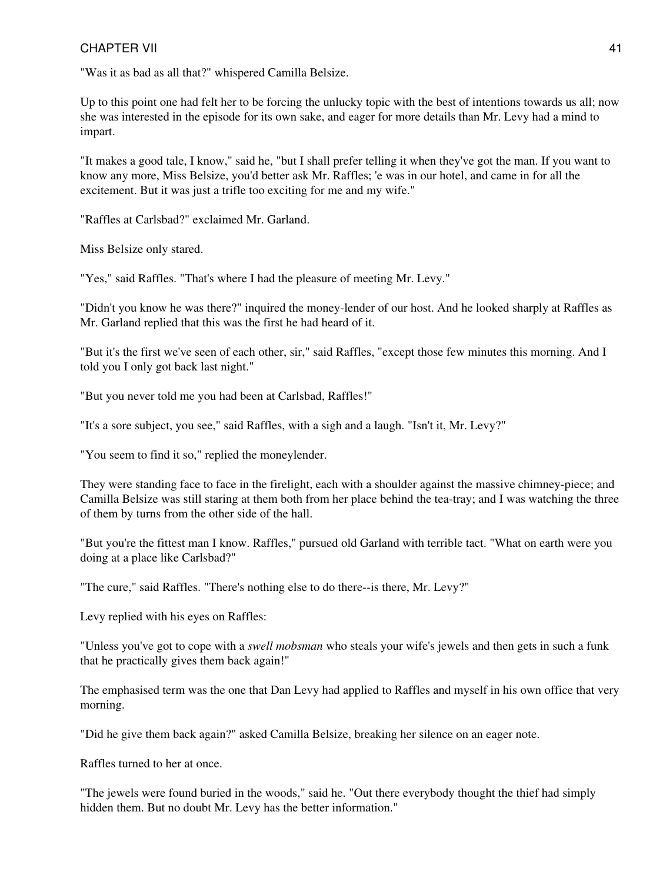"Was it as bad as all that?" whispered Camilla Belsize.

Up to this point one had felt her to be forcing the unlucky topic with the best of intentions towards us all; now she was interested in the episode for its own sake, and eager for more details than Mr. Levy had a mind to impart.

"It makes a good tale, I know," said he, "but I shall prefer telling it when they've got the man. If you want to know any more, Miss Belsize, you'd better ask Mr. Raffles; 'e was in our hotel, and came in for all the excitement. But it was just a trifle too exciting for me and my wife."

"Raffles at Carlsbad?" exclaimed Mr. Garland.

Miss Belsize only stared.

"Yes," said Raffles. "That's where I had the pleasure of meeting Mr. Levy."

"Didn't you know he was there?" inquired the money-lender of our host. And he looked sharply at Raffles as Mr. Garland replied that this was the first he had heard of it.

"But it's the first we've seen of each other, sir," said Raffles, "except those few minutes this morning. And I told you I only got back last night."

"But you never told me you had been at Carlsbad, Raffles!"

"It's a sore subject, you see," said Raffles, with a sigh and a laugh. "Isn't it, Mr. Levy?"

"You seem to find it so," replied the moneylender.

They were standing face to face in the firelight, each with a shoulder against the massive chimney-piece; and Camilla Belsize was still staring at them both from her place behind the tea-tray; and I was watching the three of them by turns from the other side of the hall.

"But you're the fittest man I know. Raffles," pursued old Garland with terrible tact. "What on earth were you doing at a place like Carlsbad?"

"The cure," said Raffles. "There's nothing else to do there--is there, Mr. Levy?"

Levy replied with his eyes on Raffles:

"Unless you've got to cope with a *swell mobsman* who steals your wife's jewels and then gets in such a funk that he practically gives them back again!"

The emphasised term was the one that Dan Levy had applied to Raffles and myself in his own office that very morning.

"Did he give them back again?" asked Camilla Belsize, breaking her silence on an eager note.

Raffles turned to her at once.

"The jewels were found buried in the woods," said he. "Out there everybody thought the thief had simply hidden them. But no doubt Mr. Levy has the better information."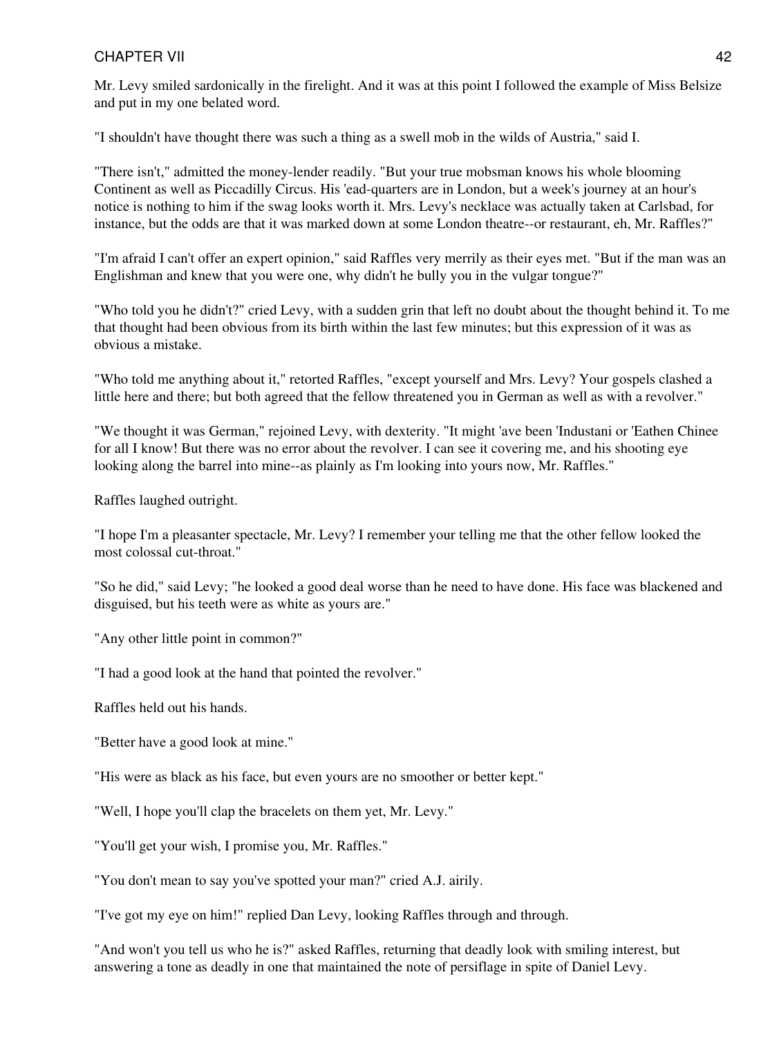Mr. Levy smiled sardonically in the firelight. And it was at this point I followed the example of Miss Belsize and put in my one belated word.

"I shouldn't have thought there was such a thing as a swell mob in the wilds of Austria," said I.

"There isn't," admitted the money-lender readily. "But your true mobsman knows his whole blooming Continent as well as Piccadilly Circus. His 'ead-quarters are in London, but a week's journey at an hour's notice is nothing to him if the swag looks worth it. Mrs. Levy's necklace was actually taken at Carlsbad, for instance, but the odds are that it was marked down at some London theatre--or restaurant, eh, Mr. Raffles?"

"I'm afraid I can't offer an expert opinion," said Raffles very merrily as their eyes met. "But if the man was an Englishman and knew that you were one, why didn't he bully you in the vulgar tongue?"

"Who told you he didn't?" cried Levy, with a sudden grin that left no doubt about the thought behind it. To me that thought had been obvious from its birth within the last few minutes; but this expression of it was as obvious a mistake.

"Who told me anything about it," retorted Raffles, "except yourself and Mrs. Levy? Your gospels clashed a little here and there; but both agreed that the fellow threatened you in German as well as with a revolver."

"We thought it was German," rejoined Levy, with dexterity. "It might 'ave been 'Industani or 'Eathen Chinee for all I know! But there was no error about the revolver. I can see it covering me, and his shooting eye looking along the barrel into mine--as plainly as I'm looking into yours now, Mr. Raffles."

Raffles laughed outright.

"I hope I'm a pleasanter spectacle, Mr. Levy? I remember your telling me that the other fellow looked the most colossal cut-throat."

"So he did," said Levy; "he looked a good deal worse than he need to have done. His face was blackened and disguised, but his teeth were as white as yours are."

"Any other little point in common?"

"I had a good look at the hand that pointed the revolver."

Raffles held out his hands.

"Better have a good look at mine."

"His were as black as his face, but even yours are no smoother or better kept."

"Well, I hope you'll clap the bracelets on them yet, Mr. Levy."

"You'll get your wish, I promise you, Mr. Raffles."

"You don't mean to say you've spotted your man?" cried A.J. airily.

"I've got my eye on him!" replied Dan Levy, looking Raffles through and through.

"And won't you tell us who he is?" asked Raffles, returning that deadly look with smiling interest, but answering a tone as deadly in one that maintained the note of persiflage in spite of Daniel Levy.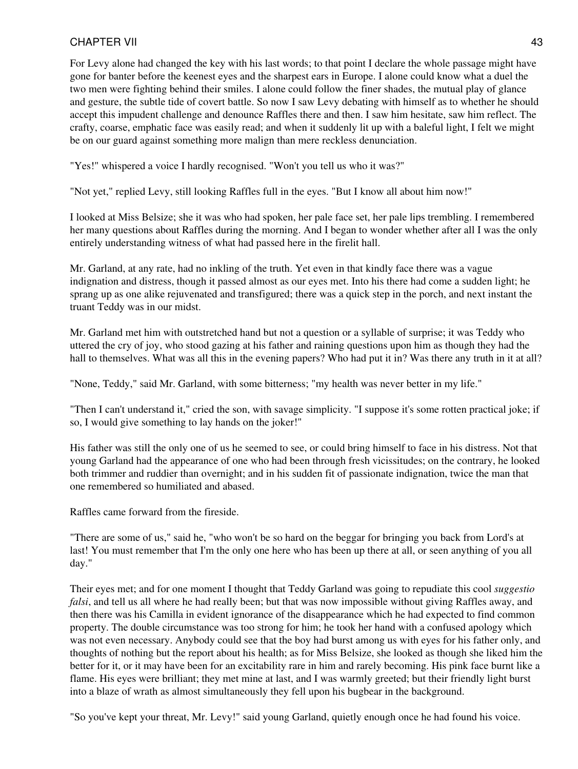For Levy alone had changed the key with his last words; to that point I declare the whole passage might have gone for banter before the keenest eyes and the sharpest ears in Europe. I alone could know what a duel the two men were fighting behind their smiles. I alone could follow the finer shades, the mutual play of glance and gesture, the subtle tide of covert battle. So now I saw Levy debating with himself as to whether he should accept this impudent challenge and denounce Raffles there and then. I saw him hesitate, saw him reflect. The crafty, coarse, emphatic face was easily read; and when it suddenly lit up with a baleful light, I felt we might be on our guard against something more malign than mere reckless denunciation.

"Yes!" whispered a voice I hardly recognised. "Won't you tell us who it was?"

"Not yet," replied Levy, still looking Raffles full in the eyes. "But I know all about him now!"

I looked at Miss Belsize; she it was who had spoken, her pale face set, her pale lips trembling. I remembered her many questions about Raffles during the morning. And I began to wonder whether after all I was the only entirely understanding witness of what had passed here in the firelit hall.

Mr. Garland, at any rate, had no inkling of the truth. Yet even in that kindly face there was a vague indignation and distress, though it passed almost as our eyes met. Into his there had come a sudden light; he sprang up as one alike rejuvenated and transfigured; there was a quick step in the porch, and next instant the truant Teddy was in our midst.

Mr. Garland met him with outstretched hand but not a question or a syllable of surprise; it was Teddy who uttered the cry of joy, who stood gazing at his father and raining questions upon him as though they had the hall to themselves. What was all this in the evening papers? Who had put it in? Was there any truth in it at all?

"None, Teddy," said Mr. Garland, with some bitterness; "my health was never better in my life."

"Then I can't understand it," cried the son, with savage simplicity. "I suppose it's some rotten practical joke; if so, I would give something to lay hands on the joker!"

His father was still the only one of us he seemed to see, or could bring himself to face in his distress. Not that young Garland had the appearance of one who had been through fresh vicissitudes; on the contrary, he looked both trimmer and ruddier than overnight; and in his sudden fit of passionate indignation, twice the man that one remembered so humiliated and abased.

Raffles came forward from the fireside.

"There are some of us," said he, "who won't be so hard on the beggar for bringing you back from Lord's at last! You must remember that I'm the only one here who has been up there at all, or seen anything of you all day."

Their eyes met; and for one moment I thought that Teddy Garland was going to repudiate this cool *suggestio falsi*, and tell us all where he had really been; but that was now impossible without giving Raffles away, and then there was his Camilla in evident ignorance of the disappearance which he had expected to find common property. The double circumstance was too strong for him; he took her hand with a confused apology which was not even necessary. Anybody could see that the boy had burst among us with eyes for his father only, and thoughts of nothing but the report about his health; as for Miss Belsize, she looked as though she liked him the better for it, or it may have been for an excitability rare in him and rarely becoming. His pink face burnt like a flame. His eyes were brilliant; they met mine at last, and I was warmly greeted; but their friendly light burst into a blaze of wrath as almost simultaneously they fell upon his bugbear in the background.

"So you've kept your threat, Mr. Levy!" said young Garland, quietly enough once he had found his voice.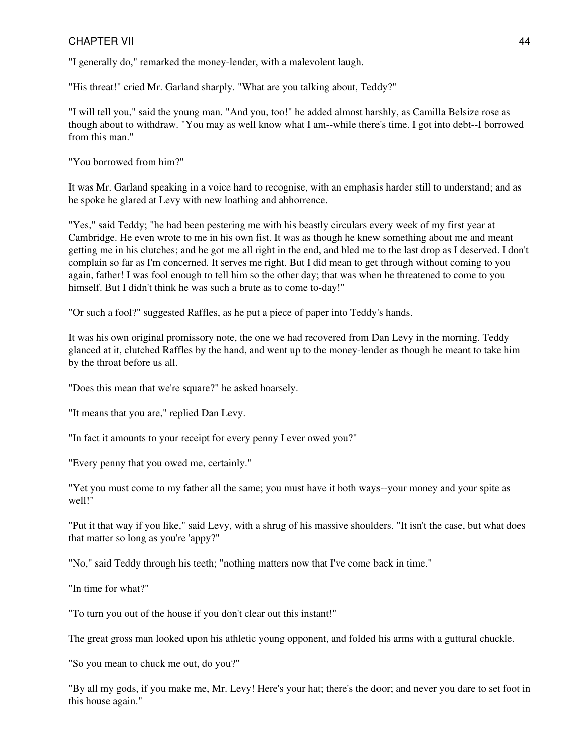"I generally do," remarked the money-lender, with a malevolent laugh.

"His threat!" cried Mr. Garland sharply. "What are you talking about, Teddy?"

"I will tell you," said the young man. "And you, too!" he added almost harshly, as Camilla Belsize rose as though about to withdraw. "You may as well know what I am--while there's time. I got into debt--I borrowed from this man."

"You borrowed from him?"

It was Mr. Garland speaking in a voice hard to recognise, with an emphasis harder still to understand; and as he spoke he glared at Levy with new loathing and abhorrence.

"Yes," said Teddy; "he had been pestering me with his beastly circulars every week of my first year at Cambridge. He even wrote to me in his own fist. It was as though he knew something about me and meant getting me in his clutches; and he got me all right in the end, and bled me to the last drop as I deserved. I don't complain so far as I'm concerned. It serves me right. But I did mean to get through without coming to you again, father! I was fool enough to tell him so the other day; that was when he threatened to come to you himself. But I didn't think he was such a brute as to come to-day!"

"Or such a fool?" suggested Raffles, as he put a piece of paper into Teddy's hands.

It was his own original promissory note, the one we had recovered from Dan Levy in the morning. Teddy glanced at it, clutched Raffles by the hand, and went up to the money-lender as though he meant to take him by the throat before us all.

"Does this mean that we're square?" he asked hoarsely.

"It means that you are," replied Dan Levy.

"In fact it amounts to your receipt for every penny I ever owed you?"

"Every penny that you owed me, certainly."

"Yet you must come to my father all the same; you must have it both ways--your money and your spite as well!"

"Put it that way if you like," said Levy, with a shrug of his massive shoulders. "It isn't the case, but what does that matter so long as you're 'appy?"

"No," said Teddy through his teeth; "nothing matters now that I've come back in time."

"In time for what?"

"To turn you out of the house if you don't clear out this instant!"

The great gross man looked upon his athletic young opponent, and folded his arms with a guttural chuckle.

"So you mean to chuck me out, do you?"

"By all my gods, if you make me, Mr. Levy! Here's your hat; there's the door; and never you dare to set foot in this house again."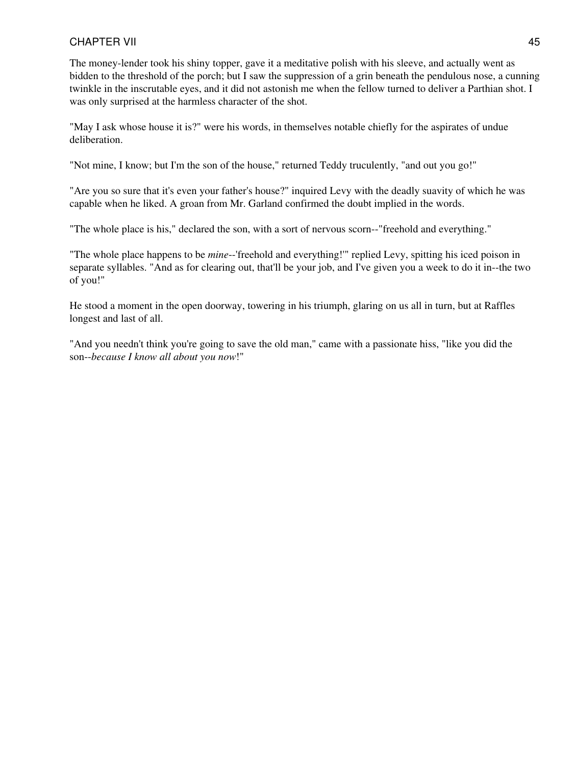The money-lender took his shiny topper, gave it a meditative polish with his sleeve, and actually went as bidden to the threshold of the porch; but I saw the suppression of a grin beneath the pendulous nose, a cunning twinkle in the inscrutable eyes, and it did not astonish me when the fellow turned to deliver a Parthian shot. I was only surprised at the harmless character of the shot.

"May I ask whose house it is?" were his words, in themselves notable chiefly for the aspirates of undue deliberation.

"Not mine, I know; but I'm the son of the house," returned Teddy truculently, "and out you go!"

"Are you so sure that it's even your father's house?" inquired Levy with the deadly suavity of which he was capable when he liked. A groan from Mr. Garland confirmed the doubt implied in the words.

"The whole place is his," declared the son, with a sort of nervous scorn--"freehold and everything."

"The whole place happens to be *mine*--'freehold and everything!'" replied Levy, spitting his iced poison in separate syllables. "And as for clearing out, that'll be your job, and I've given you a week to do it in--the two of you!"

He stood a moment in the open doorway, towering in his triumph, glaring on us all in turn, but at Raffles longest and last of all.

"And you needn't think you're going to save the old man," came with a passionate hiss, "like you did the son--*because I know all about you now*!"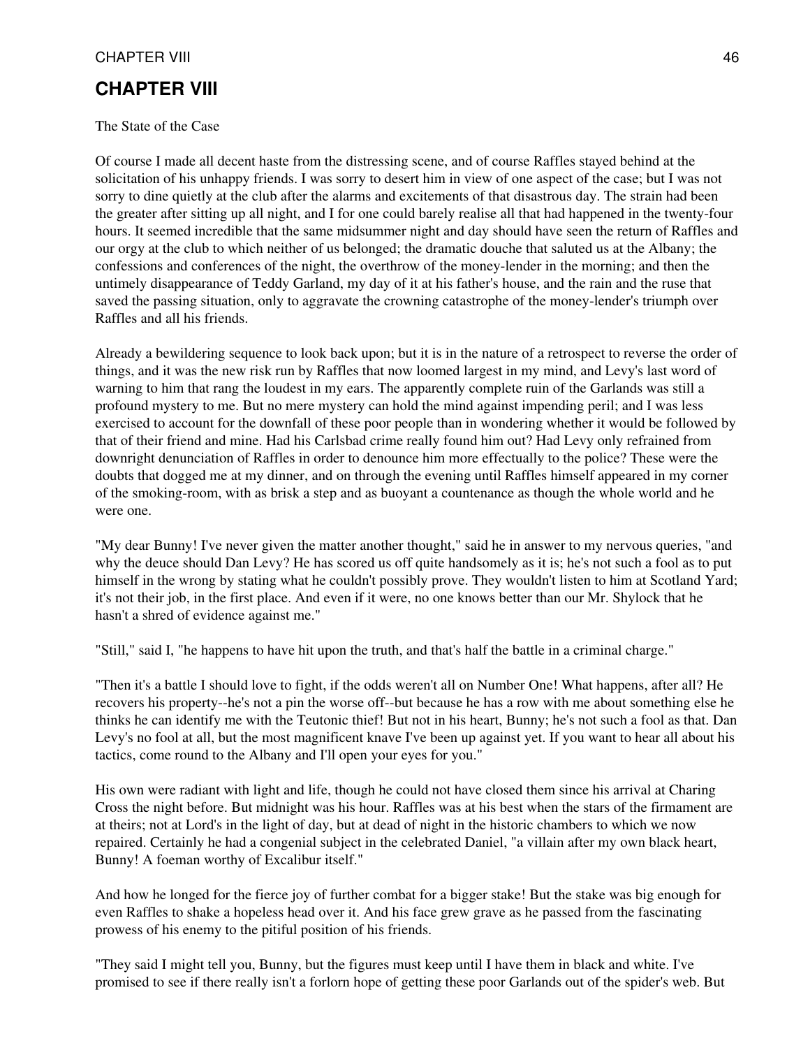# CHAPTER VIII

The State of the Case

Of course I made all decent haste from the distressing scene, and of course Raffles stayed behind at the solicitation of his unhappy friends. I was sorry to desert him in view of one aspect of the case; but I was not sorry to dine quietly at the club after the alarms and excitements of that disastrous day. The strain had been the greater after sitting up all night, and I for one could barely realise all that had happened in the twenty-four hours. It seemed incredible that the same midsummer night and day should have seen the return of Raffles and our orgy at the club to which neither of us belonged; the dramatic douche that saluted us at the Albany; the confessions and conferences of the night, the overthrow of the money-lender in the morning; and then the untimely disappearance of Teddy Garland, my day of it at his father's house, and the rain and the ruse that saved the passing situation, only to aggravate the crowning catastrophe of the money-lender's triumph over Raffles and all his friends.

Already a bewildering sequence to look back upon; but it is in the nature of a retrospect to reverse the order of things, and it was the new risk run by Raffles that now loomed largest in my mind, and Levy's last word of warning to him that rang the loudest in my ears. The apparently complete ruin of the Garlands was still a profound mystery to me. But no mere mystery can hold the mind against impending peril; and I was less exercised to account for the downfall of these poor people than in wondering whether it would be followed by that of their friend and mine. Had his Carlsbad crime really found him out? Had Levy only refrained from downright denunciation of Raffles in order to denounce him more effectually to the police? These were the doubts that dogged me at my dinner, and on through the evening until Raffles himself appeared in my corner of the smoking-room, with as brisk a step and as buoyant a countenance as though the whole world and he were one.

"My dear Bunny! I've never given the matter another thought," said he in answer to my nervous queries, "and why the deuce should Dan Levy? He has scored us off quite handsomely as it is; he's not such a fool as to put himself in the wrong by stating what he couldn't possibly prove. They wouldn't listen to him at Scotland Yard; it's not their job, in the first place. And even if it were, no one knows better than our Mr. Shylock that he hasn't a shred of evidence against me."

"Still," said I, "he happens to have hit upon the truth, and that's half the battle in a criminal charge."

"Then it's a battle I should love to fight, if the odds weren't all on Number One! What happens, after all? He recovers his property--he's not a pin the worse off--but because he has a row with me about something else he thinks he can identify me with the Teutonic thief! But not in his heart, Bunny; he's not such a fool as that. Dan Levy's no fool at all, but the most magnificent knave I've been up against yet. If you want to hear all about his tactics, come round to the Albany and I'll open your eyes for you."

His own were radiant with light and life, though he could not have closed them since his arrival at Charing Cross the night before. But midnight was his hour. Raffles was at his best when the stars of the firmament are at theirs; not at Lord's in the light of day, but at dead of night in the historic chambers to which we now repaired. Certainly he had a congenial subject in the celebrated Daniel, "a villain after my own black heart, Bunny! A foeman worthy of Excalibur itself."

And how he longed for the fierce joy of further combat for a bigger stake! But the stake was big enough for even Raffles to shake a hopeless head over it. And his face grew grave as he passed from the fascinating prowess of his enemy to the pitiful position of his friends.

"They said I might tell you, Bunny, but the figures must keep until I have them in black and white. I've promised to see if there really isn't a forlorn hope of getting these poor Garlands out of the spider's web. But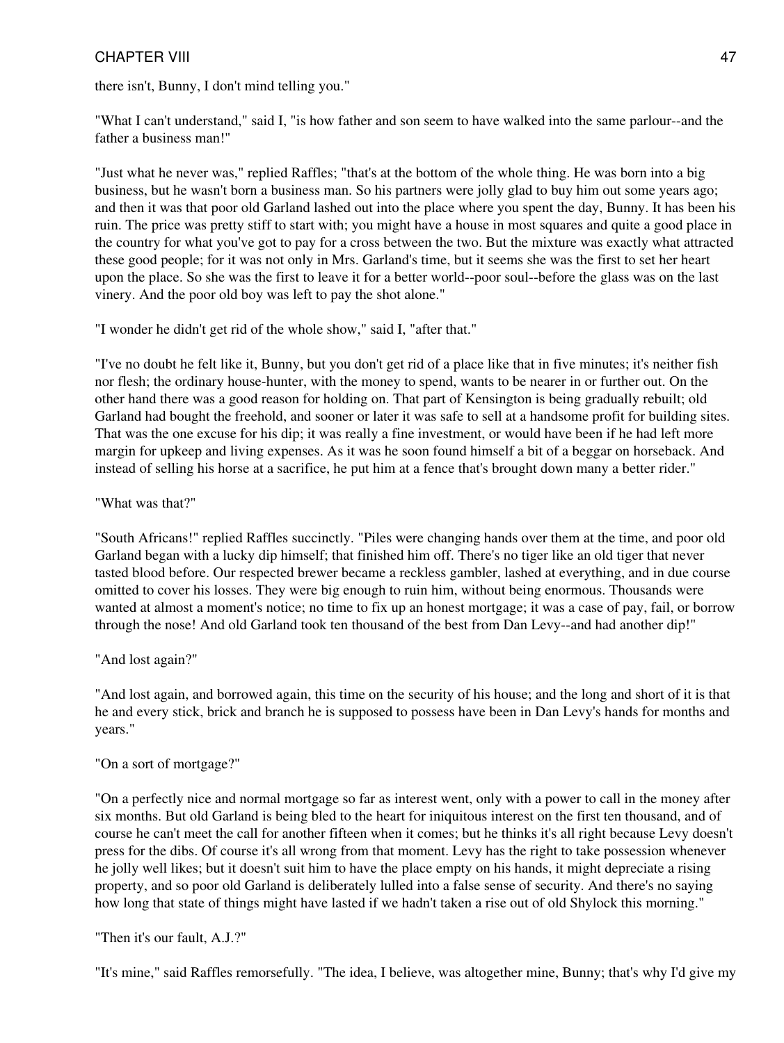there isn't, Bunny, I don't mind telling you."

"What I can't understand," said I, "is how father and son seem to have walked into the same parlour--and the father a business man!"

"Just what he never was," replied Raffles; "that's at the bottom of the whole thing. He was born into a big business, but he wasn't born a business man. So his partners were jolly glad to buy him out some years ago; and then it was that poor old Garland lashed out into the place where you spent the day, Bunny. It has been his ruin. The price was pretty stiff to start with; you might have a house in most squares and quite a good place in the country for what you've got to pay for a cross between the two. But the mixture was exactly what attracted these good people; for it was not only in Mrs. Garland's time, but it seems she was the first to set her heart upon the place. So she was the first to leave it for a better world--poor soul--before the glass was on the last vinery. And the poor old boy was left to pay the shot alone."

"I wonder he didn't get rid of the whole show," said I, "after that."

"I've no doubt he felt like it, Bunny, but you don't get rid of a place like that in five minutes; it's neither fish nor flesh; the ordinary house-hunter, with the money to spend, wants to be nearer in or further out. On the other hand there was a good reason for holding on. That part of Kensington is being gradually rebuilt; old Garland had bought the freehold, and sooner or later it was safe to sell at a handsome profit for building sites. That was the one excuse for his dip; it was really a fine investment, or would have been if he had left more margin for upkeep and living expenses. As it was he soon found himself a bit of a beggar on horseback. And instead of selling his horse at a sacrifice, he put him at a fence that's brought down many a better rider."

"What was that?"

"South Africans!" replied Raffles succinctly. "Piles were changing hands over them at the time, and poor old Garland began with a lucky dip himself; that finished him off. There's no tiger like an old tiger that never tasted blood before. Our respected brewer became a reckless gambler, lashed at everything, and in due course omitted to cover his losses. They were big enough to ruin him, without being enormous. Thousands were wanted at almost a moment's notice; no time to fix up an honest mortgage; it was a case of pay, fail, or borrow through the nose! And old Garland took ten thousand of the best from Dan Levy--and had another dip!"

"And lost again?"

"And lost again, and borrowed again, this time on the security of his house; and the long and short of it is that he and every stick, brick and branch he is supposed to possess have been in Dan Levy's hands for months and years."

"On a sort of mortgage?"

"On a perfectly nice and normal mortgage so far as interest went, only with a power to call in the money after six months. But old Garland is being bled to the heart for iniquitous interest on the first ten thousand, and of course he can't meet the call for another fifteen when it comes; but he thinks it's all right because Levy doesn't press for the dibs. Of course it's all wrong from that moment. Levy has the right to take possession whenever he jolly well likes; but it doesn't suit him to have the place empty on his hands, it might depreciate a rising property, and so poor old Garland is deliberately lulled into a false sense of security. And there's no saying how long that state of things might have lasted if we hadn't taken a rise out of old Shylock this morning."

"Then it's our fault, A.J.?"

"It's mine," said Raffles remorsefully. "The idea, I believe, was altogether mine, Bunny; that's why I'd give my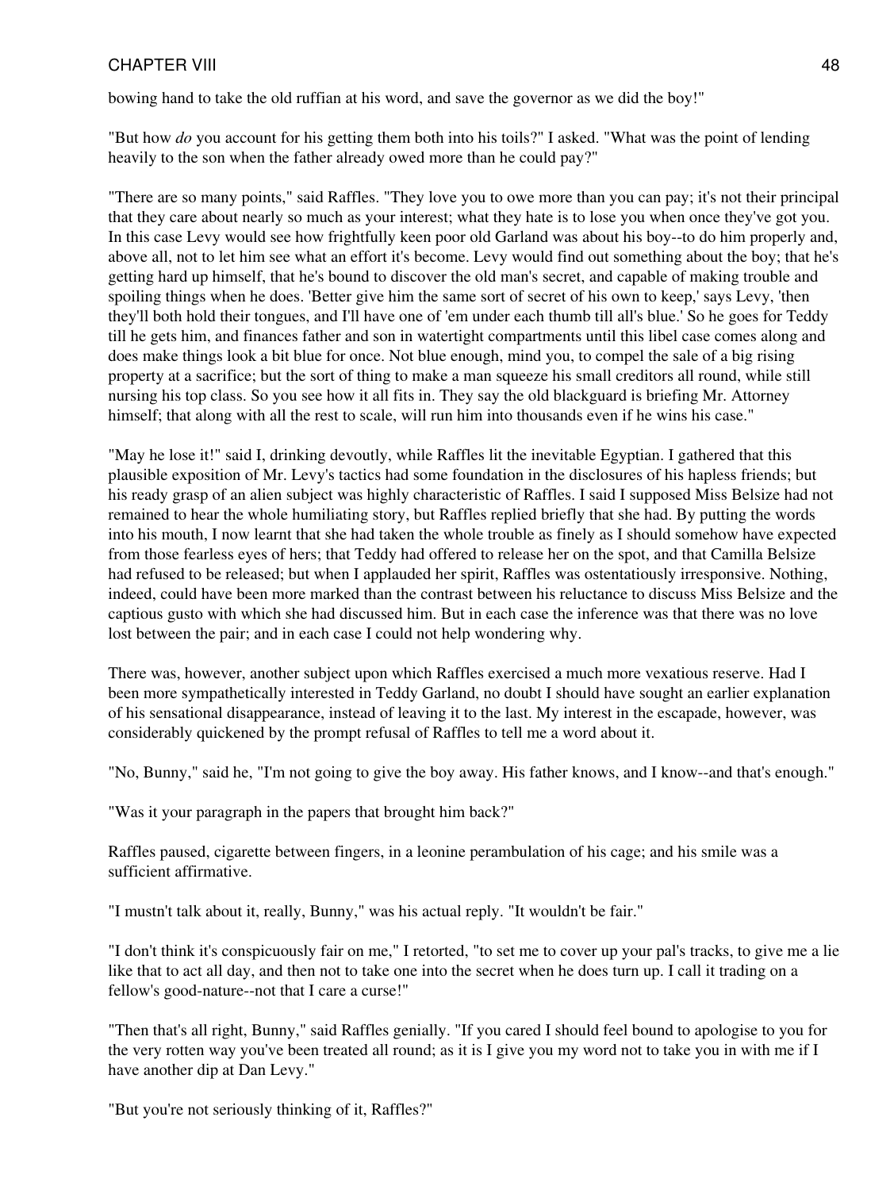bowing hand to take the old ruffian at his word, and save the governor as we did the boy!"

"But how *do* you account for his getting them both into his toils?" I asked. "What was the point of lending heavily to the son when the father already owed more than he could pay?"

"There are so many points," said Raffles. "They love you to owe more than you can pay; it's not their principal that they care about nearly so much as your interest; what they hate is to lose you when once they've got you. In this case Levy would see how frightfully keen poor old Garland was about his boy--to do him properly and, above all, not to let him see what an effort it's become. Levy would find out something about the boy; that he's getting hard up himself, that he's bound to discover the old man's secret, and capable of making trouble and spoiling things when he does. 'Better give him the same sort of secret of his own to keep,' says Levy, 'then they'll both hold their tongues, and I'll have one of 'em under each thumb till all's blue.' So he goes for Teddy till he gets him, and finances father and son in watertight compartments until this libel case comes along and does make things look a bit blue for once. Not blue enough, mind you, to compel the sale of a big rising property at a sacrifice; but the sort of thing to make a man squeeze his small creditors all round, while still nursing his top class. So you see how it all fits in. They say the old blackguard is briefing Mr. Attorney himself; that along with all the rest to scale, will run him into thousands even if he wins his case."

"May he lose it!" said I, drinking devoutly, while Raffles lit the inevitable Egyptian. I gathered that this plausible exposition of Mr. Levy's tactics had some foundation in the disclosures of his hapless friends; but his ready grasp of an alien subject was highly characteristic of Raffles. I said I supposed Miss Belsize had not remained to hear the whole humiliating story, but Raffles replied briefly that she had. By putting the words into his mouth, I now learnt that she had taken the whole trouble as finely as I should somehow have expected from those fearless eyes of hers; that Teddy had offered to release her on the spot, and that Camilla Belsize had refused to be released; but when I applauded her spirit, Raffles was ostentatiously irresponsive. Nothing, indeed, could have been more marked than the contrast between his reluctance to discuss Miss Belsize and the captious gusto with which she had discussed him. But in each case the inference was that there was no love lost between the pair; and in each case I could not help wondering why.

There was, however, another subject upon which Raffles exercised a much more vexatious reserve. Had I been more sympathetically interested in Teddy Garland, no doubt I should have sought an earlier explanation of his sensational disappearance, instead of leaving it to the last. My interest in the escapade, however, was considerably quickened by the prompt refusal of Raffles to tell me a word about it.

"No, Bunny," said he, "I'm not going to give the boy away. His father knows, and I know--and that's enough."

"Was it your paragraph in the papers that brought him back?"

Raffles paused, cigarette between fingers, in a leonine perambulation of his cage; and his smile was a sufficient affirmative.

"I mustn't talk about it, really, Bunny," was his actual reply. "It wouldn't be fair."

"I don't think it's conspicuously fair on me," I retorted, "to set me to cover up your pal's tracks, to give me a lie like that to act all day, and then not to take one into the secret when he does turn up. I call it trading on a fellow's good-nature--not that I care a curse!"

"Then that's all right, Bunny," said Raffles genially. "If you cared I should feel bound to apologise to you for the very rotten way you've been treated all round; as it is I give you my word not to take you in with me if I have another dip at Dan Levy."

"But you're not seriously thinking of it, Raffles?"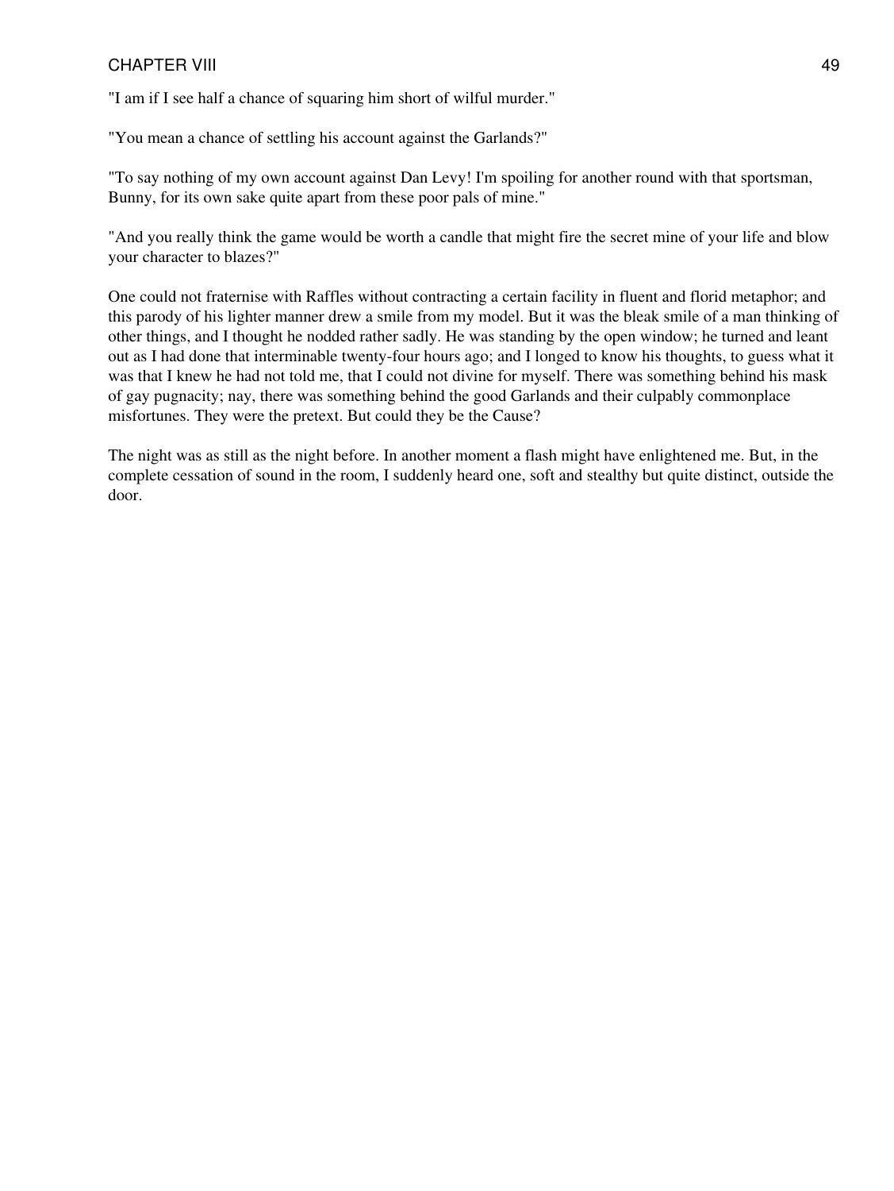"I am if I see half a chance of squaring him short of wilful murder."

"You mean a chance of settling his account against the Garlands?"

"To say nothing of my own account against Dan Levy! I'm spoiling for another round with that sportsman, Bunny, for its own sake quite apart from these poor pals of mine."

"And you really think the game would be worth a candle that might fire the secret mine of your life and blow your character to blazes?"

One could not fraternise with Raffles without contracting a certain facility in fluent and florid metaphor; and this parody of his lighter manner drew a smile from my model. But it was the bleak smile of a man thinking of other things, and I thought he nodded rather sadly. He was standing by the open window; he turned and leant out as I had done that interminable twenty-four hours ago; and I longed to know his thoughts, to guess what it was that I knew he had not told me, that I could not divine for myself. There was something behind his mask of gay pugnacity; nay, there was something behind the good Garlands and their culpably commonplace misfortunes. They were the pretext. But could they be the Cause?

The night was as still as the night before. In another moment a flash might have enlightened me. But, in the complete cessation of sound in the room, I suddenly heard one, soft and stealthy but quite distinct, outside the door.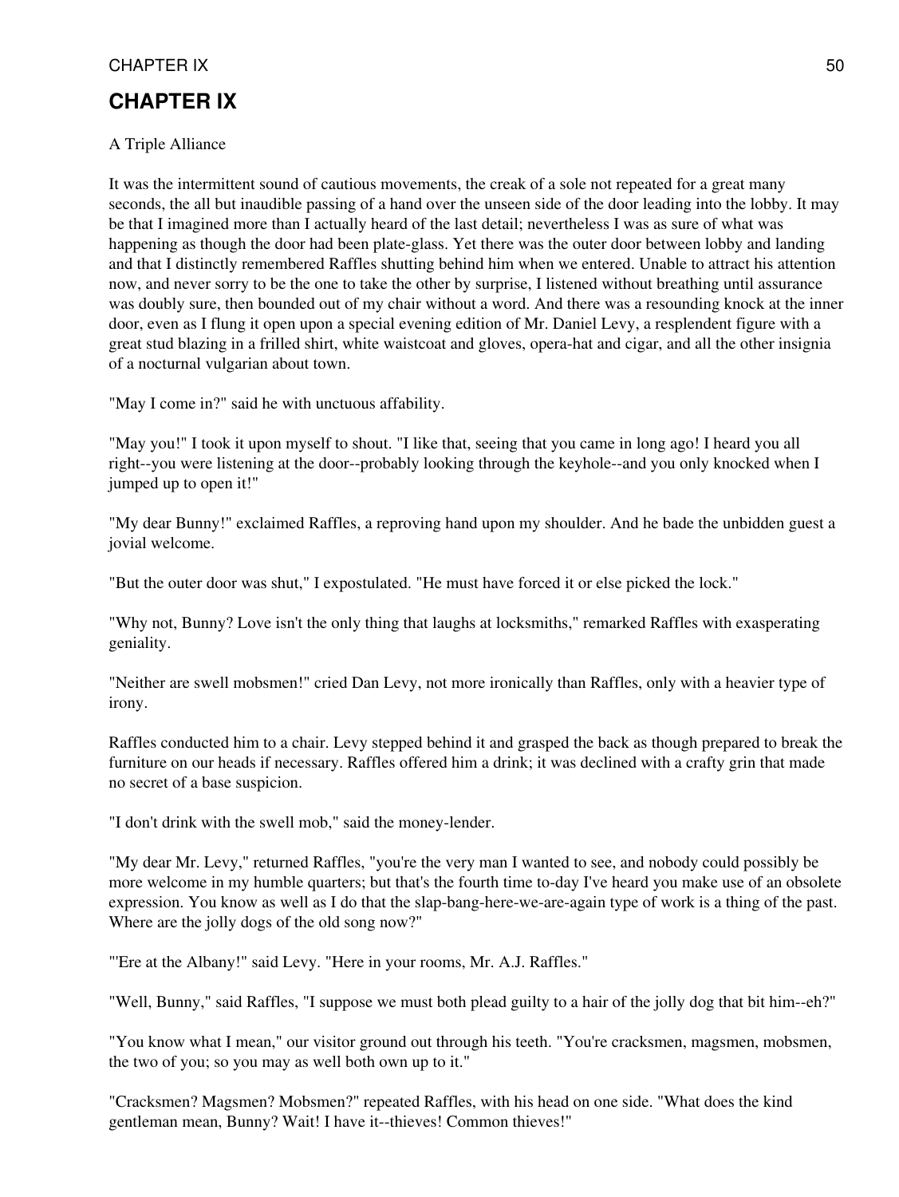# CHAPTER IX

A Triple Alliance

It was the intermittent sound of cautious movements, the creak of a sole not repeated for a great many seconds, the all but inaudible passing of a hand over the unseen side of the door leading into the lobby. It may be that I imagined more than I actually heard of the last detail; nevertheless I was as sure of what was happening as though the door had been plate-glass. Yet there was the outer door between lobby and landing and that I distinctly remembered Raffles shutting behind him when we entered. Unable to attract his attention now, and never sorry to be the one to take the other by surprise, I listened without breathing until assurance was doubly sure, then bounded out of my chair without a word. And there was a resounding knock at the inner door, even as I flung it open upon a special evening edition of Mr. Daniel Levy, a resplendent figure with a great stud blazing in a frilled shirt, white waistcoat and gloves, opera-hat and cigar, and all the other insignia of a nocturnal vulgarian about town.

"May I come in?" said he with unctuous affability.

"May you!" I took it upon myself to shout. "I like that, seeing that you came in long ago! I heard you all right--you were listening at the door--probably looking through the keyhole--and you only knocked when I jumped up to open it!"

"My dear Bunny!" exclaimed Raffles, a reproving hand upon my shoulder. And he bade the unbidden guest a jovial welcome.

"But the outer door was shut," I expostulated. "He must have forced it or else picked the lock."

"Why not, Bunny? Love isn't the only thing that laughs at locksmiths," remarked Raffles with exasperating geniality.

"Neither are swell mobsmen!" cried Dan Levy, not more ironically than Raffles, only with a heavier type of irony.

Raffles conducted him to a chair. Levy stepped behind it and grasped the back as though prepared to break the furniture on our heads if necessary. Raffles offered him a drink; it was declined with a crafty grin that made no secret of a base suspicion.

"I don't drink with the swell mob," said the money-lender.

"My dear Mr. Levy," returned Raffles, "you're the very man I wanted to see, and nobody could possibly be more welcome in my humble quarters; but that's the fourth time to-day I've heard you make use of an obsolete expression. You know as well as I do that the slap-bang-here-we-are-again type of work is a thing of the past. Where are the jolly dogs of the old song now?"

"'Ere at the Albany!" said Levy. "Here in your rooms, Mr. A.J. Raffles."

"Well, Bunny," said Raffles, "I suppose we must both plead guilty to a hair of the jolly dog that bit him--eh?"

"You know what I mean," our visitor ground out through his teeth. "You're cracksmen, magsmen, mobsmen, the two of you; so you may as well both own up to it."

"Cracksmen? Magsmen? Mobsmen?" repeated Raffles, with his head on one side. "What does the kind gentleman mean, Bunny? Wait! I have it--thieves! Common thieves!"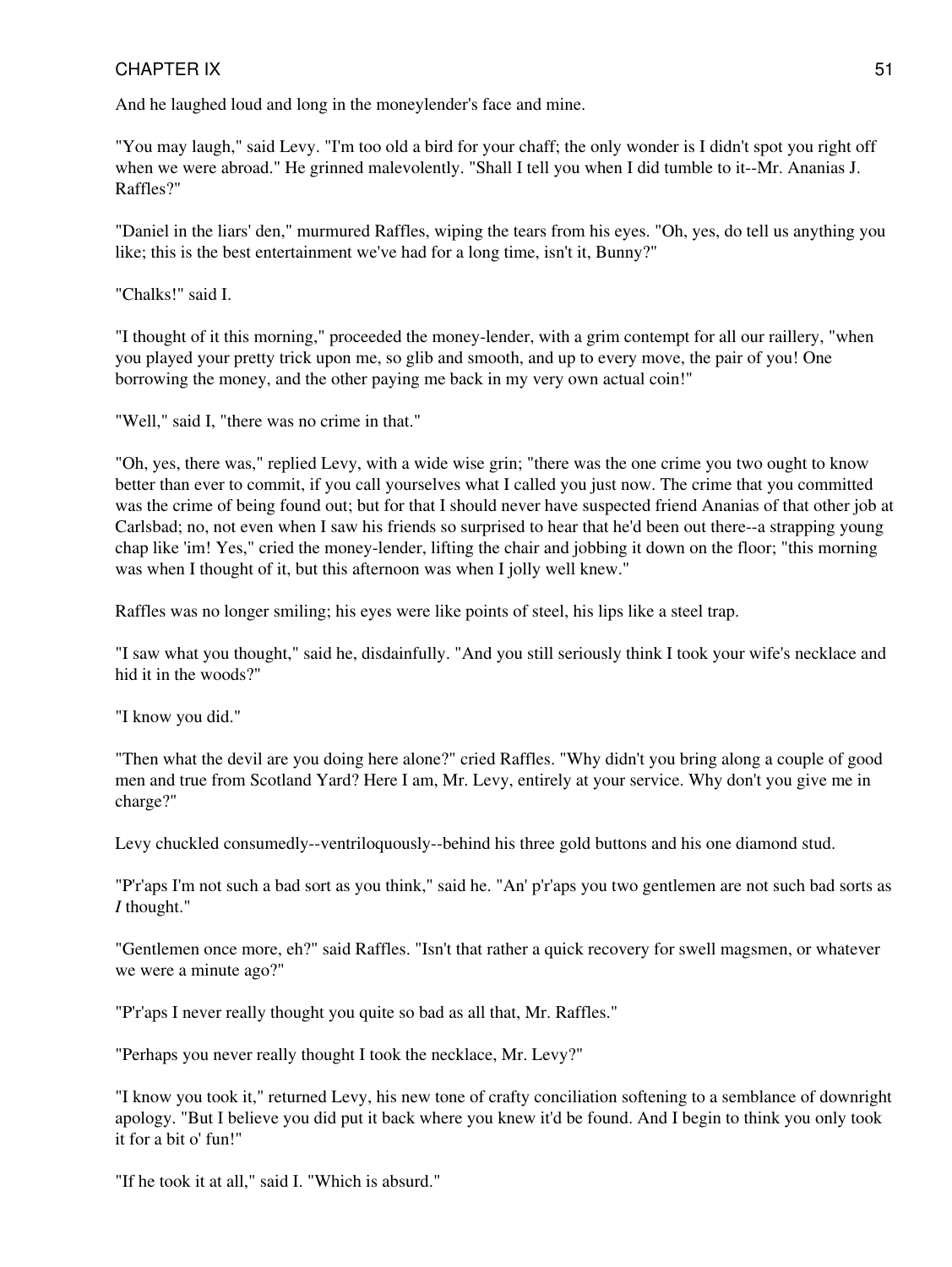And he laughed loud and long in the moneylender's face and mine.

"You may laugh," said Levy. "I'm too old a bird for your chaff; the only wonder is I didn't spot you right off when we were abroad." He grinned malevolently. "Shall I tell you when I did tumble to it--Mr. Ananias J. Raffles?"

"Daniel in the liars' den," murmured Raffles, wiping the tears from his eyes. "Oh, yes, do tell us anything you like; this is the best entertainment we've had for a long time, isn't it, Bunny?"

"Chalks!" said I.

"I thought of it this morning," proceeded the money-lender, with a grim contempt for all our raillery, "when you played your pretty trick upon me, so glib and smooth, and up to every move, the pair of you! One borrowing the money, and the other paying me back in my very own actual coin!"

"Well," said I, "there was no crime in that."

"Oh, yes, there was," replied Levy, with a wide wise grin; "there was the one crime you two ought to know better than ever to commit, if you call yourselves what I called you just now. The crime that you committed was the crime of being found out; but for that I should never have suspected friend Ananias of that other job at Carlsbad; no, not even when I saw his friends so surprised to hear that he'd been out there--a strapping young chap like 'im! Yes," cried the money-lender, lifting the chair and jobbing it down on the floor; "this morning was when I thought of it, but this afternoon was when I jolly well knew."

Raffles was no longer smiling; his eyes were like points of steel, his lips like a steel trap.

"I saw what you thought," said he, disdainfully. "And you still seriously think I took your wife's necklace and hid it in the woods?"

"I know you did."

"Then what the devil are you doing here alone?" cried Raffles. "Why didn't you bring along a couple of good men and true from Scotland Yard? Here I am, Mr. Levy, entirely at your service. Why don't you give me in charge?"

Levy chuckled consumedly--ventriloquously--behind his three gold buttons and his one diamond stud.

"P'r'aps I'm not such a bad sort as you think," said he. "An' p'r'aps you two gentlemen are not such bad sorts as *I* thought."

"Gentlemen once more, eh?" said Raffles. "Isn't that rather a quick recovery for swell magsmen, or whatever we were a minute ago?"

"P'r'aps I never really thought you quite so bad as all that, Mr. Raffles."

"Perhaps you never really thought I took the necklace, Mr. Levy?"

"I know you took it," returned Levy, his new tone of crafty conciliation softening to a semblance of downright apology. "But I believe you did put it back where you knew it'd be found. And I begin to think you only took it for a bit o' fun!"

"If he took it at all," said I. "Which is absurd."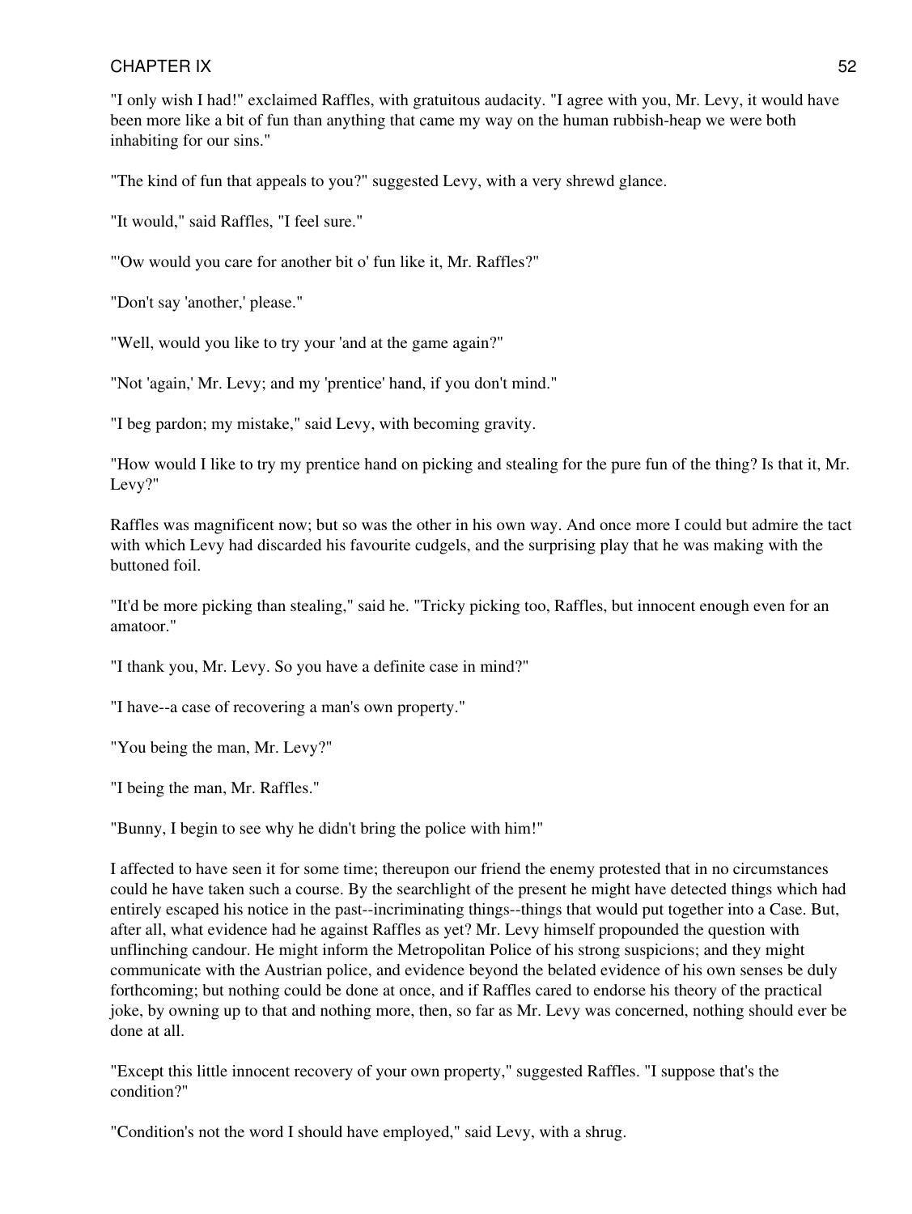"I only wish I had!" exclaimed Raffles, with gratuitous audacity. "I agree with you, Mr. Levy, it would have been more like a bit of fun than anything that came my way on the human rubbish-heap we were both inhabiting for our sins."

"The kind of fun that appeals to you?" suggested Levy, with a very shrewd glance.

"It would," said Raffles, "I feel sure."

"'Ow would you care for another bit o' fun like it, Mr. Raffles?"

"Don't say 'another,' please."

"Well, would you like to try your 'and at the game again?"

"Not 'again,' Mr. Levy; and my 'prentice' hand, if you don't mind."

"I beg pardon; my mistake," said Levy, with becoming gravity.

"How would I like to try my prentice hand on picking and stealing for the pure fun of the thing? Is that it, Mr. Levy?"

Raffles was magnificent now; but so was the other in his own way. And once more I could but admire the tact with which Levy had discarded his favourite cudgels, and the surprising play that he was making with the buttoned foil.

"It'd be more picking than stealing," said he. "Tricky picking too, Raffles, but innocent enough even for an amatoor."

"I thank you, Mr. Levy. So you have a definite case in mind?"

"I have--a case of recovering a man's own property."

"You being the man, Mr. Levy?"

"I being the man, Mr. Raffles."

"Bunny, I begin to see why he didn't bring the police with him!"

I affected to have seen it for some time; thereupon our friend the enemy protested that in no circumstances could he have taken such a course. By the searchlight of the present he might have detected things which had entirely escaped his notice in the past--incriminating things--things that would put together into a Case. But, after all, what evidence had he against Raffles as yet? Mr. Levy himself propounded the question with unflinching candour. He might inform the Metropolitan Police of his strong suspicions; and they might communicate with the Austrian police, and evidence beyond the belated evidence of his own senses be duly forthcoming; but nothing could be done at once, and if Raffles cared to endorse his theory of the practical joke, by owning up to that and nothing more, then, so far as Mr. Levy was concerned, nothing should ever be done at all.

"Except this little innocent recovery of your own property," suggested Raffles. "I suppose that's the condition?"

"Condition's not the word I should have employed," said Levy, with a shrug.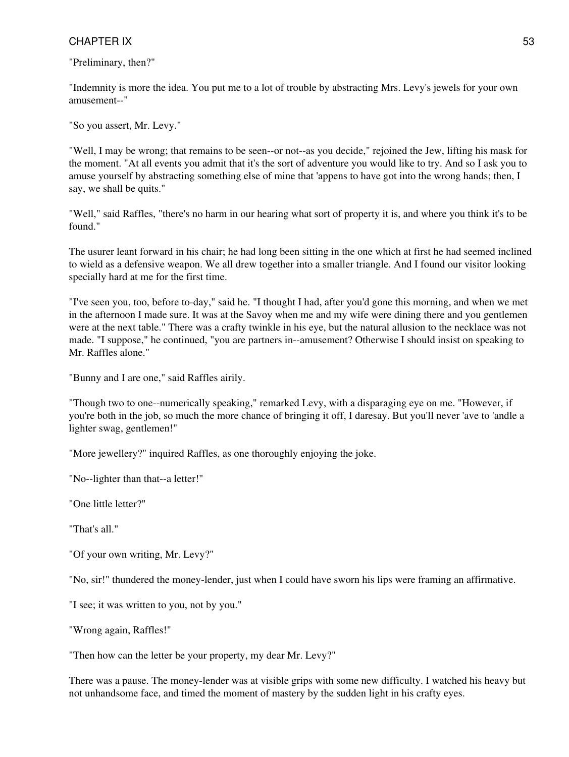"Preliminary, then?"

"Indemnity is more the idea. You put me to a lot of trouble by abstracting Mrs. Levy's jewels for your own amusement--"

"So you assert, Mr. Levy."

"Well, I may be wrong; that remains to be seen--or not--as you decide," rejoined the Jew, lifting his mask for the moment. "At all events you admit that it's the sort of adventure you would like to try. And so I ask you to amuse yourself by abstracting something else of mine that 'appens to have got into the wrong hands; then, I say, we shall be quits."

"Well," said Raffles, "there's no harm in our hearing what sort of property it is, and where you think it's to be found."

The usurer leant forward in his chair; he had long been sitting in the one which at first he had seemed inclined to wield as a defensive weapon. We all drew together into a smaller triangle. And I found our visitor looking specially hard at me for the first time.

"I've seen you, too, before to-day," said he. "I thought I had, after you'd gone this morning, and when we met in the afternoon I made sure. It was at the Savoy when me and my wife were dining there and you gentlemen were at the next table." There was a crafty twinkle in his eye, but the natural allusion to the necklace was not made. "I suppose," he continued, "you are partners in--amusement? Otherwise I should insist on speaking to Mr. Raffles alone."

"Bunny and I are one," said Raffles airily.

"Though two to one--numerically speaking," remarked Levy, with a disparaging eye on me. "However, if you're both in the job, so much the more chance of bringing it off, I daresay. But you'll never 'ave to 'andle a lighter swag, gentlemen!"

"More jewellery?" inquired Raffles, as one thoroughly enjoying the joke.

"No--lighter than that--a letter!"

"One little letter?"

"That's all."

"Of your own writing, Mr. Levy?"

"No, sir!" thundered the money-lender, just when I could have sworn his lips were framing an affirmative.

"I see; it was written to you, not by you."

"Wrong again, Raffles!"

"Then how can the letter be your property, my dear Mr. Levy?"

There was a pause. The money-lender was at visible grips with some new difficulty. I watched his heavy but not unhandsome face, and timed the moment of mastery by the sudden light in his crafty eyes.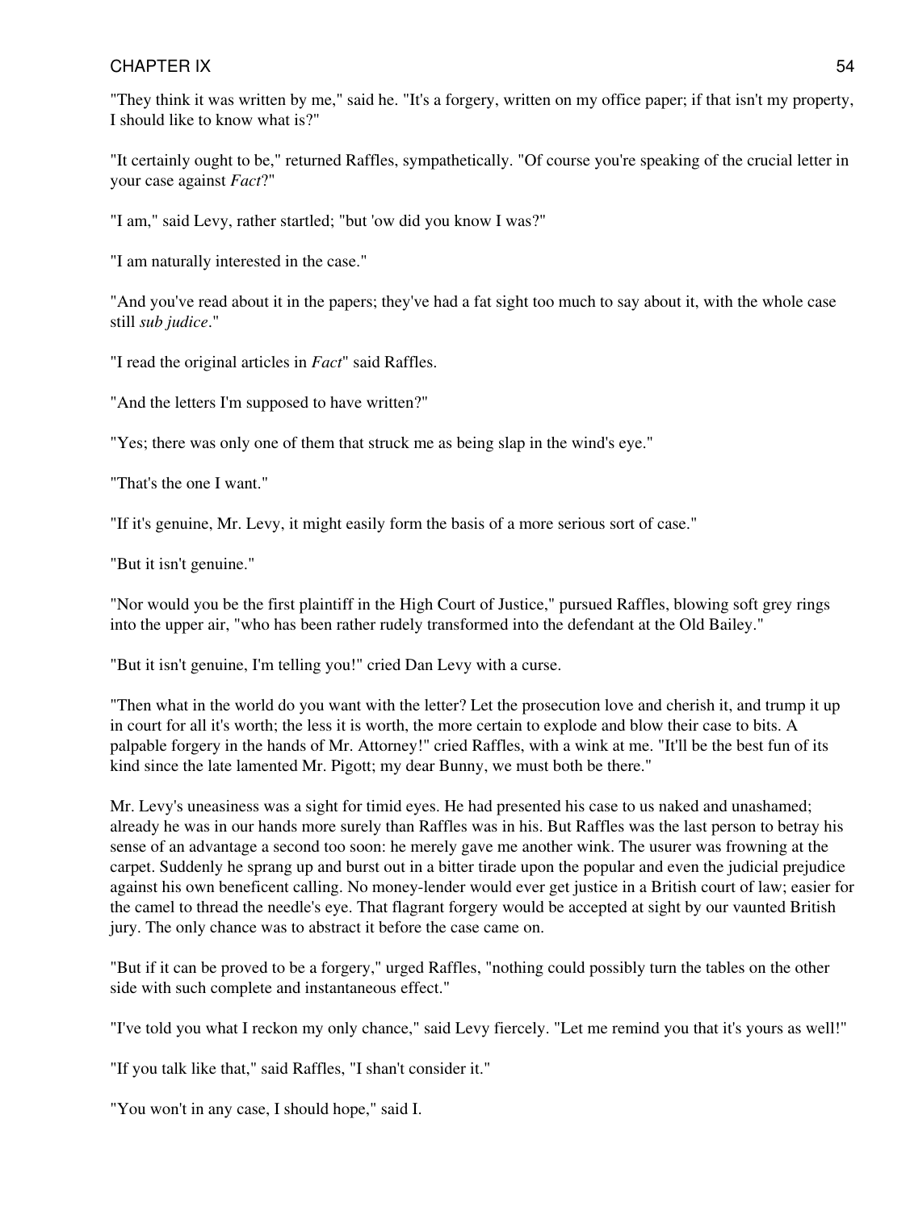"They think it was written by me," said he. "It's a forgery, written on my office paper; if that isn't my property, I should like to know what is?"

"It certainly ought to be," returned Raffles, sympathetically. "Of course you're speaking of the crucial letter in your case against *Fact*?"

"I am," said Levy, rather startled; "but 'ow did you know I was?"

"I am naturally interested in the case."

"And you've read about it in the papers; they've had a fat sight too much to say about it, with the whole case still *sub judice*."

"I read the original articles in *Fact*" said Raffles.

"And the letters I'm supposed to have written?"

"Yes; there was only one of them that struck me as being slap in the wind's eye."

"That's the one I want."

"If it's genuine, Mr. Levy, it might easily form the basis of a more serious sort of case."

"But it isn't genuine."

"Nor would you be the first plaintiff in the High Court of Justice," pursued Raffles, blowing soft grey rings into the upper air, "who has been rather rudely transformed into the defendant at the Old Bailey."

"But it isn't genuine, I'm telling you!" cried Dan Levy with a curse.

"Then what in the world do you want with the letter? Let the prosecution love and cherish it, and trump it up in court for all it's worth; the less it is worth, the more certain to explode and blow their case to bits. A palpable forgery in the hands of Mr. Attorney!" cried Raffles, with a wink at me. "It'll be the best fun of its kind since the late lamented Mr. Pigott; my dear Bunny, we must both be there."

Mr. Levy's uneasiness was a sight for timid eyes. He had presented his case to us naked and unashamed; already he was in our hands more surely than Raffles was in his. But Raffles was the last person to betray his sense of an advantage a second too soon: he merely gave me another wink. The usurer was frowning at the carpet. Suddenly he sprang up and burst out in a bitter tirade upon the popular and even the judicial prejudice against his own beneficent calling. No money-lender would ever get justice in a British court of law; easier for the camel to thread the needle's eye. That flagrant forgery would be accepted at sight by our vaunted British jury. The only chance was to abstract it before the case came on.

"But if it can be proved to be a forgery," urged Raffles, "nothing could possibly turn the tables on the other side with such complete and instantaneous effect."

"I've told you what I reckon my only chance," said Levy fiercely. "Let me remind you that it's yours as well!"

"If you talk like that," said Raffles, "I shan't consider it."

"You won't in any case, I should hope," said I.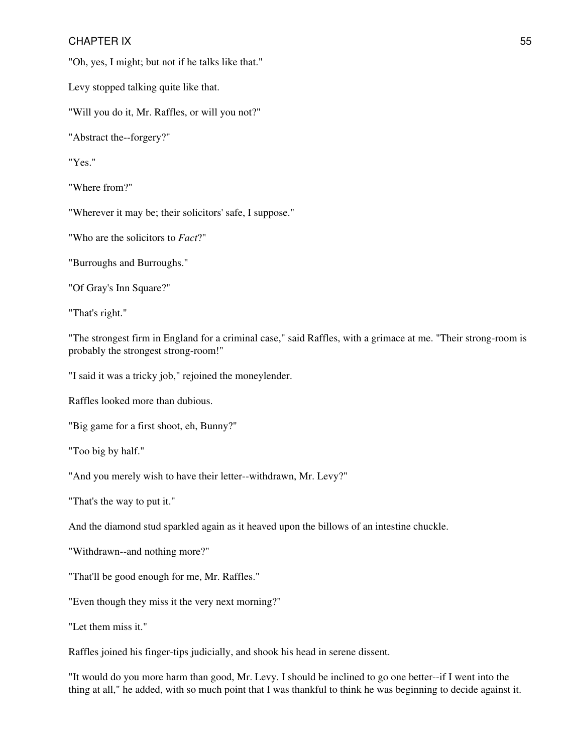"Oh, yes, I might; but not if he talks like that."

Levy stopped talking quite like that.

"Will you do it, Mr. Raffles, or will you not?"

"Abstract the--forgery?"

"Yes."

"Where from?"

"Wherever it may be; their solicitors' safe, I suppose."

"Who are the solicitors to *Fact*?"

"Burroughs and Burroughs."

"Of Gray's Inn Square?"

"That's right."

"The strongest firm in England for a criminal case," said Raffles, with a grimace at me. "Their strong-room is probably the strongest strong-room!"

"I said it was a tricky job," rejoined the moneylender.

Raffles looked more than dubious.

"Big game for a first shoot, eh, Bunny?"

"Too big by half."

"And you merely wish to have their letter--withdrawn, Mr. Levy?"

"That's the way to put it."

And the diamond stud sparkled again as it heaved upon the billows of an intestine chuckle.

"Withdrawn--and nothing more?"

"That'll be good enough for me, Mr. Raffles."

"Even though they miss it the very next morning?"

"Let them miss it."

Raffles joined his finger-tips judicially, and shook his head in serene dissent.

"It would do you more harm than good, Mr. Levy. I should be inclined to go one better--if I went into the thing at all," he added, with so much point that I was thankful to think he was beginning to decide against it.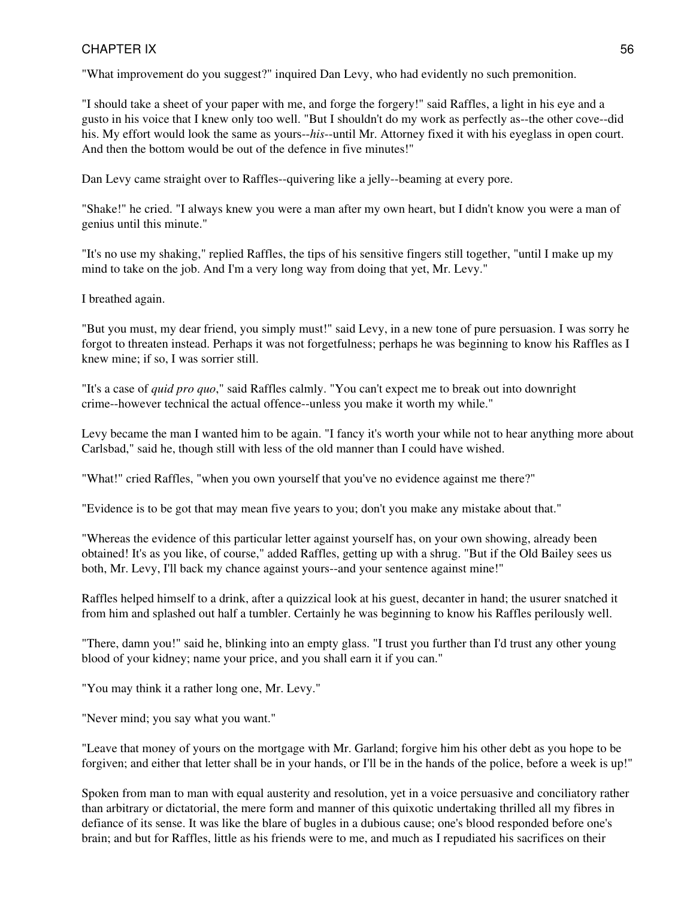"What improvement do you suggest?" inquired Dan Levy, who had evidently no such premonition.

"I should take a sheet of your paper with me, and forge the forgery!" said Raffles, a light in his eye and a gusto in his voice that I knew only too well. "But I shouldn't do my work as perfectly as--the other cove--did his. My effort would look the same as yours--*his*--until Mr. Attorney fixed it with his eyeglass in open court. And then the bottom would be out of the defence in five minutes!"

Dan Levy came straight over to Raffles--quivering like a jelly--beaming at every pore.

"Shake!" he cried. "I always knew you were a man after my own heart, but I didn't know you were a man of genius until this minute."

"It's no use my shaking," replied Raffles, the tips of his sensitive fingers still together, "until I make up my mind to take on the job. And I'm a very long way from doing that yet, Mr. Levy."

I breathed again.

"But you must, my dear friend, you simply must!" said Levy, in a new tone of pure persuasion. I was sorry he forgot to threaten instead. Perhaps it was not forgetfulness; perhaps he was beginning to know his Raffles as I knew mine; if so, I was sorrier still.

"It's a case of *quid pro quo*," said Raffles calmly. "You can't expect me to break out into downright crime--however technical the actual offence--unless you make it worth my while."

Levy became the man I wanted him to be again. "I fancy it's worth your while not to hear anything more about Carlsbad," said he, though still with less of the old manner than I could have wished.

"What!" cried Raffles, "when you own yourself that you've no evidence against me there?"

"Evidence is to be got that may mean five years to you; don't you make any mistake about that."

"Whereas the evidence of this particular letter against yourself has, on your own showing, already been obtained! It's as you like, of course," added Raffles, getting up with a shrug. "But if the Old Bailey sees us both, Mr. Levy, I'll back my chance against yours--and your sentence against mine!"

Raffles helped himself to a drink, after a quizzical look at his guest, decanter in hand; the usurer snatched it from him and splashed out half a tumbler. Certainly he was beginning to know his Raffles perilously well.

"There, damn you!" said he, blinking into an empty glass. "I trust you further than I'd trust any other young blood of your kidney; name your price, and you shall earn it if you can."

"You may think it a rather long one, Mr. Levy."

"Never mind; you say what you want."

"Leave that money of yours on the mortgage with Mr. Garland; forgive him his other debt as you hope to be forgiven; and either that letter shall be in your hands, or I'll be in the hands of the police, before a week is up!"

Spoken from man to man with equal austerity and resolution, yet in a voice persuasive and conciliatory rather than arbitrary or dictatorial, the mere form and manner of this quixotic undertaking thrilled all my fibres in defiance of its sense. It was like the blare of bugles in a dubious cause; one's blood responded before one's brain; and but for Raffles, little as his friends were to me, and much as I repudiated his sacrifices on their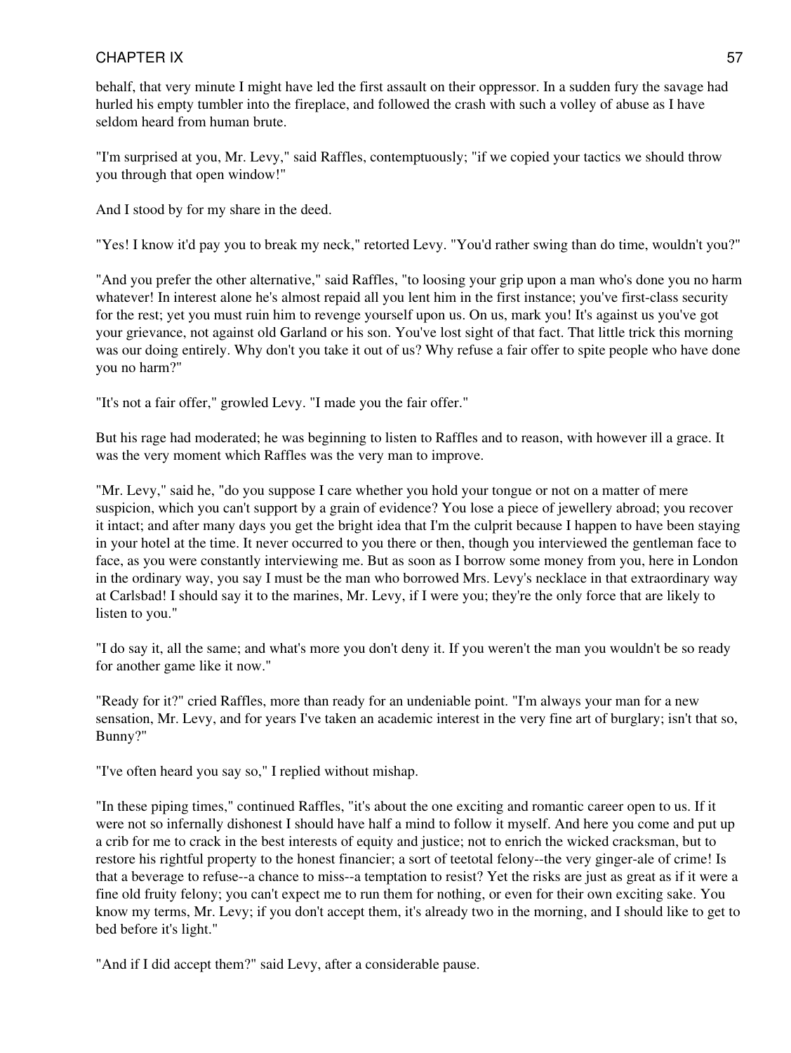behalf, that very minute I might have led the first assault on their oppressor. In a sudden fury the savage had hurled his empty tumbler into the fireplace, and followed the crash with such a volley of abuse as I have seldom heard from human brute.

"I'm surprised at you, Mr. Levy," said Raffles, contemptuously; "if we copied your tactics we should throw you through that open window!"

And I stood by for my share in the deed.

"Yes! I know it'd pay you to break my neck," retorted Levy. "You'd rather swing than do time, wouldn't you?"

"And you prefer the other alternative," said Raffles, "to loosing your grip upon a man who's done you no harm whatever! In interest alone he's almost repaid all you lent him in the first instance; you've first-class security for the rest; yet you must ruin him to revenge yourself upon us. On us, mark you! It's against us you've got your grievance, not against old Garland or his son. You've lost sight of that fact. That little trick this morning was our doing entirely. Why don't you take it out of us? Why refuse a fair offer to spite people who have done you no harm?"

"It's not a fair offer," growled Levy. "I made you the fair offer."

But his rage had moderated; he was beginning to listen to Raffles and to reason, with however ill a grace. It was the very moment which Raffles was the very man to improve.

"Mr. Levy," said he, "do you suppose I care whether you hold your tongue or not on a matter of mere suspicion, which you can't support by a grain of evidence? You lose a piece of jewellery abroad; you recover it intact; and after many days you get the bright idea that I'm the culprit because I happen to have been staying in your hotel at the time. It never occurred to you there or then, though you interviewed the gentleman face to face, as you were constantly interviewing me. But as soon as I borrow some money from you, here in London in the ordinary way, you say I must be the man who borrowed Mrs. Levy's necklace in that extraordinary way at Carlsbad! I should say it to the marines, Mr. Levy, if I were you; they're the only force that are likely to listen to you."

"I do say it, all the same; and what's more you don't deny it. If you weren't the man you wouldn't be so ready for another game like it now."

"Ready for it?" cried Raffles, more than ready for an undeniable point. "I'm always your man for a new sensation, Mr. Levy, and for years I've taken an academic interest in the very fine art of burglary; isn't that so, Bunny?"

"I've often heard you say so," I replied without mishap.

"In these piping times," continued Raffles, "it's about the one exciting and romantic career open to us. If it were not so infernally dishonest I should have half a mind to follow it myself. And here you come and put up a crib for me to crack in the best interests of equity and justice; not to enrich the wicked cracksman, but to restore his rightful property to the honest financier; a sort of teetotal felony--the very ginger-ale of crime! Is that a beverage to refuse--a chance to miss--a temptation to resist? Yet the risks are just as great as if it were a fine old fruity felony; you can't expect me to run them for nothing, or even for their own exciting sake. You know my terms, Mr. Levy; if you don't accept them, it's already two in the morning, and I should like to get to bed before it's light."

"And if I did accept them?" said Levy, after a considerable pause.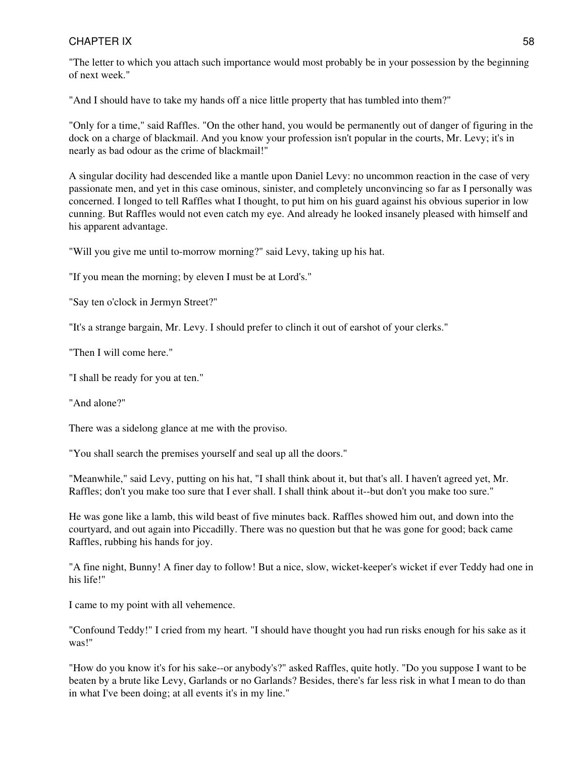"The letter to which you attach such importance would most probably be in your possession by the beginning of next week."

"And I should have to take my hands off a nice little property that has tumbled into them?"

"Only for a time," said Raffles. "On the other hand, you would be permanently out of danger of figuring in the dock on a charge of blackmail. And you know your profession isn't popular in the courts, Mr. Levy; it's in nearly as bad odour as the crime of blackmail!"

A singular docility had descended like a mantle upon Daniel Levy: no uncommon reaction in the case of very passionate men, and yet in this case ominous, sinister, and completely unconvincing so far as I personally was concerned. I longed to tell Raffles what I thought, to put him on his guard against his obvious superior in low cunning. But Raffles would not even catch my eye. And already he looked insanely pleased with himself and his apparent advantage.

"Will you give me until to-morrow morning?" said Levy, taking up his hat.

"If you mean the morning; by eleven I must be at Lord's."

"Say ten o'clock in Jermyn Street?"

"It's a strange bargain, Mr. Levy. I should prefer to clinch it out of earshot of your clerks."

"Then I will come here."

"I shall be ready for you at ten."

"And alone?"

There was a sidelong glance at me with the proviso.

"You shall search the premises yourself and seal up all the doors."

"Meanwhile," said Levy, putting on his hat, "I shall think about it, but that's all. I haven't agreed yet, Mr. Raffles; don't you make too sure that I ever shall. I shall think about it--but don't you make too sure."

He was gone like a lamb, this wild beast of five minutes back. Raffles showed him out, and down into the courtyard, and out again into Piccadilly. There was no question but that he was gone for good; back came Raffles, rubbing his hands for joy.

"A fine night, Bunny! A finer day to follow! But a nice, slow, wicket-keeper's wicket if ever Teddy had one in his life!"

I came to my point with all vehemence.

"Confound Teddy!" I cried from my heart. "I should have thought you had run risks enough for his sake as it was!"

"How do you know it's for his sake--or anybody's?" asked Raffles, quite hotly. "Do you suppose I want to be beaten by a brute like Levy, Garlands or no Garlands? Besides, there's far less risk in what I mean to do than in what I've been doing; at all events it's in my line."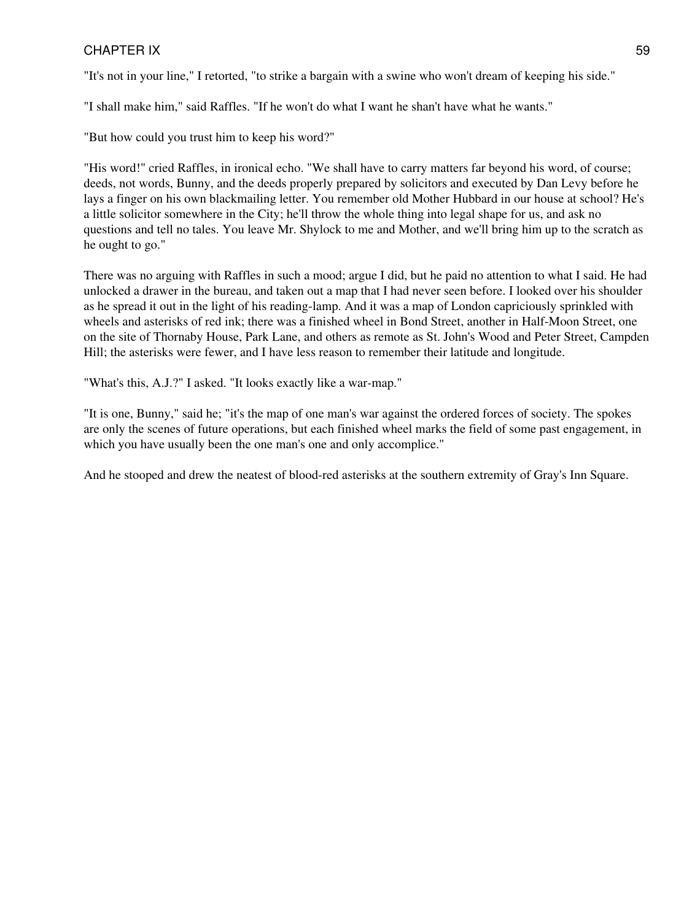"It's not in your line," I retorted, "to strike a bargain with a swine who won't dream of keeping his side."

"I shall make him," said Raffles. "If he won't do what I want he shan't have what he wants."

"But how could you trust him to keep his word?"

"His word!" cried Raffles, in ironical echo. "We shall have to carry matters far beyond his word, of course; deeds, not words, Bunny, and the deeds properly prepared by solicitors and executed by Dan Levy before he lays a finger on his own blackmailing letter. You remember old Mother Hubbard in our house at school? He's a little solicitor somewhere in the City; he'll throw the whole thing into legal shape for us, and ask no questions and tell no tales. You leave Mr. Shylock to me and Mother, and we'll bring him up to the scratch as he ought to go."

There was no arguing with Raffles in such a mood; argue I did, but he paid no attention to what I said. He had unlocked a drawer in the bureau, and taken out a map that I had never seen before. I looked over his shoulder as he spread it out in the light of his reading-lamp. And it was a map of London capriciously sprinkled with wheels and asterisks of red ink; there was a finished wheel in Bond Street, another in Half-Moon Street, one on the site of Thornaby House, Park Lane, and others as remote as St. John's Wood and Peter Street, Campden Hill; the asterisks were fewer, and I have less reason to remember their latitude and longitude.

"What's this, A.J.?" I asked. "It looks exactly like a war-map."

"It is one, Bunny," said he; "it's the map of one man's war against the ordered forces of society. The spokes are only the scenes of future operations, but each finished wheel marks the field of some past engagement, in which you have usually been the one man's one and only accomplice."

And he stooped and drew the neatest of blood-red asterisks at the southern extremity of Gray's Inn Square.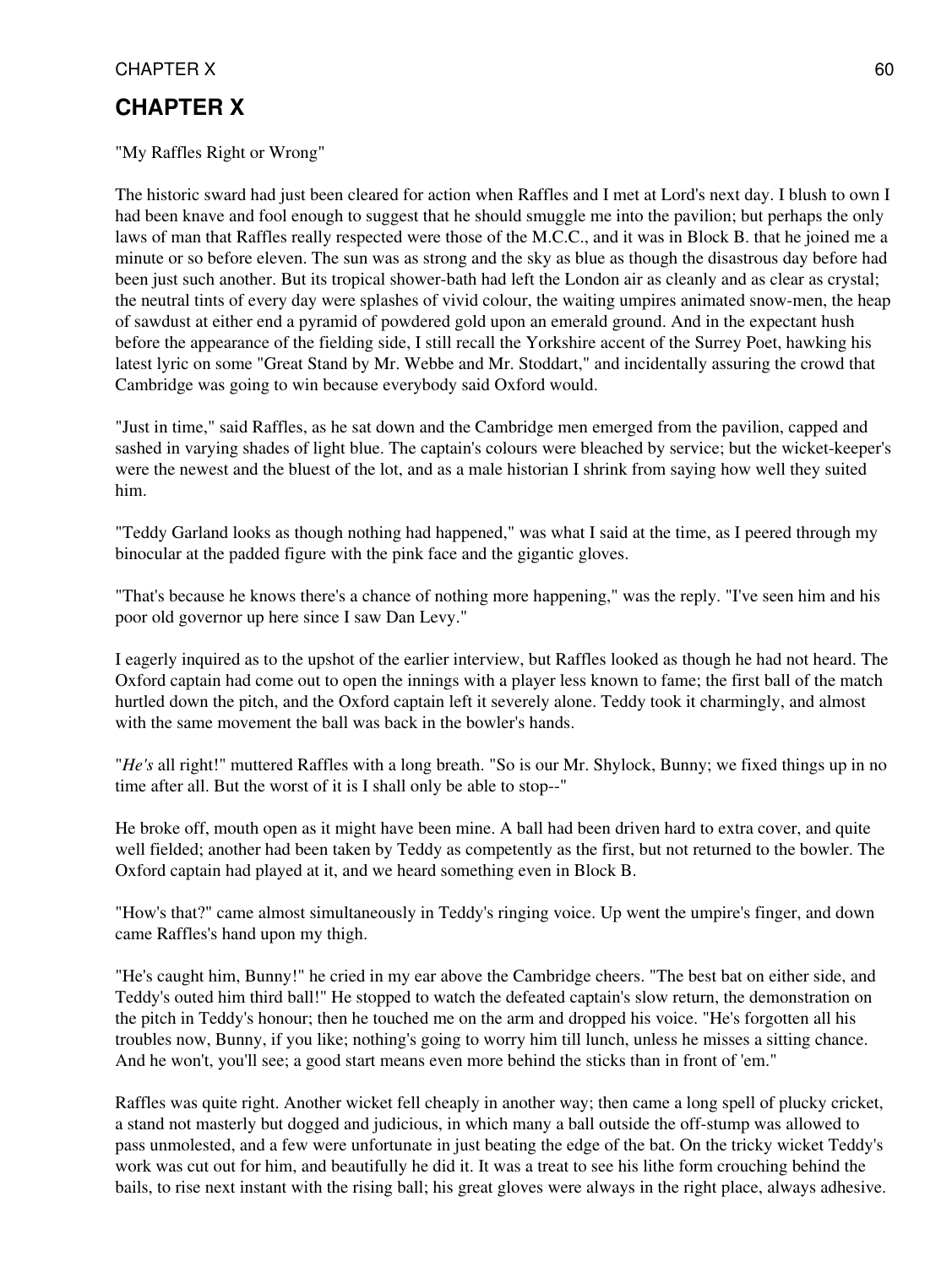# CHAPTER X

"My Raffles Right or Wrong"

The historic sward had just been cleared for action when Raffles and I met at Lord's next day. I blush to own I had been knave and fool enough to suggest that he should smuggle me into the pavilion; but perhaps the only laws of man that Raffles really respected were those of the M.C.C., and it was in Block B. that he joined me a minute or so before eleven. The sun was as strong and the sky as blue as though the disastrous day before had been just such another. But its tropical shower-bath had left the London air as cleanly and as clear as crystal; the neutral tints of every day were splashes of vivid colour, the waiting umpires animated snow-men, the heap of sawdust at either end a pyramid of powdered gold upon an emerald ground. And in the expectant hush before the appearance of the fielding side, I still recall the Yorkshire accent of the Surrey Poet, hawking his latest lyric on some "Great Stand by Mr. Webbe and Mr. Stoddart," and incidentally assuring the crowd that Cambridge was going to win because everybody said Oxford would.

"Just in time," said Raffles, as he sat down and the Cambridge men emerged from the pavilion, capped and sashed in varying shades of light blue. The captain's colours were bleached by service; but the wicket-keeper's were the newest and the bluest of the lot, and as a male historian I shrink from saying how well they suited him.

"Teddy Garland looks as though nothing had happened," was what I said at the time, as I peered through my binocular at the padded figure with the pink face and the gigantic gloves.

"That's because he knows there's a chance of nothing more happening," was the reply. "I've seen him and his poor old governor up here since I saw Dan Levy."

I eagerly inquired as to the upshot of the earlier interview, but Raffles looked as though he had not heard. The Oxford captain had come out to open the innings with a player less known to fame; the first ball of the match hurtled down the pitch, and the Oxford captain left it severely alone. Teddy took it charmingly, and almost with the same movement the ball was back in the bowler's hands.

"*He's* all right!" muttered Raffles with a long breath. "So is our Mr. Shylock, Bunny; we fixed things up in no time after all. But the worst of it is I shall only be able to stop--"

He broke off, mouth open as it might have been mine. A ball had been driven hard to extra cover, and quite well fielded; another had been taken by Teddy as competently as the first, but not returned to the bowler. The Oxford captain had played at it, and we heard something even in Block B.

"How's that?" came almost simultaneously in Teddy's ringing voice. Up went the umpire's finger, and down came Raffles's hand upon my thigh.

"He's caught him, Bunny!" he cried in my ear above the Cambridge cheers. "The best bat on either side, and Teddy's outed him third ball!" He stopped to watch the defeated captain's slow return, the demonstration on the pitch in Teddy's honour; then he touched me on the arm and dropped his voice. "He's forgotten all his troubles now, Bunny, if you like; nothing's going to worry him till lunch, unless he misses a sitting chance. And he won't, you'll see; a good start means even more behind the sticks than in front of 'em."

Raffles was quite right. Another wicket fell cheaply in another way; then came a long spell of plucky cricket, a stand not masterly but dogged and judicious, in which many a ball outside the off-stump was allowed to pass unmolested, and a few were unfortunate in just beating the edge of the bat. On the tricky wicket Teddy's work was cut out for him, and beautifully he did it. It was a treat to see his lithe form crouching behind the bails, to rise next instant with the rising ball; his great gloves were always in the right place, always adhesive.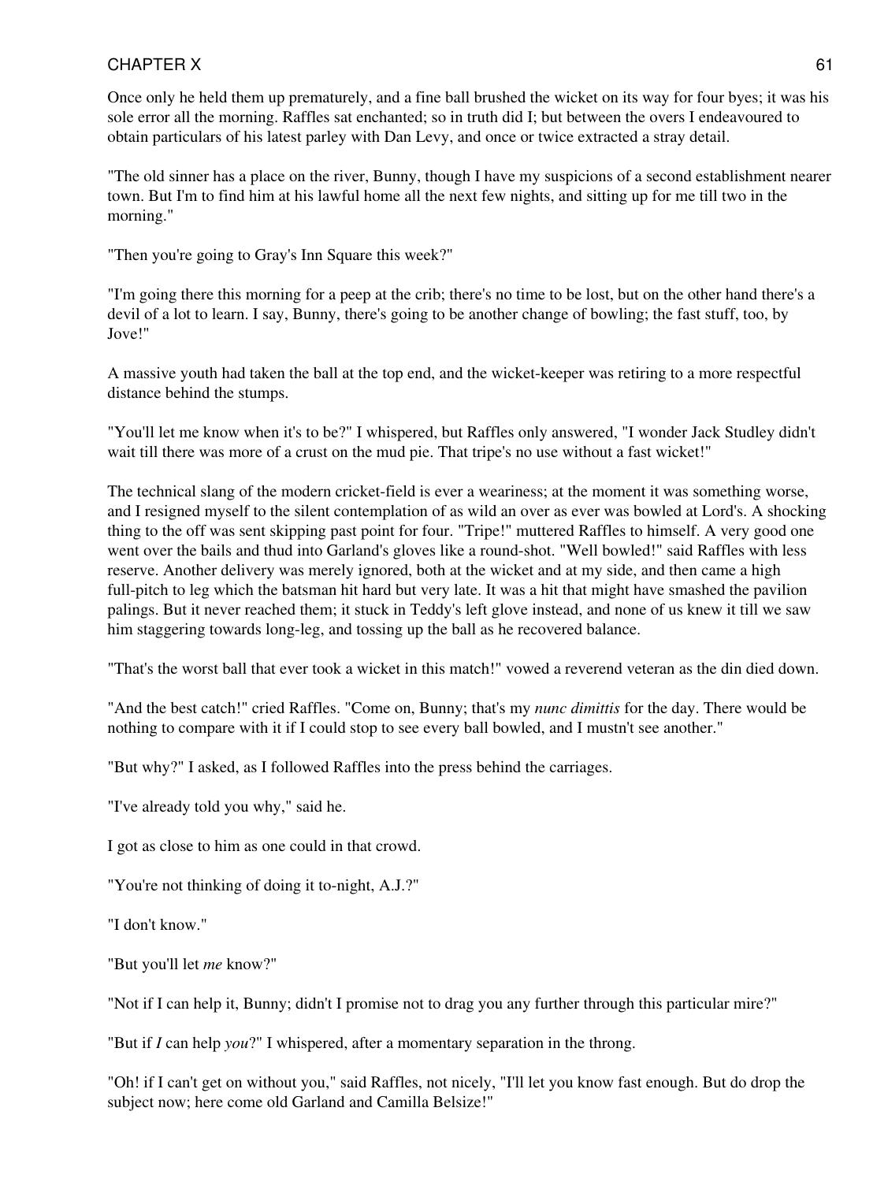Once only he held them up prematurely, and a fine ball brushed the wicket on its way for four byes; it was his sole error all the morning. Raffles sat enchanted; so in truth did I; but between the overs I endeavoured to obtain particulars of his latest parley with Dan Levy, and once or twice extracted a stray detail.

"The old sinner has a place on the river, Bunny, though I have my suspicions of a second establishment nearer town. But I'm to find him at his lawful home all the next few nights, and sitting up for me till two in the morning."

"Then you're going to Gray's Inn Square this week?"

"I'm going there this morning for a peep at the crib; there's no time to be lost, but on the other hand there's a devil of a lot to learn. I say, Bunny, there's going to be another change of bowling; the fast stuff, too, by Jove!"

A massive youth had taken the ball at the top end, and the wicket-keeper was retiring to a more respectful distance behind the stumps.

"You'll let me know when it's to be?" I whispered, but Raffles only answered, "I wonder Jack Studley didn't wait till there was more of a crust on the mud pie. That tripe's no use without a fast wicket!"

The technical slang of the modern cricket-field is ever a weariness; at the moment it was something worse, and I resigned myself to the silent contemplation of as wild an over as ever was bowled at Lord's. A shocking thing to the off was sent skipping past point for four. "Tripe!" muttered Raffles to himself. A very good one went over the bails and thud into Garland's gloves like a round-shot. "Well bowled!" said Raffles with less reserve. Another delivery was merely ignored, both at the wicket and at my side, and then came a high full-pitch to leg which the batsman hit hard but very late. It was a hit that might have smashed the pavilion palings. But it never reached them; it stuck in Teddy's left glove instead, and none of us knew it till we saw him staggering towards long-leg, and tossing up the ball as he recovered balance.

"That's the worst ball that ever took a wicket in this match!" vowed a reverend veteran as the din died down.

"And the best catch!" cried Raffles. "Come on, Bunny; that's my *nunc dimittis* for the day. There would be nothing to compare with it if I could stop to see every ball bowled, and I mustn't see another."

"But why?" I asked, as I followed Raffles into the press behind the carriages.

"I've already told you why," said he.

I got as close to him as one could in that crowd.

"You're not thinking of doing it to-night, A.J.?"

"I don't know."

"But you'll let *me* know?"

"Not if I can help it, Bunny; didn't I promise not to drag you any further through this particular mire?"

"But if *I* can help *you*?" I whispered, after a momentary separation in the throng.

"Oh! if I can't get on without you," said Raffles, not nicely, "I'll let you know fast enough. But do drop the subject now; here come old Garland and Camilla Belsize!"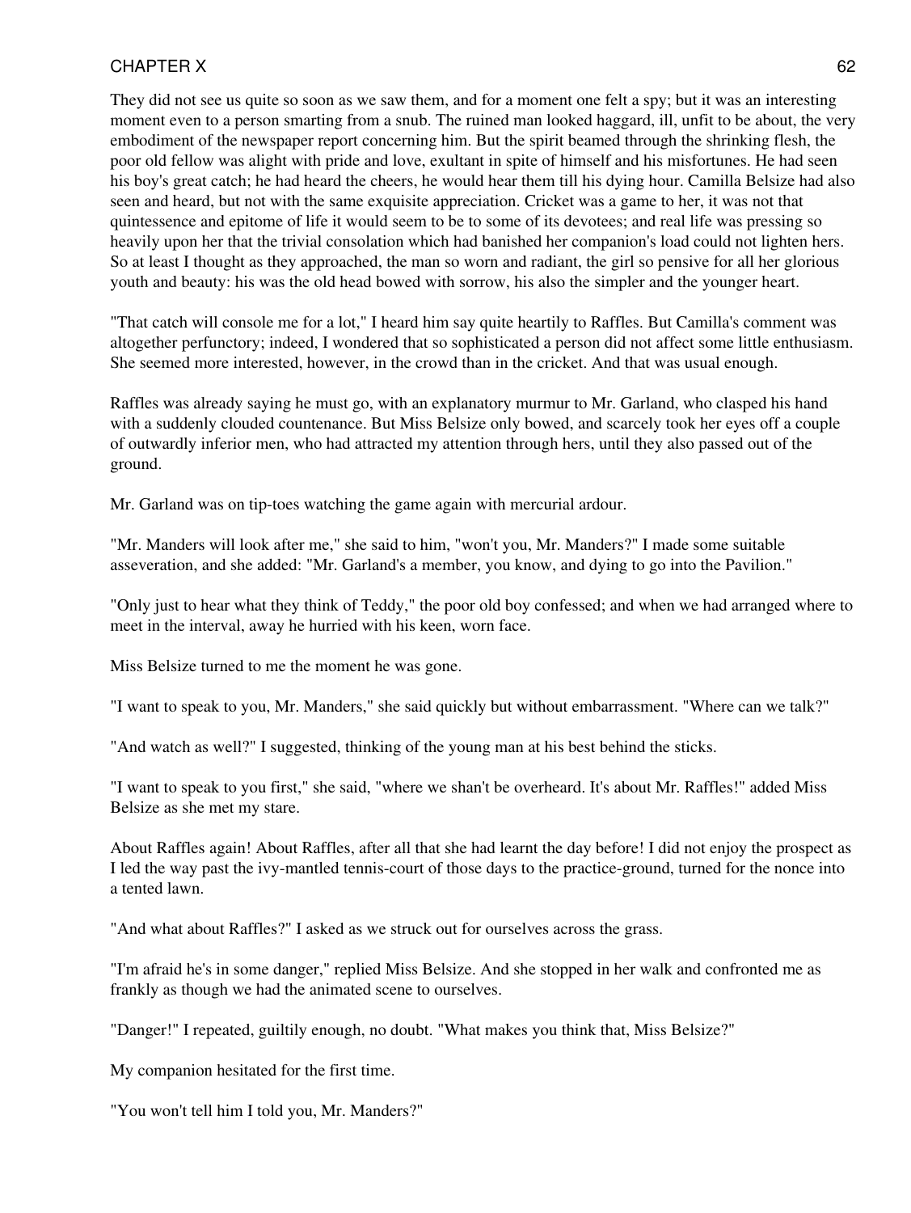They did not see us quite so soon as we saw them, and for a moment one felt a spy; but it was an interesting moment even to a person smarting from a snub. The ruined man looked haggard, ill, unfit to be about, the very embodiment of the newspaper report concerning him. But the spirit beamed through the shrinking flesh, the poor old fellow was alight with pride and love, exultant in spite of himself and his misfortunes. He had seen his boy's great catch; he had heard the cheers, he would hear them till his dying hour. Camilla Belsize had also seen and heard, but not with the same exquisite appreciation. Cricket was a game to her, it was not that quintessence and epitome of life it would seem to be to some of its devotees; and real life was pressing so heavily upon her that the trivial consolation which had banished her companion's load could not lighten hers. So at least I thought as they approached, the man so worn and radiant, the girl so pensive for all her glorious youth and beauty: his was the old head bowed with sorrow, his also the simpler and the younger heart.

"That catch will console me for a lot," I heard him say quite heartily to Raffles. But Camilla's comment was altogether perfunctory; indeed, I wondered that so sophisticated a person did not affect some little enthusiasm. She seemed more interested, however, in the crowd than in the cricket. And that was usual enough.

Raffles was already saying he must go, with an explanatory murmur to Mr. Garland, who clasped his hand with a suddenly clouded countenance. But Miss Belsize only bowed, and scarcely took her eyes off a couple of outwardly inferior men, who had attracted my attention through hers, until they also passed out of the ground.

Mr. Garland was on tip-toes watching the game again with mercurial ardour.

"Mr. Manders will look after me," she said to him, "won't you, Mr. Manders?" I made some suitable asseveration, and she added: "Mr. Garland's a member, you know, and dying to go into the Pavilion."

"Only just to hear what they think of Teddy," the poor old boy confessed; and when we had arranged where to meet in the interval, away he hurried with his keen, worn face.

Miss Belsize turned to me the moment he was gone.

"I want to speak to you, Mr. Manders," she said quickly but without embarrassment. "Where can we talk?"

"And watch as well?" I suggested, thinking of the young man at his best behind the sticks.

"I want to speak to you first," she said, "where we shan't be overheard. It's about Mr. Raffles!" added Miss Belsize as she met my stare.

About Raffles again! About Raffles, after all that she had learnt the day before! I did not enjoy the prospect as I led the way past the ivy-mantled tennis-court of those days to the practice-ground, turned for the nonce into a tented lawn.

"And what about Raffles?" I asked as we struck out for ourselves across the grass.

"I'm afraid he's in some danger," replied Miss Belsize. And she stopped in her walk and confronted me as frankly as though we had the animated scene to ourselves.

"Danger!" I repeated, guiltily enough, no doubt. "What makes you think that, Miss Belsize?"

My companion hesitated for the first time.

"You won't tell him I told you, Mr. Manders?"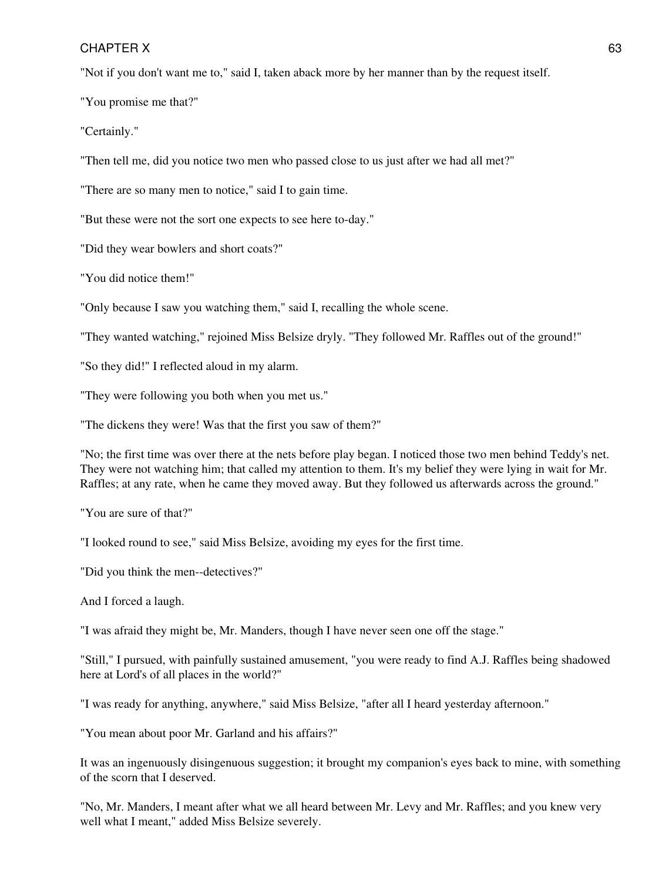"Not if you don't want me to," said I, taken aback more by her manner than by the request itself.

"You promise me that?"

"Certainly."

"Then tell me, did you notice two men who passed close to us just after we had all met?"

"There are so many men to notice," said I to gain time.

"But these were not the sort one expects to see here to-day."

"Did they wear bowlers and short coats?"

"You did notice them!"

"Only because I saw you watching them," said I, recalling the whole scene.

"They wanted watching," rejoined Miss Belsize dryly. "They followed Mr. Raffles out of the ground!"

"So they did!" I reflected aloud in my alarm.

"They were following you both when you met us."

"The dickens they were! Was that the first you saw of them?"

"No; the first time was over there at the nets before play began. I noticed those two men behind Teddy's net. They were not watching him; that called my attention to them. It's my belief they were lying in wait for Mr. Raffles; at any rate, when he came they moved away. But they followed us afterwards across the ground."

"You are sure of that?"

"I looked round to see," said Miss Belsize, avoiding my eyes for the first time.

"Did you think the men--detectives?"

And I forced a laugh.

"I was afraid they might be, Mr. Manders, though I have never seen one off the stage."

"Still," I pursued, with painfully sustained amusement, "you were ready to find A.J. Raffles being shadowed here at Lord's of all places in the world?"

"I was ready for anything, anywhere," said Miss Belsize, "after all I heard yesterday afternoon."

"You mean about poor Mr. Garland and his affairs?"

It was an ingenuously disingenuous suggestion; it brought my companion's eyes back to mine, with something of the scorn that I deserved.

"No, Mr. Manders, I meant after what we all heard between Mr. Levy and Mr. Raffles; and you knew very well what I meant," added Miss Belsize severely.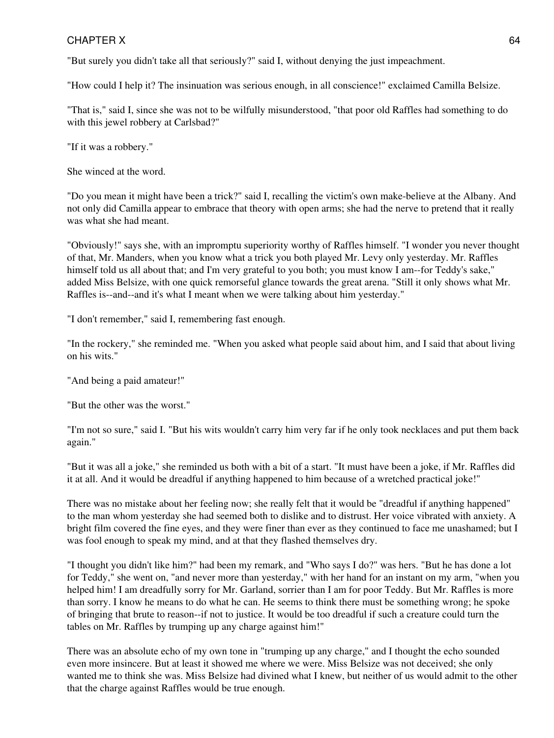"But surely you didn't take all that seriously?" said I, without denying the just impeachment.

"How could I help it? The insinuation was serious enough, in all conscience!" exclaimed Camilla Belsize.

"That is," said I, since she was not to be wilfully misunderstood, "that poor old Raffles had something to do with this jewel robbery at Carlsbad?"

"If it was a robbery."

She winced at the word.

"Do you mean it might have been a trick?" said I, recalling the victim's own make-believe at the Albany. And not only did Camilla appear to embrace that theory with open arms; she had the nerve to pretend that it really was what she had meant.

"Obviously!" says she, with an impromptu superiority worthy of Raffles himself. "I wonder you never thought of that, Mr. Manders, when you know what a trick you both played Mr. Levy only yesterday. Mr. Raffles himself told us all about that; and I'm very grateful to you both; you must know I am--for Teddy's sake," added Miss Belsize, with one quick remorseful glance towards the great arena. "Still it only shows what Mr. Raffles is--and--and it's what I meant when we were talking about him yesterday."

"I don't remember," said I, remembering fast enough.

"In the rockery," she reminded me. "When you asked what people said about him, and I said that about living on his wits."

"And being a paid amateur!"

"But the other was the worst."

"I'm not so sure," said I. "But his wits wouldn't carry him very far if he only took necklaces and put them back again."

"But it was all a joke," she reminded us both with a bit of a start. "It must have been a joke, if Mr. Raffles did it at all. And it would be dreadful if anything happened to him because of a wretched practical joke!"

There was no mistake about her feeling now; she really felt that it would be "dreadful if anything happened" to the man whom yesterday she had seemed both to dislike and to distrust. Her voice vibrated with anxiety. A bright film covered the fine eyes, and they were finer than ever as they continued to face me unashamed; but I was fool enough to speak my mind, and at that they flashed themselves dry.

"I thought you didn't like him?" had been my remark, and "Who says I do?" was hers. "But he has done a lot for Teddy," she went on, "and never more than yesterday," with her hand for an instant on my arm, "when you helped him! I am dreadfully sorry for Mr. Garland, sorrier than I am for poor Teddy. But Mr. Raffles is more than sorry. I know he means to do what he can. He seems to think there must be something wrong; he spoke of bringing that brute to reason--if not to justice. It would be too dreadful if such a creature could turn the tables on Mr. Raffles by trumping up any charge against him!"

There was an absolute echo of my own tone in "trumping up any charge," and I thought the echo sounded even more insincere. But at least it showed me where we were. Miss Belsize was not deceived; she only wanted me to think she was. Miss Belsize had divined what I knew, but neither of us would admit to the other that the charge against Raffles would be true enough.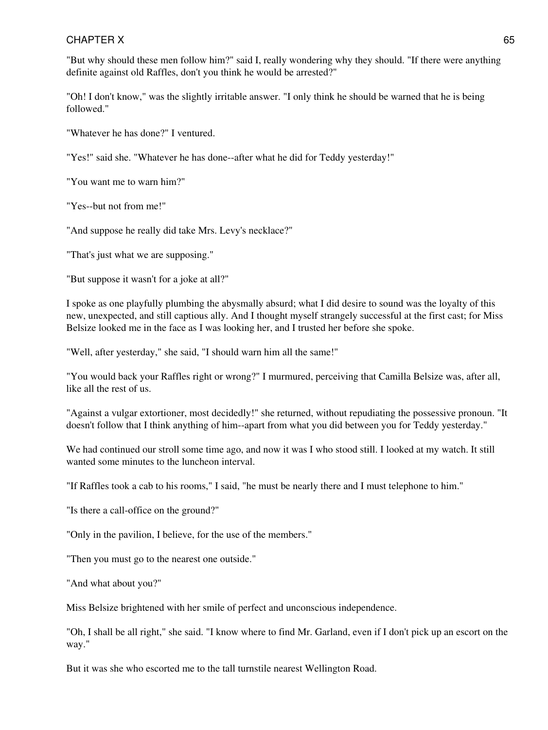"But why should these men follow him?" said I, really wondering why they should. "If there were anything definite against old Raffles, don't you think he would be arrested?"

"Oh! I don't know," was the slightly irritable answer. "I only think he should be warned that he is being followed."

"Whatever he has done?" I ventured.

"Yes!" said she. "Whatever he has done--after what he did for Teddy yesterday!"

"You want me to warn him?"

"Yes--but not from me!"

"And suppose he really did take Mrs. Levy's necklace?"

"That's just what we are supposing."

"But suppose it wasn't for a joke at all?"

I spoke as one playfully plumbing the abysmally absurd; what I did desire to sound was the loyalty of this new, unexpected, and still captious ally. And I thought myself strangely successful at the first cast; for Miss Belsize looked me in the face as I was looking her, and I trusted her before she spoke.

"Well, after yesterday," she said, "I should warn him all the same!"

"You would back your Raffles right or wrong?" I murmured, perceiving that Camilla Belsize was, after all, like all the rest of us.

"Against a vulgar extortioner, most decidedly!" she returned, without repudiating the possessive pronoun. "It doesn't follow that I think anything of him--apart from what you did between you for Teddy yesterday."

We had continued our stroll some time ago, and now it was I who stood still. I looked at my watch. It still wanted some minutes to the luncheon interval.

"If Raffles took a cab to his rooms," I said, "he must be nearly there and I must telephone to him."

"Is there a call-office on the ground?"

"Only in the pavilion, I believe, for the use of the members."

"Then you must go to the nearest one outside."

"And what about you?"

Miss Belsize brightened with her smile of perfect and unconscious independence.

"Oh, I shall be all right," she said. "I know where to find Mr. Garland, even if I don't pick up an escort on the way."

But it was she who escorted me to the tall turnstile nearest Wellington Road.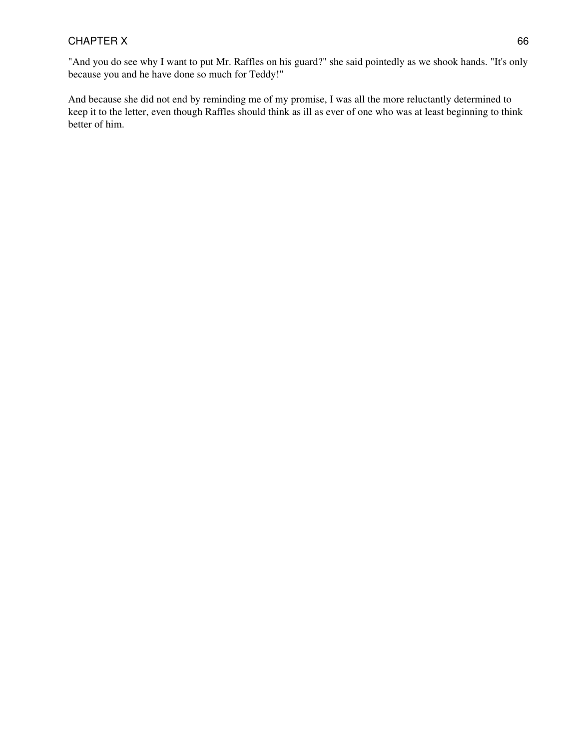"And you do see why I want to put Mr. Raffles on his guard?" she said pointedly as we shook hands. "It's only because you and he have done so much for Teddy!"

And because she did not end by reminding me of my promise, I was all the more reluctantly determined to keep it to the letter, even though Raffles should think as ill as ever of one who was at least beginning to think better of him.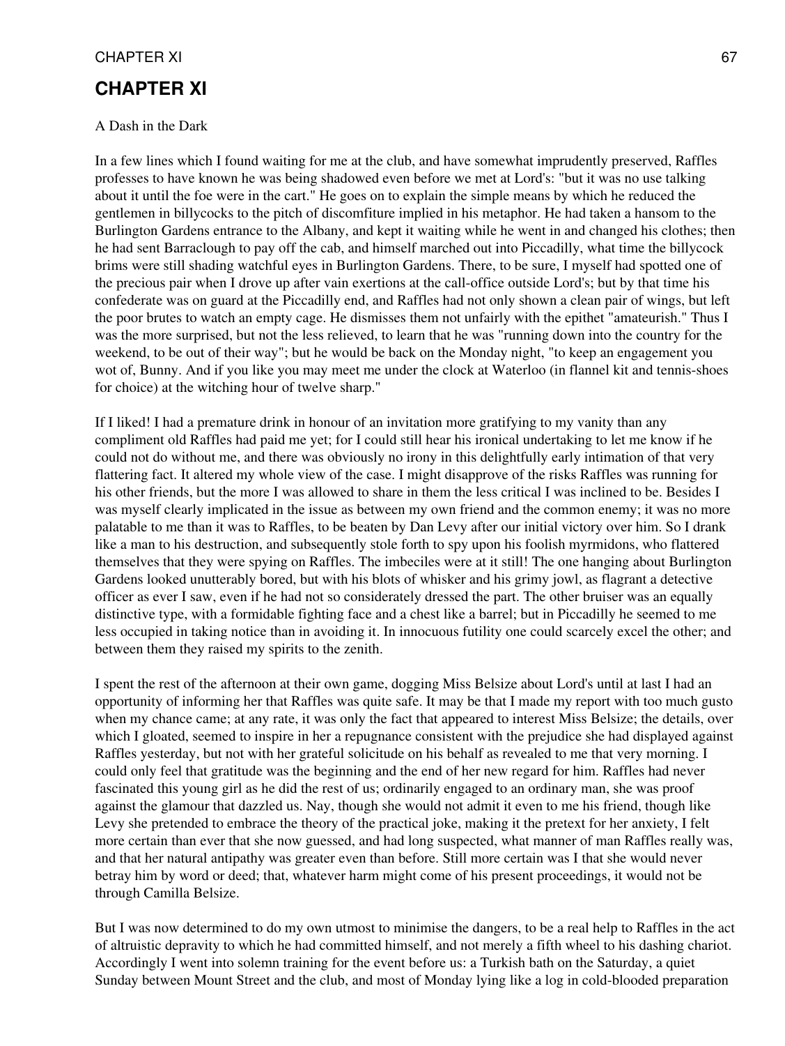# CHAPTER XI

A Dash in the Dark

In a few lines which I found waiting for me at the club, and have somewhat imprudently preserved, Raffles professes to have known he was being shadowed even before we met at Lord's: "but it was no use talking about it until the foe were in the cart." He goes on to explain the simple means by which he reduced the gentlemen in billycocks to the pitch of discomfiture implied in his metaphor. He had taken a hansom to the Burlington Gardens entrance to the Albany, and kept it waiting while he went in and changed his clothes; then he had sent Barraclough to pay off the cab, and himself marched out into Piccadilly, what time the billycock brims were still shading watchful eyes in Burlington Gardens. There, to be sure, I myself had spotted one of the precious pair when I drove up after vain exertions at the call-office outside Lord's; but by that time his confederate was on guard at the Piccadilly end, and Raffles had not only shown a clean pair of wings, but left the poor brutes to watch an empty cage. He dismisses them not unfairly with the epithet "amateurish." Thus I was the more surprised, but not the less relieved, to learn that he was "running down into the country for the weekend, to be out of their way"; but he would be back on the Monday night, "to keep an engagement you wot of, Bunny. And if you like you may meet me under the clock at Waterloo (in flannel kit and tennis-shoes for choice) at the witching hour of twelve sharp."

If I liked! I had a premature drink in honour of an invitation more gratifying to my vanity than any compliment old Raffles had paid me yet; for I could still hear his ironical undertaking to let me know if he could not do without me, and there was obviously no irony in this delightfully early intimation of that very flattering fact. It altered my whole view of the case. I might disapprove of the risks Raffles was running for his other friends, but the more I was allowed to share in them the less critical I was inclined to be. Besides I was myself clearly implicated in the issue as between my own friend and the common enemy; it was no more palatable to me than it was to Raffles, to be beaten by Dan Levy after our initial victory over him. So I drank like a man to his destruction, and subsequently stole forth to spy upon his foolish myrmidons, who flattered themselves that they were spying on Raffles. The imbeciles were at it still! The one hanging about Burlington Gardens looked unutterably bored, but with his blots of whisker and his grimy jowl, as flagrant a detective officer as ever I saw, even if he had not so considerately dressed the part. The other bruiser was an equally distinctive type, with a formidable fighting face and a chest like a barrel; but in Piccadilly he seemed to me less occupied in taking notice than in avoiding it. In innocuous futility one could scarcely excel the other; and between them they raised my spirits to the zenith.

I spent the rest of the afternoon at their own game, dogging Miss Belsize about Lord's until at last I had an opportunity of informing her that Raffles was quite safe. It may be that I made my report with too much gusto when my chance came; at any rate, it was only the fact that appeared to interest Miss Belsize; the details, over which I gloated, seemed to inspire in her a repugnance consistent with the prejudice she had displayed against Raffles yesterday, but not with her grateful solicitude on his behalf as revealed to me that very morning. I could only feel that gratitude was the beginning and the end of her new regard for him. Raffles had never fascinated this young girl as he did the rest of us; ordinarily engaged to an ordinary man, she was proof against the glamour that dazzled us. Nay, though she would not admit it even to me his friend, though like Levy she pretended to embrace the theory of the practical joke, making it the pretext for her anxiety, I felt more certain than ever that she now guessed, and had long suspected, what manner of man Raffles really was, and that her natural antipathy was greater even than before. Still more certain was I that she would never betray him by word or deed; that, whatever harm might come of his present proceedings, it would not be through Camilla Belsize.

But I was now determined to do my own utmost to minimise the dangers, to be a real help to Raffles in the act of altruistic depravity to which he had committed himself, and not merely a fifth wheel to his dashing chariot. Accordingly I went into solemn training for the event before us: a Turkish bath on the Saturday, a quiet Sunday between Mount Street and the club, and most of Monday lying like a log in cold-blooded preparation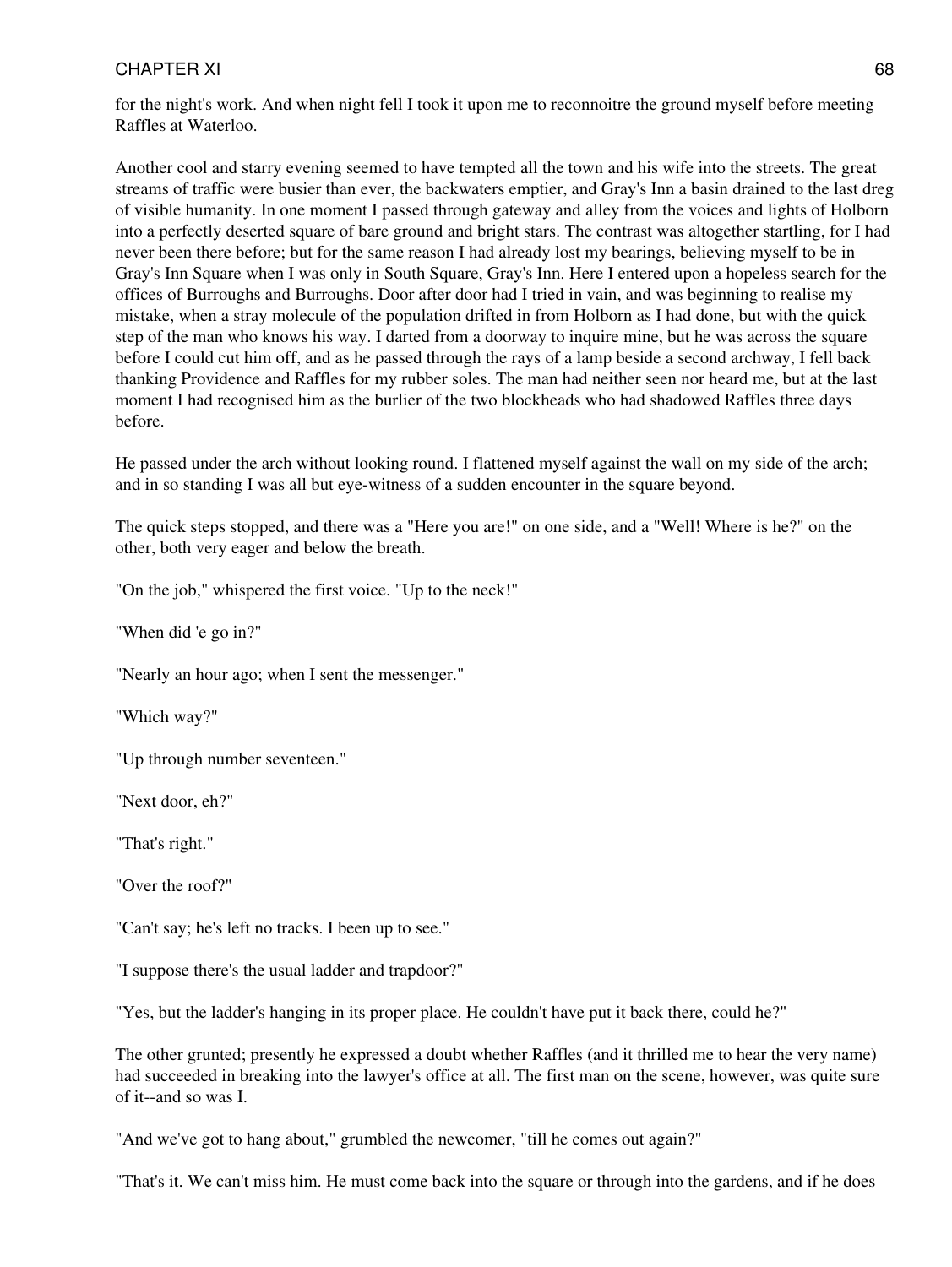for the night's work. And when night fell I took it upon me to reconnoitre the ground myself before meeting Raffles at Waterloo.

Another cool and starry evening seemed to have tempted all the town and his wife into the streets. The great streams of traffic were busier than ever, the backwaters emptier, and Gray's Inn a basin drained to the last dreg of visible humanity. In one moment I passed through gateway and alley from the voices and lights of Holborn into a perfectly deserted square of bare ground and bright stars. The contrast was altogether startling, for I had never been there before; but for the same reason I had already lost my bearings, believing myself to be in Gray's Inn Square when I was only in South Square, Gray's Inn. Here I entered upon a hopeless search for the offices of Burroughs and Burroughs. Door after door had I tried in vain, and was beginning to realise my mistake, when a stray molecule of the population drifted in from Holborn as I had done, but with the quick step of the man who knows his way. I darted from a doorway to inquire mine, but he was across the square before I could cut him off, and as he passed through the rays of a lamp beside a second archway, I fell back thanking Providence and Raffles for my rubber soles. The man had neither seen nor heard me, but at the last moment I had recognised him as the burlier of the two blockheads who had shadowed Raffles three days before.

He passed under the arch without looking round. I flattened myself against the wall on my side of the arch; and in so standing I was all but eye-witness of a sudden encounter in the square beyond.

The quick steps stopped, and there was a "Here you are!" on one side, and a "Well! Where is he?" on the other, both very eager and below the breath.

"On the job," whispered the first voice. "Up to the neck!"

"When did 'e go in?"

"Nearly an hour ago; when I sent the messenger."

"Which way?"

"Up through number seventeen."

"Next door, eh?"

"That's right."

"Over the roof?"

"Can't say; he's left no tracks. I been up to see."

"I suppose there's the usual ladder and trapdoor?"

"Yes, but the ladder's hanging in its proper place. He couldn't have put it back there, could he?"

The other grunted; presently he expressed a doubt whether Raffles (and it thrilled me to hear the very name) had succeeded in breaking into the lawyer's office at all. The first man on the scene, however, was quite sure of it--and so was I.

"And we've got to hang about," grumbled the newcomer, "till he comes out again?"

"That's it. We can't miss him. He must come back into the square or through into the gardens, and if he does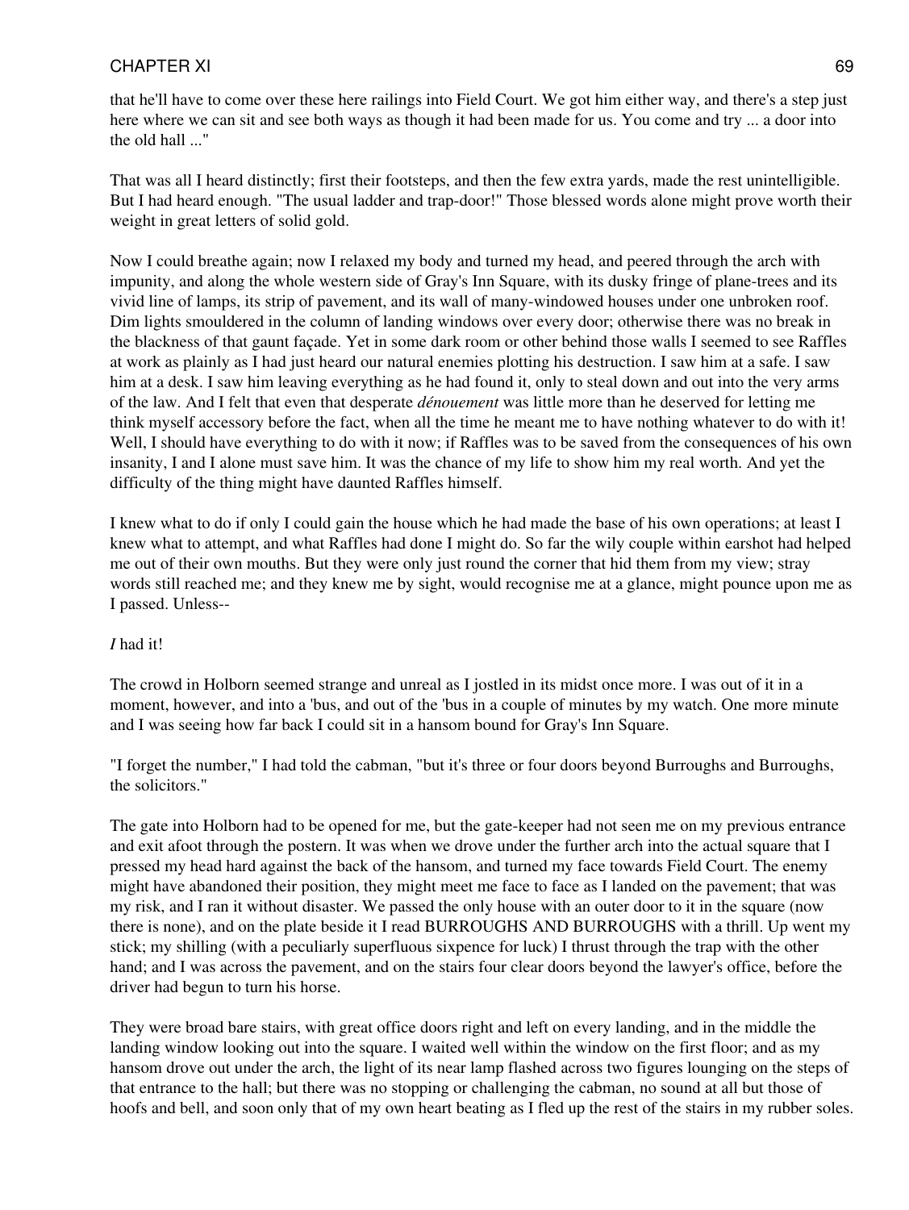that he'll have to come over these here railings into Field Court. We got him either way, and there's a step just here where we can sit and see both ways as though it had been made for us. You come and try ... a door into the old hall ..."

That was all I heard distinctly; first their footsteps, and then the few extra yards, made the rest unintelligible. But I had heard enough. "The usual ladder and trap-door!" Those blessed words alone might prove worth their weight in great letters of solid gold.

Now I could breathe again; now I relaxed my body and turned my head, and peered through the arch with impunity, and along the whole western side of Gray's Inn Square, with its dusky fringe of plane-trees and its vivid line of lamps, its strip of pavement, and its wall of many-windowed houses under one unbroken roof. Dim lights smouldered in the column of landing windows over every door; otherwise there was no break in the blackness of that gaunt façade. Yet in some dark room or other behind those walls I seemed to see Raffles at work as plainly as I had just heard our natural enemies plotting his destruction. I saw him at a safe. I saw him at a desk. I saw him leaving everything as he had found it, only to steal down and out into the very arms of the law. And I felt that even that desperate *dénouement* was little more than he deserved for letting me think myself accessory before the fact, when all the time he meant me to have nothing whatever to do with it! Well, I should have everything to do with it now; if Raffles was to be saved from the consequences of his own insanity, I and I alone must save him. It was the chance of my life to show him my real worth. And yet the difficulty of the thing might have daunted Raffles himself.

I knew what to do if only I could gain the house which he had made the base of his own operations; at least I knew what to attempt, and what Raffles had done I might do. So far the wily couple within earshot had helped me out of their own mouths. But they were only just round the corner that hid them from my view; stray words still reached me; and they knew me by sight, would recognise me at a glance, might pounce upon me as I passed. Unless--

*I* had it!

The crowd in Holborn seemed strange and unreal as I jostled in its midst once more. I was out of it in a moment, however, and into a 'bus, and out of the 'bus in a couple of minutes by my watch. One more minute and I was seeing how far back I could sit in a hansom bound for Gray's Inn Square.

"I forget the number," I had told the cabman, "but it's three or four doors beyond Burroughs and Burroughs, the solicitors."

The gate into Holborn had to be opened for me, but the gate-keeper had not seen me on my previous entrance and exit afoot through the postern. It was when we drove under the further arch into the actual square that I pressed my head hard against the back of the hansom, and turned my face towards Field Court. The enemy might have abandoned their position, they might meet me face to face as I landed on the pavement; that was my risk, and I ran it without disaster. We passed the only house with an outer door to it in the square (now there is none), and on the plate beside it I read BURROUGHS AND BURROUGHS with a thrill. Up went my stick; my shilling (with a peculiarly superfluous sixpence for luck) I thrust through the trap with the other hand; and I was across the pavement, and on the stairs four clear doors beyond the lawyer's office, before the driver had begun to turn his horse.

They were broad bare stairs, with great office doors right and left on every landing, and in the middle the landing window looking out into the square. I waited well within the window on the first floor; and as my hansom drove out under the arch, the light of its near lamp flashed across two figures lounging on the steps of that entrance to the hall; but there was no stopping or challenging the cabman, no sound at all but those of hoofs and bell, and soon only that of my own heart beating as I fled up the rest of the stairs in my rubber soles.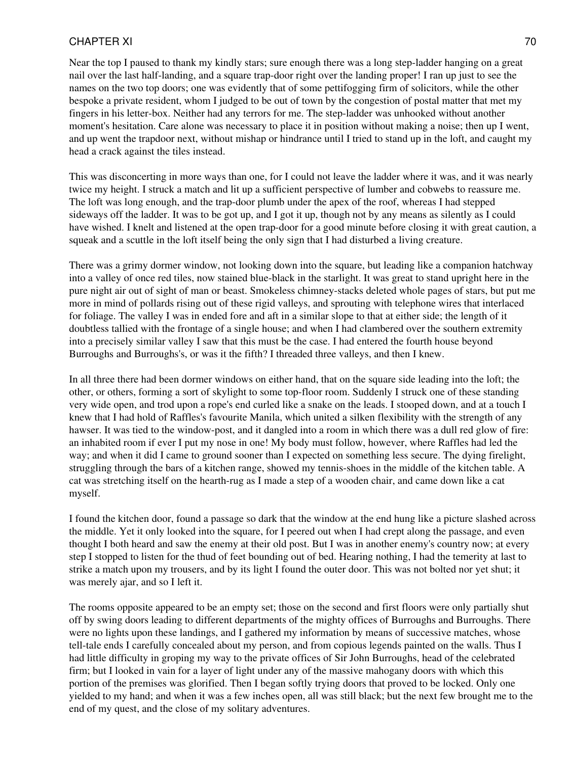Near the top I paused to thank my kindly stars; sure enough there was a long step-ladder hanging on a great nail over the last half-landing, and a square trap-door right over the landing proper! I ran up just to see the names on the two top doors; one was evidently that of some pettifogging firm of solicitors, while the other bespoke a private resident, whom I judged to be out of town by the congestion of postal matter that met my fingers in his letter-box. Neither had any terrors for me. The step-ladder was unhooked without another moment's hesitation. Care alone was necessary to place it in position without making a noise; then up I went, and up went the trapdoor next, without mishap or hindrance until I tried to stand up in the loft, and caught my head a crack against the tiles instead.

This was disconcerting in more ways than one, for I could not leave the ladder where it was, and it was nearly twice my height. I struck a match and lit up a sufficient perspective of lumber and cobwebs to reassure me. The loft was long enough, and the trap-door plumb under the apex of the roof, whereas I had stepped sideways off the ladder. It was to be got up, and I got it up, though not by any means as silently as I could have wished. I knelt and listened at the open trap-door for a good minute before closing it with great caution, a squeak and a scuttle in the loft itself being the only sign that I had disturbed a living creature.

There was a grimy dormer window, not looking down into the square, but leading like a companion hatchway into a valley of once red tiles, now stained blue-black in the starlight. It was great to stand upright here in the pure night air out of sight of man or beast. Smokeless chimney-stacks deleted whole pages of stars, but put me more in mind of pollards rising out of these rigid valleys, and sprouting with telephone wires that interlaced for foliage. The valley I was in ended fore and aft in a similar slope to that at either side; the length of it doubtless tallied with the frontage of a single house; and when I had clambered over the southern extremity into a precisely similar valley I saw that this must be the case. I had entered the fourth house beyond Burroughs and Burroughs's, or was it the fifth? I threaded three valleys, and then I knew.

In all three there had been dormer windows on either hand, that on the square side leading into the loft; the other, or others, forming a sort of skylight to some top-floor room. Suddenly I struck one of these standing very wide open, and trod upon a rope's end curled like a snake on the leads. I stooped down, and at a touch I knew that I had hold of Raffles's favourite Manila, which united a silken flexibility with the strength of any hawser. It was tied to the window-post, and it dangled into a room in which there was a dull red glow of fire: an inhabited room if ever I put my nose in one! My body must follow, however, where Raffles had led the way; and when it did I came to ground sooner than I expected on something less secure. The dying firelight, struggling through the bars of a kitchen range, showed my tennis-shoes in the middle of the kitchen table. A cat was stretching itself on the hearth-rug as I made a step of a wooden chair, and came down like a cat myself.

I found the kitchen door, found a passage so dark that the window at the end hung like a picture slashed across the middle. Yet it only looked into the square, for I peered out when I had crept along the passage, and even thought I both heard and saw the enemy at their old post. But I was in another enemy's country now; at every step I stopped to listen for the thud of feet bounding out of bed. Hearing nothing, I had the temerity at last to strike a match upon my trousers, and by its light I found the outer door. This was not bolted nor yet shut; it was merely ajar, and so I left it.

The rooms opposite appeared to be an empty set; those on the second and first floors were only partially shut off by swing doors leading to different departments of the mighty offices of Burroughs and Burroughs. There were no lights upon these landings, and I gathered my information by means of successive matches, whose tell-tale ends I carefully concealed about my person, and from copious legends painted on the walls. Thus I had little difficulty in groping my way to the private offices of Sir John Burroughs, head of the celebrated firm; but I looked in vain for a layer of light under any of the massive mahogany doors with which this portion of the premises was glorified. Then I began softly trying doors that proved to be locked. Only one yielded to my hand; and when it was a few inches open, all was still black; but the next few brought me to the end of my quest, and the close of my solitary adventures.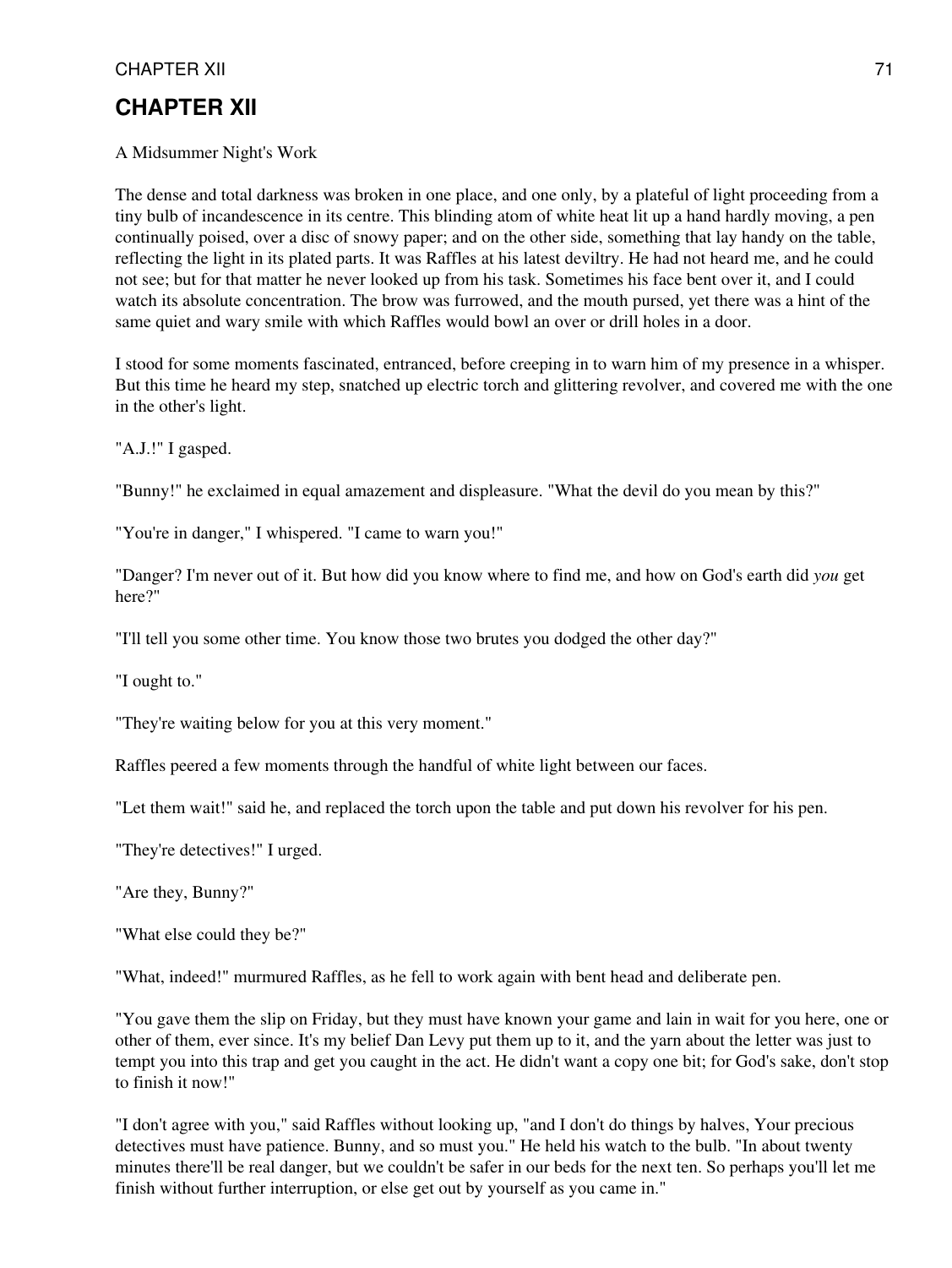## CHAPTER XII

A Midsummer Night's Work

The dense and total darkness was broken in one place, and one only, by a plateful of light proceeding from a tiny bulb of incandescence in its centre. This blinding atom of white heat lit up a hand hardly moving, a pen continually poised, over a disc of snowy paper; and on the other side, something that lay handy on the table, reflecting the light in its plated parts. It was Raffles at his latest deviltry. He had not heard me, and he could not see; but for that matter he never looked up from his task. Sometimes his face bent over it, and I could watch its absolute concentration. The brow was furrowed, and the mouth pursed, yet there was a hint of the same quiet and wary smile with which Raffles would bowl an over or drill holes in a door.

I stood for some moments fascinated, entranced, before creeping in to warn him of my presence in a whisper. But this time he heard my step, snatched up electric torch and glittering revolver, and covered me with the one in the other's light.

"A.J.!" I gasped.

"Bunny!" he exclaimed in equal amazement and displeasure. "What the devil do you mean by this?"

"You're in danger," I whispered. "I came to warn you!"

"Danger? I'm never out of it. But how did you know where to find me, and how on God's earth did *you* get here?"

"I'll tell you some other time. You know those two brutes you dodged the other day?"

"I ought to."

"They're waiting below for you at this very moment."

Raffles peered a few moments through the handful of white light between our faces.

"Let them wait!" said he, and replaced the torch upon the table and put down his revolver for his pen.

"They're detectives!" I urged.

"Are they, Bunny?"

"What else could they be?"

"What, indeed!" murmured Raffles, as he fell to work again with bent head and deliberate pen.

"You gave them the slip on Friday, but they must have known your game and lain in wait for you here, one or other of them, ever since. It's my belief Dan Levy put them up to it, and the yarn about the letter was just to tempt you into this trap and get you caught in the act. He didn't want a copy one bit; for God's sake, don't stop to finish it now!"

"I don't agree with you," said Raffles without looking up, "and I don't do things by halves, Your precious detectives must have patience. Bunny, and so must you." He held his watch to the bulb. "In about twenty minutes there'll be real danger, but we couldn't be safer in our beds for the next ten. So perhaps you'll let me finish without further interruption, or else get out by yourself as you came in."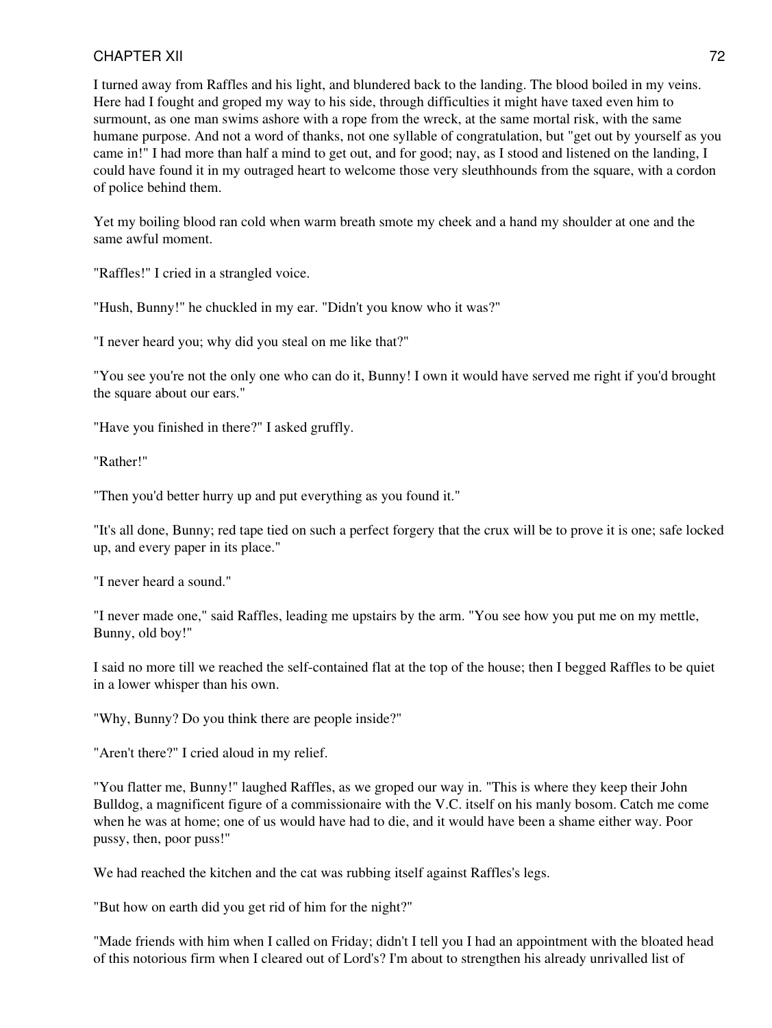I turned away from Raffles and his light, and blundered back to the landing. The blood boiled in my veins. Here had I fought and groped my way to his side, through difficulties it might have taxed even him to surmount, as one man swims ashore with a rope from the wreck, at the same mortal risk, with the same humane purpose. And not a word of thanks, not one syllable of congratulation, but "get out by yourself as you came in!" I had more than half a mind to get out, and for good; nay, as I stood and listened on the landing, I could have found it in my outraged heart to welcome those very sleuthhounds from the square, with a cordon of police behind them.

Yet my boiling blood ran cold when warm breath smote my cheek and a hand my shoulder at one and the same awful moment.

"Raffles!" I cried in a strangled voice.

"Hush, Bunny!" he chuckled in my ear. "Didn't you know who it was?"

"I never heard you; why did you steal on me like that?"

"You see you're not the only one who can do it, Bunny! I own it would have served me right if you'd brought the square about our ears."

"Have you finished in there?" I asked gruffly.

"Rather!"

"Then you'd better hurry up and put everything as you found it."

"It's all done, Bunny; red tape tied on such a perfect forgery that the crux will be to prove it is one; safe locked up, and every paper in its place."

"I never heard a sound."

"I never made one," said Raffles, leading me upstairs by the arm. "You see how you put me on my mettle, Bunny, old boy!"

I said no more till we reached the self-contained flat at the top of the house; then I begged Raffles to be quiet in a lower whisper than his own.

"Why, Bunny? Do you think there are people inside?"

"Aren't there?" I cried aloud in my relief.

"You flatter me, Bunny!" laughed Raffles, as we groped our way in. "This is where they keep their John Bulldog, a magnificent figure of a commissionaire with the V.C. itself on his manly bosom. Catch me come when he was at home; one of us would have had to die, and it would have been a shame either way. Poor pussy, then, poor puss!"

We had reached the kitchen and the cat was rubbing itself against Raffles's legs.

"But how on earth did you get rid of him for the night?"

"Made friends with him when I called on Friday; didn't I tell you I had an appointment with the bloated head of this notorious firm when I cleared out of Lord's? I'm about to strengthen his already unrivalled list of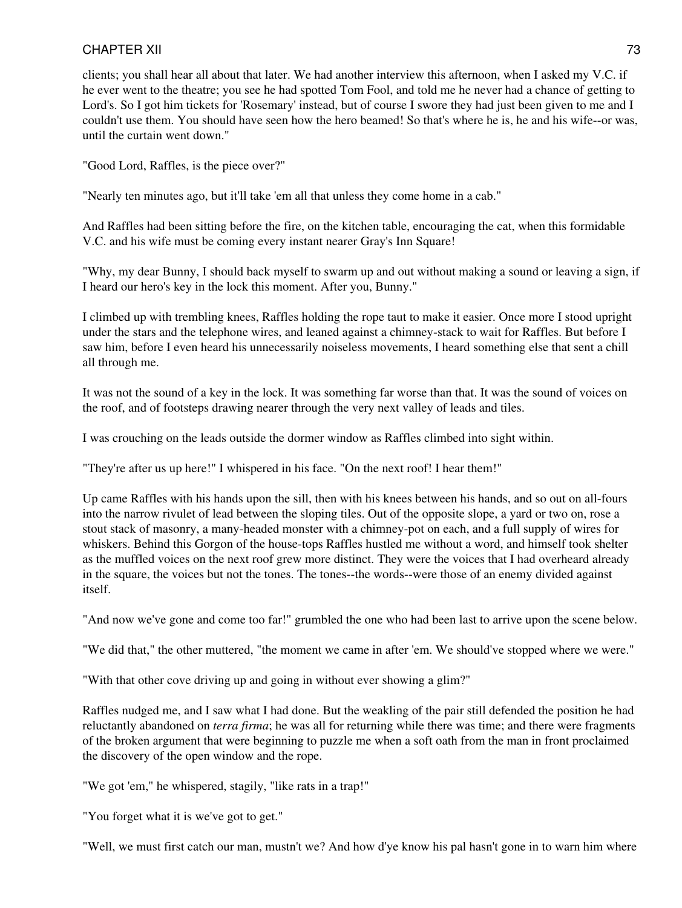clients; you shall hear all about that later. We had another interview this afternoon, when I asked my V.C. if he ever went to the theatre; you see he had spotted Tom Fool, and told me he never had a chance of getting to Lord's. So I got him tickets for 'Rosemary' instead, but of course I swore they had just been given to me and I couldn't use them. You should have seen how the hero beamed! So that's where he is, he and his wife--or was, until the curtain went down."

"Good Lord, Raffles, is the piece over?"

"Nearly ten minutes ago, but it'll take 'em all that unless they come home in a cab."

And Raffles had been sitting before the fire, on the kitchen table, encouraging the cat, when this formidable V.C. and his wife must be coming every instant nearer Gray's Inn Square!

"Why, my dear Bunny, I should back myself to swarm up and out without making a sound or leaving a sign, if I heard our hero's key in the lock this moment. After you, Bunny."

I climbed up with trembling knees, Raffles holding the rope taut to make it easier. Once more I stood upright under the stars and the telephone wires, and leaned against a chimney-stack to wait for Raffles. But before I saw him, before I even heard his unnecessarily noiseless movements, I heard something else that sent a chill all through me.

It was not the sound of a key in the lock. It was something far worse than that. It was the sound of voices on the roof, and of footsteps drawing nearer through the very next valley of leads and tiles.

I was crouching on the leads outside the dormer window as Raffles climbed into sight within.

"They're after us up here!" I whispered in his face. "On the next roof! I hear them!"

Up came Raffles with his hands upon the sill, then with his knees between his hands, and so out on all-fours into the narrow rivulet of lead between the sloping tiles. Out of the opposite slope, a yard or two on, rose a stout stack of masonry, a many-headed monster with a chimney-pot on each, and a full supply of wires for whiskers. Behind this Gorgon of the house-tops Raffles hustled me without a word, and himself took shelter as the muffled voices on the next roof grew more distinct. They were the voices that I had overheard already in the square, the voices but not the tones. The tones--the words--were those of an enemy divided against itself.

"And now we've gone and come too far!" grumbled the one who had been last to arrive upon the scene below.

"We did that," the other muttered, "the moment we came in after 'em. We should've stopped where we were."

"With that other cove driving up and going in without ever showing a glim?"

Raffles nudged me, and I saw what I had done. But the weakling of the pair still defended the position he had reluctantly abandoned on *terra firma*; he was all for returning while there was time; and there were fragments of the broken argument that were beginning to puzzle me when a soft oath from the man in front proclaimed the discovery of the open window and the rope.

"We got 'em," he whispered, stagily, "like rats in a trap!"

"You forget what it is we've got to get."

"Well, we must first catch our man, mustn't we? And how d'ye know his pal hasn't gone in to warn him where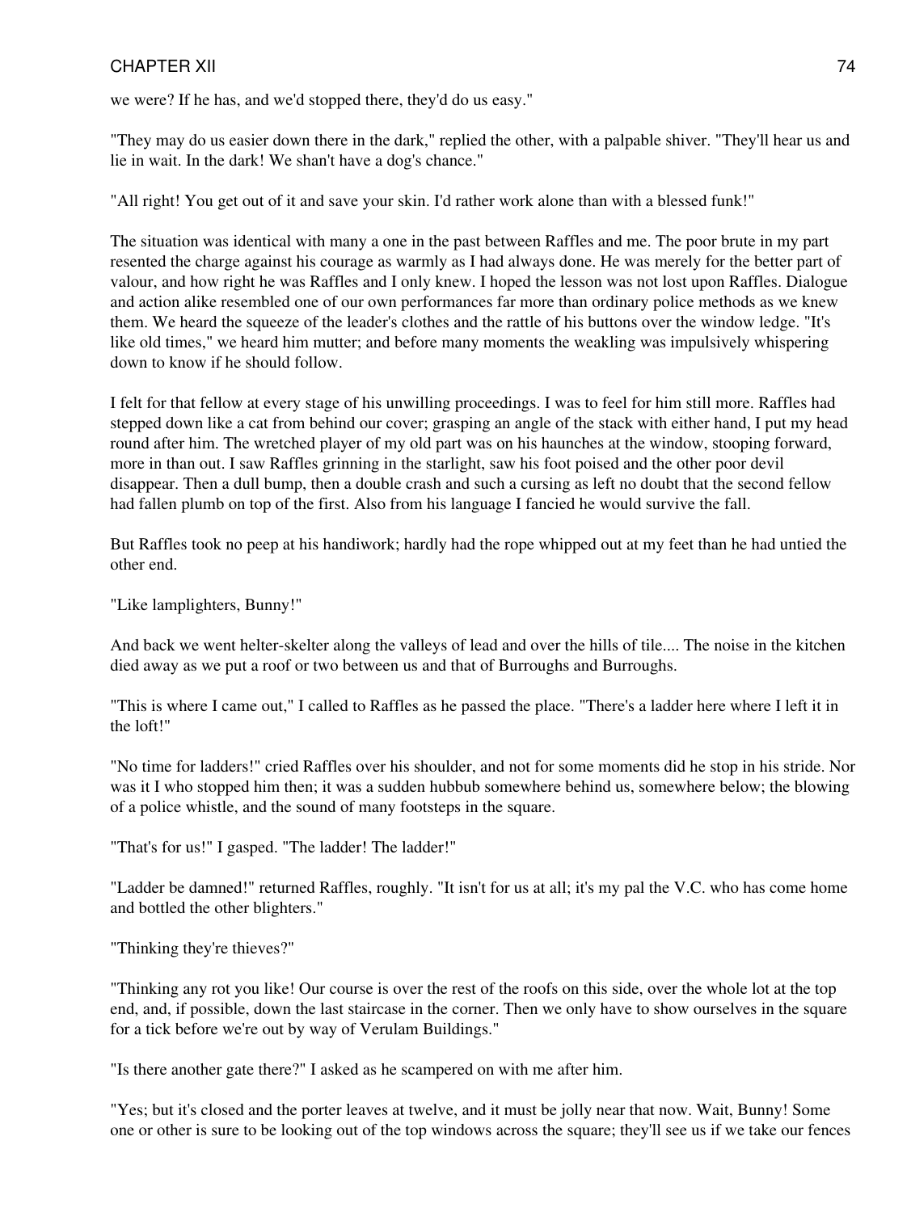we were? If he has, and we'd stopped there, they'd do us easy."

"They may do us easier down there in the dark," replied the other, with a palpable shiver. "They'll hear us and lie in wait. In the dark! We shan't have a dog's chance."

"All right! You get out of it and save your skin. I'd rather work alone than with a blessed funk!"

The situation was identical with many a one in the past between Raffles and me. The poor brute in my part resented the charge against his courage as warmly as I had always done. He was merely for the better part of valour, and how right he was Raffles and I only knew. I hoped the lesson was not lost upon Raffles. Dialogue and action alike resembled one of our own performances far more than ordinary police methods as we knew them. We heard the squeeze of the leader's clothes and the rattle of his buttons over the window ledge. "It's like old times," we heard him mutter; and before many moments the weakling was impulsively whispering down to know if he should follow.

I felt for that fellow at every stage of his unwilling proceedings. I was to feel for him still more. Raffles had stepped down like a cat from behind our cover; grasping an angle of the stack with either hand, I put my head round after him. The wretched player of my old part was on his haunches at the window, stooping forward, more in than out. I saw Raffles grinning in the starlight, saw his foot poised and the other poor devil disappear. Then a dull bump, then a double crash and such a cursing as left no doubt that the second fellow had fallen plumb on top of the first. Also from his language I fancied he would survive the fall.

But Raffles took no peep at his handiwork; hardly had the rope whipped out at my feet than he had untied the other end.

"Like lamplighters, Bunny!"

And back we went helter-skelter along the valleys of lead and over the hills of tile.... The noise in the kitchen died away as we put a roof or two between us and that of Burroughs and Burroughs.

"This is where I came out," I called to Raffles as he passed the place. "There's a ladder here where I left it in the loft!"

"No time for ladders!" cried Raffles over his shoulder, and not for some moments did he stop in his stride. Nor was it I who stopped him then; it was a sudden hubbub somewhere behind us, somewhere below; the blowing of a police whistle, and the sound of many footsteps in the square.

"That's for us!" I gasped. "The ladder! The ladder!"

"Ladder be damned!" returned Raffles, roughly. "It isn't for us at all; it's my pal the V.C. who has come home and bottled the other blighters."

"Thinking they're thieves?"

"Thinking any rot you like! Our course is over the rest of the roofs on this side, over the whole lot at the top end, and, if possible, down the last staircase in the corner. Then we only have to show ourselves in the square for a tick before we're out by way of Verulam Buildings."

"Is there another gate there?" I asked as he scampered on with me after him.

"Yes; but it's closed and the porter leaves at twelve, and it must be jolly near that now. Wait, Bunny! Some one or other is sure to be looking out of the top windows across the square; they'll see us if we take our fences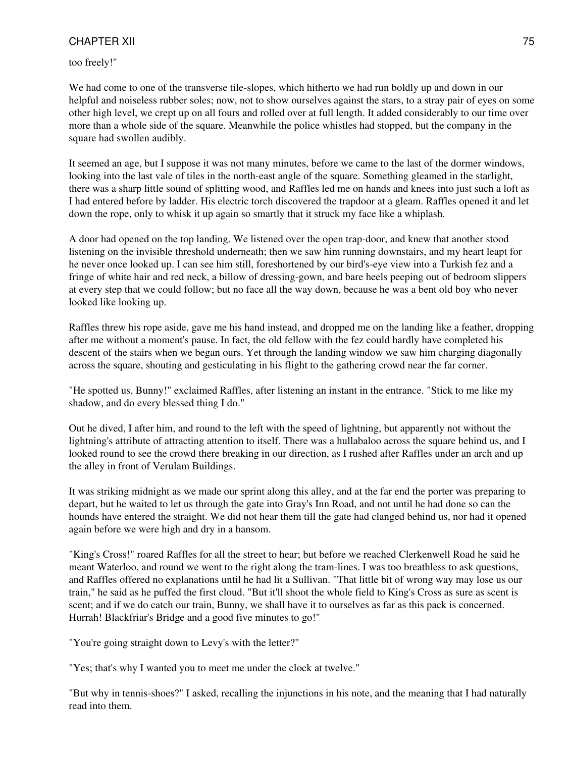too freely!"

We had come to one of the transverse tile-slopes, which hitherto we had run boldly up and down in our helpful and noiseless rubber soles; now, not to show ourselves against the stars, to a stray pair of eyes on some other high level, we crept up on all fours and rolled over at full length. It added considerably to our time over more than a whole side of the square. Meanwhile the police whistles had stopped, but the company in the square had swollen audibly.

It seemed an age, but I suppose it was not many minutes, before we came to the last of the dormer windows, looking into the last vale of tiles in the north-east angle of the square. Something gleamed in the starlight, there was a sharp little sound of splitting wood, and Raffles led me on hands and knees into just such a loft as I had entered before by ladder. His electric torch discovered the trapdoor at a gleam. Raffles opened it and let down the rope, only to whisk it up again so smartly that it struck my face like a whiplash.

A door had opened on the top landing. We listened over the open trap-door, and knew that another stood listening on the invisible threshold underneath; then we saw him running downstairs, and my heart leapt for he never once looked up. I can see him still, foreshortened by our bird's-eye view into a Turkish fez and a fringe of white hair and red neck, a billow of dressing-gown, and bare heels peeping out of bedroom slippers at every step that we could follow; but no face all the way down, because he was a bent old boy who never looked like looking up.

Raffles threw his rope aside, gave me his hand instead, and dropped me on the landing like a feather, dropping after me without a moment's pause. In fact, the old fellow with the fez could hardly have completed his descent of the stairs when we began ours. Yet through the landing window we saw him charging diagonally across the square, shouting and gesticulating in his flight to the gathering crowd near the far corner.

"He spotted us, Bunny!" exclaimed Raffles, after listening an instant in the entrance. "Stick to me like my shadow, and do every blessed thing I do."

Out he dived, I after him, and round to the left with the speed of lightning, but apparently not without the lightning's attribute of attracting attention to itself. There was a hullabaloo across the square behind us, and I looked round to see the crowd there breaking in our direction, as I rushed after Raffles under an arch and up the alley in front of Verulam Buildings.

It was striking midnight as we made our sprint along this alley, and at the far end the porter was preparing to depart, but he waited to let us through the gate into Gray's Inn Road, and not until he had done so can the hounds have entered the straight. We did not hear them till the gate had clanged behind us, nor had it opened again before we were high and dry in a hansom.

"King's Cross!" roared Raffles for all the street to hear; but before we reached Clerkenwell Road he said he meant Waterloo, and round we went to the right along the tram-lines. I was too breathless to ask questions, and Raffles offered no explanations until he had lit a Sullivan. "That little bit of wrong way may lose us our train," he said as he puffed the first cloud. "But it'll shoot the whole field to King's Cross as sure as scent is scent; and if we do catch our train, Bunny, we shall have it to ourselves as far as this pack is concerned. Hurrah! Blackfriar's Bridge and a good five minutes to go!"

"You're going straight down to Levy's with the letter?"

"Yes; that's why I wanted you to meet me under the clock at twelve."

"But why in tennis-shoes?" I asked, recalling the injunctions in his note, and the meaning that I had naturally read into them.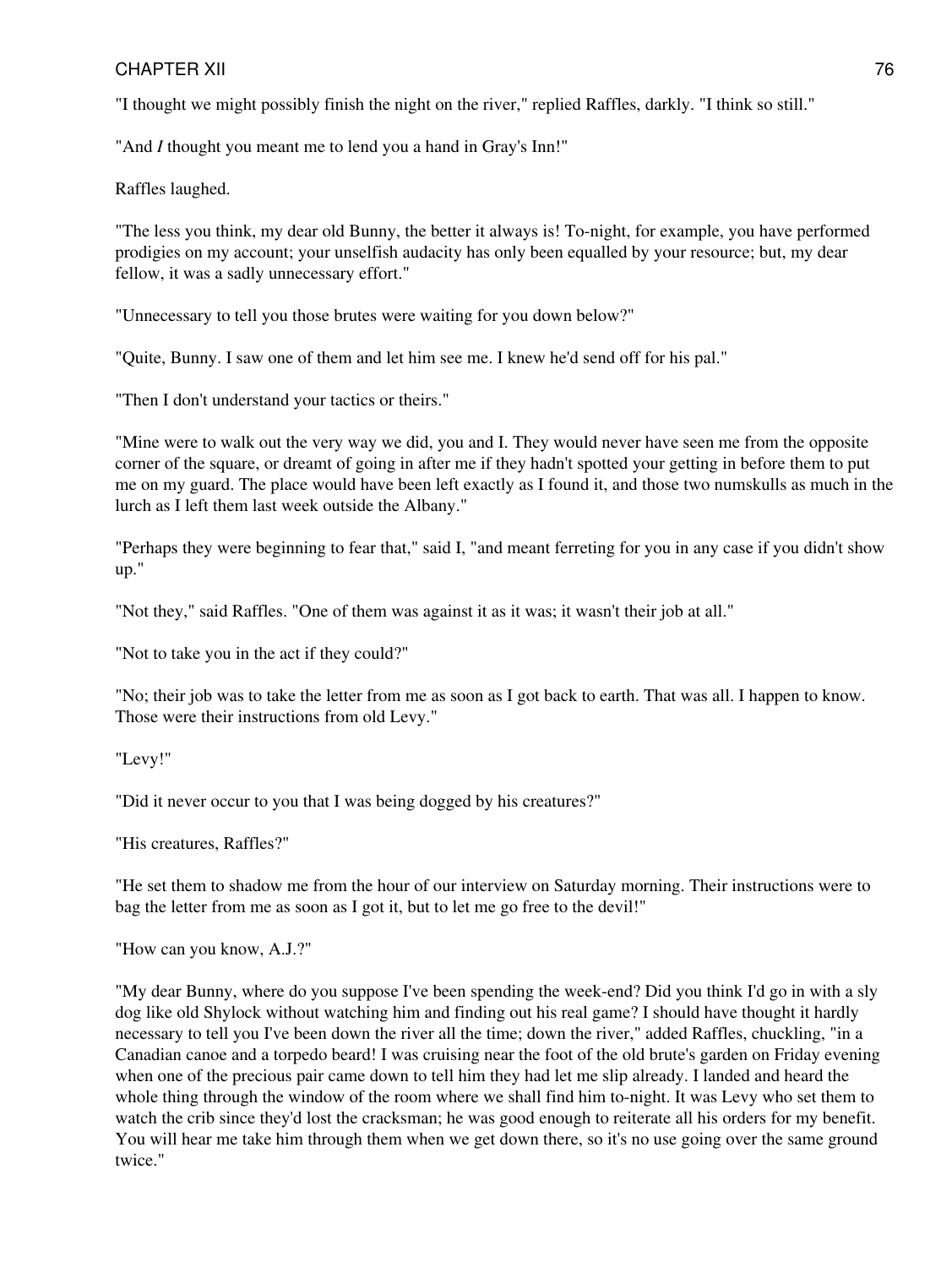"I thought we might possibly finish the night on the river," replied Raffles, darkly. "I think so still."

"And *I* thought you meant me to lend you a hand in Gray's Inn!"

Raffles laughed.

"The less you think, my dear old Bunny, the better it always is! To-night, for example, you have performed prodigies on my account; your unselfish audacity has only been equalled by your resource; but, my dear fellow, it was a sadly unnecessary effort."

"Unnecessary to tell you those brutes were waiting for you down below?"

"Quite, Bunny. I saw one of them and let him see me. I knew he'd send off for his pal."

"Then I don't understand your tactics or theirs."

"Mine were to walk out the very way we did, you and I. They would never have seen me from the opposite corner of the square, or dreamt of going in after me if they hadn't spotted your getting in before them to put me on my guard. The place would have been left exactly as I found it, and those two numskulls as much in the lurch as I left them last week outside the Albany."

"Perhaps they were beginning to fear that," said I, "and meant ferreting for you in any case if you didn't show up."

"Not they," said Raffles. "One of them was against it as it was; it wasn't their job at all."

"Not to take you in the act if they could?"

"No; their job was to take the letter from me as soon as I got back to earth. That was all. I happen to know. Those were their instructions from old Levy."

"Levy!"

"Did it never occur to you that I was being dogged by his creatures?"

"His creatures, Raffles?"

"He set them to shadow me from the hour of our interview on Saturday morning. Their instructions were to bag the letter from me as soon as I got it, but to let me go free to the devil!"

"How can you know, A.J.?"

"My dear Bunny, where do you suppose I've been spending the week-end? Did you think I'd go in with a sly dog like old Shylock without watching him and finding out his real game? I should have thought it hardly necessary to tell you I've been down the river all the time; down the river," added Raffles, chuckling, "in a Canadian canoe and a torpedo beard! I was cruising near the foot of the old brute's garden on Friday evening when one of the precious pair came down to tell him they had let me slip already. I landed and heard the whole thing through the window of the room where we shall find him to-night. It was Levy who set them to watch the crib since they'd lost the cracksman; he was good enough to reiterate all his orders for my benefit. You will hear me take him through them when we get down there, so it's no use going over the same ground twice."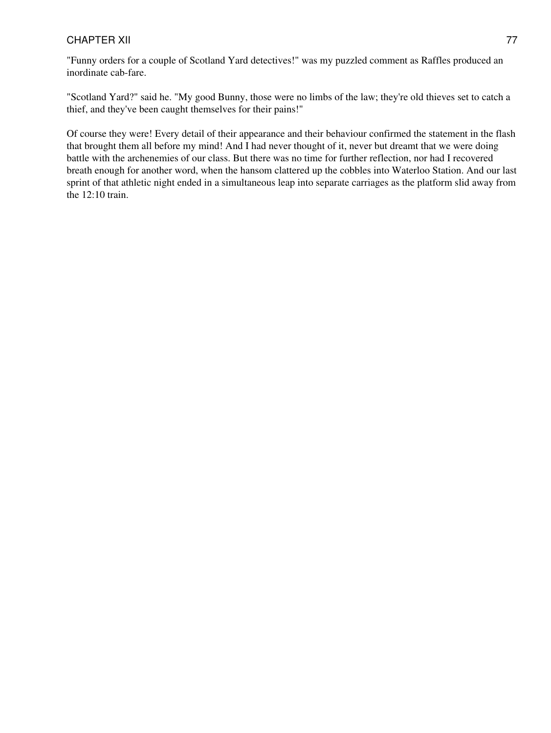"Funny orders for a couple of Scotland Yard detectives!" was my puzzled comment as Raffles produced an inordinate cab-fare.

"Scotland Yard?" said he. "My good Bunny, those were no limbs of the law; they're old thieves set to catch a thief, and they've been caught themselves for their pains!"

Of course they were! Every detail of their appearance and their behaviour confirmed the statement in the flash that brought them all before my mind! And I had never thought of it, never but dreamt that we were doing battle with the archenemies of our class. But there was no time for further reflection, nor had I recovered breath enough for another word, when the hansom clattered up the cobbles into Waterloo Station. And our last sprint of that athletic night ended in a simultaneous leap into separate carriages as the platform slid away from the 12:10 train.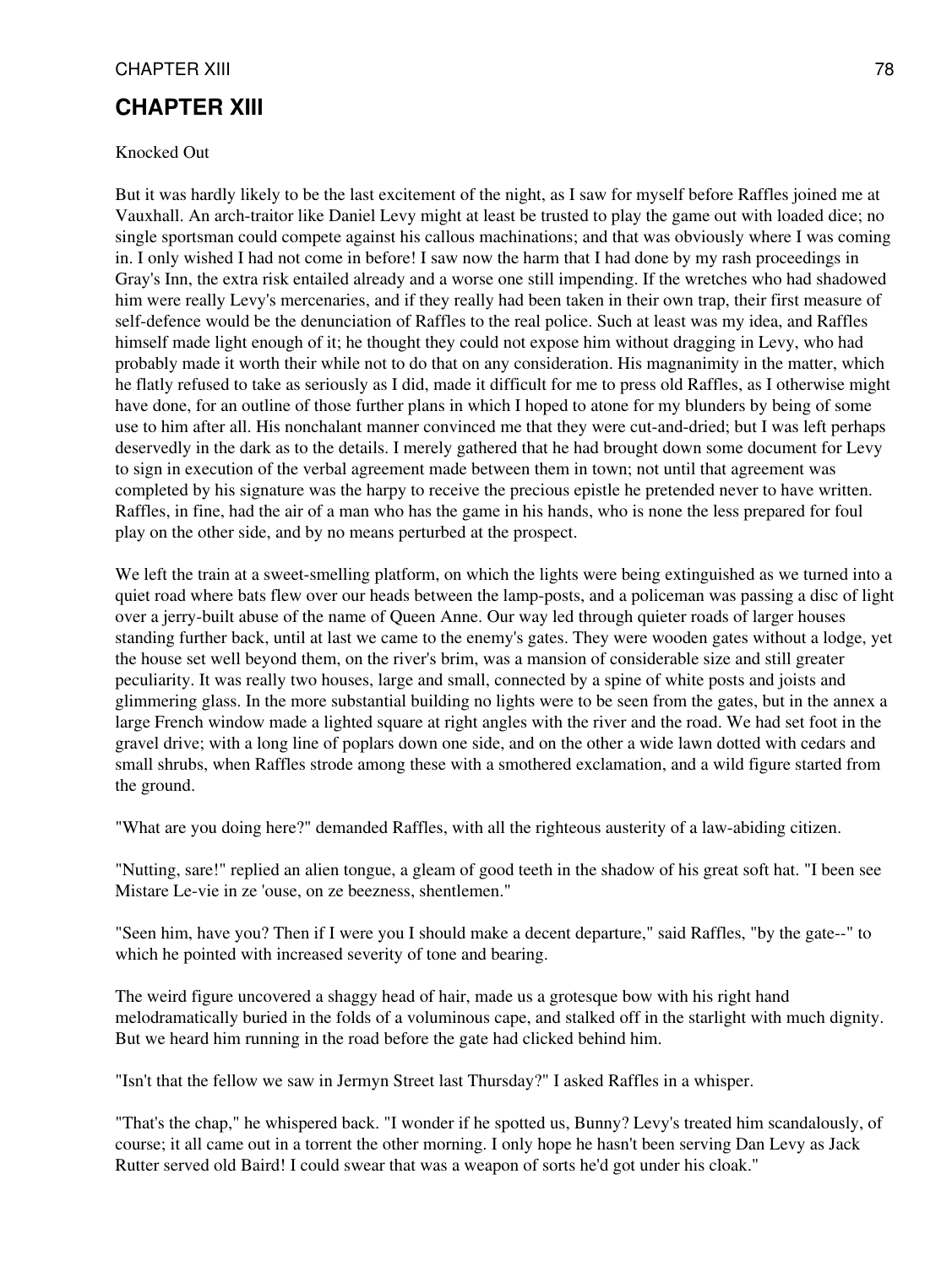# CHAPTER XIII

Knocked Out

But it was hardly likely to be the last excitement of the night, as I saw for myself before Raffles joined me at Vauxhall. An arch-traitor like Daniel Levy might at least be trusted to play the game out with loaded dice; no single sportsman could compete against his callous machinations; and that was obviously where I was coming in. I only wished I had not come in before! I saw now the harm that I had done by my rash proceedings in Gray's Inn, the extra risk entailed already and a worse one still impending. If the wretches who had shadowed him were really Levy's mercenaries, and if they really had been taken in their own trap, their first measure of self-defence would be the denunciation of Raffles to the real police. Such at least was my idea, and Raffles himself made light enough of it; he thought they could not expose him without dragging in Levy, who had probably made it worth their while not to do that on any consideration. His magnanimity in the matter, which he flatly refused to take as seriously as I did, made it difficult for me to press old Raffles, as I otherwise might have done, for an outline of those further plans in which I hoped to atone for my blunders by being of some use to him after all. His nonchalant manner convinced me that they were cut-and-dried; but I was left perhaps deservedly in the dark as to the details. I merely gathered that he had brought down some document for Levy to sign in execution of the verbal agreement made between them in town; not until that agreement was completed by his signature was the harpy to receive the precious epistle he pretended never to have written. Raffles, in fine, had the air of a man who has the game in his hands, who is none the less prepared for foul play on the other side, and by no means perturbed at the prospect.

We left the train at a sweet-smelling platform, on which the lights were being extinguished as we turned into a quiet road where bats flew over our heads between the lamp-posts, and a policeman was passing a disc of light over a jerry-built abuse of the name of Queen Anne. Our way led through quieter roads of larger houses standing further back, until at last we came to the enemy's gates. They were wooden gates without a lodge, yet the house set well beyond them, on the river's brim, was a mansion of considerable size and still greater peculiarity. It was really two houses, large and small, connected by a spine of white posts and joists and glimmering glass. In the more substantial building no lights were to be seen from the gates, but in the annex a large French window made a lighted square at right angles with the river and the road. We had set foot in the gravel drive; with a long line of poplars down one side, and on the other a wide lawn dotted with cedars and small shrubs, when Raffles strode among these with a smothered exclamation, and a wild figure started from the ground.

"What are you doing here?" demanded Raffles, with all the righteous austerity of a law-abiding citizen.

"Nutting, sare!" replied an alien tongue, a gleam of good teeth in the shadow of his great soft hat. "I been see Mistare Le-vie in ze 'ouse, on ze beezness, shentlemen."

"Seen him, have you? Then if I were you I should make a decent departure," said Raffles, "by the gate--" to which he pointed with increased severity of tone and bearing.

The weird figure uncovered a shaggy head of hair, made us a grotesque bow with his right hand melodramatically buried in the folds of a voluminous cape, and stalked off in the starlight with much dignity. But we heard him running in the road before the gate had clicked behind him.

"Isn't that the fellow we saw in Jermyn Street last Thursday?" I asked Raffles in a whisper.

"That's the chap," he whispered back. "I wonder if he spotted us, Bunny? Levy's treated him scandalously, of course; it all came out in a torrent the other morning. I only hope he hasn't been serving Dan Levy as Jack Rutter served old Baird! I could swear that was a weapon of sorts he'd got under his cloak."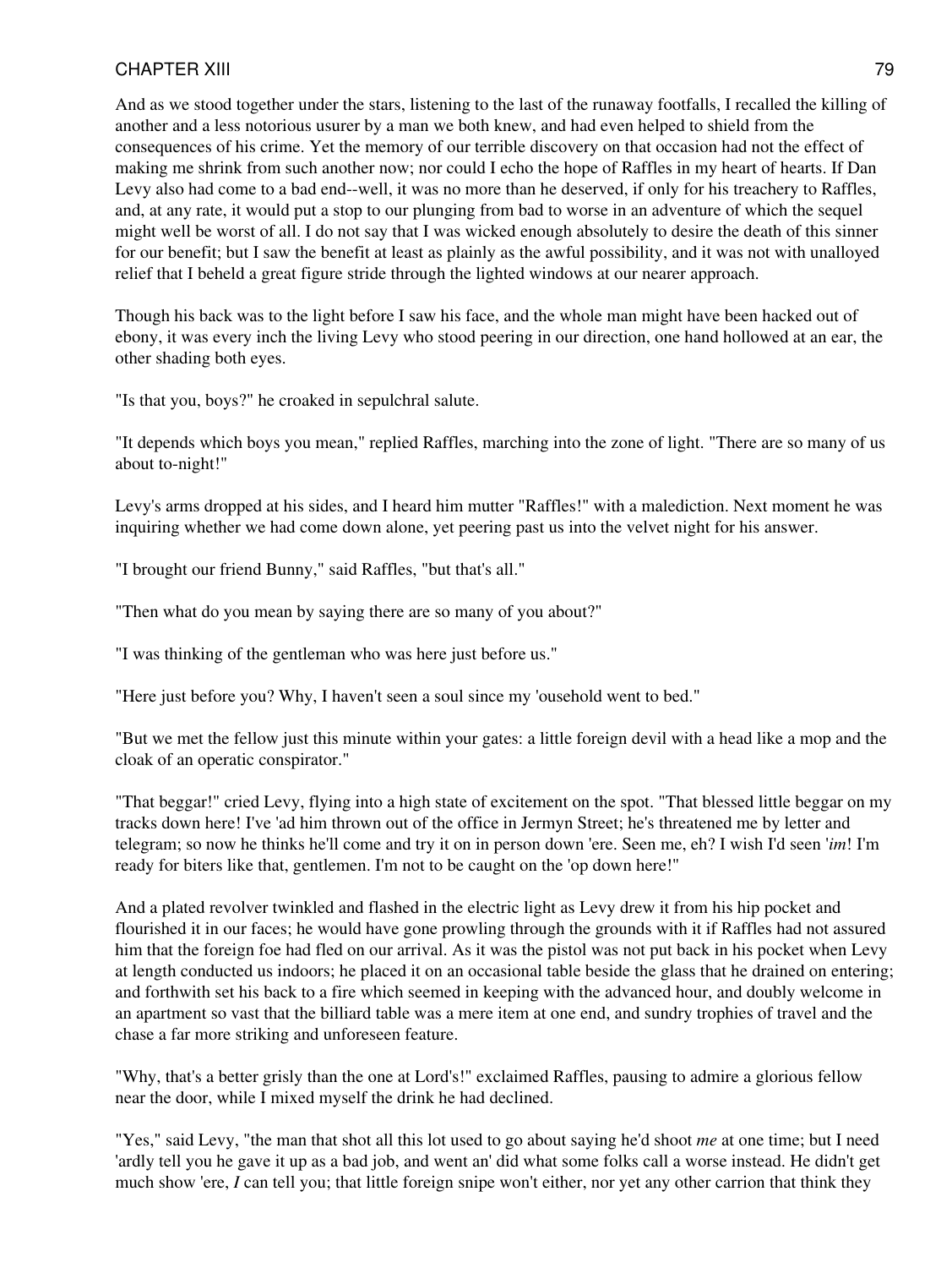And as we stood together under the stars, listening to the last of the runaway footfalls, I recalled the killing of another and a less notorious usurer by a man we both knew, and had even helped to shield from the consequences of his crime. Yet the memory of our terrible discovery on that occasion had not the effect of making me shrink from such another now; nor could I echo the hope of Raffles in my heart of hearts. If Dan Levy also had come to a bad end--well, it was no more than he deserved, if only for his treachery to Raffles, and, at any rate, it would put a stop to our plunging from bad to worse in an adventure of which the sequel might well be worst of all. I do not say that I was wicked enough absolutely to desire the death of this sinner for our benefit; but I saw the benefit at least as plainly as the awful possibility, and it was not with unalloyed relief that I beheld a great figure stride through the lighted windows at our nearer approach.

Though his back was to the light before I saw his face, and the whole man might have been hacked out of ebony, it was every inch the living Levy who stood peering in our direction, one hand hollowed at an ear, the other shading both eyes.

"Is that you, boys?" he croaked in sepulchral salute.

"It depends which boys you mean," replied Raffles, marching into the zone of light. "There are so many of us about to-night!"

Levy's arms dropped at his sides, and I heard him mutter "Raffles!" with a malediction. Next moment he was inquiring whether we had come down alone, yet peering past us into the velvet night for his answer.

"I brought our friend Bunny," said Raffles, "but that's all."

"Then what do you mean by saying there are so many of you about?"

"I was thinking of the gentleman who was here just before us."

"Here just before you? Why, I haven't seen a soul since my 'ousehold went to bed."

"But we met the fellow just this minute within your gates: a little foreign devil with a head like a mop and the cloak of an operatic conspirator."

"That beggar!" cried Levy, flying into a high state of excitement on the spot. "That blessed little beggar on my tracks down here! I've 'ad him thrown out of the office in Jermyn Street; he's threatened me by letter and telegram; so now he thinks he'll come and try it on in person down 'ere. Seen me, eh? I wish I'd seen '*im*! I'm ready for biters like that, gentlemen. I'm not to be caught on the 'op down here!"

And a plated revolver twinkled and flashed in the electric light as Levy drew it from his hip pocket and flourished it in our faces; he would have gone prowling through the grounds with it if Raffles had not assured him that the foreign foe had fled on our arrival. As it was the pistol was not put back in his pocket when Levy at length conducted us indoors; he placed it on an occasional table beside the glass that he drained on entering; and forthwith set his back to a fire which seemed in keeping with the advanced hour, and doubly welcome in an apartment so vast that the billiard table was a mere item at one end, and sundry trophies of travel and the chase a far more striking and unforeseen feature.

"Why, that's a better grisly than the one at Lord's!" exclaimed Raffles, pausing to admire a glorious fellow near the door, while I mixed myself the drink he had declined.

"Yes," said Levy, "the man that shot all this lot used to go about saying he'd shoot *me* at one time; but I need 'ardly tell you he gave it up as a bad job, and went an' did what some folks call a worse instead. He didn't get much show 'ere, *I* can tell you; that little foreign snipe won't either, nor yet any other carrion that think they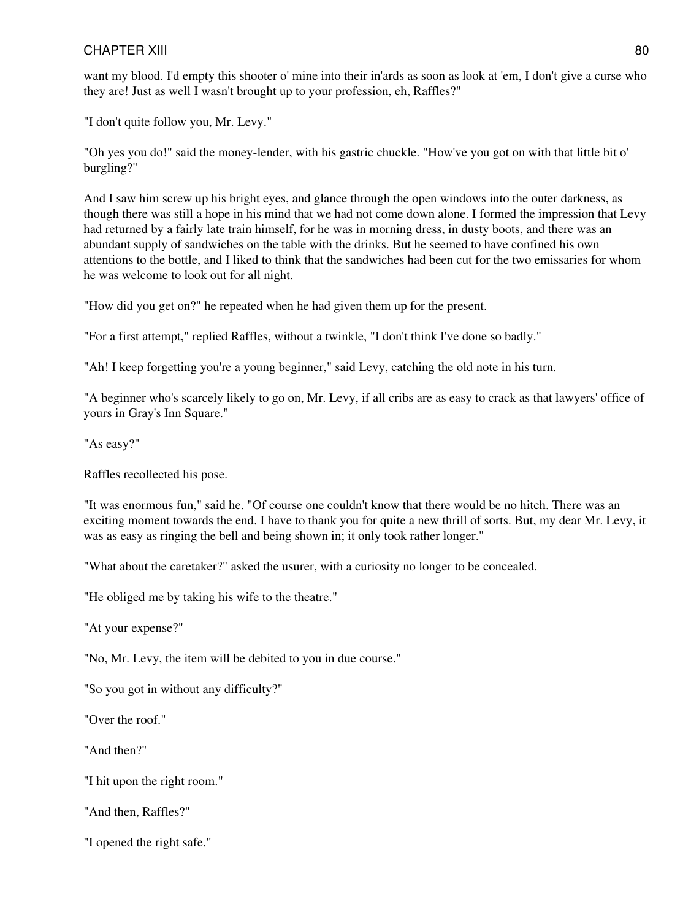want my blood. I'd empty this shooter o' mine into their in'ards as soon as look at 'em, I don't give a curse who they are! Just as well I wasn't brought up to your profession, eh, Raffles?"

"I don't quite follow you, Mr. Levy."

"Oh yes you do!" said the money-lender, with his gastric chuckle. "How've you got on with that little bit o' burgling?"

And I saw him screw up his bright eyes, and glance through the open windows into the outer darkness, as though there was still a hope in his mind that we had not come down alone. I formed the impression that Levy had returned by a fairly late train himself, for he was in morning dress, in dusty boots, and there was an abundant supply of sandwiches on the table with the drinks. But he seemed to have confined his own attentions to the bottle, and I liked to think that the sandwiches had been cut for the two emissaries for whom he was welcome to look out for all night.

"How did you get on?" he repeated when he had given them up for the present.

"For a first attempt," replied Raffles, without a twinkle, "I don't think I've done so badly."

"Ah! I keep forgetting you're a young beginner," said Levy, catching the old note in his turn.

"A beginner who's scarcely likely to go on, Mr. Levy, if all cribs are as easy to crack as that lawyers' office of yours in Gray's Inn Square."

"As easy?"

Raffles recollected his pose.

"It was enormous fun," said he. "Of course one couldn't know that there would be no hitch. There was an exciting moment towards the end. I have to thank you for quite a new thrill of sorts. But, my dear Mr. Levy, it was as easy as ringing the bell and being shown in; it only took rather longer."

"What about the caretaker?" asked the usurer, with a curiosity no longer to be concealed.

"He obliged me by taking his wife to the theatre."

"At your expense?"

"No, Mr. Levy, the item will be debited to you in due course."

"So you got in without any difficulty?"

"Over the roof."

"And then?"

"I hit upon the right room."

"And then, Raffles?"

"I opened the right safe."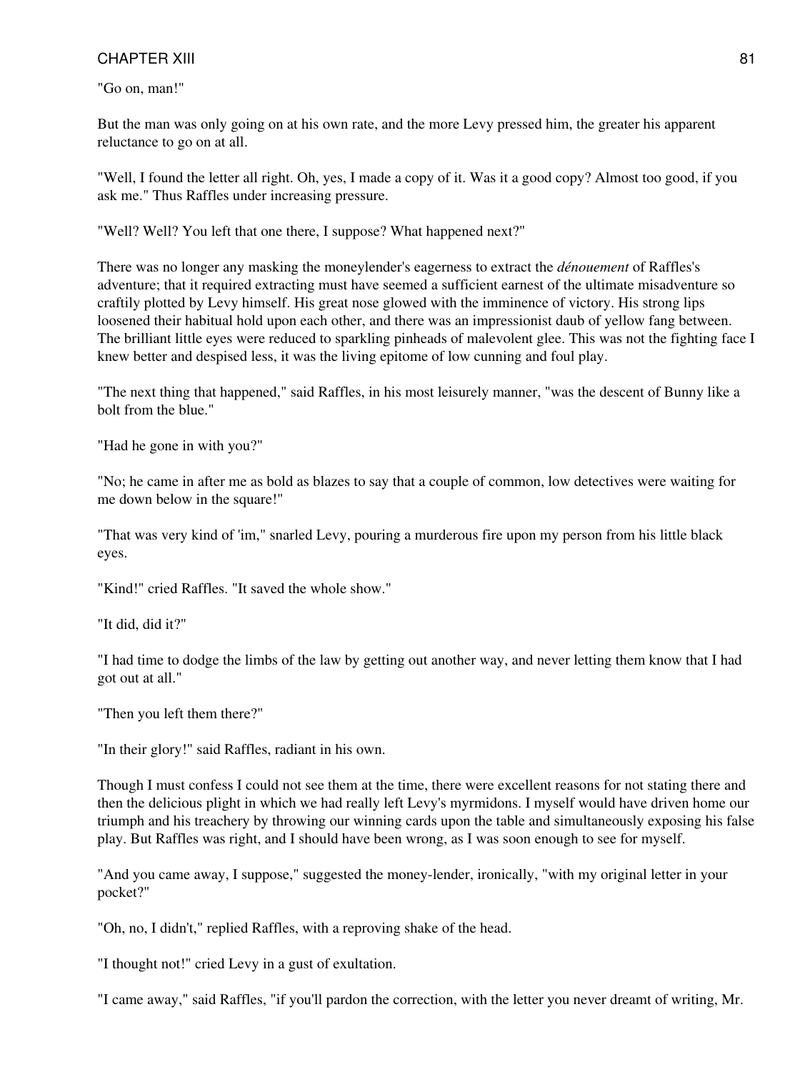"Go on, man!"

But the man was only going on at his own rate, and the more Levy pressed him, the greater his apparent reluctance to go on at all.

"Well, I found the letter all right. Oh, yes, I made a copy of it. Was it a good copy? Almost too good, if you ask me." Thus Raffles under increasing pressure.

"Well? Well? You left that one there, I suppose? What happened next?"

There was no longer any masking the moneylender's eagerness to extract the *dénouement* of Raffles's adventure; that it required extracting must have seemed a sufficient earnest of the ultimate misadventure so craftily plotted by Levy himself. His great nose glowed with the imminence of victory. His strong lips loosened their habitual hold upon each other, and there was an impressionist daub of yellow fang between. The brilliant little eyes were reduced to sparkling pinheads of malevolent glee. This was not the fighting face I knew better and despised less, it was the living epitome of low cunning and foul play.

"The next thing that happened," said Raffles, in his most leisurely manner, "was the descent of Bunny like a bolt from the blue."

"Had he gone in with you?"

"No; he came in after me as bold as blazes to say that a couple of common, low detectives were waiting for me down below in the square!"

"That was very kind of 'im," snarled Levy, pouring a murderous fire upon my person from his little black eyes.

"Kind!" cried Raffles. "It saved the whole show."

"It did, did it?"

"I had time to dodge the limbs of the law by getting out another way, and never letting them know that I had got out at all."

"Then you left them there?"

"In their glory!" said Raffles, radiant in his own.

Though I must confess I could not see them at the time, there were excellent reasons for not stating there and then the delicious plight in which we had really left Levy's myrmidons. I myself would have driven home our triumph and his treachery by throwing our winning cards upon the table and simultaneously exposing his false play. But Raffles was right, and I should have been wrong, as I was soon enough to see for myself.

"And you came away, I suppose," suggested the money-lender, ironically, "with my original letter in your pocket?"

"Oh, no, I didn't," replied Raffles, with a reproving shake of the head.

"I thought not!" cried Levy in a gust of exultation.

"I came away," said Raffles, "if you'll pardon the correction, with the letter you never dreamt of writing, Mr.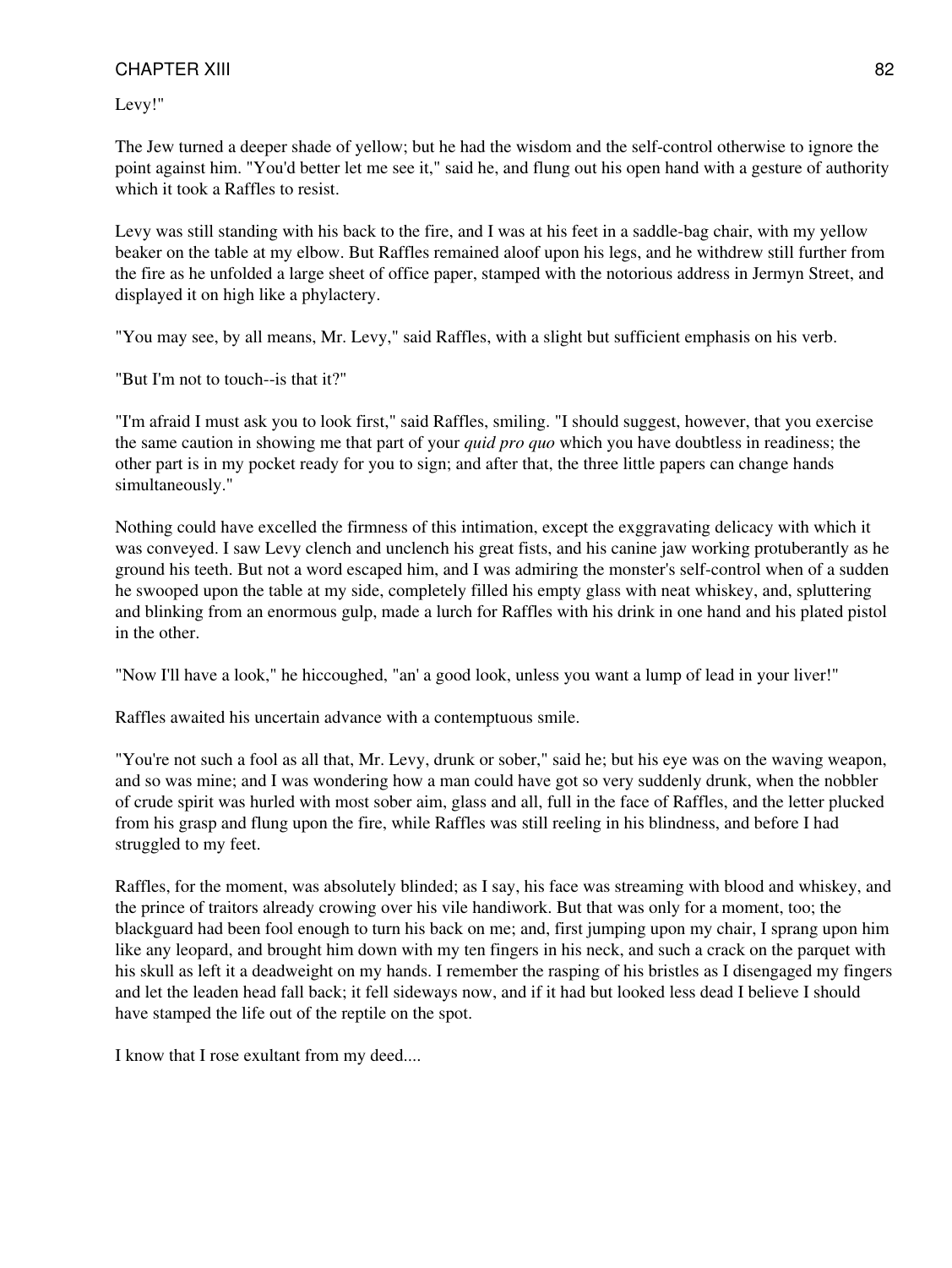Levy!"

The Jew turned a deeper shade of yellow; but he had the wisdom and the self-control otherwise to ignore the point against him. "You'd better let me see it," said he, and flung out his open hand with a gesture of authority which it took a Raffles to resist.

Levy was still standing with his back to the fire, and I was at his feet in a saddle-bag chair, with my yellow beaker on the table at my elbow. But Raffles remained aloof upon his legs, and he withdrew still further from the fire as he unfolded a large sheet of office paper, stamped with the notorious address in Jermyn Street, and displayed it on high like a phylactery.

"You may see, by all means, Mr. Levy," said Raffles, with a slight but sufficient emphasis on his verb.

"But I'm not to touch--is that it?"

"I'm afraid I must ask you to look first," said Raffles, smiling. "I should suggest, however, that you exercise the same caution in showing me that part of your *quid pro quo* which you have doubtless in readiness; the other part is in my pocket ready for you to sign; and after that, the three little papers can change hands simultaneously."

Nothing could have excelled the firmness of this intimation, except the exggravating delicacy with which it was conveyed. I saw Levy clench and unclench his great fists, and his canine jaw working protuberantly as he ground his teeth. But not a word escaped him, and I was admiring the monster's self-control when of a sudden he swooped upon the table at my side, completely filled his empty glass with neat whiskey, and, spluttering and blinking from an enormous gulp, made a lurch for Raffles with his drink in one hand and his plated pistol in the other.

"Now I'll have a look," he hiccoughed, "an' a good look, unless you want a lump of lead in your liver!"

Raffles awaited his uncertain advance with a contemptuous smile.

"You're not such a fool as all that, Mr. Levy, drunk or sober," said he; but his eye was on the waving weapon, and so was mine; and I was wondering how a man could have got so very suddenly drunk, when the nobbler of crude spirit was hurled with most sober aim, glass and all, full in the face of Raffles, and the letter plucked from his grasp and flung upon the fire, while Raffles was still reeling in his blindness, and before I had struggled to my feet.

Raffles, for the moment, was absolutely blinded; as I say, his face was streaming with blood and whiskey, and the prince of traitors already crowing over his vile handiwork. But that was only for a moment, too; the blackguard had been fool enough to turn his back on me; and, first jumping upon my chair, I sprang upon him like any leopard, and brought him down with my ten fingers in his neck, and such a crack on the parquet with his skull as left it a deadweight on my hands. I remember the rasping of his bristles as I disengaged my fingers and let the leaden head fall back; it fell sideways now, and if it had but looked less dead I believe I should have stamped the life out of the reptile on the spot.

I know that I rose exultant from my deed....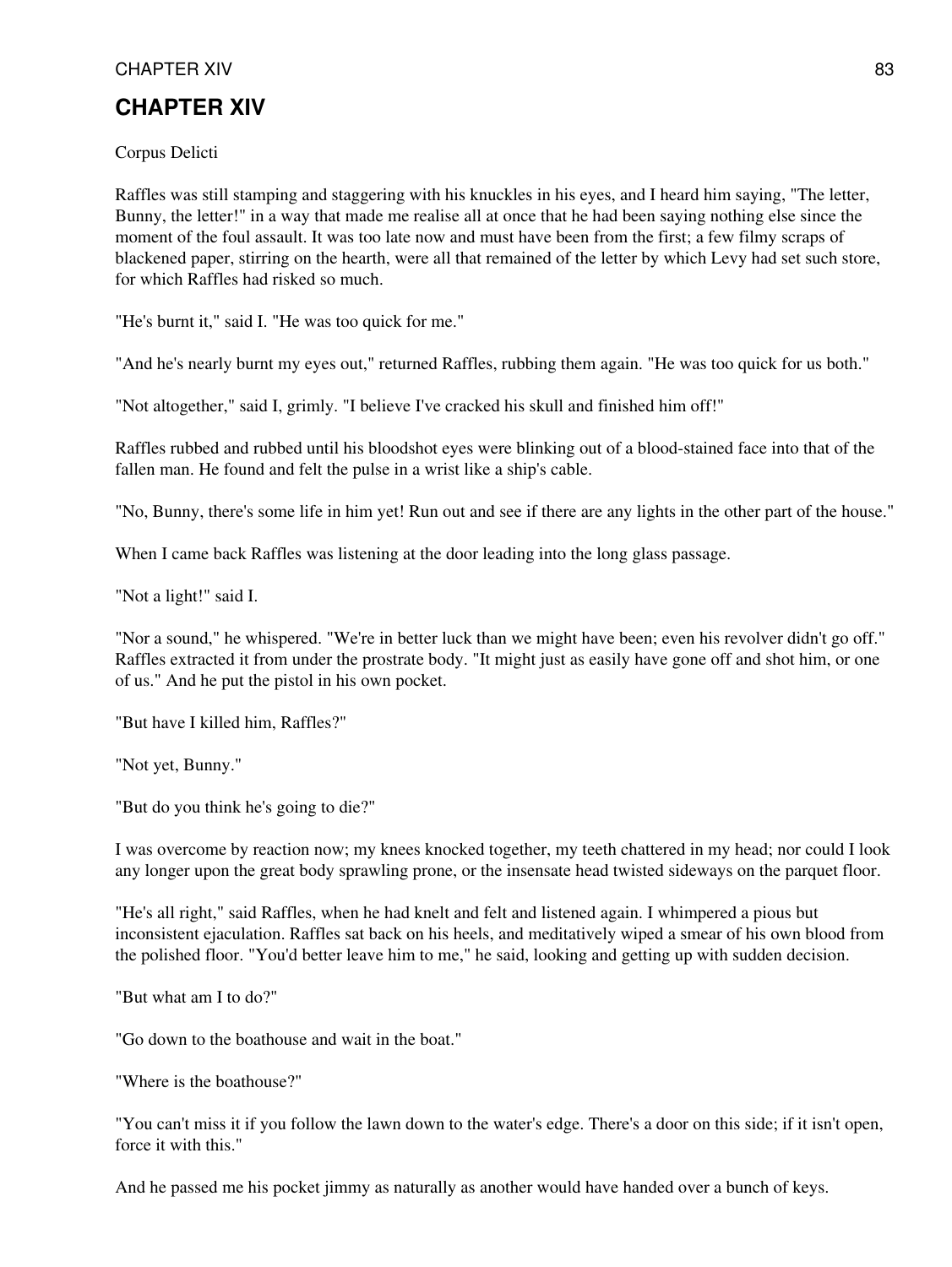# CHAPTER XIV

Corpus Delicti

Raffles was still stamping and staggering with his knuckles in his eyes, and I heard him saying, "The letter, Bunny, the letter!" in a way that made me realise all at once that he had been saying nothing else since the moment of the foul assault. It was too late now and must have been from the first; a few filmy scraps of blackened paper, stirring on the hearth, were all that remained of the letter by which Levy had set such store, for which Raffles had risked so much.

"He's burnt it," said I. "He was too quick for me."

"And he's nearly burnt my eyes out," returned Raffles, rubbing them again. "He was too quick for us both."

"Not altogether," said I, grimly. "I believe I've cracked his skull and finished him off!"

Raffles rubbed and rubbed until his bloodshot eyes were blinking out of a blood-stained face into that of the fallen man. He found and felt the pulse in a wrist like a ship's cable.

"No, Bunny, there's some life in him yet! Run out and see if there are any lights in the other part of the house."

When I came back Raffles was listening at the door leading into the long glass passage.

"Not a light!" said I.

"Nor a sound," he whispered. "We're in better luck than we might have been; even his revolver didn't go off." Raffles extracted it from under the prostrate body. "It might just as easily have gone off and shot him, or one of us." And he put the pistol in his own pocket.

"But have I killed him, Raffles?"

"Not yet, Bunny."

"But do you think he's going to die?"

I was overcome by reaction now; my knees knocked together, my teeth chattered in my head; nor could I look any longer upon the great body sprawling prone, or the insensate head twisted sideways on the parquet floor.

"He's all right," said Raffles, when he had knelt and felt and listened again. I whimpered a pious but inconsistent ejaculation. Raffles sat back on his heels, and meditatively wiped a smear of his own blood from the polished floor. "You'd better leave him to me," he said, looking and getting up with sudden decision.

"But what am I to do?"

"Go down to the boathouse and wait in the boat."

"Where is the boathouse?"

"You can't miss it if you follow the lawn down to the water's edge. There's a door on this side; if it isn't open, force it with this."

And he passed me his pocket jimmy as naturally as another would have handed over a bunch of keys.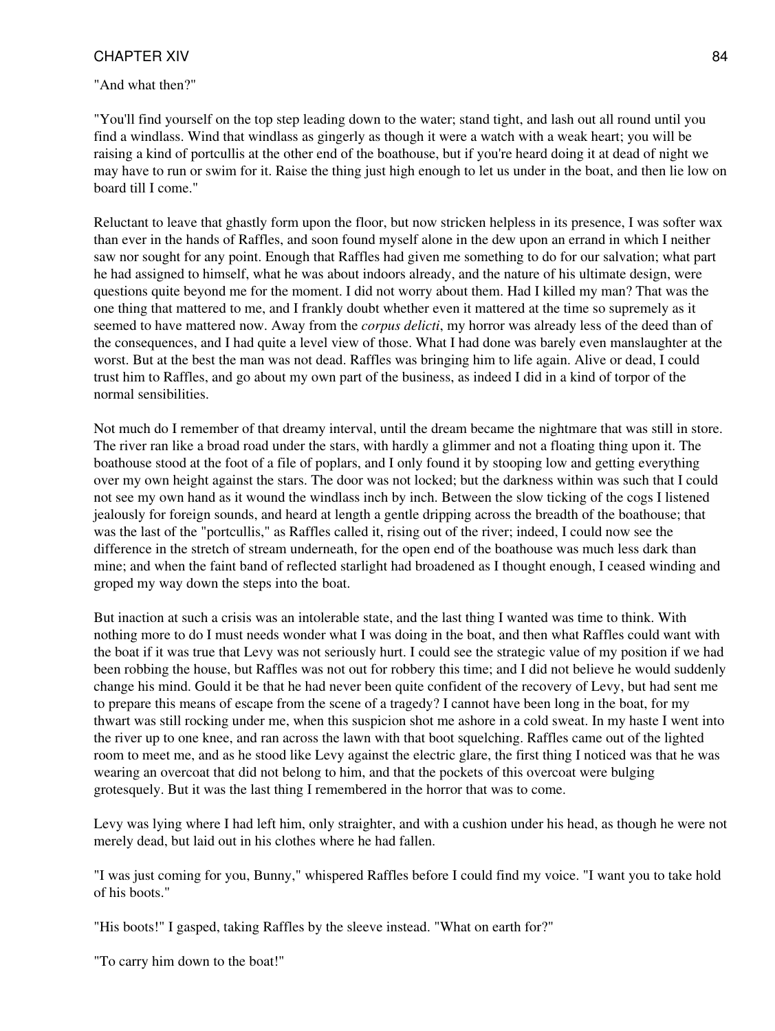"And what then?"

"You'll find yourself on the top step leading down to the water; stand tight, and lash out all round until you find a windlass. Wind that windlass as gingerly as though it were a watch with a weak heart; you will be raising a kind of portcullis at the other end of the boathouse, but if you're heard doing it at dead of night we may have to run or swim for it. Raise the thing just high enough to let us under in the boat, and then lie low on board till I come."

Reluctant to leave that ghastly form upon the floor, but now stricken helpless in its presence, I was softer wax than ever in the hands of Raffles, and soon found myself alone in the dew upon an errand in which I neither saw nor sought for any point. Enough that Raffles had given me something to do for our salvation; what part he had assigned to himself, what he was about indoors already, and the nature of his ultimate design, were questions quite beyond me for the moment. I did not worry about them. Had I killed my man? That was the one thing that mattered to me, and I frankly doubt whether even it mattered at the time so supremely as it seemed to have mattered now. Away from the *corpus delicti*, my horror was already less of the deed than of the consequences, and I had quite a level view of those. What I had done was barely even manslaughter at the worst. But at the best the man was not dead. Raffles was bringing him to life again. Alive or dead, I could trust him to Raffles, and go about my own part of the business, as indeed I did in a kind of torpor of the normal sensibilities.

Not much do I remember of that dreamy interval, until the dream became the nightmare that was still in store. The river ran like a broad road under the stars, with hardly a glimmer and not a floating thing upon it. The boathouse stood at the foot of a file of poplars, and I only found it by stooping low and getting everything over my own height against the stars. The door was not locked; but the darkness within was such that I could not see my own hand as it wound the windlass inch by inch. Between the slow ticking of the cogs I listened jealously for foreign sounds, and heard at length a gentle dripping across the breadth of the boathouse; that was the last of the "portcullis," as Raffles called it, rising out of the river; indeed, I could now see the difference in the stretch of stream underneath, for the open end of the boathouse was much less dark than mine; and when the faint band of reflected starlight had broadened as I thought enough, I ceased winding and groped my way down the steps into the boat.

But inaction at such a crisis was an intolerable state, and the last thing I wanted was time to think. With nothing more to do I must needs wonder what I was doing in the boat, and then what Raffles could want with the boat if it was true that Levy was not seriously hurt. I could see the strategic value of my position if we had been robbing the house, but Raffles was not out for robbery this time; and I did not believe he would suddenly change his mind. Gould it be that he had never been quite confident of the recovery of Levy, but had sent me to prepare this means of escape from the scene of a tragedy? I cannot have been long in the boat, for my thwart was still rocking under me, when this suspicion shot me ashore in a cold sweat. In my haste I went into the river up to one knee, and ran across the lawn with that boot squelching. Raffles came out of the lighted room to meet me, and as he stood like Levy against the electric glare, the first thing I noticed was that he was wearing an overcoat that did not belong to him, and that the pockets of this overcoat were bulging grotesquely. But it was the last thing I remembered in the horror that was to come.

Levy was lying where I had left him, only straighter, and with a cushion under his head, as though he were not merely dead, but laid out in his clothes where he had fallen.

"I was just coming for you, Bunny," whispered Raffles before I could find my voice. "I want you to take hold of his boots."

"His boots!" I gasped, taking Raffles by the sleeve instead. "What on earth for?"

"To carry him down to the boat!"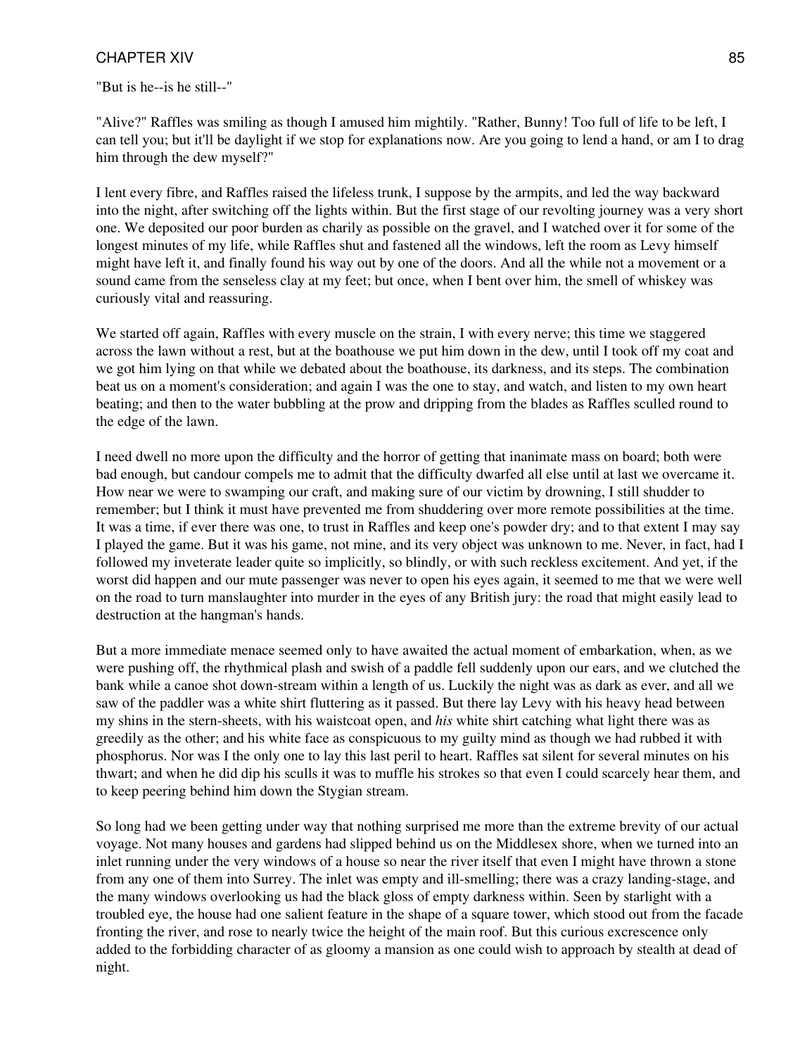"But is he--is he still--"

"Alive?" Raffles was smiling as though I amused him mightily. "Rather, Bunny! Too full of life to be left, I can tell you; but it'll be daylight if we stop for explanations now. Are you going to lend a hand, or am I to drag him through the dew myself?"

I lent every fibre, and Raffles raised the lifeless trunk, I suppose by the armpits, and led the way backward into the night, after switching off the lights within. But the first stage of our revolting journey was a very short one. We deposited our poor burden as charily as possible on the gravel, and I watched over it for some of the longest minutes of my life, while Raffles shut and fastened all the windows, left the room as Levy himself might have left it, and finally found his way out by one of the doors. And all the while not a movement or a sound came from the senseless clay at my feet; but once, when I bent over him, the smell of whiskey was curiously vital and reassuring.

We started off again, Raffles with every muscle on the strain, I with every nerve; this time we staggered across the lawn without a rest, but at the boathouse we put him down in the dew, until I took off my coat and we got him lying on that while we debated about the boathouse, its darkness, and its steps. The combination beat us on a moment's consideration; and again I was the one to stay, and watch, and listen to my own heart beating; and then to the water bubbling at the prow and dripping from the blades as Raffles sculled round to the edge of the lawn.

I need dwell no more upon the difficulty and the horror of getting that inanimate mass on board; both were bad enough, but candour compels me to admit that the difficulty dwarfed all else until at last we overcame it. How near we were to swamping our craft, and making sure of our victim by drowning, I still shudder to remember; but I think it must have prevented me from shuddering over more remote possibilities at the time. It was a time, if ever there was one, to trust in Raffles and keep one's powder dry; and to that extent I may say I played the game. But it was his game, not mine, and its very object was unknown to me. Never, in fact, had I followed my inveterate leader quite so implicitly, so blindly, or with such reckless excitement. And yet, if the worst did happen and our mute passenger was never to open his eyes again, it seemed to me that we were well on the road to turn manslaughter into murder in the eyes of any British jury: the road that might easily lead to destruction at the hangman's hands.

But a more immediate menace seemed only to have awaited the actual moment of embarkation, when, as we were pushing off, the rhythmical plash and swish of a paddle fell suddenly upon our ears, and we clutched the bank while a canoe shot down-stream within a length of us. Luckily the night was as dark as ever, and all we saw of the paddler was a white shirt fluttering as it passed. But there lay Levy with his heavy head between my shins in the stern-sheets, with his waistcoat open, and *his* white shirt catching what light there was as greedily as the other; and his white face as conspicuous to my guilty mind as though we had rubbed it with phosphorus. Nor was I the only one to lay this last peril to heart. Raffles sat silent for several minutes on his thwart; and when he did dip his sculls it was to muffle his strokes so that even I could scarcely hear them, and to keep peering behind him down the Stygian stream.

So long had we been getting under way that nothing surprised me more than the extreme brevity of our actual voyage. Not many houses and gardens had slipped behind us on the Middlesex shore, when we turned into an inlet running under the very windows of a house so near the river itself that even I might have thrown a stone from any one of them into Surrey. The inlet was empty and ill-smelling; there was a crazy landing-stage, and the many windows overlooking us had the black gloss of empty darkness within. Seen by starlight with a troubled eye, the house had one salient feature in the shape of a square tower, which stood out from the facade fronting the river, and rose to nearly twice the height of the main roof. But this curious excrescence only added to the forbidding character of as gloomy a mansion as one could wish to approach by stealth at dead of night.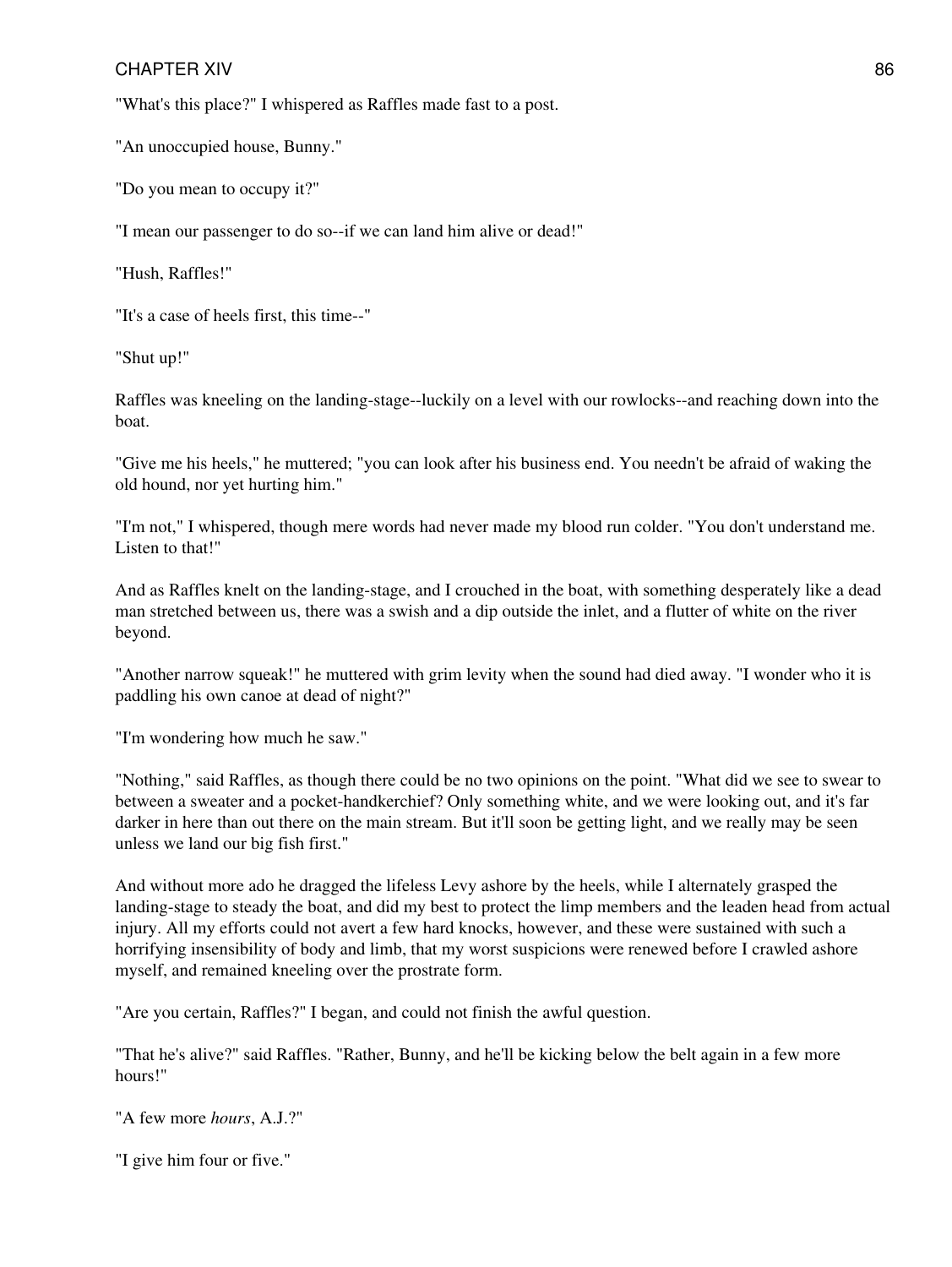"What's this place?" I whispered as Raffles made fast to a post.

"An unoccupied house, Bunny."

"Do you mean to occupy it?"

"I mean our passenger to do so--if we can land him alive or dead!"

"Hush, Raffles!"

"It's a case of heels first, this time--"

"Shut up!"

Raffles was kneeling on the landing-stage--luckily on a level with our rowlocks--and reaching down into the boat.

"Give me his heels," he muttered; "you can look after his business end. You needn't be afraid of waking the old hound, nor yet hurting him."

"I'm not," I whispered, though mere words had never made my blood run colder. "You don't understand me. Listen to that!"

And as Raffles knelt on the landing-stage, and I crouched in the boat, with something desperately like a dead man stretched between us, there was a swish and a dip outside the inlet, and a flutter of white on the river beyond.

"Another narrow squeak!" he muttered with grim levity when the sound had died away. "I wonder who it is paddling his own canoe at dead of night?"

"I'm wondering how much he saw."

"Nothing," said Raffles, as though there could be no two opinions on the point. "What did we see to swear to between a sweater and a pocket-handkerchief? Only something white, and we were looking out, and it's far darker in here than out there on the main stream. But it'll soon be getting light, and we really may be seen unless we land our big fish first."

And without more ado he dragged the lifeless Levy ashore by the heels, while I alternately grasped the landing-stage to steady the boat, and did my best to protect the limp members and the leaden head from actual injury. All my efforts could not avert a few hard knocks, however, and these were sustained with such a horrifying insensibility of body and limb, that my worst suspicions were renewed before I crawled ashore myself, and remained kneeling over the prostrate form.

"Are you certain, Raffles?" I began, and could not finish the awful question.

"That he's alive?" said Raffles. "Rather, Bunny, and he'll be kicking below the belt again in a few more hours!"

"A few more *hours*, A.J.?"

"I give him four or five."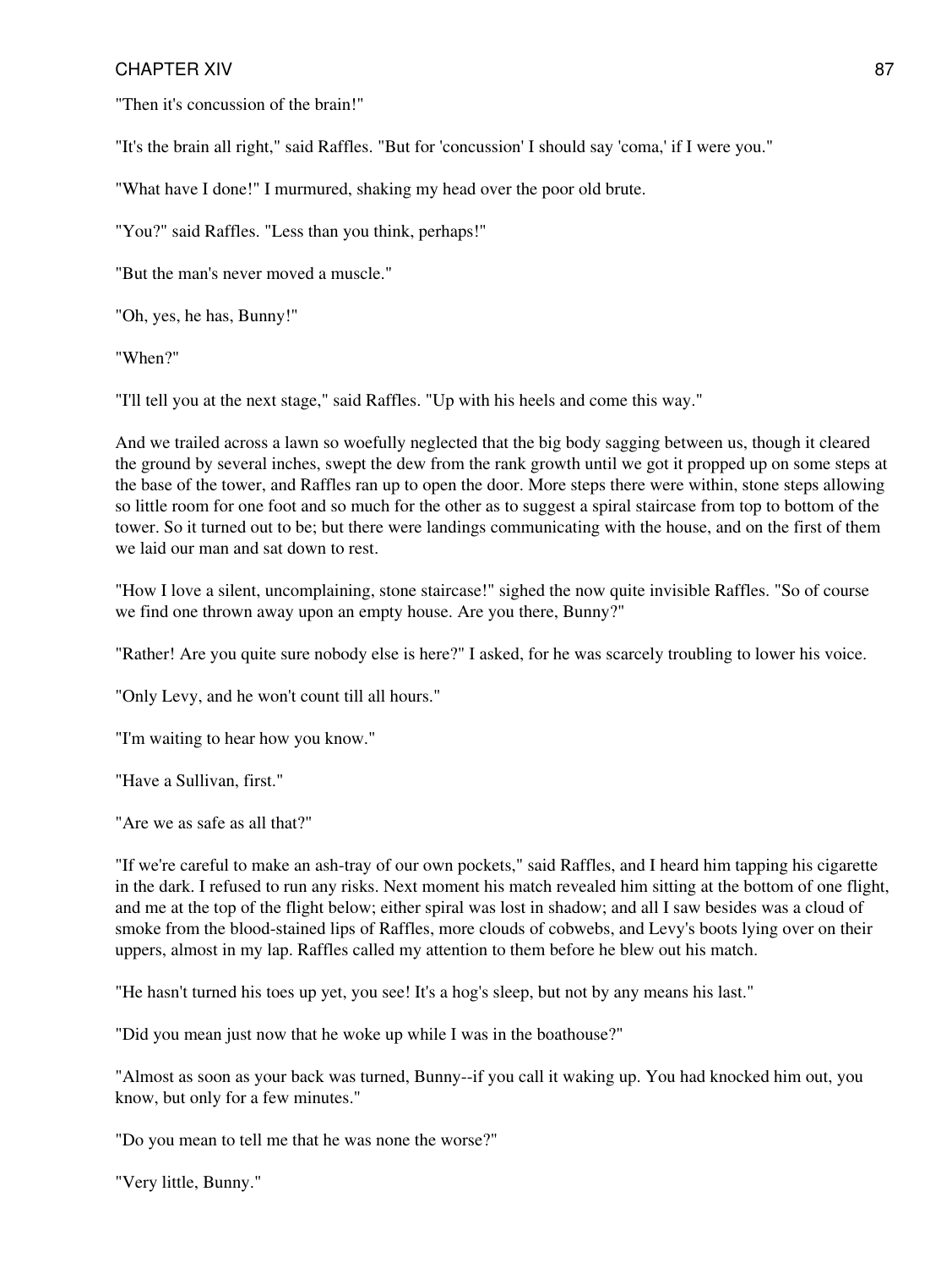"Then it's concussion of the brain!"

"It's the brain all right," said Raffles. "But for 'concussion' I should say 'coma,' if I were you."

"What have I done!" I murmured, shaking my head over the poor old brute.

"You?" said Raffles. "Less than you think, perhaps!"

"But the man's never moved a muscle."

"Oh, yes, he has, Bunny!"

"When?"

"I'll tell you at the next stage," said Raffles. "Up with his heels and come this way."

And we trailed across a lawn so woefully neglected that the big body sagging between us, though it cleared the ground by several inches, swept the dew from the rank growth until we got it propped up on some steps at the base of the tower, and Raffles ran up to open the door. More steps there were within, stone steps allowing so little room for one foot and so much for the other as to suggest a spiral staircase from top to bottom of the tower. So it turned out to be; but there were landings communicating with the house, and on the first of them we laid our man and sat down to rest.

"How I love a silent, uncomplaining, stone staircase!" sighed the now quite invisible Raffles. "So of course we find one thrown away upon an empty house. Are you there, Bunny?"

"Rather! Are you quite sure nobody else is here?" I asked, for he was scarcely troubling to lower his voice.

"Only Levy, and he won't count till all hours."

"I'm waiting to hear how you know."

"Have a Sullivan, first."

"Are we as safe as all that?"

"If we're careful to make an ash-tray of our own pockets," said Raffles, and I heard him tapping his cigarette in the dark. I refused to run any risks. Next moment his match revealed him sitting at the bottom of one flight, and me at the top of the flight below; either spiral was lost in shadow; and all I saw besides was a cloud of smoke from the blood-stained lips of Raffles, more clouds of cobwebs, and Levy's boots lying over on their uppers, almost in my lap. Raffles called my attention to them before he blew out his match.

"He hasn't turned his toes up yet, you see! It's a hog's sleep, but not by any means his last."

"Did you mean just now that he woke up while I was in the boathouse?"

"Almost as soon as your back was turned, Bunny--if you call it waking up. You had knocked him out, you know, but only for a few minutes."

"Do you mean to tell me that he was none the worse?"

"Very little, Bunny."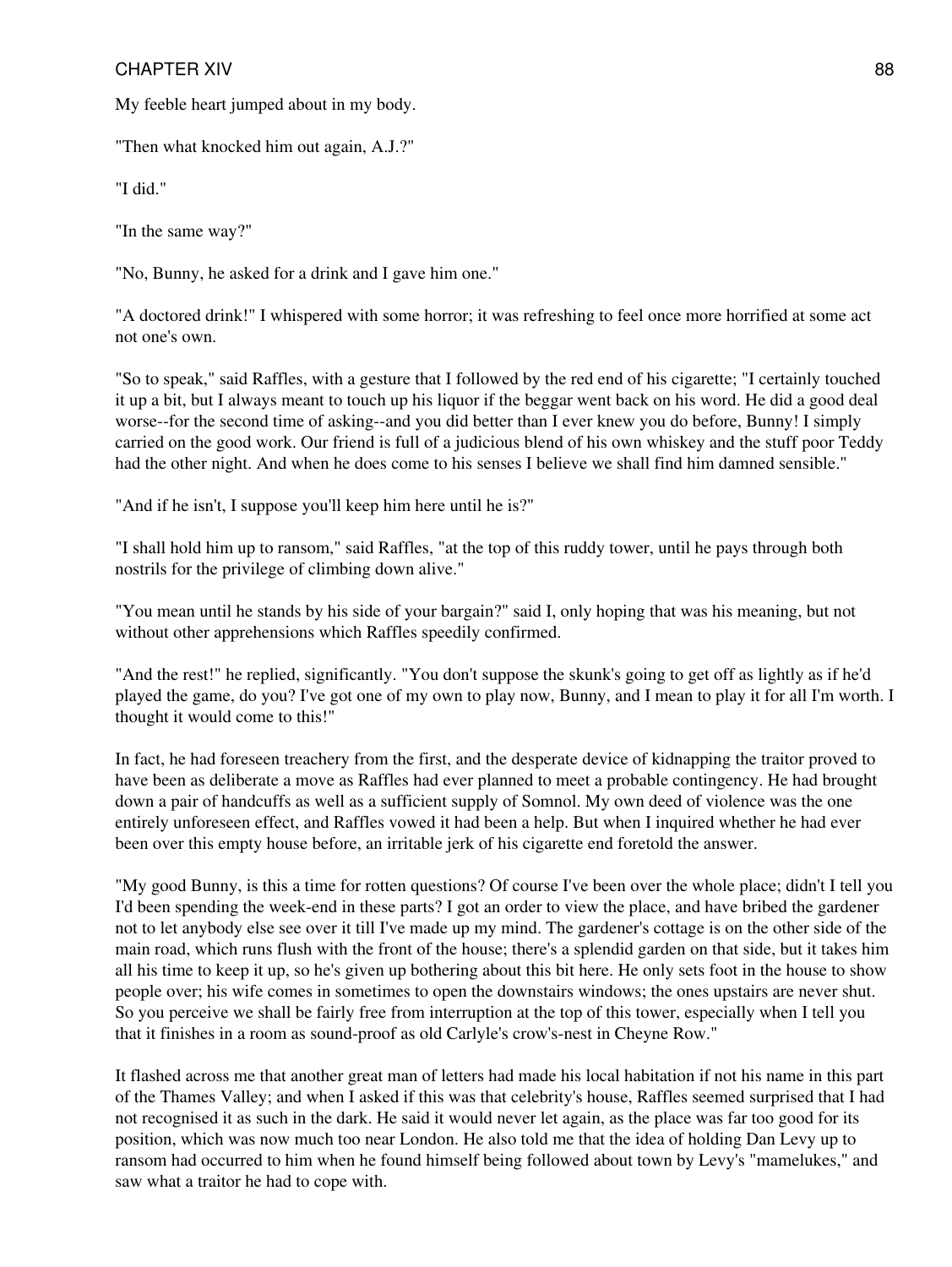My feeble heart jumped about in my body.

"Then what knocked him out again, A.J.?"

"I did."

"In the same way?"

"No, Bunny, he asked for a drink and I gave him one."

"A doctored drink!" I whispered with some horror; it was refreshing to feel once more horrified at some act not one's own.

"So to speak," said Raffles, with a gesture that I followed by the red end of his cigarette; "I certainly touched it up a bit, but I always meant to touch up his liquor if the beggar went back on his word. He did a good deal worse--for the second time of asking--and you did better than I ever knew you do before, Bunny! I simply carried on the good work. Our friend is full of a judicious blend of his own whiskey and the stuff poor Teddy had the other night. And when he does come to his senses I believe we shall find him damned sensible."

"And if he isn't, I suppose you'll keep him here until he is?"

"I shall hold him up to ransom," said Raffles, "at the top of this ruddy tower, until he pays through both nostrils for the privilege of climbing down alive."

"You mean until he stands by his side of your bargain?" said I, only hoping that was his meaning, but not without other apprehensions which Raffles speedily confirmed.

"And the rest!" he replied, significantly. "You don't suppose the skunk's going to get off as lightly as if he'd played the game, do you? I've got one of my own to play now, Bunny, and I mean to play it for all I'm worth. I thought it would come to this!"

In fact, he had foreseen treachery from the first, and the desperate device of kidnapping the traitor proved to have been as deliberate a move as Raffles had ever planned to meet a probable contingency. He had brought down a pair of handcuffs as well as a sufficient supply of Somnol. My own deed of violence was the one entirely unforeseen effect, and Raffles vowed it had been a help. But when I inquired whether he had ever been over this empty house before, an irritable jerk of his cigarette end foretold the answer.

"My good Bunny, is this a time for rotten questions? Of course I've been over the whole place; didn't I tell you I'd been spending the week-end in these parts? I got an order to view the place, and have bribed the gardener not to let anybody else see over it till I've made up my mind. The gardener's cottage is on the other side of the main road, which runs flush with the front of the house; there's a splendid garden on that side, but it takes him all his time to keep it up, so he's given up bothering about this bit here. He only sets foot in the house to show people over; his wife comes in sometimes to open the downstairs windows; the ones upstairs are never shut. So you perceive we shall be fairly free from interruption at the top of this tower, especially when I tell you that it finishes in a room as sound-proof as old Carlyle's crow's-nest in Cheyne Row."

It flashed across me that another great man of letters had made his local habitation if not his name in this part of the Thames Valley; and when I asked if this was that celebrity's house, Raffles seemed surprised that I had not recognised it as such in the dark. He said it would never let again, as the place was far too good for its position, which was now much too near London. He also told me that the idea of holding Dan Levy up to ransom had occurred to him when he found himself being followed about town by Levy's "mamelukes," and saw what a traitor he had to cope with.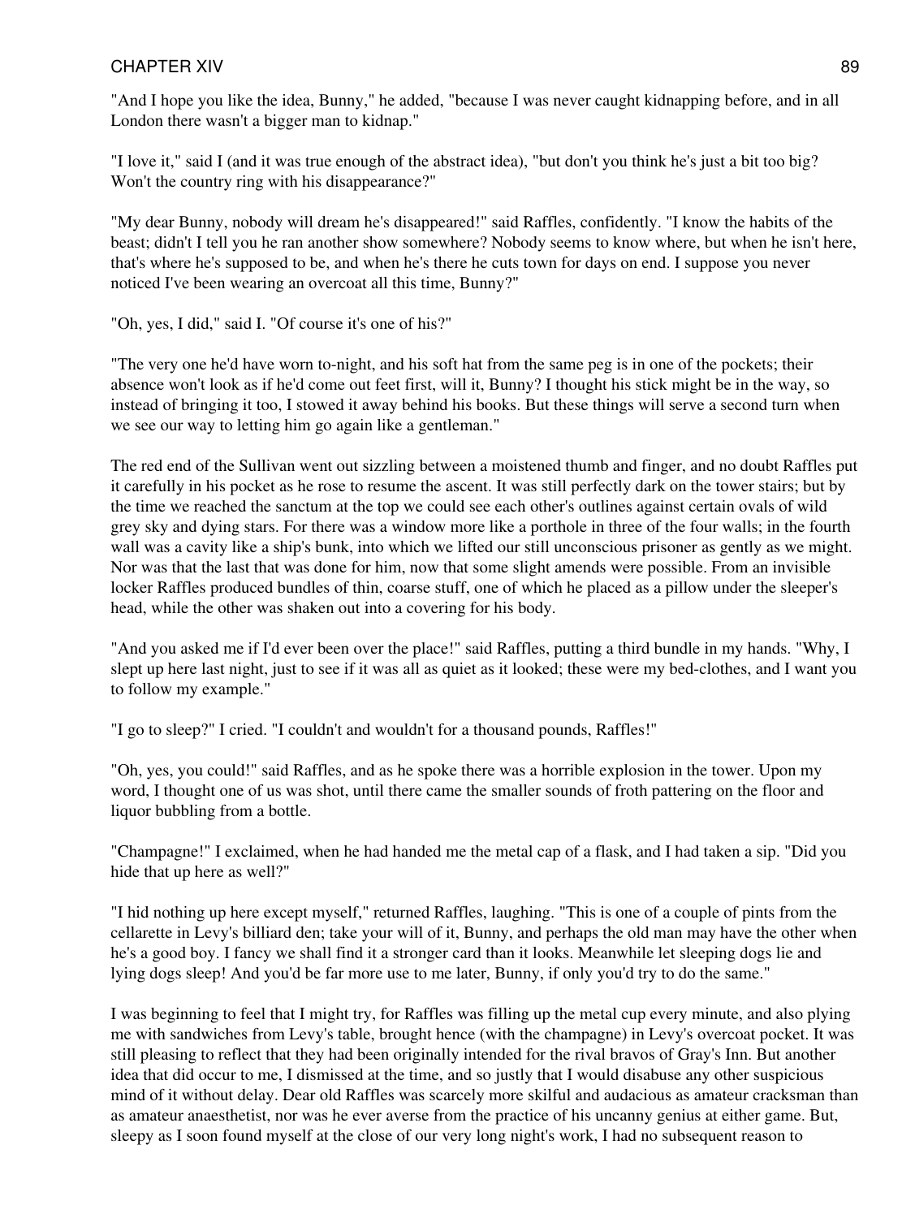"And I hope you like the idea, Bunny," he added, "because I was never caught kidnapping before, and in all London there wasn't a bigger man to kidnap."

"I love it," said I (and it was true enough of the abstract idea), "but don't you think he's just a bit too big? Won't the country ring with his disappearance?"

"My dear Bunny, nobody will dream he's disappeared!" said Raffles, confidently. "I know the habits of the beast; didn't I tell you he ran another show somewhere? Nobody seems to know where, but when he isn't here, that's where he's supposed to be, and when he's there he cuts town for days on end. I suppose you never noticed I've been wearing an overcoat all this time, Bunny?"

"Oh, yes, I did," said I. "Of course it's one of his?"

"The very one he'd have worn to-night, and his soft hat from the same peg is in one of the pockets; their absence won't look as if he'd come out feet first, will it, Bunny? I thought his stick might be in the way, so instead of bringing it too, I stowed it away behind his books. But these things will serve a second turn when we see our way to letting him go again like a gentleman."

The red end of the Sullivan went out sizzling between a moistened thumb and finger, and no doubt Raffles put it carefully in his pocket as he rose to resume the ascent. It was still perfectly dark on the tower stairs; but by the time we reached the sanctum at the top we could see each other's outlines against certain ovals of wild grey sky and dying stars. For there was a window more like a porthole in three of the four walls; in the fourth wall was a cavity like a ship's bunk, into which we lifted our still unconscious prisoner as gently as we might. Nor was that the last that was done for him, now that some slight amends were possible. From an invisible locker Raffles produced bundles of thin, coarse stuff, one of which he placed as a pillow under the sleeper's head, while the other was shaken out into a covering for his body.

"And you asked me if I'd ever been over the place!" said Raffles, putting a third bundle in my hands. "Why, I slept up here last night, just to see if it was all as quiet as it looked; these were my bed-clothes, and I want you to follow my example."

"I go to sleep?" I cried. "I couldn't and wouldn't for a thousand pounds, Raffles!"

"Oh, yes, you could!" said Raffles, and as he spoke there was a horrible explosion in the tower. Upon my word, I thought one of us was shot, until there came the smaller sounds of froth pattering on the floor and liquor bubbling from a bottle.

"Champagne!" I exclaimed, when he had handed me the metal cap of a flask, and I had taken a sip. "Did you hide that up here as well?"

"I hid nothing up here except myself," returned Raffles, laughing. "This is one of a couple of pints from the cellarette in Levy's billiard den; take your will of it, Bunny, and perhaps the old man may have the other when he's a good boy. I fancy we shall find it a stronger card than it looks. Meanwhile let sleeping dogs lie and lying dogs sleep! And you'd be far more use to me later, Bunny, if only you'd try to do the same."

I was beginning to feel that I might try, for Raffles was filling up the metal cup every minute, and also plying me with sandwiches from Levy's table, brought hence (with the champagne) in Levy's overcoat pocket. It was still pleasing to reflect that they had been originally intended for the rival bravos of Gray's Inn. But another idea that did occur to me, I dismissed at the time, and so justly that I would disabuse any other suspicious mind of it without delay. Dear old Raffles was scarcely more skilful and audacious as amateur cracksman than as amateur anaesthetist, nor was he ever averse from the practice of his uncanny genius at either game. But, sleepy as I soon found myself at the close of our very long night's work, I had no subsequent reason to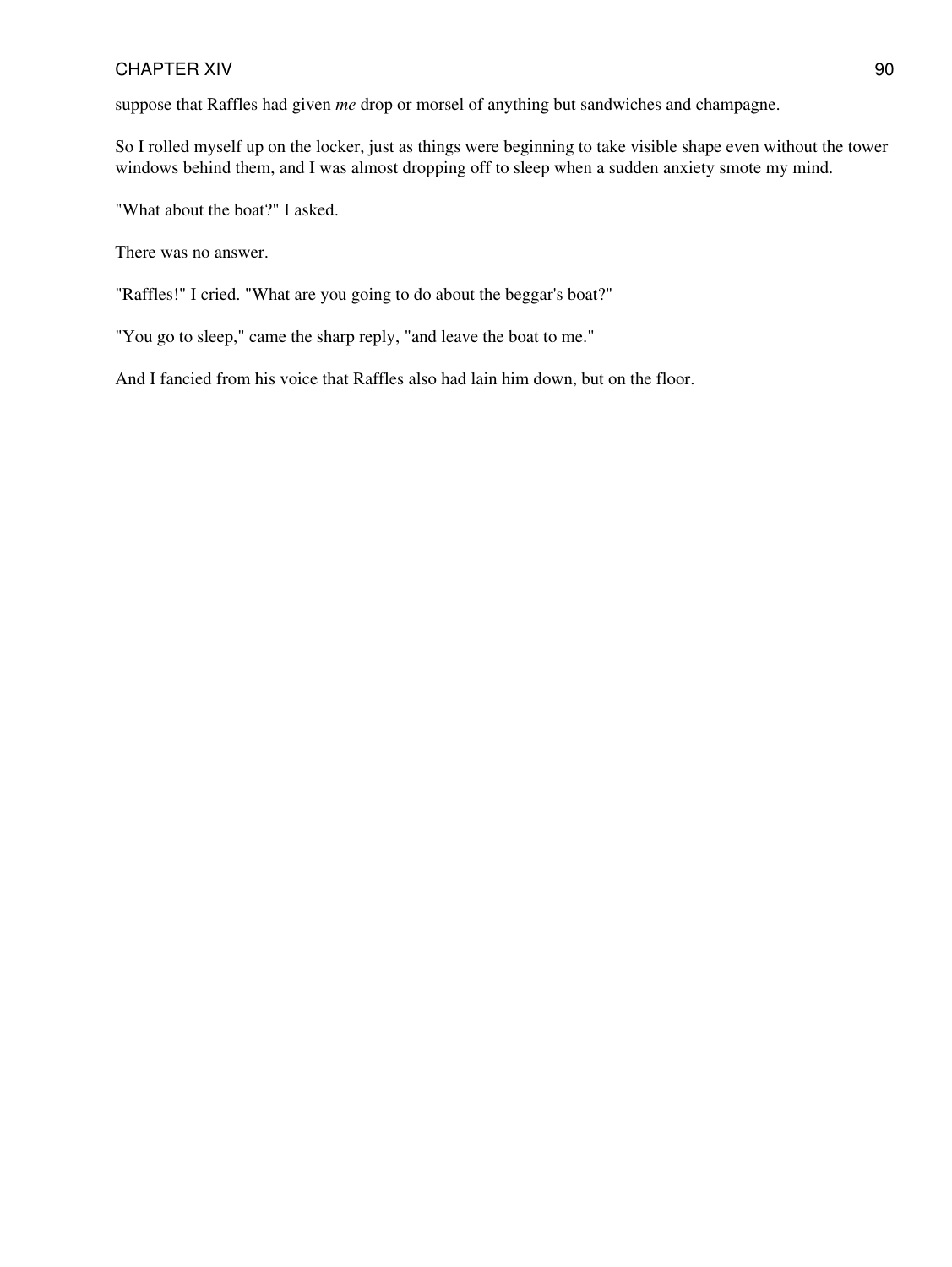suppose that Raffles had given *me* drop or morsel of anything but sandwiches and champagne.

So I rolled myself up on the locker, just as things were beginning to take visible shape even without the tower windows behind them, and I was almost dropping off to sleep when a sudden anxiety smote my mind.

"What about the boat?" I asked.

There was no answer.

"Raffles!" I cried. "What are you going to do about the beggar's boat?"

"You go to sleep," came the sharp reply, "and leave the boat to me."

And I fancied from his voice that Raffles also had lain him down, but on the floor.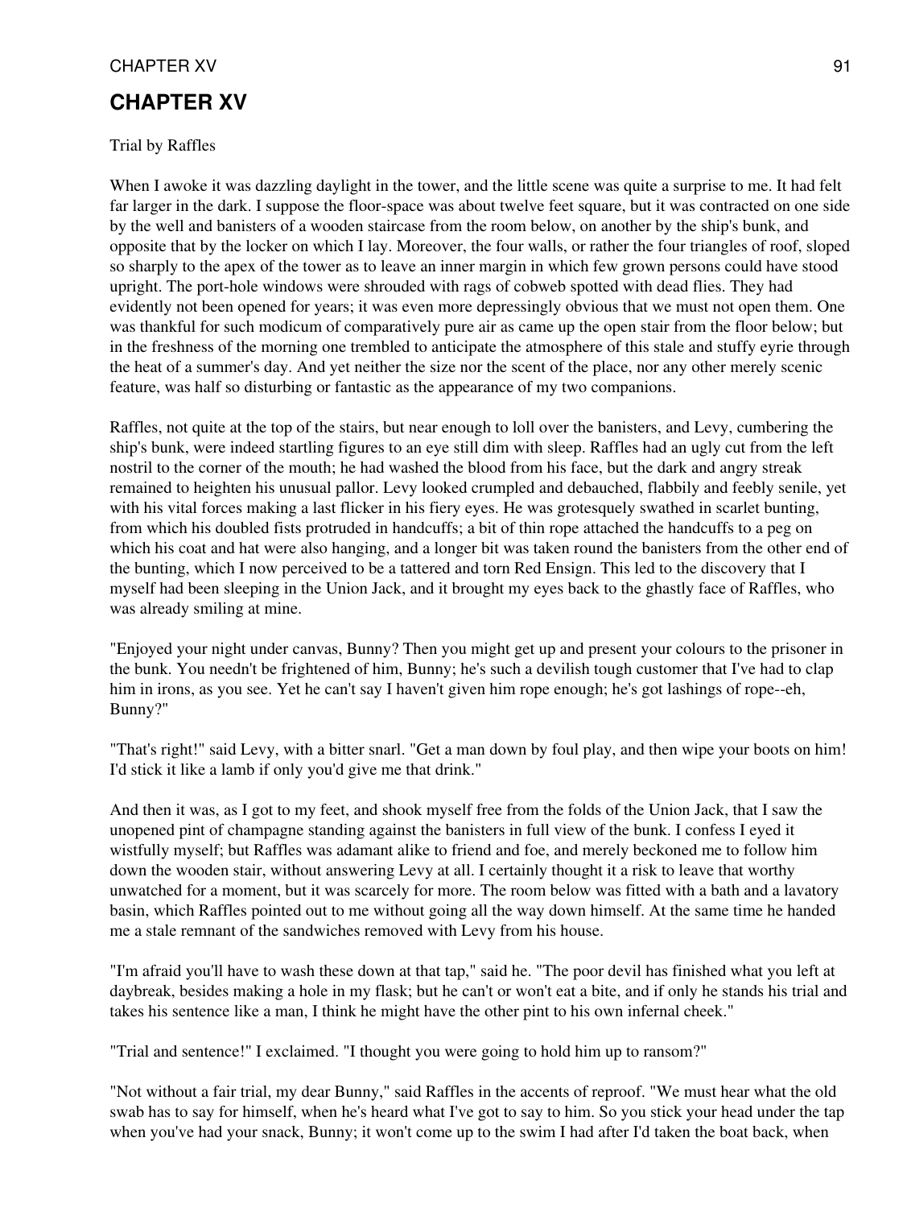# CHAPTER XV

Trial by Raffles

When I awoke it was dazzling daylight in the tower, and the little scene was quite a surprise to me. It had felt far larger in the dark. I suppose the floor-space was about twelve feet square, but it was contracted on one side by the well and banisters of a wooden staircase from the room below, on another by the ship's bunk, and opposite that by the locker on which I lay. Moreover, the four walls, or rather the four triangles of roof, sloped so sharply to the apex of the tower as to leave an inner margin in which few grown persons could have stood upright. The port-hole windows were shrouded with rags of cobweb spotted with dead flies. They had evidently not been opened for years; it was even more depressingly obvious that we must not open them. One was thankful for such modicum of comparatively pure air as came up the open stair from the floor below; but in the freshness of the morning one trembled to anticipate the atmosphere of this stale and stuffy eyrie through the heat of a summer's day. And yet neither the size nor the scent of the place, nor any other merely scenic feature, was half so disturbing or fantastic as the appearance of my two companions.

Raffles, not quite at the top of the stairs, but near enough to loll over the banisters, and Levy, cumbering the ship's bunk, were indeed startling figures to an eye still dim with sleep. Raffles had an ugly cut from the left nostril to the corner of the mouth; he had washed the blood from his face, but the dark and angry streak remained to heighten his unusual pallor. Levy looked crumpled and debauched, flabbily and feebly senile, yet with his vital forces making a last flicker in his fiery eyes. He was grotesquely swathed in scarlet bunting, from which his doubled fists protruded in handcuffs; a bit of thin rope attached the handcuffs to a peg on which his coat and hat were also hanging, and a longer bit was taken round the banisters from the other end of the bunting, which I now perceived to be a tattered and torn Red Ensign. This led to the discovery that I myself had been sleeping in the Union Jack, and it brought my eyes back to the ghastly face of Raffles, who was already smiling at mine.

"Enjoyed your night under canvas, Bunny? Then you might get up and present your colours to the prisoner in the bunk. You needn't be frightened of him, Bunny; he's such a devilish tough customer that I've had to clap him in irons, as you see. Yet he can't say I haven't given him rope enough; he's got lashings of rope--eh, Bunny?"

"That's right!" said Levy, with a bitter snarl. "Get a man down by foul play, and then wipe your boots on him! I'd stick it like a lamb if only you'd give me that drink."

And then it was, as I got to my feet, and shook myself free from the folds of the Union Jack, that I saw the unopened pint of champagne standing against the banisters in full view of the bunk. I confess I eyed it wistfully myself; but Raffles was adamant alike to friend and foe, and merely beckoned me to follow him down the wooden stair, without answering Levy at all. I certainly thought it a risk to leave that worthy unwatched for a moment, but it was scarcely for more. The room below was fitted with a bath and a lavatory basin, which Raffles pointed out to me without going all the way down himself. At the same time he handed me a stale remnant of the sandwiches removed with Levy from his house.

"I'm afraid you'll have to wash these down at that tap," said he. "The poor devil has finished what you left at daybreak, besides making a hole in my flask; but he can't or won't eat a bite, and if only he stands his trial and takes his sentence like a man, I think he might have the other pint to his own infernal cheek."

"Trial and sentence!" I exclaimed. "I thought you were going to hold him up to ransom?"

"Not without a fair trial, my dear Bunny," said Raffles in the accents of reproof. "We must hear what the old swab has to say for himself, when he's heard what I've got to say to him. So you stick your head under the tap when you've had your snack, Bunny; it won't come up to the swim I had after I'd taken the boat back, when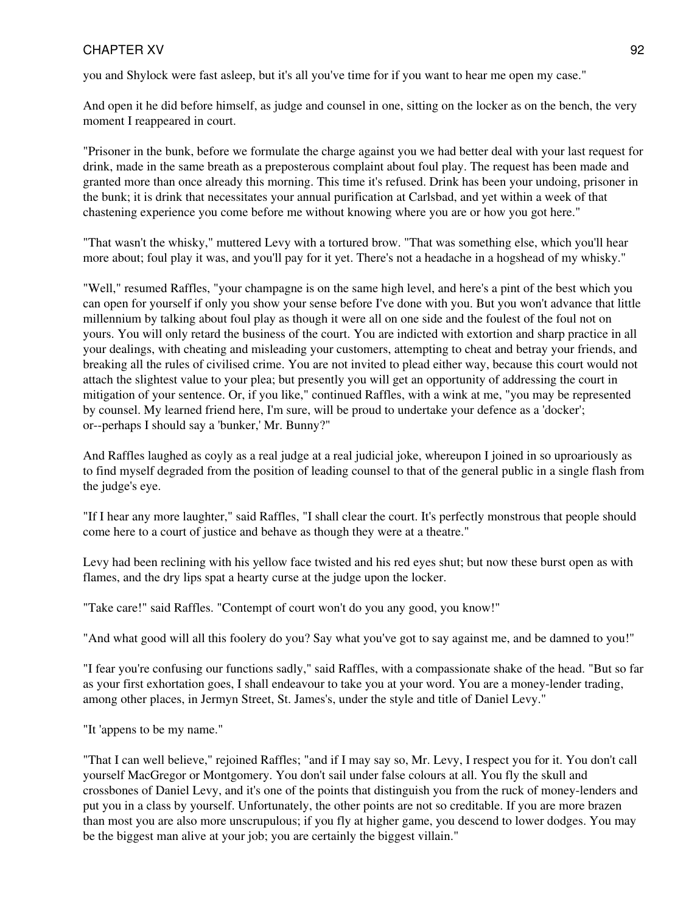you and Shylock were fast asleep, but it's all you've time for if you want to hear me open my case."

And open it he did before himself, as judge and counsel in one, sitting on the locker as on the bench, the very moment I reappeared in court.

"Prisoner in the bunk, before we formulate the charge against you we had better deal with your last request for drink, made in the same breath as a preposterous complaint about foul play. The request has been made and granted more than once already this morning. This time it's refused. Drink has been your undoing, prisoner in the bunk; it is drink that necessitates your annual purification at Carlsbad, and yet within a week of that chastening experience you come before me without knowing where you are or how you got here."

"That wasn't the whisky," muttered Levy with a tortured brow. "That was something else, which you'll hear more about; foul play it was, and you'll pay for it yet. There's not a headache in a hogshead of my whisky."

"Well," resumed Raffles, "your champagne is on the same high level, and here's a pint of the best which you can open for yourself if only you show your sense before I've done with you. But you won't advance that little millennium by talking about foul play as though it were all on one side and the foulest of the foul not on yours. You will only retard the business of the court. You are indicted with extortion and sharp practice in all your dealings, with cheating and misleading your customers, attempting to cheat and betray your friends, and breaking all the rules of civilised crime. You are not invited to plead either way, because this court would not attach the slightest value to your plea; but presently you will get an opportunity of addressing the court in mitigation of your sentence. Or, if you like," continued Raffles, with a wink at me, "you may be represented by counsel. My learned friend here, I'm sure, will be proud to undertake your defence as a 'docker'; or--perhaps I should say a 'bunker,' Mr. Bunny?"

And Raffles laughed as coyly as a real judge at a real judicial joke, whereupon I joined in so uproariously as to find myself degraded from the position of leading counsel to that of the general public in a single flash from the judge's eye.

"If I hear any more laughter," said Raffles, "I shall clear the court. It's perfectly monstrous that people should come here to a court of justice and behave as though they were at a theatre."

Levy had been reclining with his yellow face twisted and his red eyes shut; but now these burst open as with flames, and the dry lips spat a hearty curse at the judge upon the locker.

"Take care!" said Raffles. "Contempt of court won't do you any good, you know!"

"And what good will all this foolery do you? Say what you've got to say against me, and be damned to you!"

"I fear you're confusing our functions sadly," said Raffles, with a compassionate shake of the head. "But so far as your first exhortation goes, I shall endeavour to take you at your word. You are a money-lender trading, among other places, in Jermyn Street, St. James's, under the style and title of Daniel Levy."

"It 'appens to be my name."

"That I can well believe," rejoined Raffles; "and if I may say so, Mr. Levy, I respect you for it. You don't call yourself MacGregor or Montgomery. You don't sail under false colours at all. You fly the skull and crossbones of Daniel Levy, and it's one of the points that distinguish you from the ruck of money-lenders and put you in a class by yourself. Unfortunately, the other points are not so creditable. If you are more brazen than most you are also more unscrupulous; if you fly at higher game, you descend to lower dodges. You may be the biggest man alive at your job; you are certainly the biggest villain."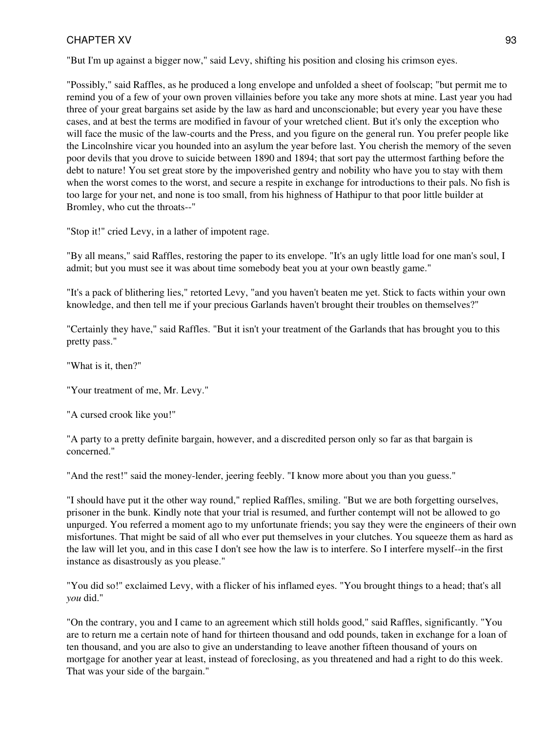"But I'm up against a bigger now," said Levy, shifting his position and closing his crimson eyes.

"Possibly," said Raffles, as he produced a long envelope and unfolded a sheet of foolscap; "but permit me to remind you of a few of your own proven villainies before you take any more shots at mine. Last year you had three of your great bargains set aside by the law as hard and unconscionable; but every year you have these cases, and at best the terms are modified in favour of your wretched client. But it's only the exception who will face the music of the law-courts and the Press, and you figure on the general run. You prefer people like the Lincolnshire vicar you hounded into an asylum the year before last. You cherish the memory of the seven poor devils that you drove to suicide between 1890 and 1894; that sort pay the uttermost farthing before the debt to nature! You set great store by the impoverished gentry and nobility who have you to stay with them when the worst comes to the worst, and secure a respite in exchange for introductions to their pals. No fish is too large for your net, and none is too small, from his highness of Hathipur to that poor little builder at Bromley, who cut the throats--"

"Stop it!" cried Levy, in a lather of impotent rage.

"By all means," said Raffles, restoring the paper to its envelope. "It's an ugly little load for one man's soul, I admit; but you must see it was about time somebody beat you at your own beastly game."

"It's a pack of blithering lies," retorted Levy, "and you haven't beaten me yet. Stick to facts within your own knowledge, and then tell me if your precious Garlands haven't brought their troubles on themselves?"

"Certainly they have," said Raffles. "But it isn't your treatment of the Garlands that has brought you to this pretty pass."

"What is it, then?"

"Your treatment of me, Mr. Levy."

"A cursed crook like you!"

"A party to a pretty definite bargain, however, and a discredited person only so far as that bargain is concerned."

"And the rest!" said the money-lender, jeering feebly. "I know more about you than you guess."

"I should have put it the other way round," replied Raffles, smiling. "But we are both forgetting ourselves, prisoner in the bunk. Kindly note that your trial is resumed, and further contempt will not be allowed to go unpurged. You referred a moment ago to my unfortunate friends; you say they were the engineers of their own misfortunes. That might be said of all who ever put themselves in your clutches. You squeeze them as hard as the law will let you, and in this case I don't see how the law is to interfere. So I interfere myself--in the first instance as disastrously as you please."

"You did so!" exclaimed Levy, with a flicker of his inflamed eyes. "You brought things to a head; that's all *you* did."

"On the contrary, you and I came to an agreement which still holds good," said Raffles, significantly. "You are to return me a certain note of hand for thirteen thousand and odd pounds, taken in exchange for a loan of ten thousand, and you are also to give an understanding to leave another fifteen thousand of yours on mortgage for another year at least, instead of foreclosing, as you threatened and had a right to do this week. That was your side of the bargain."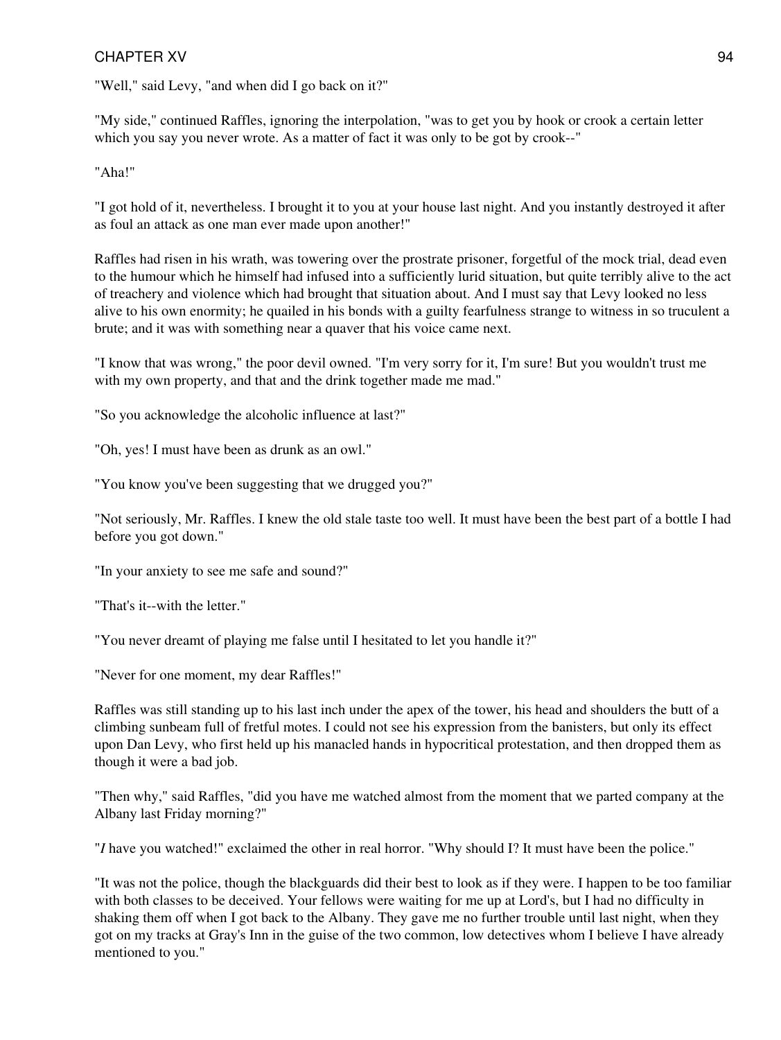"Well," said Levy, "and when did I go back on it?"

"My side," continued Raffles, ignoring the interpolation, "was to get you by hook or crook a certain letter which you say you never wrote. As a matter of fact it was only to be got by crook--"

"Aha!"

"I got hold of it, nevertheless. I brought it to you at your house last night. And you instantly destroyed it after as foul an attack as one man ever made upon another!"

Raffles had risen in his wrath, was towering over the prostrate prisoner, forgetful of the mock trial, dead even to the humour which he himself had infused into a sufficiently lurid situation, but quite terribly alive to the act of treachery and violence which had brought that situation about. And I must say that Levy looked no less alive to his own enormity; he quailed in his bonds with a guilty fearfulness strange to witness in so truculent a brute; and it was with something near a quaver that his voice came next.

"I know that was wrong," the poor devil owned. "I'm very sorry for it, I'm sure! But you wouldn't trust me with my own property, and that and the drink together made me mad."

"So you acknowledge the alcoholic influence at last?"

"Oh, yes! I must have been as drunk as an owl."

"You know you've been suggesting that we drugged you?"

"Not seriously, Mr. Raffles. I knew the old stale taste too well. It must have been the best part of a bottle I had before you got down."

"In your anxiety to see me safe and sound?"

"That's it--with the letter."

"You never dreamt of playing me false until I hesitated to let you handle it?"

"Never for one moment, my dear Raffles!"

Raffles was still standing up to his last inch under the apex of the tower, his head and shoulders the butt of a climbing sunbeam full of fretful motes. I could not see his expression from the banisters, but only its effect upon Dan Levy, who first held up his manacled hands in hypocritical protestation, and then dropped them as though it were a bad job.

"Then why," said Raffles, "did you have me watched almost from the moment that we parted company at the Albany last Friday morning?"

"*I* have you watched!" exclaimed the other in real horror. "Why should I? It must have been the police."

"It was not the police, though the blackguards did their best to look as if they were. I happen to be too familiar with both classes to be deceived. Your fellows were waiting for me up at Lord's, but I had no difficulty in shaking them off when I got back to the Albany. They gave me no further trouble until last night, when they got on my tracks at Gray's Inn in the guise of the two common, low detectives whom I believe I have already mentioned to you."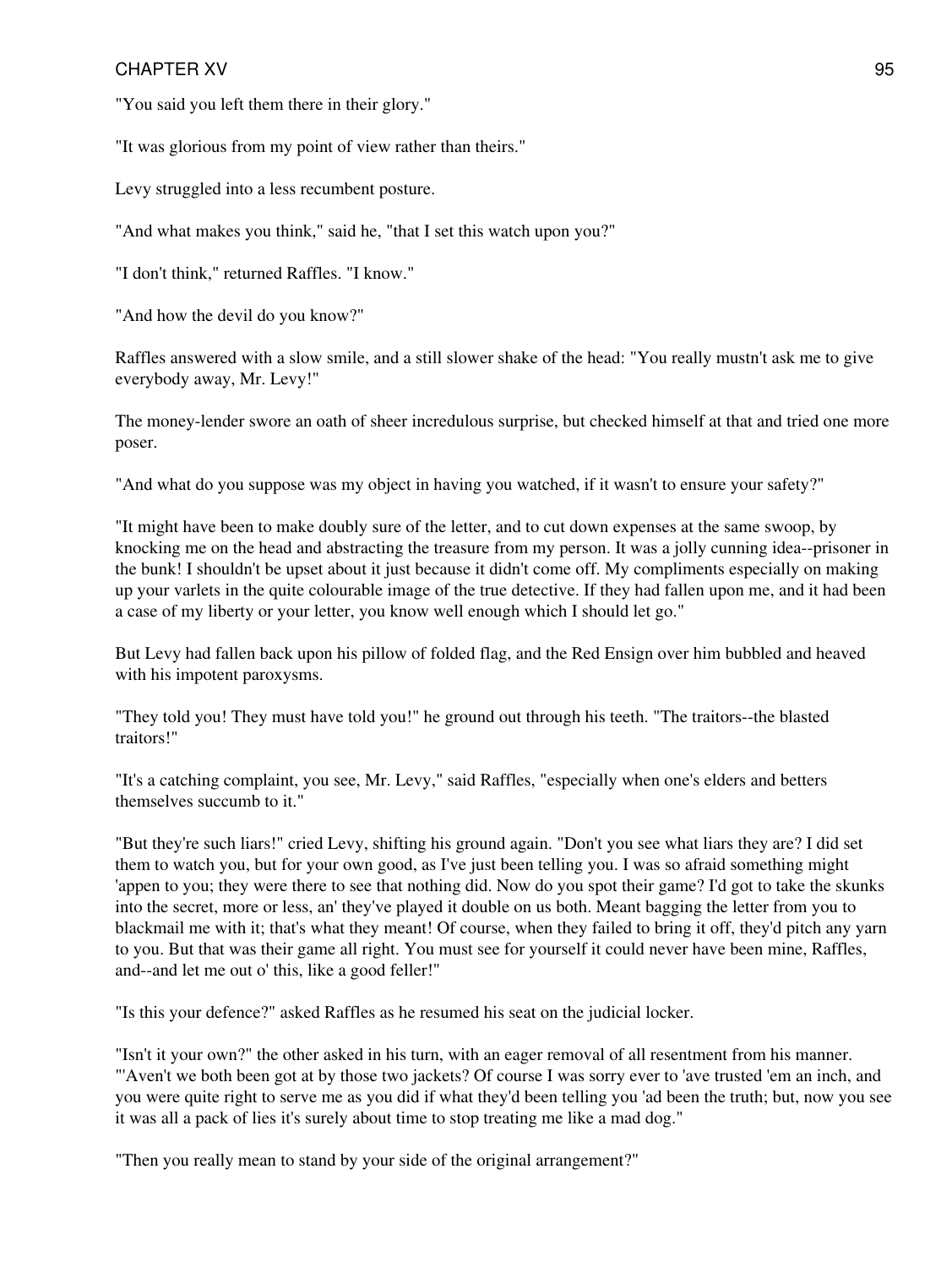"You said you left them there in their glory."

"It was glorious from my point of view rather than theirs."

Levy struggled into a less recumbent posture.

"And what makes you think," said he, "that I set this watch upon you?"

"I don't think," returned Raffles. "I know."

"And how the devil do you know?"

Raffles answered with a slow smile, and a still slower shake of the head: "You really mustn't ask me to give everybody away, Mr. Levy!"

The money-lender swore an oath of sheer incredulous surprise, but checked himself at that and tried one more poser.

"And what do you suppose was my object in having you watched, if it wasn't to ensure your safety?"

"It might have been to make doubly sure of the letter, and to cut down expenses at the same swoop, by knocking me on the head and abstracting the treasure from my person. It was a jolly cunning idea--prisoner in the bunk! I shouldn't be upset about it just because it didn't come off. My compliments especially on making up your varlets in the quite colourable image of the true detective. If they had fallen upon me, and it had been a case of my liberty or your letter, you know well enough which I should let go."

But Levy had fallen back upon his pillow of folded flag, and the Red Ensign over him bubbled and heaved with his impotent paroxysms.

"They told you! They must have told you!" he ground out through his teeth. "The traitors--the blasted traitors!"

"It's a catching complaint, you see, Mr. Levy," said Raffles, "especially when one's elders and betters themselves succumb to it."

"But they're such liars!" cried Levy, shifting his ground again. "Don't you see what liars they are? I did set them to watch you, but for your own good, as I've just been telling you. I was so afraid something might 'appen to you; they were there to see that nothing did. Now do you spot their game? I'd got to take the skunks into the secret, more or less, an' they've played it double on us both. Meant bagging the letter from you to blackmail me with it; that's what they meant! Of course, when they failed to bring it off, they'd pitch any yarn to you. But that was their game all right. You must see for yourself it could never have been mine, Raffles, and--and let me out o' this, like a good feller!"

"Is this your defence?" asked Raffles as he resumed his seat on the judicial locker.

"Isn't it your own?" the other asked in his turn, with an eager removal of all resentment from his manner. "'Aven't we both been got at by those two jackets? Of course I was sorry ever to 'ave trusted 'em an inch, and you were quite right to serve me as you did if what they'd been telling you 'ad been the truth; but, now you see it was all a pack of lies it's surely about time to stop treating me like a mad dog."

"Then you really mean to stand by your side of the original arrangement?"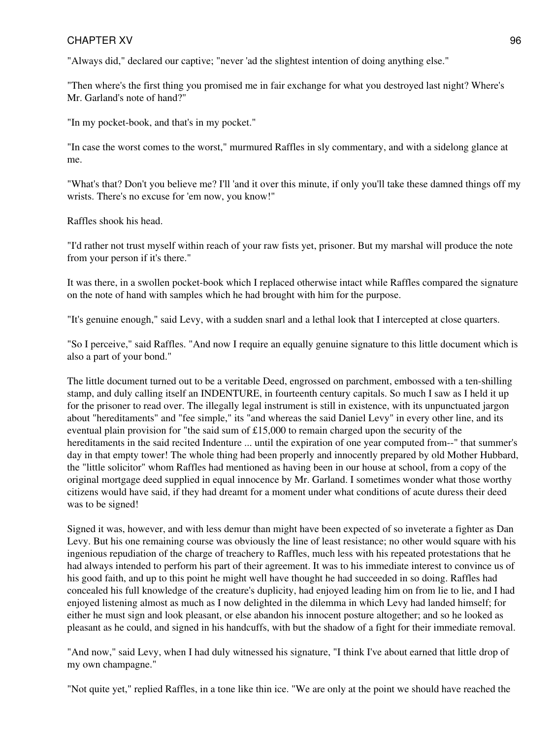"Always did," declared our captive; "never 'ad the slightest intention of doing anything else."

"Then where's the first thing you promised me in fair exchange for what you destroyed last night? Where's Mr. Garland's note of hand?"

"In my pocket-book, and that's in my pocket."

"In case the worst comes to the worst," murmured Raffles in sly commentary, and with a sidelong glance at me.

"What's that? Don't you believe me? I'll 'and it over this minute, if only you'll take these damned things off my wrists. There's no excuse for 'em now, you know!"

Raffles shook his head.

"I'd rather not trust myself within reach of your raw fists yet, prisoner. But my marshal will produce the note from your person if it's there."

It was there, in a swollen pocket-book which I replaced otherwise intact while Raffles compared the signature on the note of hand with samples which he had brought with him for the purpose.

"It's genuine enough," said Levy, with a sudden snarl and a lethal look that I intercepted at close quarters.

"So I perceive," said Raffles. "And now I require an equally genuine signature to this little document which is also a part of your bond."

The little document turned out to be a veritable Deed, engrossed on parchment, embossed with a ten-shilling stamp, and duly calling itself an INDENTURE, in fourteenth century capitals. So much I saw as I held it up for the prisoner to read over. The illegally legal instrument is still in existence, with its unpunctuated jargon about "hereditaments" and "fee simple," its "and whereas the said Daniel Levy" in every other line, and its eventual plain provision for "the said sum of £15,000 to remain charged upon the security of the hereditaments in the said recited Indenture ... until the expiration of one year computed from--" that summer's day in that empty tower! The whole thing had been properly and innocently prepared by old Mother Hubbard, the "little solicitor" whom Raffles had mentioned as having been in our house at school, from a copy of the original mortgage deed supplied in equal innocence by Mr. Garland. I sometimes wonder what those worthy citizens would have said, if they had dreamt for a moment under what conditions of acute duress their deed was to be signed!

Signed it was, however, and with less demur than might have been expected of so inveterate a fighter as Dan Levy. But his one remaining course was obviously the line of least resistance; no other would square with his ingenious repudiation of the charge of treachery to Raffles, much less with his repeated protestations that he had always intended to perform his part of their agreement. It was to his immediate interest to convince us of his good faith, and up to this point he might well have thought he had succeeded in so doing. Raffles had concealed his full knowledge of the creature's duplicity, had enjoyed leading him on from lie to lie, and I had enjoyed listening almost as much as I now delighted in the dilemma in which Levy had landed himself; for either he must sign and look pleasant, or else abandon his innocent posture altogether; and so he looked as pleasant as he could, and signed in his handcuffs, with but the shadow of a fight for their immediate removal.

"And now," said Levy, when I had duly witnessed his signature, "I think I've about earned that little drop of my own champagne."

"Not quite yet," replied Raffles, in a tone like thin ice. "We are only at the point we should have reached the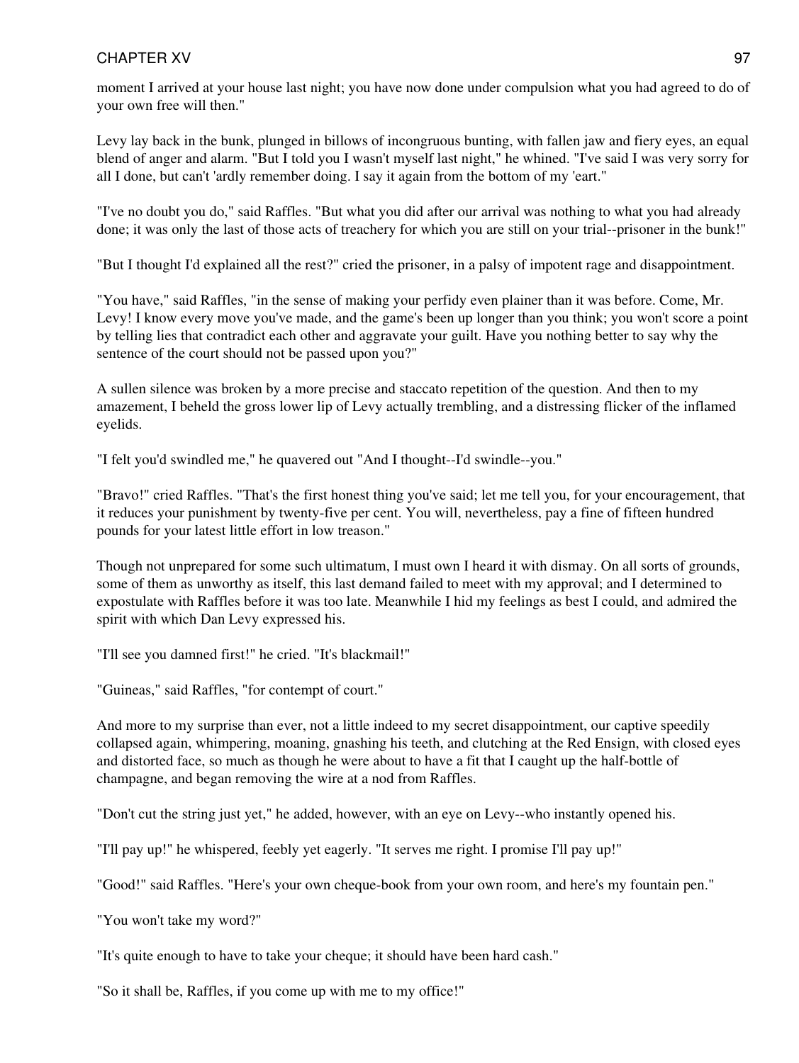moment I arrived at your house last night; you have now done under compulsion what you had agreed to do of your own free will then."

Levy lay back in the bunk, plunged in billows of incongruous bunting, with fallen jaw and fiery eyes, an equal blend of anger and alarm. "But I told you I wasn't myself last night," he whined. "I've said I was very sorry for all I done, but can't 'ardly remember doing. I say it again from the bottom of my 'eart."

"I've no doubt you do," said Raffles. "But what you did after our arrival was nothing to what you had already done; it was only the last of those acts of treachery for which you are still on your trial--prisoner in the bunk!"

"But I thought I'd explained all the rest?" cried the prisoner, in a palsy of impotent rage and disappointment.

"You have," said Raffles, "in the sense of making your perfidy even plainer than it was before. Come, Mr. Levy! I know every move you've made, and the game's been up longer than you think; you won't score a point by telling lies that contradict each other and aggravate your guilt. Have you nothing better to say why the sentence of the court should not be passed upon you?"

A sullen silence was broken by a more precise and staccato repetition of the question. And then to my amazement, I beheld the gross lower lip of Levy actually trembling, and a distressing flicker of the inflamed eyelids.

"I felt you'd swindled me," he quavered out "And I thought--I'd swindle--you."

"Bravo!" cried Raffles. "That's the first honest thing you've said; let me tell you, for your encouragement, that it reduces your punishment by twenty-five per cent. You will, nevertheless, pay a fine of fifteen hundred pounds for your latest little effort in low treason."

Though not unprepared for some such ultimatum, I must own I heard it with dismay. On all sorts of grounds, some of them as unworthy as itself, this last demand failed to meet with my approval; and I determined to expostulate with Raffles before it was too late. Meanwhile I hid my feelings as best I could, and admired the spirit with which Dan Levy expressed his.

"I'll see you damned first!" he cried. "It's blackmail!"

"Guineas," said Raffles, "for contempt of court."

And more to my surprise than ever, not a little indeed to my secret disappointment, our captive speedily collapsed again, whimpering, moaning, gnashing his teeth, and clutching at the Red Ensign, with closed eyes and distorted face, so much as though he were about to have a fit that I caught up the half-bottle of champagne, and began removing the wire at a nod from Raffles.

"Don't cut the string just yet," he added, however, with an eye on Levy--who instantly opened his.

"I'll pay up!" he whispered, feebly yet eagerly. "It serves me right. I promise I'll pay up!"

"Good!" said Raffles. "Here's your own cheque-book from your own room, and here's my fountain pen."

"You won't take my word?"

"It's quite enough to have to take your cheque; it should have been hard cash."

"So it shall be, Raffles, if you come up with me to my office!"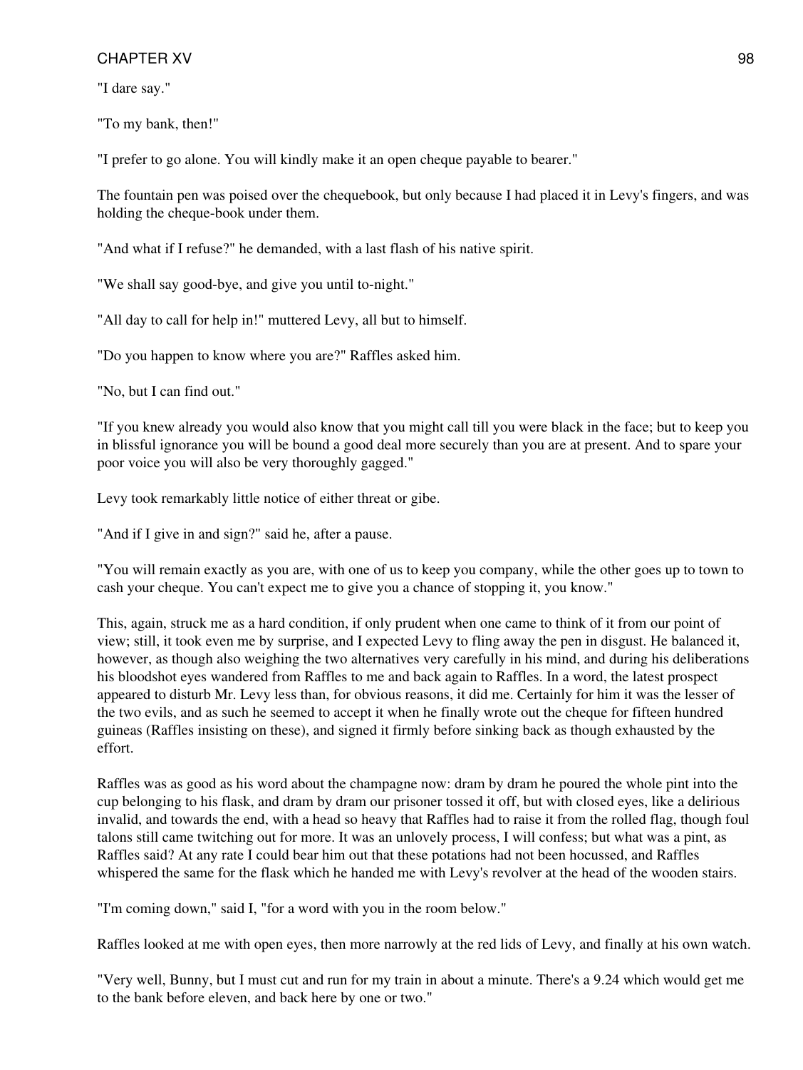"I dare say."

"To my bank, then!"

"I prefer to go alone. You will kindly make it an open cheque payable to bearer."

The fountain pen was poised over the chequebook, but only because I had placed it in Levy's fingers, and was holding the cheque-book under them.

"And what if I refuse?" he demanded, with a last flash of his native spirit.

"We shall say good-bye, and give you until to-night."

"All day to call for help in!" muttered Levy, all but to himself.

"Do you happen to know where you are?" Raffles asked him.

"No, but I can find out."

"If you knew already you would also know that you might call till you were black in the face; but to keep you in blissful ignorance you will be bound a good deal more securely than you are at present. And to spare your poor voice you will also be very thoroughly gagged."

Levy took remarkably little notice of either threat or gibe.

"And if I give in and sign?" said he, after a pause.

"You will remain exactly as you are, with one of us to keep you company, while the other goes up to town to cash your cheque. You can't expect me to give you a chance of stopping it, you know."

This, again, struck me as a hard condition, if only prudent when one came to think of it from our point of view; still, it took even me by surprise, and I expected Levy to fling away the pen in disgust. He balanced it, however, as though also weighing the two alternatives very carefully in his mind, and during his deliberations his bloodshot eyes wandered from Raffles to me and back again to Raffles. In a word, the latest prospect appeared to disturb Mr. Levy less than, for obvious reasons, it did me. Certainly for him it was the lesser of the two evils, and as such he seemed to accept it when he finally wrote out the cheque for fifteen hundred guineas (Raffles insisting on these), and signed it firmly before sinking back as though exhausted by the effort.

Raffles was as good as his word about the champagne now: dram by dram he poured the whole pint into the cup belonging to his flask, and dram by dram our prisoner tossed it off, but with closed eyes, like a delirious invalid, and towards the end, with a head so heavy that Raffles had to raise it from the rolled flag, though foul talons still came twitching out for more. It was an unlovely process, I will confess; but what was a pint, as Raffles said? At any rate I could bear him out that these potations had not been hocussed, and Raffles whispered the same for the flask which he handed me with Levy's revolver at the head of the wooden stairs.

"I'm coming down," said I, "for a word with you in the room below."

Raffles looked at me with open eyes, then more narrowly at the red lids of Levy, and finally at his own watch.

"Very well, Bunny, but I must cut and run for my train in about a minute. There's a 9.24 which would get me to the bank before eleven, and back here by one or two."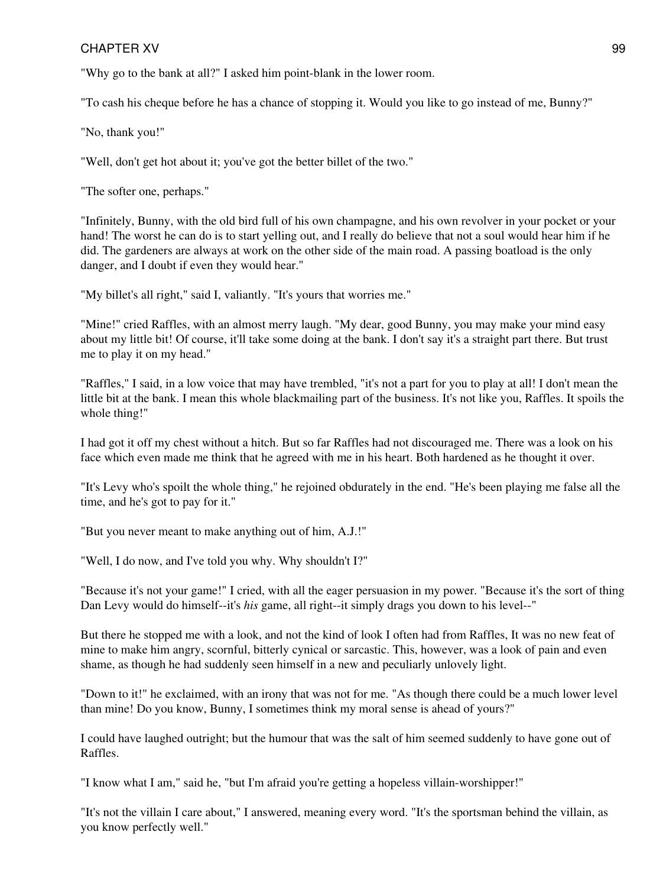"Why go to the bank at all?" I asked him point-blank in the lower room.

"To cash his cheque before he has a chance of stopping it. Would you like to go instead of me, Bunny?"

"No, thank you!"

"Well, don't get hot about it; you've got the better billet of the two."

"The softer one, perhaps."

"Infinitely, Bunny, with the old bird full of his own champagne, and his own revolver in your pocket or your hand! The worst he can do is to start yelling out, and I really do believe that not a soul would hear him if he did. The gardeners are always at work on the other side of the main road. A passing boatload is the only danger, and I doubt if even they would hear."

"My billet's all right," said I, valiantly. "It's yours that worries me."

"Mine!" cried Raffles, with an almost merry laugh. "My dear, good Bunny, you may make your mind easy about my little bit! Of course, it'll take some doing at the bank. I don't say it's a straight part there. But trust me to play it on my head."

"Raffles," I said, in a low voice that may have trembled, "it's not a part for you to play at all! I don't mean the little bit at the bank. I mean this whole blackmailing part of the business. It's not like you, Raffles. It spoils the whole thing!"

I had got it off my chest without a hitch. But so far Raffles had not discouraged me. There was a look on his face which even made me think that he agreed with me in his heart. Both hardened as he thought it over.

"It's Levy who's spoilt the whole thing," he rejoined obdurately in the end. "He's been playing me false all the time, and he's got to pay for it."

"But you never meant to make anything out of him, A.J.!"

"Well, I do now, and I've told you why. Why shouldn't I?"

"Because it's not your game!" I cried, with all the eager persuasion in my power. "Because it's the sort of thing Dan Levy would do himself--it's *his* game, all right--it simply drags you down to his level--"

But there he stopped me with a look, and not the kind of look I often had from Raffles, It was no new feat of mine to make him angry, scornful, bitterly cynical or sarcastic. This, however, was a look of pain and even shame, as though he had suddenly seen himself in a new and peculiarly unlovely light.

"Down to it!" he exclaimed, with an irony that was not for me. "As though there could be a much lower level than mine! Do you know, Bunny, I sometimes think my moral sense is ahead of yours?"

I could have laughed outright; but the humour that was the salt of him seemed suddenly to have gone out of Raffles.

"I know what I am," said he, "but I'm afraid you're getting a hopeless villain-worshipper!"

"It's not the villain I care about," I answered, meaning every word. "It's the sportsman behind the villain, as you know perfectly well."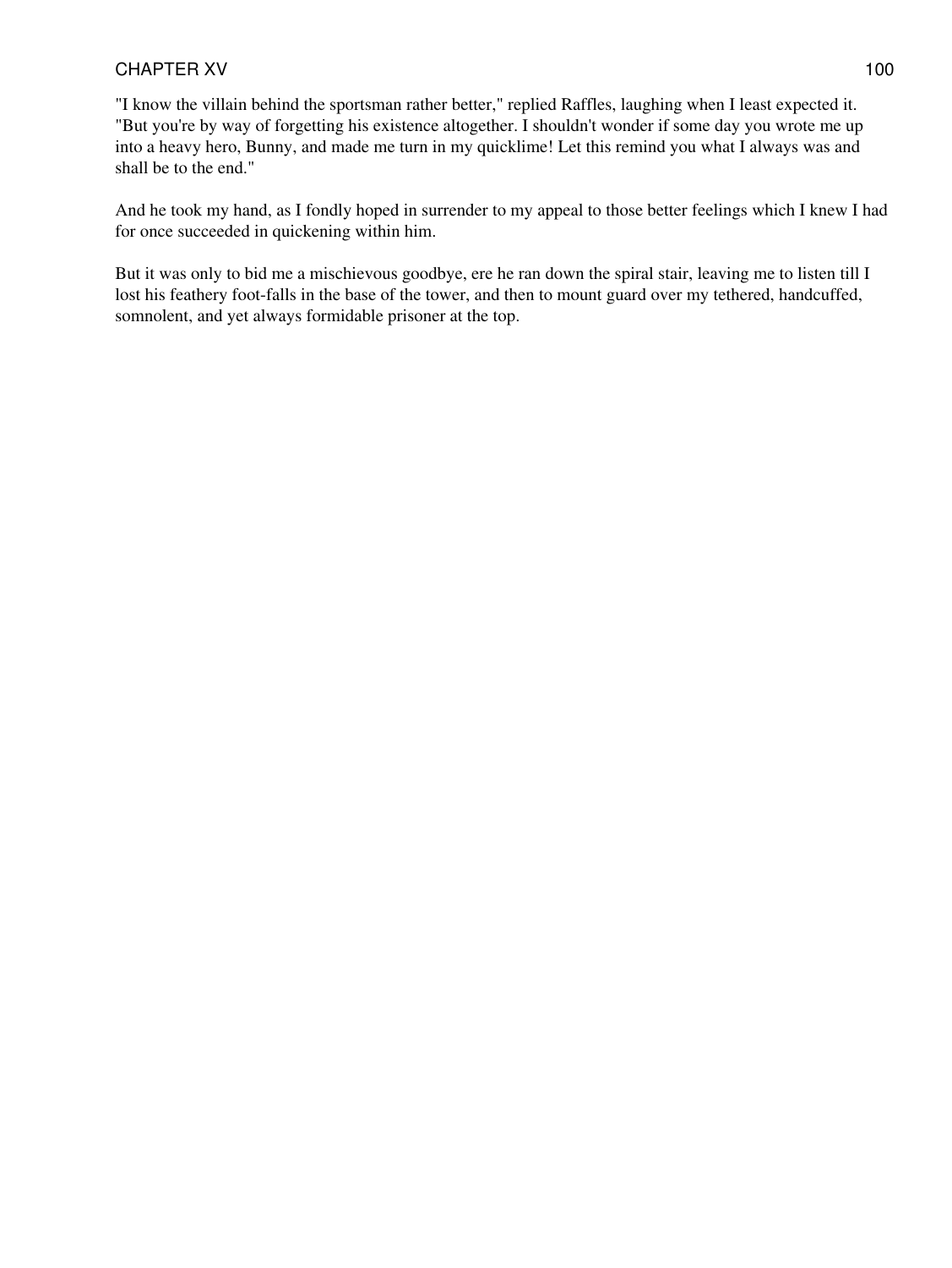"I know the villain behind the sportsman rather better," replied Raffles, laughing when I least expected it. "But you're by way of forgetting his existence altogether. I shouldn't wonder if some day you wrote me up into a heavy hero, Bunny, and made me turn in my quicklime! Let this remind you what I always was and shall be to the end."

And he took my hand, as I fondly hoped in surrender to my appeal to those better feelings which I knew I had for once succeeded in quickening within him.

But it was only to bid me a mischievous goodbye, ere he ran down the spiral stair, leaving me to listen till I lost his feathery foot-falls in the base of the tower, and then to mount guard over my tethered, handcuffed, somnolent, and yet always formidable prisoner at the top.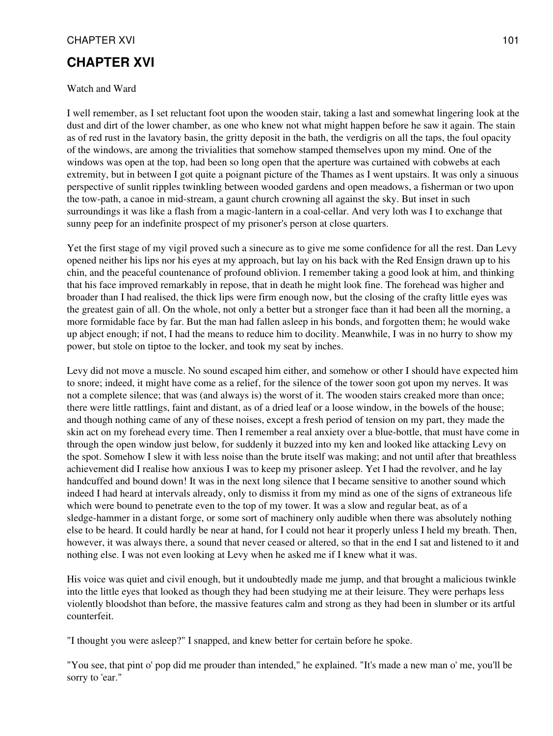# CHAPTER XVI

Watch and Ward

I well remember, as I set reluctant foot upon the wooden stair, taking a last and somewhat lingering look at the dust and dirt of the lower chamber, as one who knew not what might happen before he saw it again. The stain as of red rust in the lavatory basin, the gritty deposit in the bath, the verdigris on all the taps, the foul opacity of the windows, are among the trivialities that somehow stamped themselves upon my mind. One of the windows was open at the top, had been so long open that the aperture was curtained with cobwebs at each extremity, but in between I got quite a poignant picture of the Thames as I went upstairs. It was only a sinuous perspective of sunlit ripples twinkling between wooded gardens and open meadows, a fisherman or two upon the tow-path, a canoe in mid-stream, a gaunt church crowning all against the sky. But inset in such surroundings it was like a flash from a magic-lantern in a coal-cellar. And very loth was I to exchange that sunny peep for an indefinite prospect of my prisoner's person at close quarters.

Yet the first stage of my vigil proved such a sinecure as to give me some confidence for all the rest. Dan Levy opened neither his lips nor his eyes at my approach, but lay on his back with the Red Ensign drawn up to his chin, and the peaceful countenance of profound oblivion. I remember taking a good look at him, and thinking that his face improved remarkably in repose, that in death he might look fine. The forehead was higher and broader than I had realised, the thick lips were firm enough now, but the closing of the crafty little eyes was the greatest gain of all. On the whole, not only a better but a stronger face than it had been all the morning, a more formidable face by far. But the man had fallen asleep in his bonds, and forgotten them; he would wake up abject enough; if not, I had the means to reduce him to docility. Meanwhile, I was in no hurry to show my power, but stole on tiptoe to the locker, and took my seat by inches.

Levy did not move a muscle. No sound escaped him either, and somehow or other I should have expected him to snore; indeed, it might have come as a relief, for the silence of the tower soon got upon my nerves. It was not a complete silence; that was (and always is) the worst of it. The wooden stairs creaked more than once; there were little rattlings, faint and distant, as of a dried leaf or a loose window, in the bowels of the house; and though nothing came of any of these noises, except a fresh period of tension on my part, they made the skin act on my forehead every time. Then I remember a real anxiety over a blue-bottle, that must have come in through the open window just below, for suddenly it buzzed into my ken and looked like attacking Levy on the spot. Somehow I slew it with less noise than the brute itself was making; and not until after that breathless achievement did I realise how anxious I was to keep my prisoner asleep. Yet I had the revolver, and he lay handcuffed and bound down! It was in the next long silence that I became sensitive to another sound which indeed I had heard at intervals already, only to dismiss it from my mind as one of the signs of extraneous life which were bound to penetrate even to the top of my tower. It was a slow and regular beat, as of a sledge-hammer in a distant forge, or some sort of machinery only audible when there was absolutely nothing else to be heard. It could hardly be near at hand, for I could not hear it properly unless I held my breath. Then, however, it was always there, a sound that never ceased or altered, so that in the end I sat and listened to it and nothing else. I was not even looking at Levy when he asked me if I knew what it was.

His voice was quiet and civil enough, but it undoubtedly made me jump, and that brought a malicious twinkle into the little eyes that looked as though they had been studying me at their leisure. They were perhaps less violently bloodshot than before, the massive features calm and strong as they had been in slumber or its artful counterfeit.

"I thought you were asleep?" I snapped, and knew better for certain before he spoke.

"You see, that pint o' pop did me prouder than intended," he explained. "It's made a new man o' me, you'll be sorry to 'ear."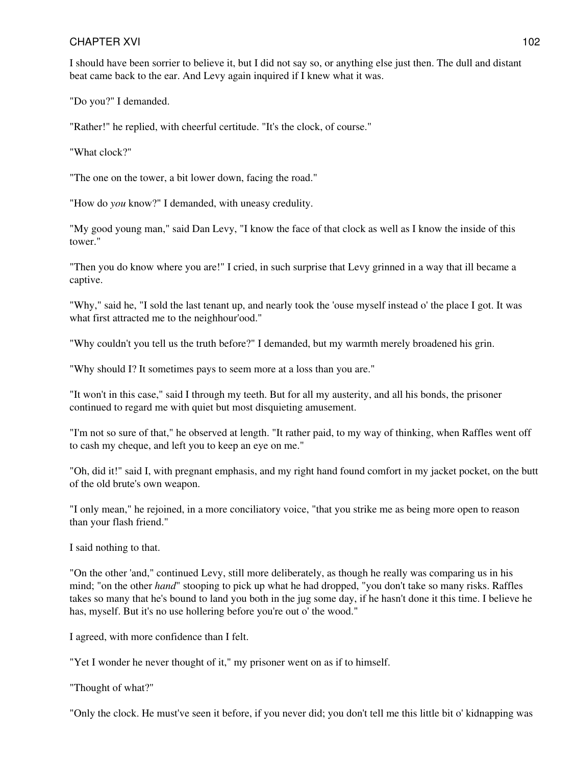I should have been sorrier to believe it, but I did not say so, or anything else just then. The dull and distant beat came back to the ear. And Levy again inquired if I knew what it was.

"Do you?" I demanded.

"Rather!" he replied, with cheerful certitude. "It's the clock, of course."

"What clock?"

"The one on the tower, a bit lower down, facing the road."

"How do *you* know?" I demanded, with uneasy credulity.

"My good young man," said Dan Levy, "I know the face of that clock as well as I know the inside of this tower."

"Then you do know where you are!" I cried, in such surprise that Levy grinned in a way that ill became a captive.

"Why," said he, "I sold the last tenant up, and nearly took the 'ouse myself instead o' the place I got. It was what first attracted me to the neighhour'ood."

"Why couldn't you tell us the truth before?" I demanded, but my warmth merely broadened his grin.

"Why should I? It sometimes pays to seem more at a loss than you are."

"It won't in this case," said I through my teeth. But for all my austerity, and all his bonds, the prisoner continued to regard me with quiet but most disquieting amusement.

"I'm not so sure of that," he observed at length. "It rather paid, to my way of thinking, when Raffles went off to cash my cheque, and left you to keep an eye on me."

"Oh, did it!" said I, with pregnant emphasis, and my right hand found comfort in my jacket pocket, on the butt of the old brute's own weapon.

"I only mean," he rejoined, in a more conciliatory voice, "that you strike me as being more open to reason than your flash friend."

I said nothing to that.

"On the other 'and," continued Levy, still more deliberately, as though he really was comparing us in his mind; "on the other *hand*" stooping to pick up what he had dropped, "you don't take so many risks. Raffles takes so many that he's bound to land you both in the jug some day, if he hasn't done it this time. I believe he has, myself. But it's no use hollering before you're out o' the wood."

I agreed, with more confidence than I felt.

"Yet I wonder he never thought of it," my prisoner went on as if to himself.

"Thought of what?"

"Only the clock. He must've seen it before, if you never did; you don't tell me this little bit o' kidnapping was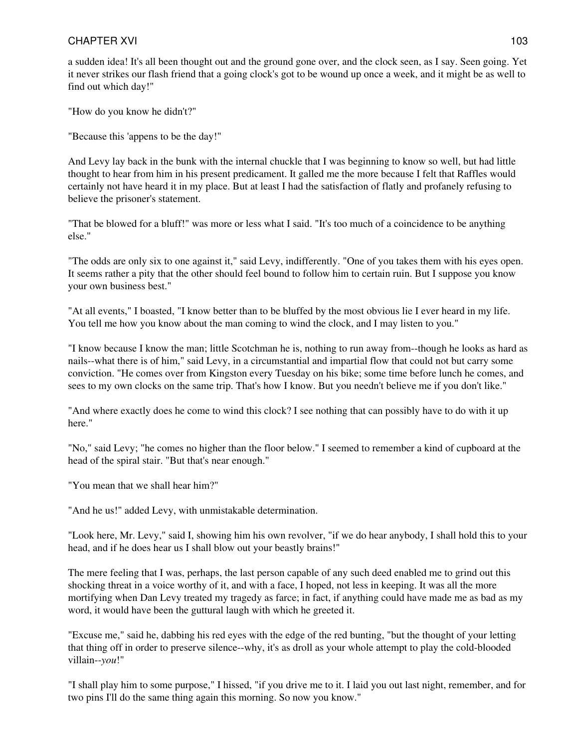a sudden idea! It's all been thought out and the ground gone over, and the clock seen, as I say. Seen going. Yet it never strikes our flash friend that a going clock's got to be wound up once a week, and it might be as well to find out which day!"

"How do you know he didn't?"

"Because this 'appens to be the day!"

And Levy lay back in the bunk with the internal chuckle that I was beginning to know so well, but had little thought to hear from him in his present predicament. It galled me the more because I felt that Raffles would certainly not have heard it in my place. But at least I had the satisfaction of flatly and profanely refusing to believe the prisoner's statement.

"That be blowed for a bluff!" was more or less what I said. "It's too much of a coincidence to be anything else."

"The odds are only six to one against it," said Levy, indifferently. "One of you takes them with his eyes open. It seems rather a pity that the other should feel bound to follow him to certain ruin. But I suppose you know your own business best."

"At all events," I boasted, "I know better than to be bluffed by the most obvious lie I ever heard in my life. You tell me how you know about the man coming to wind the clock, and I may listen to you."

"I know because I know the man; little Scotchman he is, nothing to run away from--though he looks as hard as nails--what there is of him," said Levy, in a circumstantial and impartial flow that could not but carry some conviction. "He comes over from Kingston every Tuesday on his bike; some time before lunch he comes, and sees to my own clocks on the same trip. That's how I know. But you needn't believe me if you don't like."

"And where exactly does he come to wind this clock? I see nothing that can possibly have to do with it up here."

"No," said Levy; "he comes no higher than the floor below." I seemed to remember a kind of cupboard at the head of the spiral stair. "But that's near enough."

"You mean that we shall hear him?"

"And he us!" added Levy, with unmistakable determination.

"Look here, Mr. Levy," said I, showing him his own revolver, "if we do hear anybody, I shall hold this to your head, and if he does hear us I shall blow out your beastly brains!"

The mere feeling that I was, perhaps, the last person capable of any such deed enabled me to grind out this shocking threat in a voice worthy of it, and with a face, I hoped, not less in keeping. It was all the more mortifying when Dan Levy treated my tragedy as farce; in fact, if anything could have made me as bad as my word, it would have been the guttural laugh with which he greeted it.

"Excuse me," said he, dabbing his red eyes with the edge of the red bunting, "but the thought of your letting that thing off in order to preserve silence--why, it's as droll as your whole attempt to play the cold-blooded villain--*you*!"

"I shall play him to some purpose," I hissed, "if you drive me to it. I laid you out last night, remember, and for two pins I'll do the same thing again this morning. So now you know."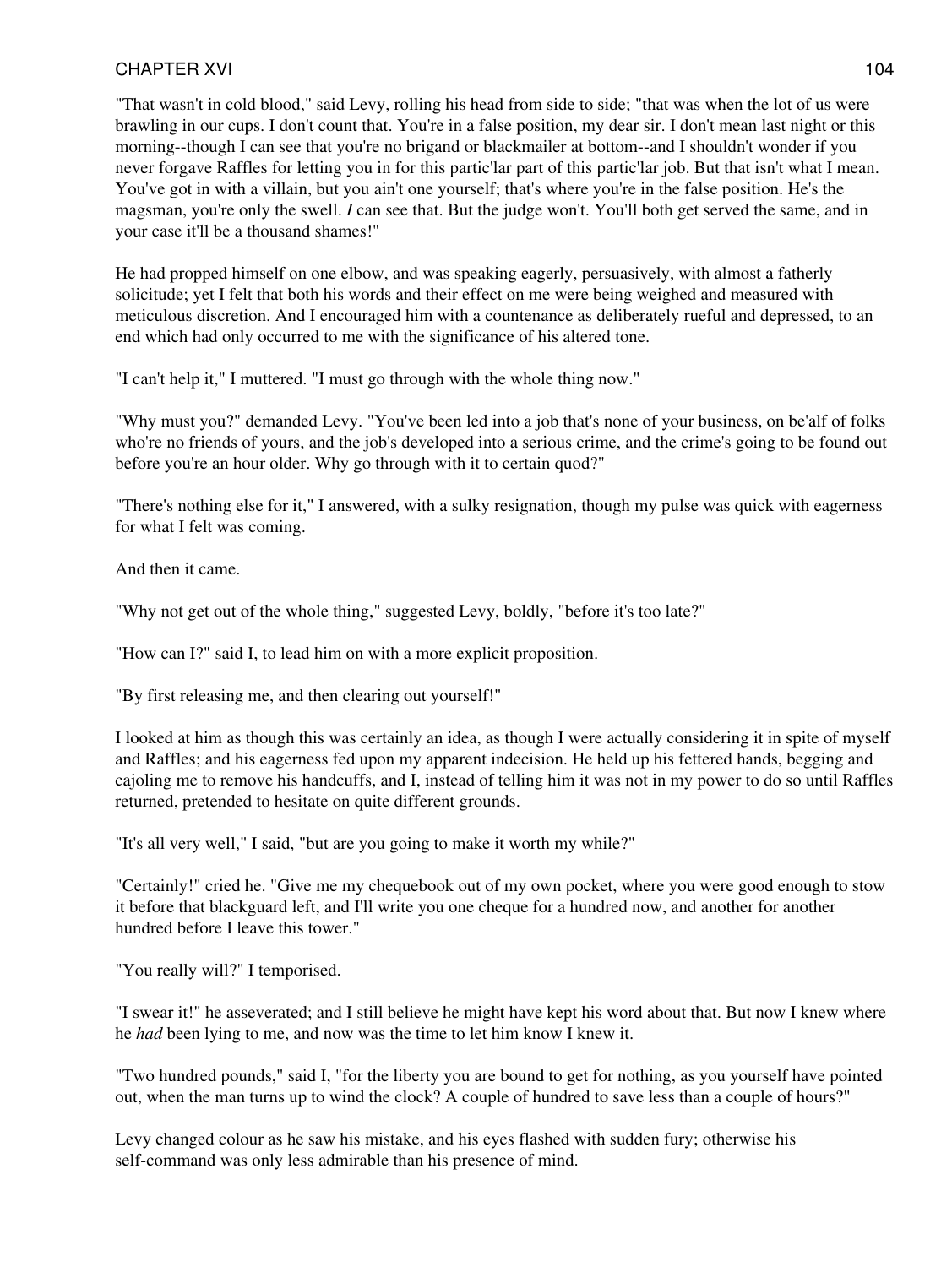"That wasn't in cold blood," said Levy, rolling his head from side to side; "that was when the lot of us were brawling in our cups. I don't count that. You're in a false position, my dear sir. I don't mean last night or this morning--though I can see that you're no brigand or blackmailer at bottom--and I shouldn't wonder if you never forgave Raffles for letting you in for this partic'lar part of this partic'lar job. But that isn't what I mean. You've got in with a villain, but you ain't one yourself; that's where you're in the false position. He's the magsman, you're only the swell. *I* can see that. But the judge won't. You'll both get served the same, and in your case it'll be a thousand shames!"

He had propped himself on one elbow, and was speaking eagerly, persuasively, with almost a fatherly solicitude; yet I felt that both his words and their effect on me were being weighed and measured with meticulous discretion. And I encouraged him with a countenance as deliberately rueful and depressed, to an end which had only occurred to me with the significance of his altered tone.

"I can't help it," I muttered. "I must go through with the whole thing now."

"Why must you?" demanded Levy. "You've been led into a job that's none of your business, on be'alf of folks who're no friends of yours, and the job's developed into a serious crime, and the crime's going to be found out before you're an hour older. Why go through with it to certain quod?"

"There's nothing else for it," I answered, with a sulky resignation, though my pulse was quick with eagerness for what I felt was coming.

And then it came.

"Why not get out of the whole thing," suggested Levy, boldly, "before it's too late?"

"How can I?" said I, to lead him on with a more explicit proposition.

"By first releasing me, and then clearing out yourself!"

I looked at him as though this was certainly an idea, as though I were actually considering it in spite of myself and Raffles; and his eagerness fed upon my apparent indecision. He held up his fettered hands, begging and cajoling me to remove his handcuffs, and I, instead of telling him it was not in my power to do so until Raffles returned, pretended to hesitate on quite different grounds.

"It's all very well," I said, "but are you going to make it worth my while?"

"Certainly!" cried he. "Give me my chequebook out of my own pocket, where you were good enough to stow it before that blackguard left, and I'll write you one cheque for a hundred now, and another for another hundred before I leave this tower."

"You really will?" I temporised.

"I swear it!" he asseverated; and I still believe he might have kept his word about that. But now I knew where he *had* been lying to me, and now was the time to let him know I knew it.

"Two hundred pounds," said I, "for the liberty you are bound to get for nothing, as you yourself have pointed out, when the man turns up to wind the clock? A couple of hundred to save less than a couple of hours?"

Levy changed colour as he saw his mistake, and his eyes flashed with sudden fury; otherwise his self-command was only less admirable than his presence of mind.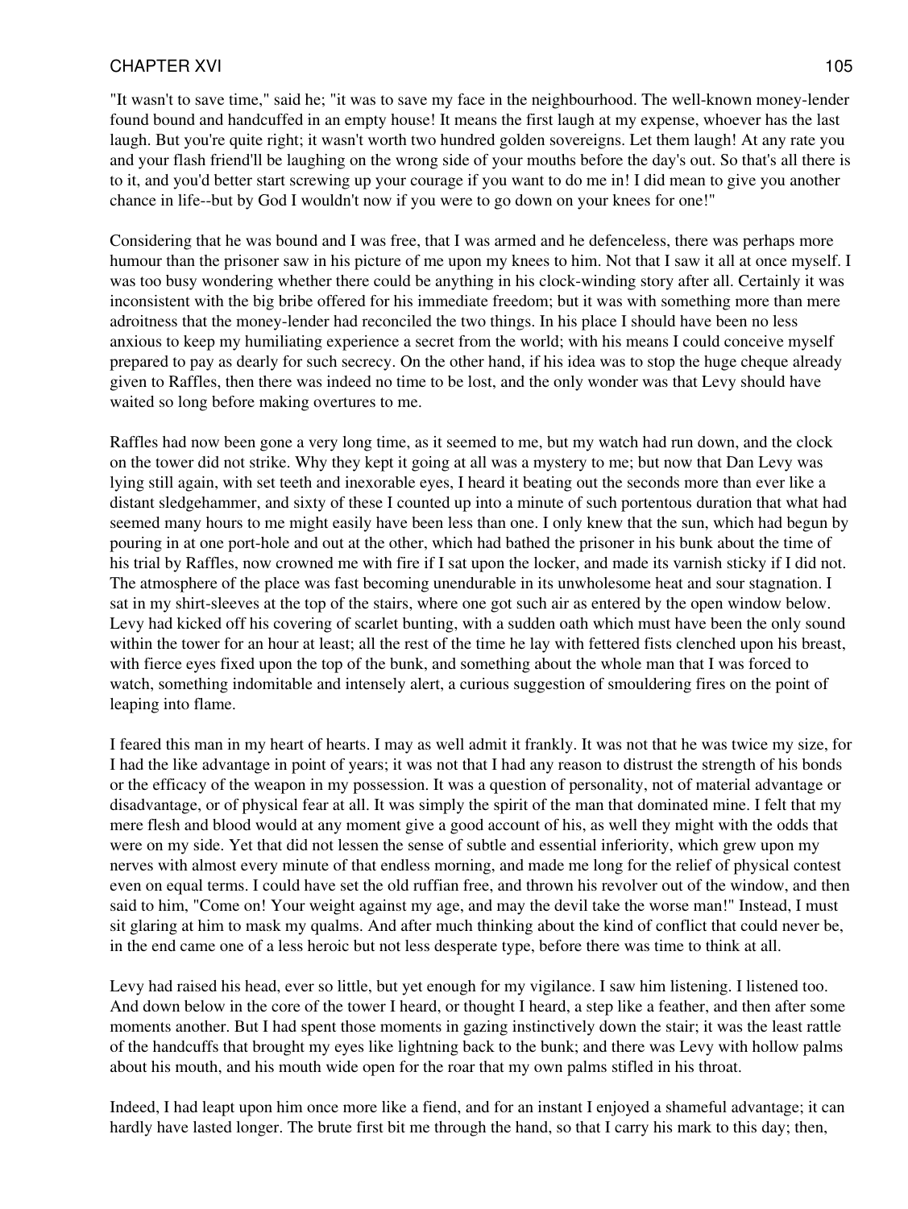"It wasn't to save time," said he; "it was to save my face in the neighbourhood. The well-known money-lender found bound and handcuffed in an empty house! It means the first laugh at my expense, whoever has the last laugh. But you're quite right; it wasn't worth two hundred golden sovereigns. Let them laugh! At any rate you and your flash friend'll be laughing on the wrong side of your mouths before the day's out. So that's all there is to it, and you'd better start screwing up your courage if you want to do me in! I did mean to give you another chance in life--but by God I wouldn't now if you were to go down on your knees for one!"

Considering that he was bound and I was free, that I was armed and he defenceless, there was perhaps more humour than the prisoner saw in his picture of me upon my knees to him. Not that I saw it all at once myself. I was too busy wondering whether there could be anything in his clock-winding story after all. Certainly it was inconsistent with the big bribe offered for his immediate freedom; but it was with something more than mere adroitness that the money-lender had reconciled the two things. In his place I should have been no less anxious to keep my humiliating experience a secret from the world; with his means I could conceive myself prepared to pay as dearly for such secrecy. On the other hand, if his idea was to stop the huge cheque already given to Raffles, then there was indeed no time to be lost, and the only wonder was that Levy should have waited so long before making overtures to me.

Raffles had now been gone a very long time, as it seemed to me, but my watch had run down, and the clock on the tower did not strike. Why they kept it going at all was a mystery to me; but now that Dan Levy was lying still again, with set teeth and inexorable eyes, I heard it beating out the seconds more than ever like a distant sledgehammer, and sixty of these I counted up into a minute of such portentous duration that what had seemed many hours to me might easily have been less than one. I only knew that the sun, which had begun by pouring in at one port-hole and out at the other, which had bathed the prisoner in his bunk about the time of his trial by Raffles, now crowned me with fire if I sat upon the locker, and made its varnish sticky if I did not. The atmosphere of the place was fast becoming unendurable in its unwholesome heat and sour stagnation. I sat in my shirt-sleeves at the top of the stairs, where one got such air as entered by the open window below. Levy had kicked off his covering of scarlet bunting, with a sudden oath which must have been the only sound within the tower for an hour at least; all the rest of the time he lay with fettered fists clenched upon his breast, with fierce eyes fixed upon the top of the bunk, and something about the whole man that I was forced to watch, something indomitable and intensely alert, a curious suggestion of smouldering fires on the point of leaping into flame.

I feared this man in my heart of hearts. I may as well admit it frankly. It was not that he was twice my size, for I had the like advantage in point of years; it was not that I had any reason to distrust the strength of his bonds or the efficacy of the weapon in my possession. It was a question of personality, not of material advantage or disadvantage, or of physical fear at all. It was simply the spirit of the man that dominated mine. I felt that my mere flesh and blood would at any moment give a good account of his, as well they might with the odds that were on my side. Yet that did not lessen the sense of subtle and essential inferiority, which grew upon my nerves with almost every minute of that endless morning, and made me long for the relief of physical contest even on equal terms. I could have set the old ruffian free, and thrown his revolver out of the window, and then said to him, "Come on! Your weight against my age, and may the devil take the worse man!" Instead, I must sit glaring at him to mask my qualms. And after much thinking about the kind of conflict that could never be, in the end came one of a less heroic but not less desperate type, before there was time to think at all.

Levy had raised his head, ever so little, but yet enough for my vigilance. I saw him listening. I listened too. And down below in the core of the tower I heard, or thought I heard, a step like a feather, and then after some moments another. But I had spent those moments in gazing instinctively down the stair; it was the least rattle of the handcuffs that brought my eyes like lightning back to the bunk; and there was Levy with hollow palms about his mouth, and his mouth wide open for the roar that my own palms stifled in his throat.

Indeed, I had leapt upon him once more like a fiend, and for an instant I enjoyed a shameful advantage; it can hardly have lasted longer. The brute first bit me through the hand, so that I carry his mark to this day; then,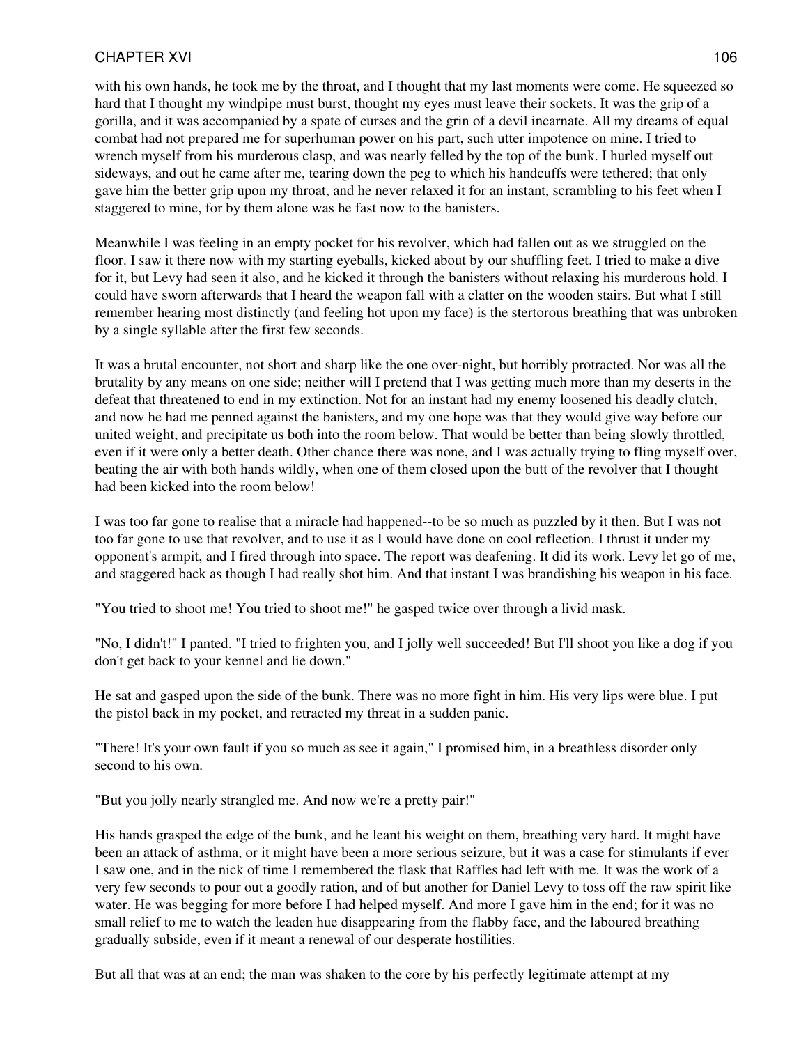with his own hands, he took me by the throat, and I thought that my last moments were come. He squeezed so hard that I thought my windpipe must burst, thought my eyes must leave their sockets. It was the grip of a gorilla, and it was accompanied by a spate of curses and the grin of a devil incarnate. All my dreams of equal combat had not prepared me for superhuman power on his part, such utter impotence on mine. I tried to wrench myself from his murderous clasp, and was nearly felled by the top of the bunk. I hurled myself out sideways, and out he came after me, tearing down the peg to which his handcuffs were tethered; that only gave him the better grip upon my throat, and he never relaxed it for an instant, scrambling to his feet when I staggered to mine, for by them alone was he fast now to the banisters.

Meanwhile I was feeling in an empty pocket for his revolver, which had fallen out as we struggled on the floor. I saw it there now with my starting eyeballs, kicked about by our shuffling feet. I tried to make a dive for it, but Levy had seen it also, and he kicked it through the banisters without relaxing his murderous hold. I could have sworn afterwards that I heard the weapon fall with a clatter on the wooden stairs. But what I still remember hearing most distinctly (and feeling hot upon my face) is the stertorous breathing that was unbroken by a single syllable after the first few seconds.

It was a brutal encounter, not short and sharp like the one over-night, but horribly protracted. Nor was all the brutality by any means on one side; neither will I pretend that I was getting much more than my deserts in the defeat that threatened to end in my extinction. Not for an instant had my enemy loosened his deadly clutch, and now he had me penned against the banisters, and my one hope was that they would give way before our united weight, and precipitate us both into the room below. That would be better than being slowly throttled, even if it were only a better death. Other chance there was none, and I was actually trying to fling myself over, beating the air with both hands wildly, when one of them closed upon the butt of the revolver that I thought had been kicked into the room below!

I was too far gone to realise that a miracle had happened--to be so much as puzzled by it then. But I was not too far gone to use that revolver, and to use it as I would have done on cool reflection. I thrust it under my opponent's armpit, and I fired through into space. The report was deafening. It did its work. Levy let go of me, and staggered back as though I had really shot him. And that instant I was brandishing his weapon in his face.

"You tried to shoot me! You tried to shoot me!" he gasped twice over through a livid mask.

"No, I didn't!" I panted. "I tried to frighten you, and I jolly well succeeded! But I'll shoot you like a dog if you don't get back to your kennel and lie down."

He sat and gasped upon the side of the bunk. There was no more fight in him. His very lips were blue. I put the pistol back in my pocket, and retracted my threat in a sudden panic.

"There! It's your own fault if you so much as see it again," I promised him, in a breathless disorder only second to his own.

"But you jolly nearly strangled me. And now we're a pretty pair!"

His hands grasped the edge of the bunk, and he leant his weight on them, breathing very hard. It might have been an attack of asthma, or it might have been a more serious seizure, but it was a case for stimulants if ever I saw one, and in the nick of time I remembered the flask that Raffles had left with me. It was the work of a very few seconds to pour out a goodly ration, and of but another for Daniel Levy to toss off the raw spirit like water. He was begging for more before I had helped myself. And more I gave him in the end; for it was no small relief to me to watch the leaden hue disappearing from the flabby face, and the laboured breathing gradually subside, even if it meant a renewal of our desperate hostilities.

But all that was at an end; the man was shaken to the core by his perfectly legitimate attempt at my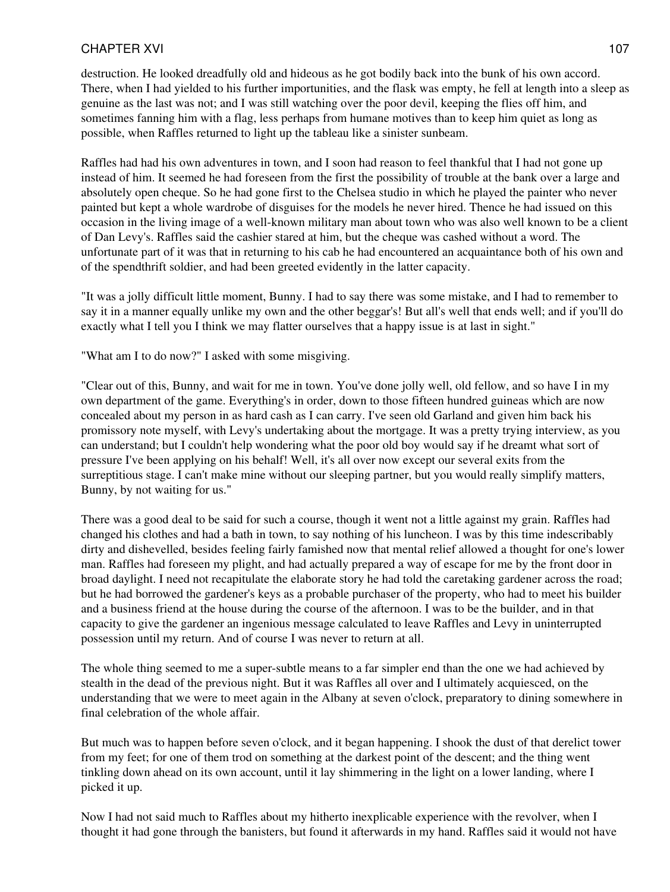destruction. He looked dreadfully old and hideous as he got bodily back into the bunk of his own accord. There, when I had yielded to his further importunities, and the flask was empty, he fell at length into a sleep as genuine as the last was not; and I was still watching over the poor devil, keeping the flies off him, and sometimes fanning him with a flag, less perhaps from humane motives than to keep him quiet as long as possible, when Raffles returned to light up the tableau like a sinister sunbeam.

Raffles had had his own adventures in town, and I soon had reason to feel thankful that I had not gone up instead of him. It seemed he had foreseen from the first the possibility of trouble at the bank over a large and absolutely open cheque. So he had gone first to the Chelsea studio in which he played the painter who never painted but kept a whole wardrobe of disguises for the models he never hired. Thence he had issued on this occasion in the living image of a well-known military man about town who was also well known to be a client of Dan Levy's. Raffles said the cashier stared at him, but the cheque was cashed without a word. The unfortunate part of it was that in returning to his cab he had encountered an acquaintance both of his own and of the spendthrift soldier, and had been greeted evidently in the latter capacity.

"It was a jolly difficult little moment, Bunny. I had to say there was some mistake, and I had to remember to say it in a manner equally unlike my own and the other beggar's! But all's well that ends well; and if you'll do exactly what I tell you I think we may flatter ourselves that a happy issue is at last in sight."

"What am I to do now?" I asked with some misgiving.

"Clear out of this, Bunny, and wait for me in town. You've done jolly well, old fellow, and so have I in my own department of the game. Everything's in order, down to those fifteen hundred guineas which are now concealed about my person in as hard cash as I can carry. I've seen old Garland and given him back his promissory note myself, with Levy's undertaking about the mortgage. It was a pretty trying interview, as you can understand; but I couldn't help wondering what the poor old boy would say if he dreamt what sort of pressure I've been applying on his behalf! Well, it's all over now except our several exits from the surreptitious stage. I can't make mine without our sleeping partner, but you would really simplify matters, Bunny, by not waiting for us."

There was a good deal to be said for such a course, though it went not a little against my grain. Raffles had changed his clothes and had a bath in town, to say nothing of his luncheon. I was by this time indescribably dirty and dishevelled, besides feeling fairly famished now that mental relief allowed a thought for one's lower man. Raffles had foreseen my plight, and had actually prepared a way of escape for me by the front door in broad daylight. I need not recapitulate the elaborate story he had told the caretaking gardener across the road; but he had borrowed the gardener's keys as a probable purchaser of the property, who had to meet his builder and a business friend at the house during the course of the afternoon. I was to be the builder, and in that capacity to give the gardener an ingenious message calculated to leave Raffles and Levy in uninterrupted possession until my return. And of course I was never to return at all.

The whole thing seemed to me a super-subtle means to a far simpler end than the one we had achieved by stealth in the dead of the previous night. But it was Raffles all over and I ultimately acquiesced, on the understanding that we were to meet again in the Albany at seven o'clock, preparatory to dining somewhere in final celebration of the whole affair.

But much was to happen before seven o'clock, and it began happening. I shook the dust of that derelict tower from my feet; for one of them trod on something at the darkest point of the descent; and the thing went tinkling down ahead on its own account, until it lay shimmering in the light on a lower landing, where I picked it up.

Now I had not said much to Raffles about my hitherto inexplicable experience with the revolver, when I thought it had gone through the banisters, but found it afterwards in my hand. Raffles said it would not have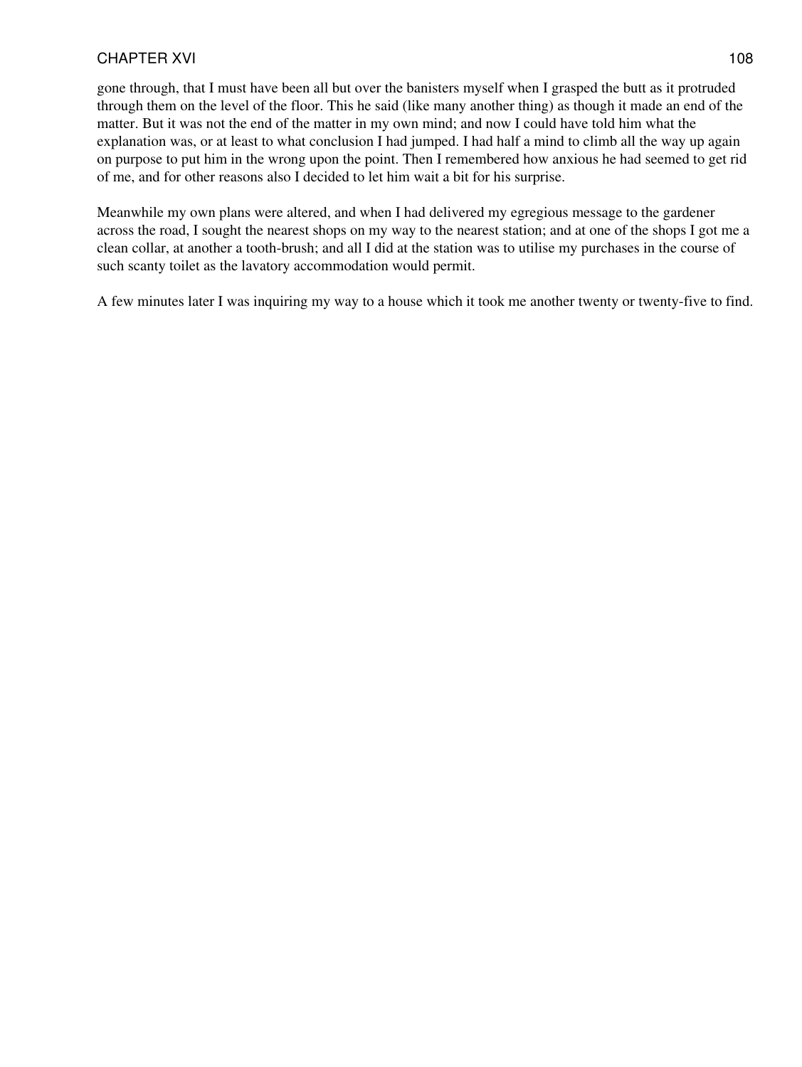gone through, that I must have been all but over the banisters myself when I grasped the butt as it protruded through them on the level of the floor. This he said (like many another thing) as though it made an end of the matter. But it was not the end of the matter in my own mind; and now I could have told him what the explanation was, or at least to what conclusion I had jumped. I had half a mind to climb all the way up again on purpose to put him in the wrong upon the point. Then I remembered how anxious he had seemed to get rid of me, and for other reasons also I decided to let him wait a bit for his surprise.

Meanwhile my own plans were altered, and when I had delivered my egregious message to the gardener across the road, I sought the nearest shops on my way to the nearest station; and at one of the shops I got me a clean collar, at another a tooth-brush; and all I did at the station was to utilise my purchases in the course of such scanty toilet as the lavatory accommodation would permit.

A few minutes later I was inquiring my way to a house which it took me another twenty or twenty-five to find.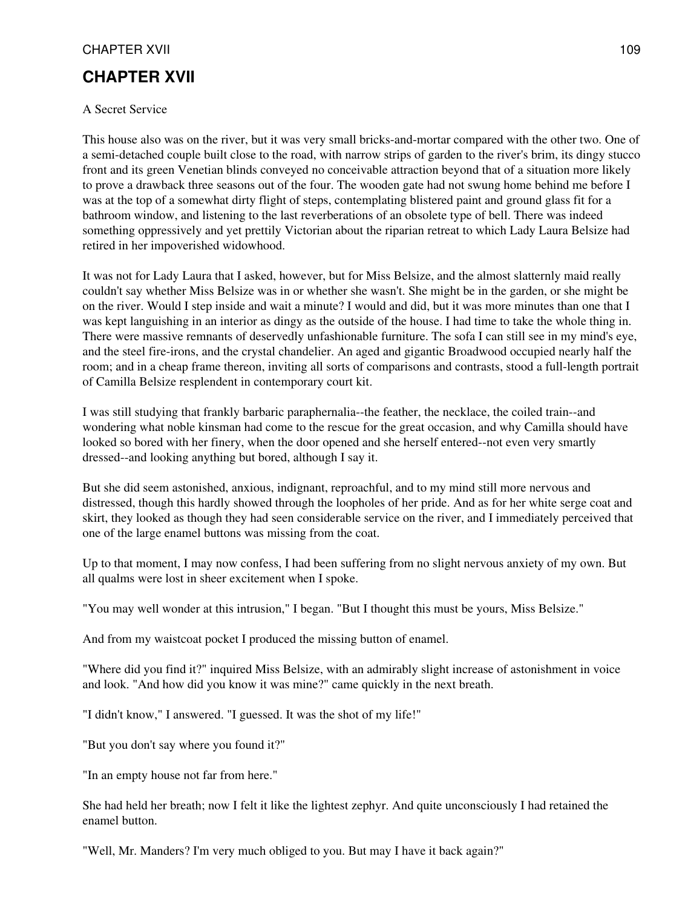## CHAPTER XVII

A Secret Service

This house also was on the river, but it was very small bricks-and-mortar compared with the other two. One of a semi-detached couple built close to the road, with narrow strips of garden to the river's brim, its dingy stucco front and its green Venetian blinds conveyed no conceivable attraction beyond that of a situation more likely to prove a drawback three seasons out of the four. The wooden gate had not swung home behind me before I was at the top of a somewhat dirty flight of steps, contemplating blistered paint and ground glass fit for a bathroom window, and listening to the last reverberations of an obsolete type of bell. There was indeed something oppressively and yet prettily Victorian about the riparian retreat to which Lady Laura Belsize had retired in her impoverished widowhood.

It was not for Lady Laura that I asked, however, but for Miss Belsize, and the almost slatternly maid really couldn't say whether Miss Belsize was in or whether she wasn't. She might be in the garden, or she might be on the river. Would I step inside and wait a minute? I would and did, but it was more minutes than one that I was kept languishing in an interior as dingy as the outside of the house. I had time to take the whole thing in. There were massive remnants of deservedly unfashionable furniture. The sofa I can still see in my mind's eye, and the steel fire-irons, and the crystal chandelier. An aged and gigantic Broadwood occupied nearly half the room; and in a cheap frame thereon, inviting all sorts of comparisons and contrasts, stood a full-length portrait of Camilla Belsize resplendent in contemporary court kit.

I was still studying that frankly barbaric paraphernalia--the feather, the necklace, the coiled train--and wondering what noble kinsman had come to the rescue for the great occasion, and why Camilla should have looked so bored with her finery, when the door opened and she herself entered--not even very smartly dressed--and looking anything but bored, although I say it.

But she did seem astonished, anxious, indignant, reproachful, and to my mind still more nervous and distressed, though this hardly showed through the loopholes of her pride. And as for her white serge coat and skirt, they looked as though they had seen considerable service on the river, and I immediately perceived that one of the large enamel buttons was missing from the coat.

Up to that moment, I may now confess, I had been suffering from no slight nervous anxiety of my own. But all qualms were lost in sheer excitement when I spoke.

"You may well wonder at this intrusion," I began. "But I thought this must be yours, Miss Belsize."

And from my waistcoat pocket I produced the missing button of enamel.

"Where did you find it?" inquired Miss Belsize, with an admirably slight increase of astonishment in voice and look. "And how did you know it was mine?" came quickly in the next breath.

"I didn't know," I answered. "I guessed. It was the shot of my life!"

"But you don't say where you found it?"

"In an empty house not far from here."

She had held her breath; now I felt it like the lightest zephyr. And quite unconsciously I had retained the enamel button.

"Well, Mr. Manders? I'm very much obliged to you. But may I have it back again?"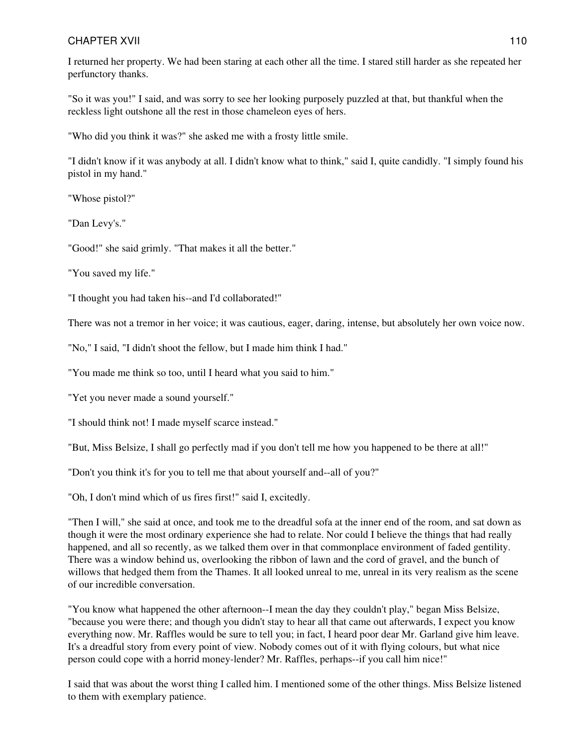I returned her property. We had been staring at each other all the time. I stared still harder as she repeated her perfunctory thanks.

"So it was you!" I said, and was sorry to see her looking purposely puzzled at that, but thankful when the reckless light outshone all the rest in those chameleon eyes of hers.

"Who did you think it was?" she asked me with a frosty little smile.

"I didn't know if it was anybody at all. I didn't know what to think," said I, quite candidly. "I simply found his pistol in my hand."

"Whose pistol?"

"Dan Levy's."

"Good!" she said grimly. "That makes it all the better."

"You saved my life."

"I thought you had taken his--and I'd collaborated!"

There was not a tremor in her voice; it was cautious, eager, daring, intense, but absolutely her own voice now.

"No," I said, "I didn't shoot the fellow, but I made him think I had."

"You made me think so too, until I heard what you said to him."

"Yet you never made a sound yourself."

"I should think not! I made myself scarce instead."

"But, Miss Belsize, I shall go perfectly mad if you don't tell me how you happened to be there at all!"

"Don't you think it's for you to tell me that about yourself and--all of you?"

"Oh, I don't mind which of us fires first!" said I, excitedly.

"Then I will," she said at once, and took me to the dreadful sofa at the inner end of the room, and sat down as though it were the most ordinary experience she had to relate. Nor could I believe the things that had really happened, and all so recently, as we talked them over in that commonplace environment of faded gentility. There was a window behind us, overlooking the ribbon of lawn and the cord of gravel, and the bunch of willows that hedged them from the Thames. It all looked unreal to me, unreal in its very realism as the scene of our incredible conversation.

"You know what happened the other afternoon--I mean the day they couldn't play," began Miss Belsize, "because you were there; and though you didn't stay to hear all that came out afterwards, I expect you know everything now. Mr. Raffles would be sure to tell you; in fact, I heard poor dear Mr. Garland give him leave. It's a dreadful story from every point of view. Nobody comes out of it with flying colours, but what nice person could cope with a horrid money-lender? Mr. Raffles, perhaps--if you call him nice!"

I said that was about the worst thing I called him. I mentioned some of the other things. Miss Belsize listened to them with exemplary patience.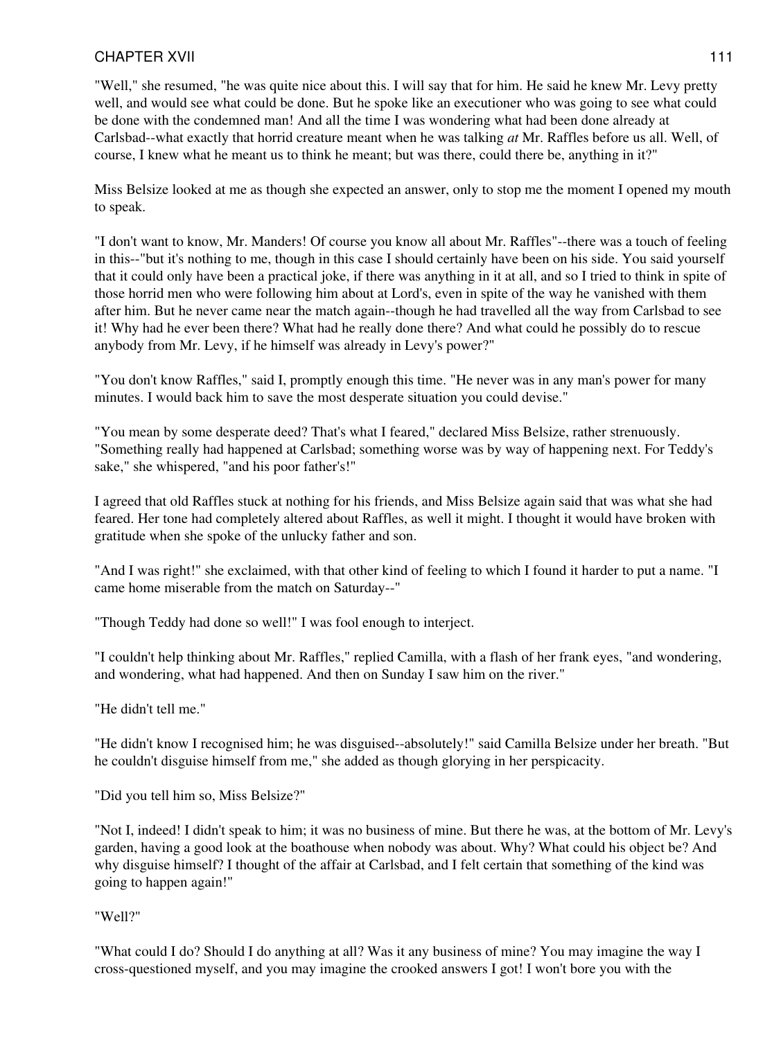"Well," she resumed, "he was quite nice about this. I will say that for him. He said he knew Mr. Levy pretty well, and would see what could be done. But he spoke like an executioner who was going to see what could be done with the condemned man! And all the time I was wondering what had been done already at Carlsbad--what exactly that horrid creature meant when he was talking *at* Mr. Raffles before us all. Well, of course, I knew what he meant us to think he meant; but was there, could there be, anything in it?"

Miss Belsize looked at me as though she expected an answer, only to stop me the moment I opened my mouth to speak.

"I don't want to know, Mr. Manders! Of course you know all about Mr. Raffles"--there was a touch of feeling in this--"but it's nothing to me, though in this case I should certainly have been on his side. You said yourself that it could only have been a practical joke, if there was anything in it at all, and so I tried to think in spite of those horrid men who were following him about at Lord's, even in spite of the way he vanished with them after him. But he never came near the match again--though he had travelled all the way from Carlsbad to see it! Why had he ever been there? What had he really done there? And what could he possibly do to rescue anybody from Mr. Levy, if he himself was already in Levy's power?"

"You don't know Raffles," said I, promptly enough this time. "He never was in any man's power for many minutes. I would back him to save the most desperate situation you could devise."

"You mean by some desperate deed? That's what I feared," declared Miss Belsize, rather strenuously. "Something really had happened at Carlsbad; something worse was by way of happening next. For Teddy's sake," she whispered, "and his poor father's!"

I agreed that old Raffles stuck at nothing for his friends, and Miss Belsize again said that was what she had feared. Her tone had completely altered about Raffles, as well it might. I thought it would have broken with gratitude when she spoke of the unlucky father and son.

"And I was right!" she exclaimed, with that other kind of feeling to which I found it harder to put a name. "I came home miserable from the match on Saturday--"

"Though Teddy had done so well!" I was fool enough to interject.

"I couldn't help thinking about Mr. Raffles," replied Camilla, with a flash of her frank eyes, "and wondering, and wondering, what had happened. And then on Sunday I saw him on the river."

"He didn't tell me."

"He didn't know I recognised him; he was disguised--absolutely!" said Camilla Belsize under her breath. "But he couldn't disguise himself from me," she added as though glorying in her perspicacity.

"Did you tell him so, Miss Belsize?"

"Not I, indeed! I didn't speak to him; it was no business of mine. But there he was, at the bottom of Mr. Levy's garden, having a good look at the boathouse when nobody was about. Why? What could his object be? And why disguise himself? I thought of the affair at Carlsbad, and I felt certain that something of the kind was going to happen again!"

"Well?"

"What could I do? Should I do anything at all? Was it any business of mine? You may imagine the way I cross-questioned myself, and you may imagine the crooked answers I got! I won't bore you with the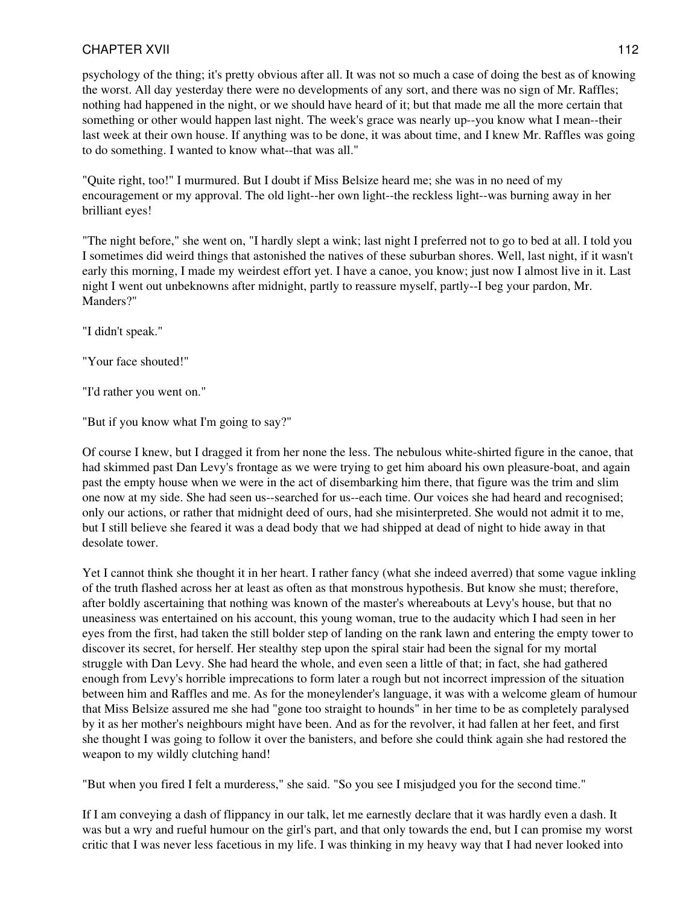psychology of the thing; it's pretty obvious after all. It was not so much a case of doing the best as of knowing the worst. All day yesterday there were no developments of any sort, and there was no sign of Mr. Raffles; nothing had happened in the night, or we should have heard of it; but that made me all the more certain that something or other would happen last night. The week's grace was nearly up--you know what I mean--their last week at their own house. If anything was to be done, it was about time, and I knew Mr. Raffles was going to do something. I wanted to know what--that was all."

"Quite right, too!" I murmured. But I doubt if Miss Belsize heard me; she was in no need of my encouragement or my approval. The old light--her own light--the reckless light--was burning away in her brilliant eyes!

"The night before," she went on, "I hardly slept a wink; last night I preferred not to go to bed at all. I told you I sometimes did weird things that astonished the natives of these suburban shores. Well, last night, if it wasn't early this morning, I made my weirdest effort yet. I have a canoe, you know; just now I almost live in it. Last night I went out unbeknowns after midnight, partly to reassure myself, partly--I beg your pardon, Mr. Manders?"

"I didn't speak."

"Your face shouted!"

"I'd rather you went on."

"But if you know what I'm going to say?"

Of course I knew, but I dragged it from her none the less. The nebulous white-shirted figure in the canoe, that had skimmed past Dan Levy's frontage as we were trying to get him aboard his own pleasure-boat, and again past the empty house when we were in the act of disembarking him there, that figure was the trim and slim one now at my side. She had seen us--searched for us--each time. Our voices she had heard and recognised; only our actions, or rather that midnight deed of ours, had she misinterpreted. She would not admit it to me, but I still believe she feared it was a dead body that we had shipped at dead of night to hide away in that desolate tower.

Yet I cannot think she thought it in her heart. I rather fancy (what she indeed averred) that some vague inkling of the truth flashed across her at least as often as that monstrous hypothesis. But know she must; therefore, after boldly ascertaining that nothing was known of the master's whereabouts at Levy's house, but that no uneasiness was entertained on his account, this young woman, true to the audacity which I had seen in her eyes from the first, had taken the still bolder step of landing on the rank lawn and entering the empty tower to discover its secret, for herself. Her stealthy step upon the spiral stair had been the signal for my mortal struggle with Dan Levy. She had heard the whole, and even seen a little of that; in fact, she had gathered enough from Levy's horrible imprecations to form later a rough but not incorrect impression of the situation between him and Raffles and me. As for the moneylender's language, it was with a welcome gleam of humour that Miss Belsize assured me she had "gone too straight to hounds" in her time to be as completely paralysed by it as her mother's neighbours might have been. And as for the revolver, it had fallen at her feet, and first she thought I was going to follow it over the banisters, and before she could think again she had restored the weapon to my wildly clutching hand!

"But when you fired I felt a murderess," she said. "So you see I misjudged you for the second time."

If I am conveying a dash of flippancy in our talk, let me earnestly declare that it was hardly even a dash. It was but a wry and rueful humour on the girl's part, and that only towards the end, but I can promise my worst critic that I was never less facetious in my life. I was thinking in my heavy way that I had never looked into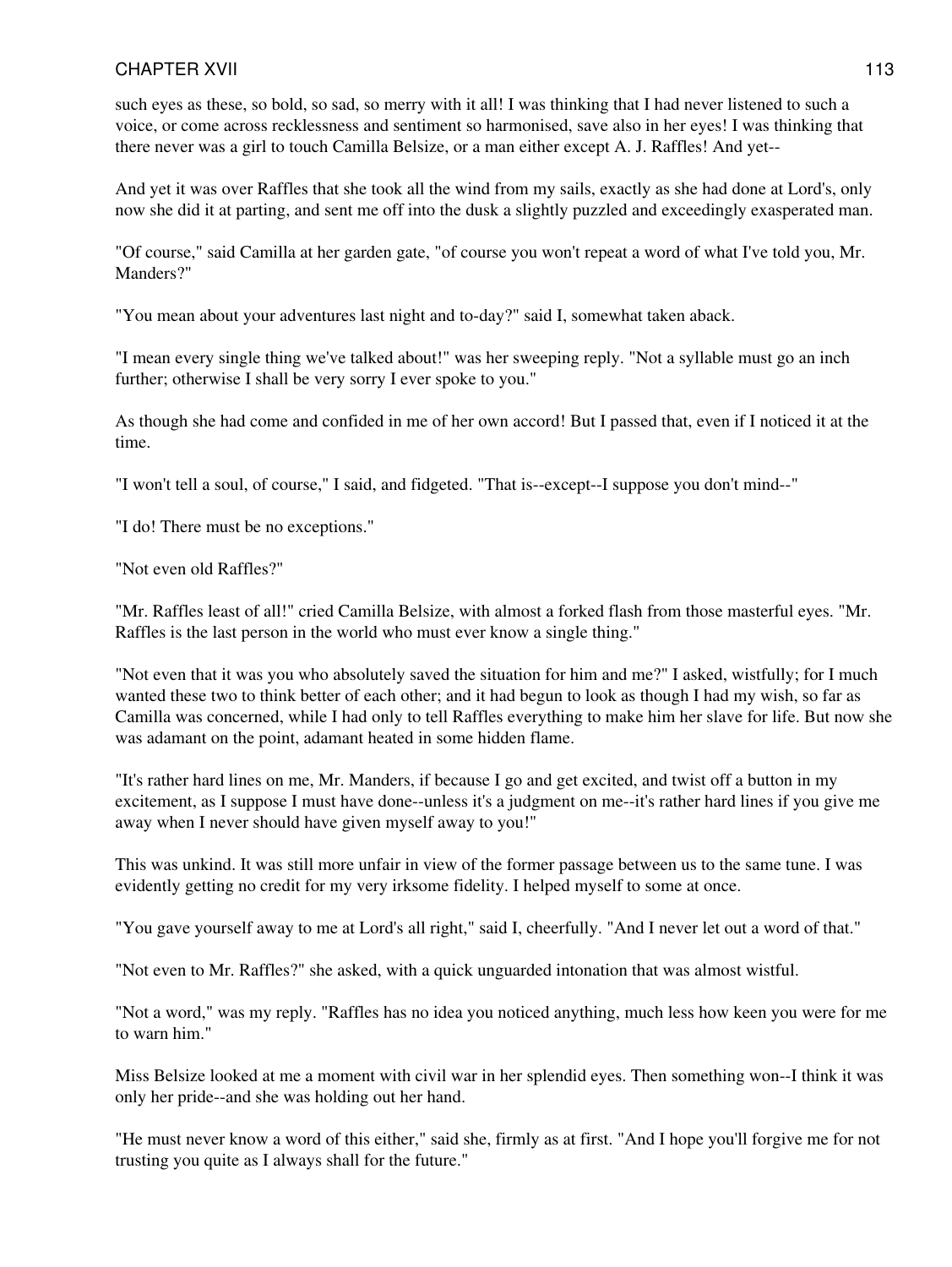such eyes as these, so bold, so sad, so merry with it all! I was thinking that I had never listened to such a voice, or come across recklessness and sentiment so harmonised, save also in her eyes! I was thinking that there never was a girl to touch Camilla Belsize, or a man either except A. J. Raffles! And yet--

And yet it was over Raffles that she took all the wind from my sails, exactly as she had done at Lord's, only now she did it at parting, and sent me off into the dusk a slightly puzzled and exceedingly exasperated man.

"Of course," said Camilla at her garden gate, "of course you won't repeat a word of what I've told you, Mr. Manders?"

"You mean about your adventures last night and to-day?" said I, somewhat taken aback.

"I mean every single thing we've talked about!" was her sweeping reply. "Not a syllable must go an inch further; otherwise I shall be very sorry I ever spoke to you."

As though she had come and confided in me of her own accord! But I passed that, even if I noticed it at the time.

"I won't tell a soul, of course," I said, and fidgeted. "That is--except--I suppose you don't mind--"

"I do! There must be no exceptions."

"Not even old Raffles?"

"Mr. Raffles least of all!" cried Camilla Belsize, with almost a forked flash from those masterful eyes. "Mr. Raffles is the last person in the world who must ever know a single thing."

"Not even that it was you who absolutely saved the situation for him and me?" I asked, wistfully; for I much wanted these two to think better of each other; and it had begun to look as though I had my wish, so far as Camilla was concerned, while I had only to tell Raffles everything to make him her slave for life. But now she was adamant on the point, adamant heated in some hidden flame.

"It's rather hard lines on me, Mr. Manders, if because I go and get excited, and twist off a button in my excitement, as I suppose I must have done--unless it's a judgment on me--it's rather hard lines if you give me away when I never should have given myself away to you!"

This was unkind. It was still more unfair in view of the former passage between us to the same tune. I was evidently getting no credit for my very irksome fidelity. I helped myself to some at once.

"You gave yourself away to me at Lord's all right," said I, cheerfully. "And I never let out a word of that."

"Not even to Mr. Raffles?" she asked, with a quick unguarded intonation that was almost wistful.

"Not a word," was my reply. "Raffles has no idea you noticed anything, much less how keen you were for me to warn him."

Miss Belsize looked at me a moment with civil war in her splendid eyes. Then something won--I think it was only her pride--and she was holding out her hand.

"He must never know a word of this either," said she, firmly as at first. "And I hope you'll forgive me for not trusting you quite as I always shall for the future."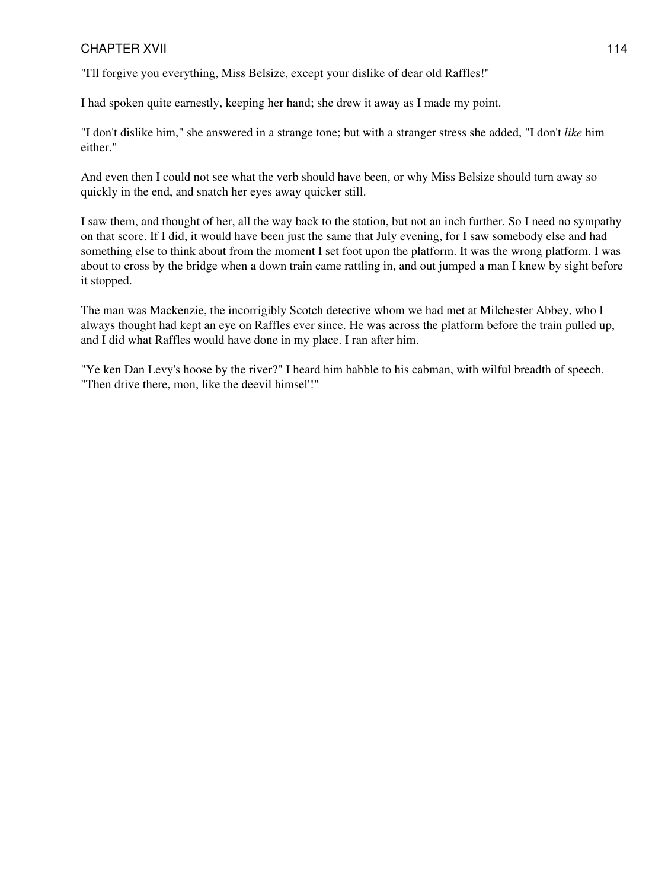"I'll forgive you everything, Miss Belsize, except your dislike of dear old Raffles!"

I had spoken quite earnestly, keeping her hand; she drew it away as I made my point.

"I don't dislike him," she answered in a strange tone; but with a stranger stress she added, "I don't *like* him either."

And even then I could not see what the verb should have been, or why Miss Belsize should turn away so quickly in the end, and snatch her eyes away quicker still.

I saw them, and thought of her, all the way back to the station, but not an inch further. So I need no sympathy on that score. If I did, it would have been just the same that July evening, for I saw somebody else and had something else to think about from the moment I set foot upon the platform. It was the wrong platform. I was about to cross by the bridge when a down train came rattling in, and out jumped a man I knew by sight before it stopped.

The man was Mackenzie, the incorrigibly Scotch detective whom we had met at Milchester Abbey, who I always thought had kept an eye on Raffles ever since. He was across the platform before the train pulled up, and I did what Raffles would have done in my place. I ran after him.

"Ye ken Dan Levy's hoose by the river?" I heard him babble to his cabman, with wilful breadth of speech. "Then drive there, mon, like the deevil himsel'!"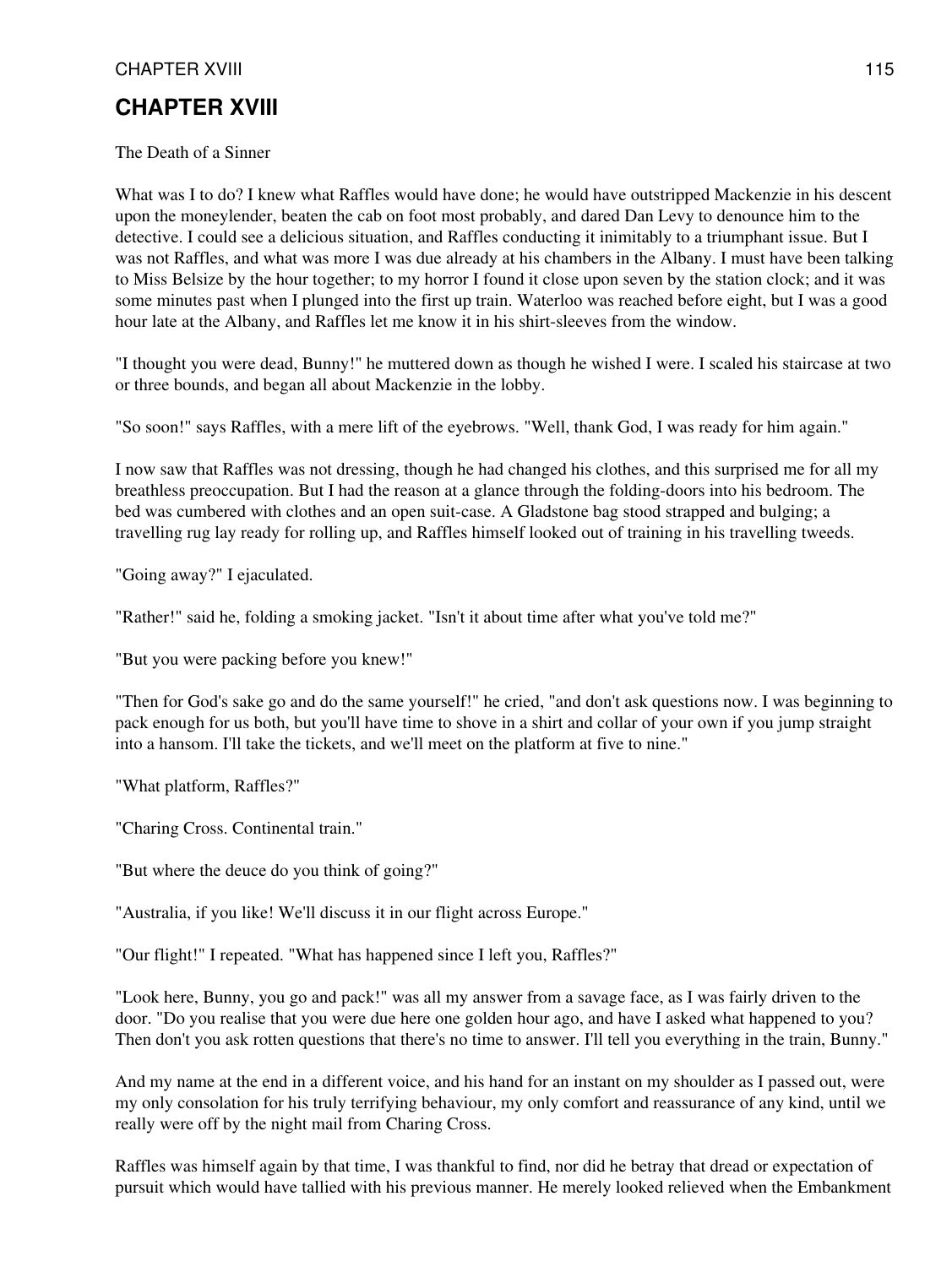# CHAPTER XVIII

The Death of a Sinner

What was I to do? I knew what Raffles would have done; he would have outstripped Mackenzie in his descent upon the moneylender, beaten the cab on foot most probably, and dared Dan Levy to denounce him to the detective. I could see a delicious situation, and Raffles conducting it inimitably to a triumphant issue. But I was not Raffles, and what was more I was due already at his chambers in the Albany. I must have been talking to Miss Belsize by the hour together; to my horror I found it close upon seven by the station clock; and it was some minutes past when I plunged into the first up train. Waterloo was reached before eight, but I was a good hour late at the Albany, and Raffles let me know it in his shirt-sleeves from the window.

"I thought you were dead, Bunny!" he muttered down as though he wished I were. I scaled his staircase at two or three bounds, and began all about Mackenzie in the lobby.

"So soon!" says Raffles, with a mere lift of the eyebrows. "Well, thank God, I was ready for him again."

I now saw that Raffles was not dressing, though he had changed his clothes, and this surprised me for all my breathless preoccupation. But I had the reason at a glance through the folding-doors into his bedroom. The bed was cumbered with clothes and an open suit-case. A Gladstone bag stood strapped and bulging; a travelling rug lay ready for rolling up, and Raffles himself looked out of training in his travelling tweeds.

"Going away?" I ejaculated.

"Rather!" said he, folding a smoking jacket. "Isn't it about time after what you've told me?"

"But you were packing before you knew!"

"Then for God's sake go and do the same yourself!" he cried, "and don't ask questions now. I was beginning to pack enough for us both, but you'll have time to shove in a shirt and collar of your own if you jump straight into a hansom. I'll take the tickets, and we'll meet on the platform at five to nine."

"What platform, Raffles?"

"Charing Cross. Continental train."

"But where the deuce do you think of going?"

"Australia, if you like! We'll discuss it in our flight across Europe."

"Our flight!" I repeated. "What has happened since I left you, Raffles?"

"Look here, Bunny, you go and pack!" was all my answer from a savage face, as I was fairly driven to the door. "Do you realise that you were due here one golden hour ago, and have I asked what happened to you? Then don't you ask rotten questions that there's no time to answer. I'll tell you everything in the train, Bunny."

And my name at the end in a different voice, and his hand for an instant on my shoulder as I passed out, were my only consolation for his truly terrifying behaviour, my only comfort and reassurance of any kind, until we really were off by the night mail from Charing Cross.

Raffles was himself again by that time, I was thankful to find, nor did he betray that dread or expectation of pursuit which would have tallied with his previous manner. He merely looked relieved when the Embankment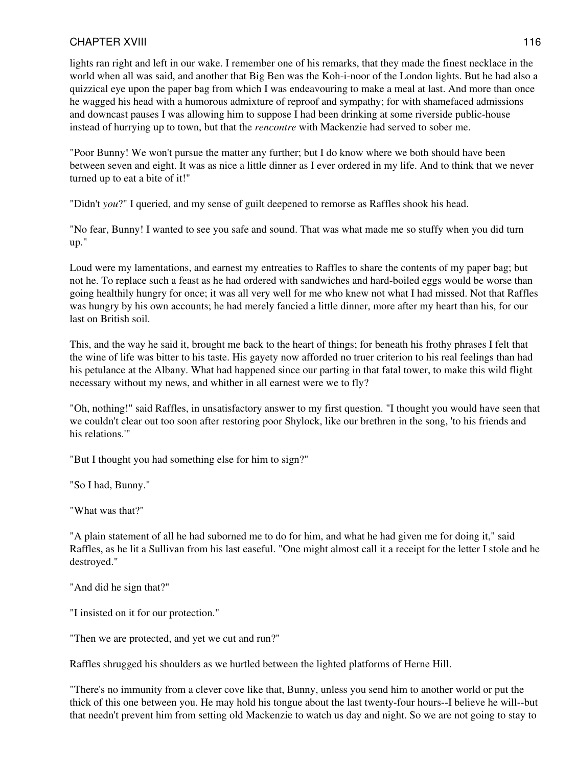lights ran right and left in our wake. I remember one of his remarks, that they made the finest necklace in the world when all was said, and another that Big Ben was the Koh-i-noor of the London lights. But he had also a quizzical eye upon the paper bag from which I was endeavouring to make a meal at last. And more than once he wagged his head with a humorous admixture of reproof and sympathy; for with shamefaced admissions and downcast pauses I was allowing him to suppose I had been drinking at some riverside public-house instead of hurrying up to town, but that the *rencontre* with Mackenzie had served to sober me.

"Poor Bunny! We won't pursue the matter any further; but I do know where we both should have been between seven and eight. It was as nice a little dinner as I ever ordered in my life. And to think that we never turned up to eat a bite of it!"

"Didn't *you*?" I queried, and my sense of guilt deepened to remorse as Raffles shook his head.

"No fear, Bunny! I wanted to see you safe and sound. That was what made me so stuffy when you did turn up."

Loud were my lamentations, and earnest my entreaties to Raffles to share the contents of my paper bag; but not he. To replace such a feast as he had ordered with sandwiches and hard-boiled eggs would be worse than going healthily hungry for once; it was all very well for me who knew not what I had missed. Not that Raffles was hungry by his own accounts; he had merely fancied a little dinner, more after my heart than his, for our last on British soil.

This, and the way he said it, brought me back to the heart of things; for beneath his frothy phrases I felt that the wine of life was bitter to his taste. His gayety now afforded no truer criterion to his real feelings than had his petulance at the Albany. What had happened since our parting in that fatal tower, to make this wild flight necessary without my news, and whither in all earnest were we to fly?

"Oh, nothing!" said Raffles, in unsatisfactory answer to my first question. "I thought you would have seen that we couldn't clear out too soon after restoring poor Shylock, like our brethren in the song, 'to his friends and his relations.'"

"But I thought you had something else for him to sign?"

"So I had, Bunny."

"What was that?"

"A plain statement of all he had suborned me to do for him, and what he had given me for doing it," said Raffles, as he lit a Sullivan from his last easeful. "One might almost call it a receipt for the letter I stole and he destroyed."

"And did he sign that?"

"I insisted on it for our protection."

"Then we are protected, and yet we cut and run?"

Raffles shrugged his shoulders as we hurtled between the lighted platforms of Herne Hill.

"There's no immunity from a clever cove like that, Bunny, unless you send him to another world or put the thick of this one between you. He may hold his tongue about the last twenty-four hours--I believe he will--but that needn't prevent him from setting old Mackenzie to watch us day and night. So we are not going to stay to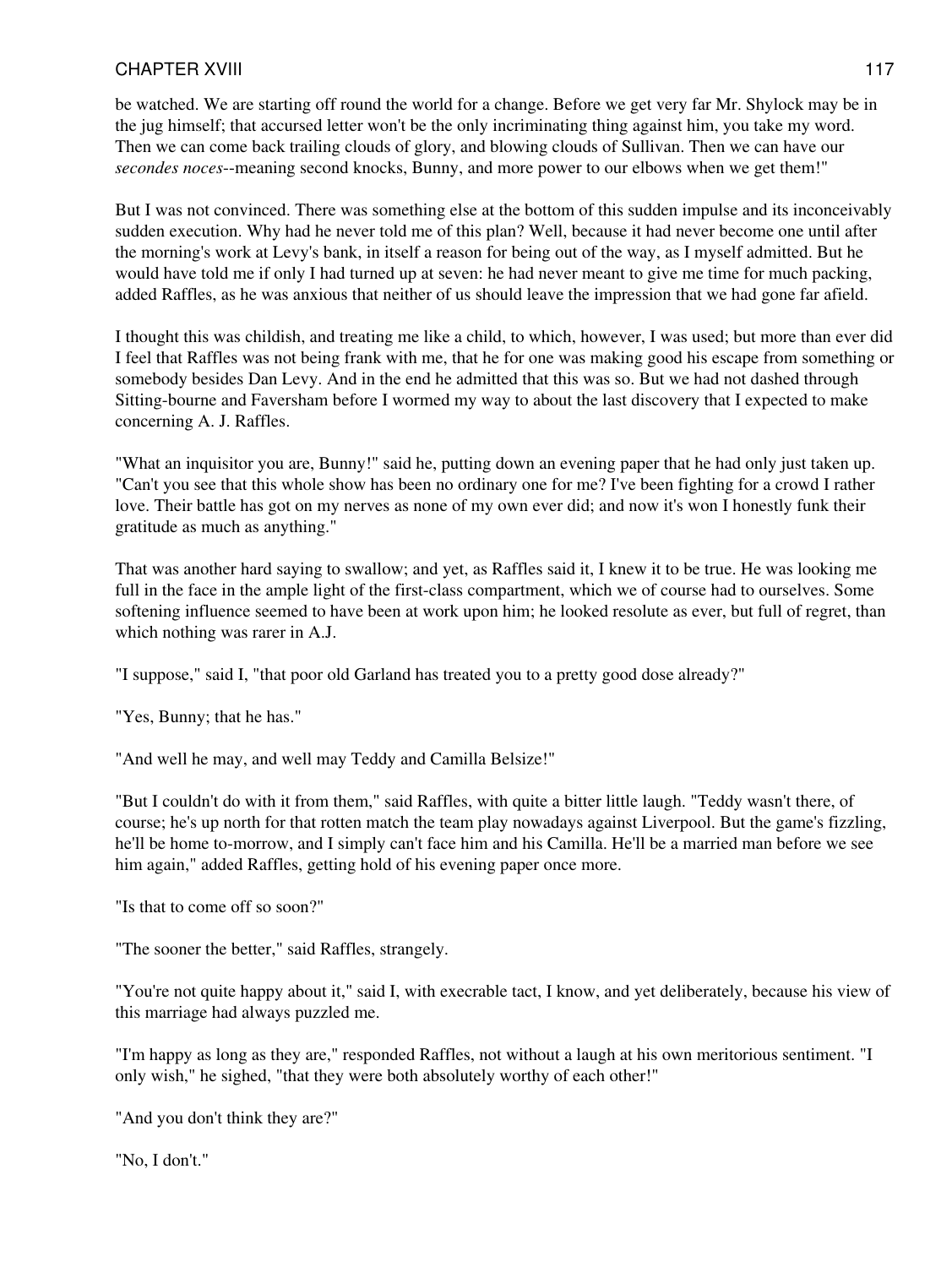be watched. We are starting off round the world for a change. Before we get very far Mr. Shylock may be in the jug himself; that accursed letter won't be the only incriminating thing against him, you take my word. Then we can come back trailing clouds of glory, and blowing clouds of Sullivan. Then we can have our *secondes noces*--meaning second knocks, Bunny, and more power to our elbows when we get them!"

But I was not convinced. There was something else at the bottom of this sudden impulse and its inconceivably sudden execution. Why had he never told me of this plan? Well, because it had never become one until after the morning's work at Levy's bank, in itself a reason for being out of the way, as I myself admitted. But he would have told me if only I had turned up at seven: he had never meant to give me time for much packing, added Raffles, as he was anxious that neither of us should leave the impression that we had gone far afield.

I thought this was childish, and treating me like a child, to which, however, I was used; but more than ever did I feel that Raffles was not being frank with me, that he for one was making good his escape from something or somebody besides Dan Levy. And in the end he admitted that this was so. But we had not dashed through Sitting-bourne and Faversham before I wormed my way to about the last discovery that I expected to make concerning A. J. Raffles.

"What an inquisitor you are, Bunny!" said he, putting down an evening paper that he had only just taken up. "Can't you see that this whole show has been no ordinary one for me? I've been fighting for a crowd I rather love. Their battle has got on my nerves as none of my own ever did; and now it's won I honestly funk their gratitude as much as anything."

That was another hard saying to swallow; and yet, as Raffles said it, I knew it to be true. He was looking me full in the face in the ample light of the first-class compartment, which we of course had to ourselves. Some softening influence seemed to have been at work upon him; he looked resolute as ever, but full of regret, than which nothing was rarer in A.J.

"I suppose," said I, "that poor old Garland has treated you to a pretty good dose already?"

"Yes, Bunny; that he has."

"And well he may, and well may Teddy and Camilla Belsize!"

"But I couldn't do with it from them," said Raffles, with quite a bitter little laugh. "Teddy wasn't there, of course; he's up north for that rotten match the team play nowadays against Liverpool. But the game's fizzling, he'll be home to-morrow, and I simply can't face him and his Camilla. He'll be a married man before we see him again," added Raffles, getting hold of his evening paper once more.

"Is that to come off so soon?"

"The sooner the better," said Raffles, strangely.

"You're not quite happy about it," said I, with execrable tact, I know, and yet deliberately, because his view of this marriage had always puzzled me.

"I'm happy as long as they are," responded Raffles, not without a laugh at his own meritorious sentiment. "I only wish," he sighed, "that they were both absolutely worthy of each other!"

"And you don't think they are?"

"No, I don't."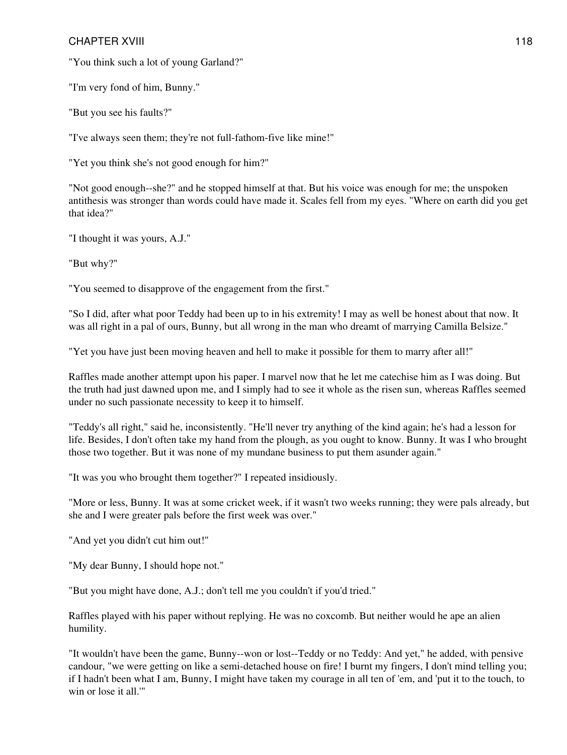"You think such a lot of young Garland?"

"I'm very fond of him, Bunny."

"But you see his faults?"

"I've always seen them; they're not full-fathom-five like mine!"

"Yet you think she's not good enough for him?"

"Not good enough--she?" and he stopped himself at that. But his voice was enough for me; the unspoken antithesis was stronger than words could have made it. Scales fell from my eyes. "Where on earth did you get that idea?"

"I thought it was yours, A.J."

"But why?"

"You seemed to disapprove of the engagement from the first."

"So I did, after what poor Teddy had been up to in his extremity! I may as well be honest about that now. It was all right in a pal of ours, Bunny, but all wrong in the man who dreamt of marrying Camilla Belsize."

"Yet you have just been moving heaven and hell to make it possible for them to marry after all!"

Raffles made another attempt upon his paper. I marvel now that he let me catechise him as I was doing. But the truth had just dawned upon me, and I simply had to see it whole as the risen sun, whereas Raffles seemed under no such passionate necessity to keep it to himself.

"Teddy's all right," said he, inconsistently. "He'll never try anything of the kind again; he's had a lesson for life. Besides, I don't often take my hand from the plough, as you ought to know. Bunny. It was I who brought those two together. But it was none of my mundane business to put them asunder again."

"It was you who brought them together?" I repeated insidiously.

"More or less, Bunny. It was at some cricket week, if it wasn't two weeks running; they were pals already, but she and I were greater pals before the first week was over."

"And yet you didn't cut him out!"

"My dear Bunny, I should hope not."

"But you might have done, A.J.; don't tell me you couldn't if you'd tried."

Raffles played with his paper without replying. He was no coxcomb. But neither would he ape an alien humility.

"It wouldn't have been the game, Bunny--won or lost--Teddy or no Teddy: And yet," he added, with pensive candour, "we were getting on like a semi-detached house on fire! I burnt my fingers, I don't mind telling you; if I hadn't been what I am, Bunny, I might have taken my courage in all ten of 'em, and 'put it to the touch, to win or lose it all.'"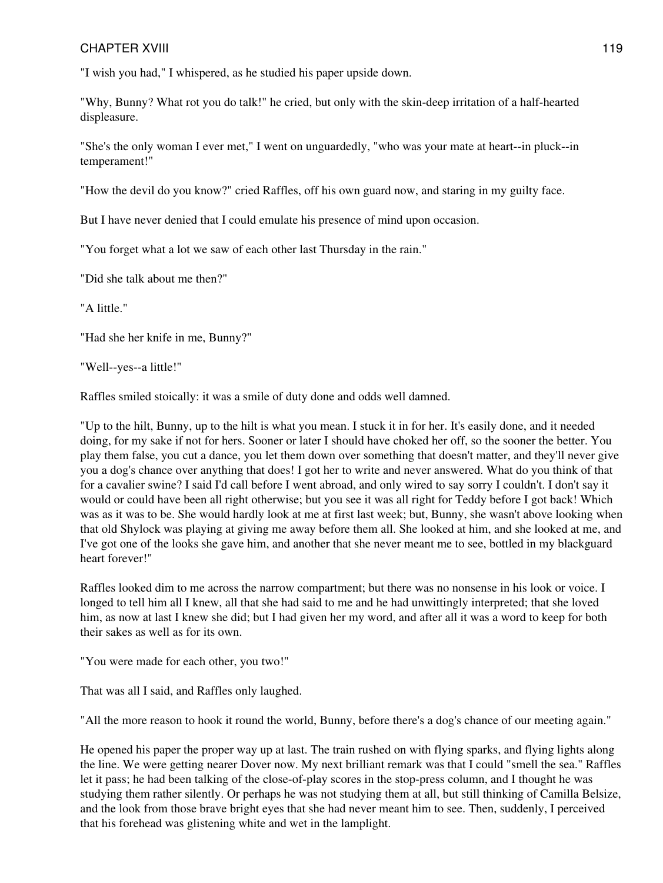"I wish you had," I whispered, as he studied his paper upside down.

"Why, Bunny? What rot you do talk!" he cried, but only with the skin-deep irritation of a half-hearted displeasure.

"She's the only woman I ever met," I went on unguardedly, "who was your mate at heart--in pluck--in temperament!"

"How the devil do you know?" cried Raffles, off his own guard now, and staring in my guilty face.

But I have never denied that I could emulate his presence of mind upon occasion.

"You forget what a lot we saw of each other last Thursday in the rain."

"Did she talk about me then?"

"A little."

"Had she her knife in me, Bunny?"

"Well--yes--a little!"

Raffles smiled stoically: it was a smile of duty done and odds well damned.

"Up to the hilt, Bunny, up to the hilt is what you mean. I stuck it in for her. It's easily done, and it needed doing, for my sake if not for hers. Sooner or later I should have choked her off, so the sooner the better. You play them false, you cut a dance, you let them down over something that doesn't matter, and they'll never give you a dog's chance over anything that does! I got her to write and never answered. What do you think of that for a cavalier swine? I said I'd call before I went abroad, and only wired to say sorry I couldn't. I don't say it would or could have been all right otherwise; but you see it was all right for Teddy before I got back! Which was as it was to be. She would hardly look at me at first last week; but, Bunny, she wasn't above looking when that old Shylock was playing at giving me away before them all. She looked at him, and she looked at me, and I've got one of the looks she gave him, and another that she never meant me to see, bottled in my blackguard heart forever!"

Raffles looked dim to me across the narrow compartment; but there was no nonsense in his look or voice. I longed to tell him all I knew, all that she had said to me and he had unwittingly interpreted; that she loved him, as now at last I knew she did; but I had given her my word, and after all it was a word to keep for both their sakes as well as for its own.

"You were made for each other, you two!"

That was all I said, and Raffles only laughed.

"All the more reason to hook it round the world, Bunny, before there's a dog's chance of our meeting again."

He opened his paper the proper way up at last. The train rushed on with flying sparks, and flying lights along the line. We were getting nearer Dover now. My next brilliant remark was that I could "smell the sea." Raffles let it pass; he had been talking of the close-of-play scores in the stop-press column, and I thought he was studying them rather silently. Or perhaps he was not studying them at all, but still thinking of Camilla Belsize, and the look from those brave bright eyes that she had never meant him to see. Then, suddenly, I perceived that his forehead was glistening white and wet in the lamplight.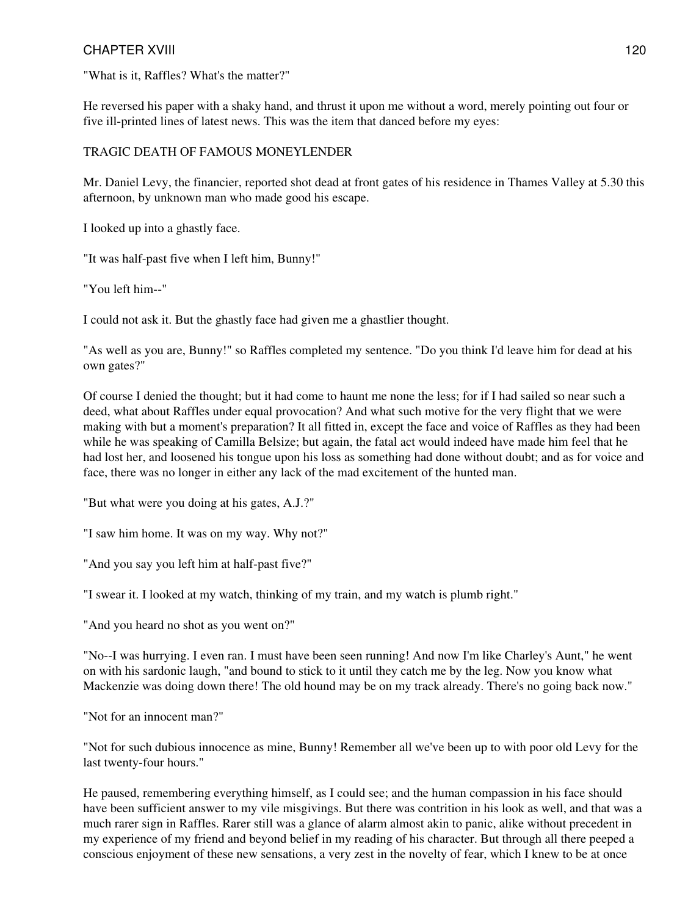"What is it, Raffles? What's the matter?"

He reversed his paper with a shaky hand, and thrust it upon me without a word, merely pointing out four or five ill-printed lines of latest news. This was the item that danced before my eyes:

TRAGIC DEATH OF FAMOUS MONEYLENDER

Mr. Daniel Levy, the financier, reported shot dead at front gates of his residence in Thames Valley at 5.30 this afternoon, by unknown man who made good his escape.

I looked up into a ghastly face.

"It was half-past five when I left him, Bunny!"

"You left him--"

I could not ask it. But the ghastly face had given me a ghastlier thought.

"As well as you are, Bunny!" so Raffles completed my sentence. "Do you think I'd leave him for dead at his own gates?"

Of course I denied the thought; but it had come to haunt me none the less; for if I had sailed so near such a deed, what about Raffles under equal provocation? And what such motive for the very flight that we were making with but a moment's preparation? It all fitted in, except the face and voice of Raffles as they had been while he was speaking of Camilla Belsize; but again, the fatal act would indeed have made him feel that he had lost her, and loosened his tongue upon his loss as something had done without doubt; and as for voice and face, there was no longer in either any lack of the mad excitement of the hunted man.

"But what were you doing at his gates, A.J.?"

"I saw him home. It was on my way. Why not?"

"And you say you left him at half-past five?"

"I swear it. I looked at my watch, thinking of my train, and my watch is plumb right."

"And you heard no shot as you went on?"

"No--I was hurrying. I even ran. I must have been seen running! And now I'm like Charley's Aunt," he went on with his sardonic laugh, "and bound to stick to it until they catch me by the leg. Now you know what Mackenzie was doing down there! The old hound may be on my track already. There's no going back now."

"Not for an innocent man?"

"Not for such dubious innocence as mine, Bunny! Remember all we've been up to with poor old Levy for the last twenty-four hours."

He paused, remembering everything himself, as I could see; and the human compassion in his face should have been sufficient answer to my vile misgivings. But there was contrition in his look as well, and that was a much rarer sign in Raffles. Rarer still was a glance of alarm almost akin to panic, alike without precedent in my experience of my friend and beyond belief in my reading of his character. But through all there peeped a conscious enjoyment of these new sensations, a very zest in the novelty of fear, which I knew to be at once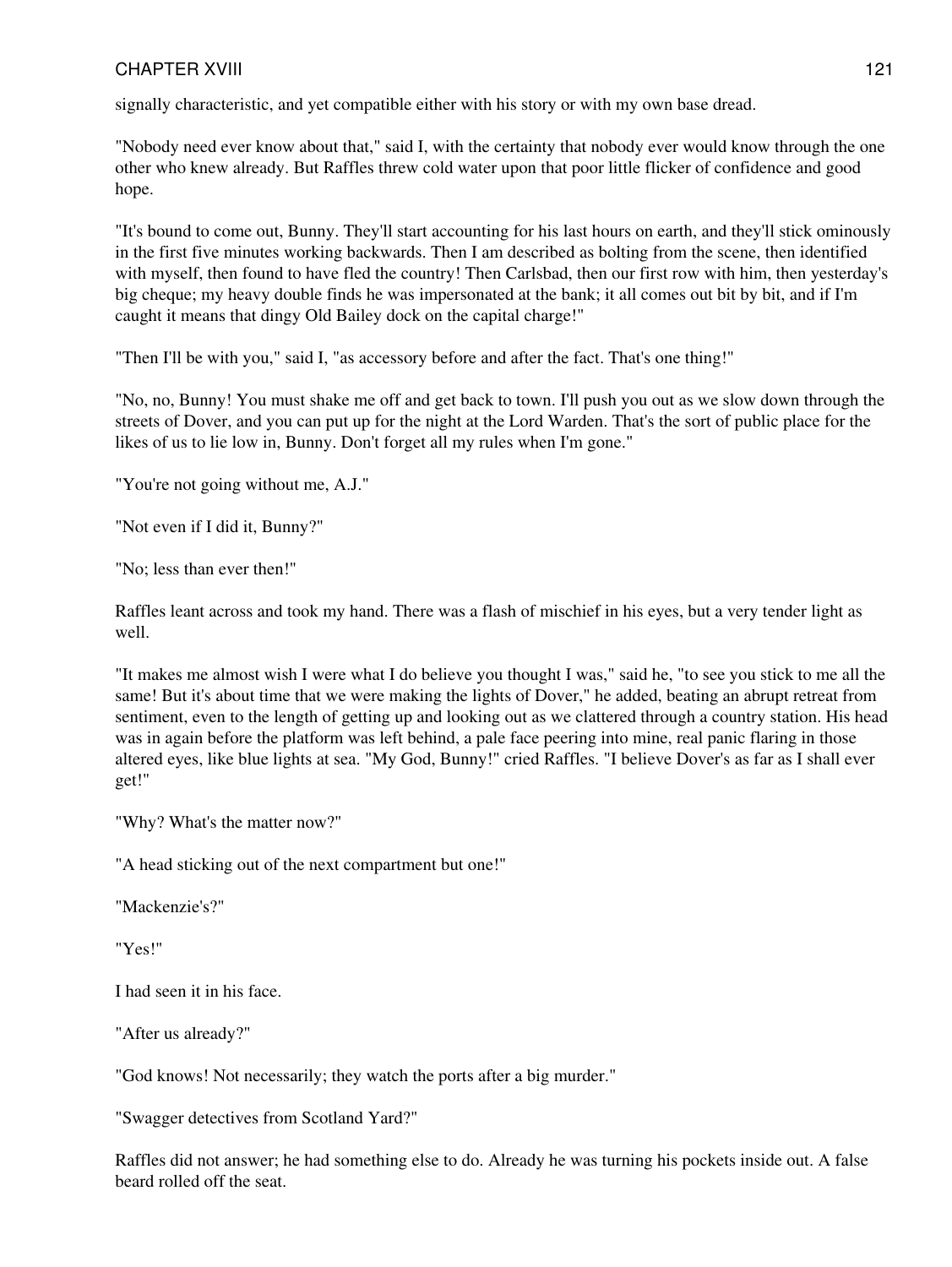signally characteristic, and yet compatible either with his story or with my own base dread.

"Nobody need ever know about that," said I, with the certainty that nobody ever would know through the one other who knew already. But Raffles threw cold water upon that poor little flicker of confidence and good hope.

"It's bound to come out, Bunny. They'll start accounting for his last hours on earth, and they'll stick ominously in the first five minutes working backwards. Then I am described as bolting from the scene, then identified with myself, then found to have fled the country! Then Carlsbad, then our first row with him, then yesterday's big cheque; my heavy double finds he was impersonated at the bank; it all comes out bit by bit, and if I'm caught it means that dingy Old Bailey dock on the capital charge!"

"Then I'll be with you," said I, "as accessory before and after the fact. That's one thing!"

"No, no, Bunny! You must shake me off and get back to town. I'll push you out as we slow down through the streets of Dover, and you can put up for the night at the Lord Warden. That's the sort of public place for the likes of us to lie low in, Bunny. Don't forget all my rules when I'm gone."

"You're not going without me, A.J."

"Not even if I did it, Bunny?"

"No; less than ever then!"

Raffles leant across and took my hand. There was a flash of mischief in his eyes, but a very tender light as well.

"It makes me almost wish I were what I do believe you thought I was," said he, "to see you stick to me all the same! But it's about time that we were making the lights of Dover," he added, beating an abrupt retreat from sentiment, even to the length of getting up and looking out as we clattered through a country station. His head was in again before the platform was left behind, a pale face peering into mine, real panic flaring in those altered eyes, like blue lights at sea. "My God, Bunny!" cried Raffles. "I believe Dover's as far as I shall ever get!"

"Why? What's the matter now?"

"A head sticking out of the next compartment but one!"

"Mackenzie's?"

"Yes!"

I had seen it in his face.

"After us already?"

"God knows! Not necessarily; they watch the ports after a big murder."

"Swagger detectives from Scotland Yard?"

Raffles did not answer; he had something else to do. Already he was turning his pockets inside out. A false beard rolled off the seat.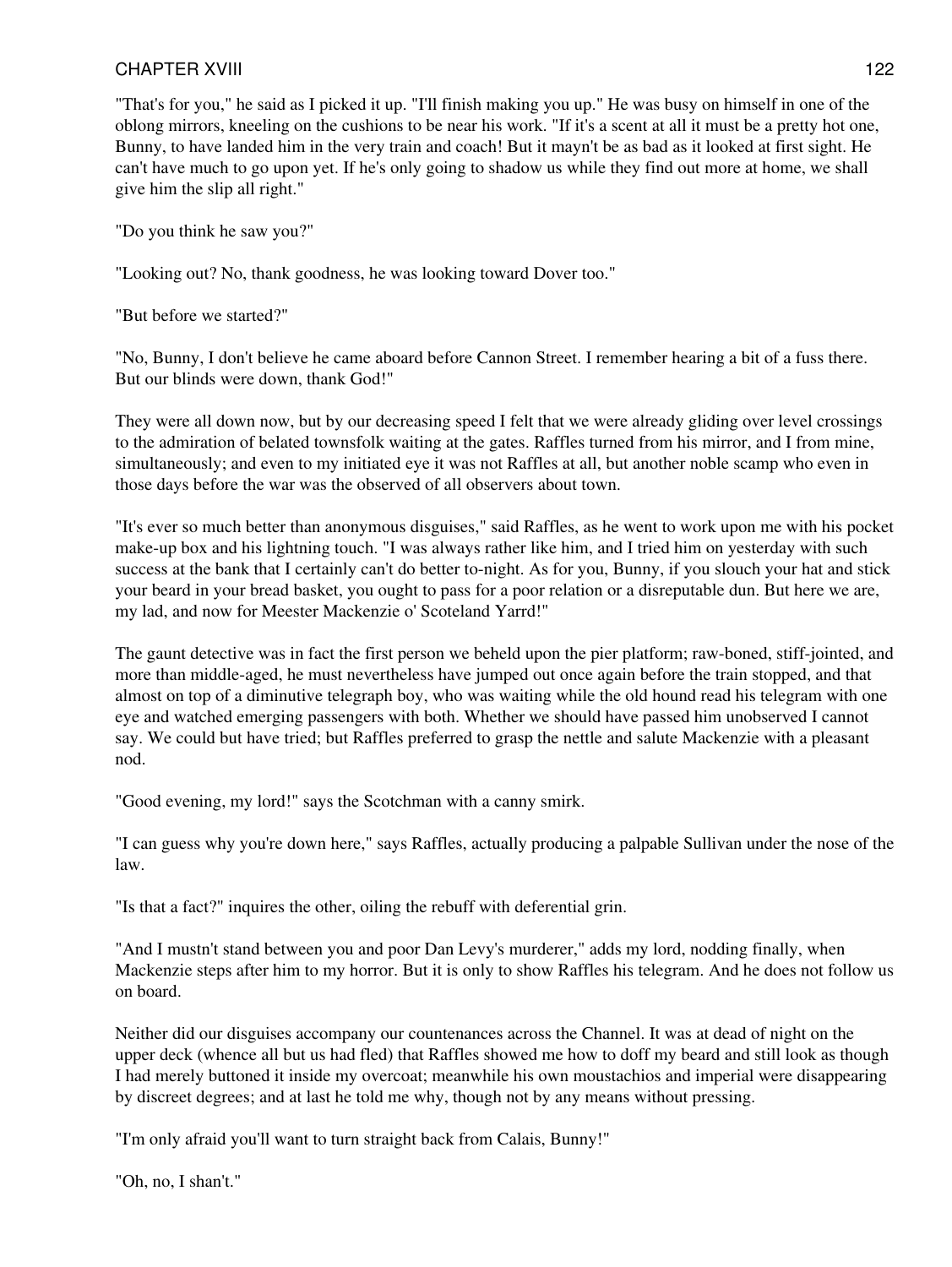"That's for you," he said as I picked it up. "I'll finish making you up." He was busy on himself in one of the oblong mirrors, kneeling on the cushions to be near his work. "If it's a scent at all it must be a pretty hot one, Bunny, to have landed him in the very train and coach! But it mayn't be as bad as it looked at first sight. He can't have much to go upon yet. If he's only going to shadow us while they find out more at home, we shall give him the slip all right."

"Do you think he saw you?"

"Looking out? No, thank goodness, he was looking toward Dover too."

"But before we started?"

"No, Bunny, I don't believe he came aboard before Cannon Street. I remember hearing a bit of a fuss there. But our blinds were down, thank God!"

They were all down now, but by our decreasing speed I felt that we were already gliding over level crossings to the admiration of belated townsfolk waiting at the gates. Raffles turned from his mirror, and I from mine, simultaneously; and even to my initiated eye it was not Raffles at all, but another noble scamp who even in those days before the war was the observed of all observers about town.

"It's ever so much better than anonymous disguises," said Raffles, as he went to work upon me with his pocket make-up box and his lightning touch. "I was always rather like him, and I tried him on yesterday with such success at the bank that I certainly can't do better to-night. As for you, Bunny, if you slouch your hat and stick your beard in your bread basket, you ought to pass for a poor relation or a disreputable dun. But here we are, my lad, and now for Meester Mackenzie o' Scoteland Yarrd!"

The gaunt detective was in fact the first person we beheld upon the pier platform; raw-boned, stiff-jointed, and more than middle-aged, he must nevertheless have jumped out once again before the train stopped, and that almost on top of a diminutive telegraph boy, who was waiting while the old hound read his telegram with one eye and watched emerging passengers with both. Whether we should have passed him unobserved I cannot say. We could but have tried; but Raffles preferred to grasp the nettle and salute Mackenzie with a pleasant nod.

"Good evening, my lord!" says the Scotchman with a canny smirk.

"I can guess why you're down here," says Raffles, actually producing a palpable Sullivan under the nose of the law.

"Is that a fact?" inquires the other, oiling the rebuff with deferential grin.

"And I mustn't stand between you and poor Dan Levy's murderer," adds my lord, nodding finally, when Mackenzie steps after him to my horror. But it is only to show Raffles his telegram. And he does not follow us on board.

Neither did our disguises accompany our countenances across the Channel. It was at dead of night on the upper deck (whence all but us had fled) that Raffles showed me how to doff my beard and still look as though I had merely buttoned it inside my overcoat; meanwhile his own moustachios and imperial were disappearing by discreet degrees; and at last he told me why, though not by any means without pressing.

"I'm only afraid you'll want to turn straight back from Calais, Bunny!"

"Oh, no, I shan't."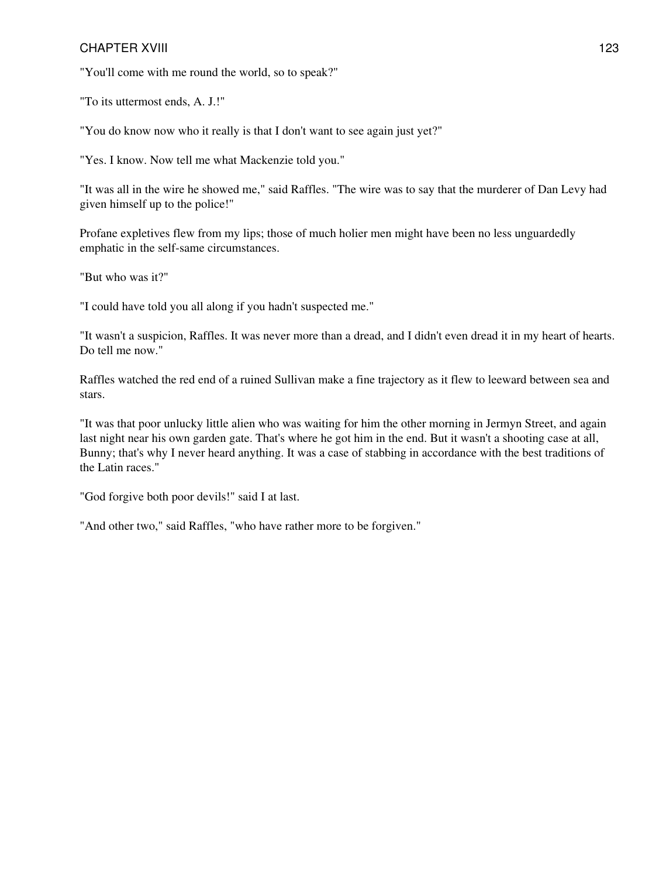"You'll come with me round the world, so to speak?"

"To its uttermost ends, A. J.!"

"You do know now who it really is that I don't want to see again just yet?"

"Yes. I know. Now tell me what Mackenzie told you."

"It was all in the wire he showed me," said Raffles. "The wire was to say that the murderer of Dan Levy had given himself up to the police!"

Profane expletives flew from my lips; those of much holier men might have been no less unguardedly emphatic in the self-same circumstances.

"But who was it?"

"I could have told you all along if you hadn't suspected me."

"It wasn't a suspicion, Raffles. It was never more than a dread, and I didn't even dread it in my heart of hearts. Do tell me now."

Raffles watched the red end of a ruined Sullivan make a fine trajectory as it flew to leeward between sea and stars.

"It was that poor unlucky little alien who was waiting for him the other morning in Jermyn Street, and again last night near his own garden gate. That's where he got him in the end. But it wasn't a shooting case at all, Bunny; that's why I never heard anything. It was a case of stabbing in accordance with the best traditions of the Latin races."

"God forgive both poor devils!" said I at last.

"And other two," said Raffles, "who have rather more to be forgiven."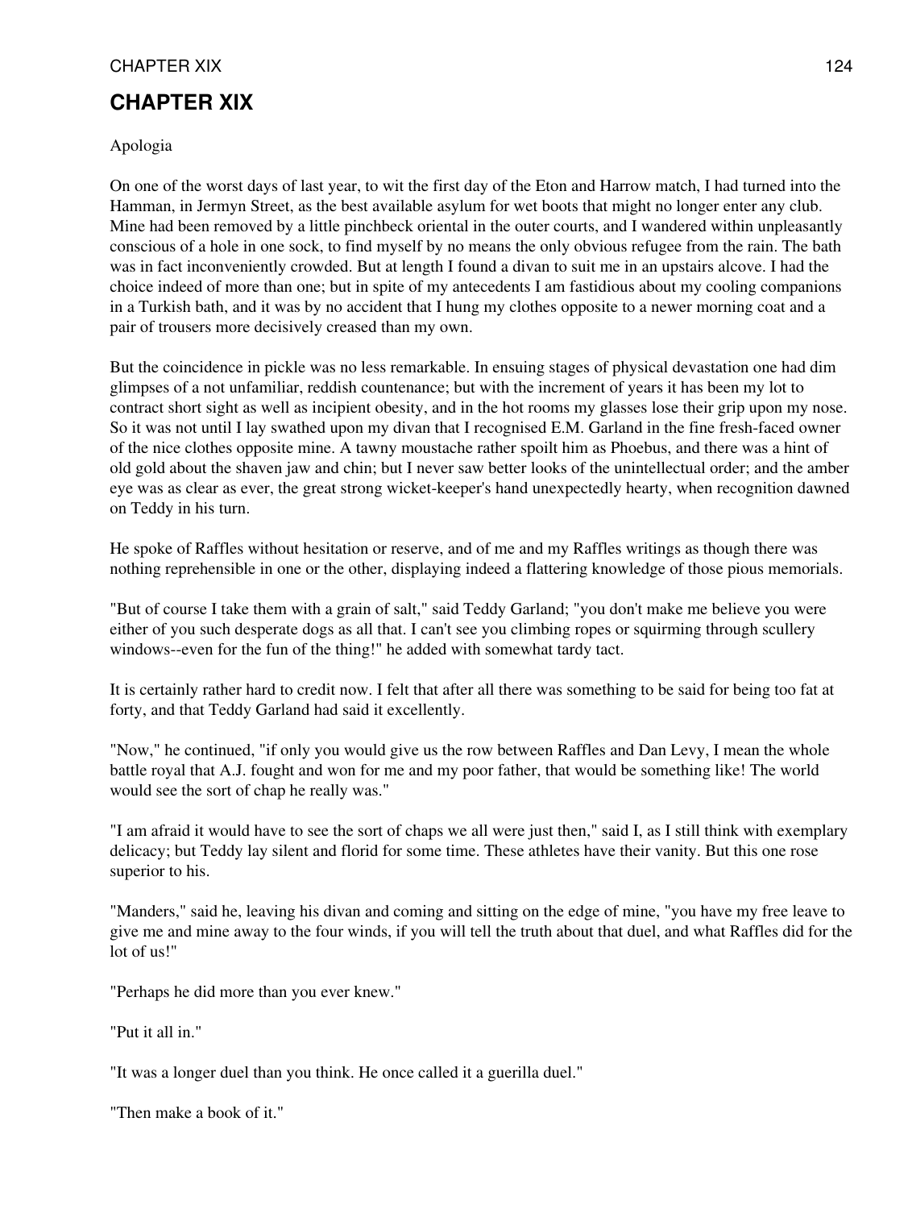# CHAPTER XIX

Apologia

On one of the worst days of last year, to wit the first day of the Eton and Harrow match, I had turned into the Hamman, in Jermyn Street, as the best available asylum for wet boots that might no longer enter any club. Mine had been removed by a little pinchbeck oriental in the outer courts, and I wandered within unpleasantly conscious of a hole in one sock, to find myself by no means the only obvious refugee from the rain. The bath was in fact inconveniently crowded. But at length I found a divan to suit me in an upstairs alcove. I had the choice indeed of more than one; but in spite of my antecedents I am fastidious about my cooling companions in a Turkish bath, and it was by no accident that I hung my clothes opposite to a newer morning coat and a pair of trousers more decisively creased than my own.

But the coincidence in pickle was no less remarkable. In ensuing stages of physical devastation one had dim glimpses of a not unfamiliar, reddish countenance; but with the increment of years it has been my lot to contract short sight as well as incipient obesity, and in the hot rooms my glasses lose their grip upon my nose. So it was not until I lay swathed upon my divan that I recognised E.M. Garland in the fine fresh-faced owner of the nice clothes opposite mine. A tawny moustache rather spoilt him as Phoebus, and there was a hint of old gold about the shaven jaw and chin; but I never saw better looks of the unintellectual order; and the amber eye was as clear as ever, the great strong wicket-keeper's hand unexpectedly hearty, when recognition dawned on Teddy in his turn.

He spoke of Raffles without hesitation or reserve, and of me and my Raffles writings as though there was nothing reprehensible in one or the other, displaying indeed a flattering knowledge of those pious memorials.

"But of course I take them with a grain of salt," said Teddy Garland; "you don't make me believe you were either of you such desperate dogs as all that. I can't see you climbing ropes or squirming through scullery windows--even for the fun of the thing!" he added with somewhat tardy tact.

It is certainly rather hard to credit now. I felt that after all there was something to be said for being too fat at forty, and that Teddy Garland had said it excellently.

"Now," he continued, "if only you would give us the row between Raffles and Dan Levy, I mean the whole battle royal that A.J. fought and won for me and my poor father, that would be something like! The world would see the sort of chap he really was."

"I am afraid it would have to see the sort of chaps we all were just then," said I, as I still think with exemplary delicacy; but Teddy lay silent and florid for some time. These athletes have their vanity. But this one rose superior to his.

"Manders," said he, leaving his divan and coming and sitting on the edge of mine, "you have my free leave to give me and mine away to the four winds, if you will tell the truth about that duel, and what Raffles did for the lot of us!"

"Perhaps he did more than you ever knew."

"Put it all in."

"It was a longer duel than you think. He once called it a guerilla duel."

"Then make a book of it."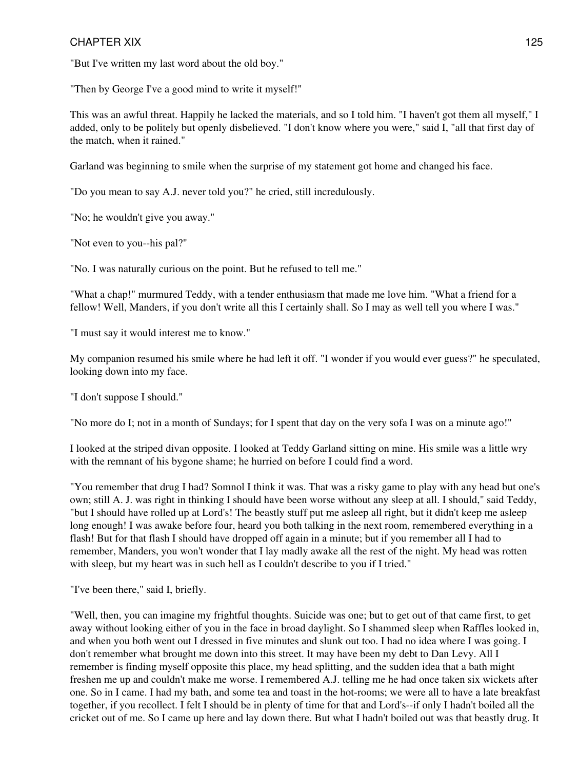"But I've written my last word about the old boy."

"Then by George I've a good mind to write it myself!"

This was an awful threat. Happily he lacked the materials, and so I told him. "I haven't got them all myself," I added, only to be politely but openly disbelieved. "I don't know where you were," said I, "all that first day of the match, when it rained."

Garland was beginning to smile when the surprise of my statement got home and changed his face.

"Do you mean to say A.J. never told you?" he cried, still incredulously.

"No; he wouldn't give you away."

"Not even to you--his pal?"

"No. I was naturally curious on the point. But he refused to tell me."

"What a chap!" murmured Teddy, with a tender enthusiasm that made me love him. "What a friend for a fellow! Well, Manders, if you don't write all this I certainly shall. So I may as well tell you where I was."

"I must say it would interest me to know."

My companion resumed his smile where he had left it off. "I wonder if you would ever guess?" he speculated, looking down into my face.

"I don't suppose I should."

"No more do I; not in a month of Sundays; for I spent that day on the very sofa I was on a minute ago!"

I looked at the striped divan opposite. I looked at Teddy Garland sitting on mine. His smile was a little wry with the remnant of his bygone shame; he hurried on before I could find a word.

"You remember that drug I had? Somnol I think it was. That was a risky game to play with any head but one's own; still A. J. was right in thinking I should have been worse without any sleep at all. I should," said Teddy, "but I should have rolled up at Lord's! The beastly stuff put me asleep all right, but it didn't keep me asleep long enough! I was awake before four, heard you both talking in the next room, remembered everything in a flash! But for that flash I should have dropped off again in a minute; but if you remember all I had to remember, Manders, you won't wonder that I lay madly awake all the rest of the night. My head was rotten with sleep, but my heart was in such hell as I couldn't describe to you if I tried."

"I've been there," said I, briefly.

"Well, then, you can imagine my frightful thoughts. Suicide was one; but to get out of that came first, to get away without looking either of you in the face in broad daylight. So I shammed sleep when Raffles looked in, and when you both went out I dressed in five minutes and slunk out too. I had no idea where I was going. I don't remember what brought me down into this street. It may have been my debt to Dan Levy. All I remember is finding myself opposite this place, my head splitting, and the sudden idea that a bath might freshen me up and couldn't make me worse. I remembered A.J. telling me he had once taken six wickets after one. So in I came. I had my bath, and some tea and toast in the hot-rooms; we were all to have a late breakfast together, if you recollect. I felt I should be in plenty of time for that and Lord's--if only I hadn't boiled all the cricket out of me. So I came up here and lay down there. But what I hadn't boiled out was that beastly drug. It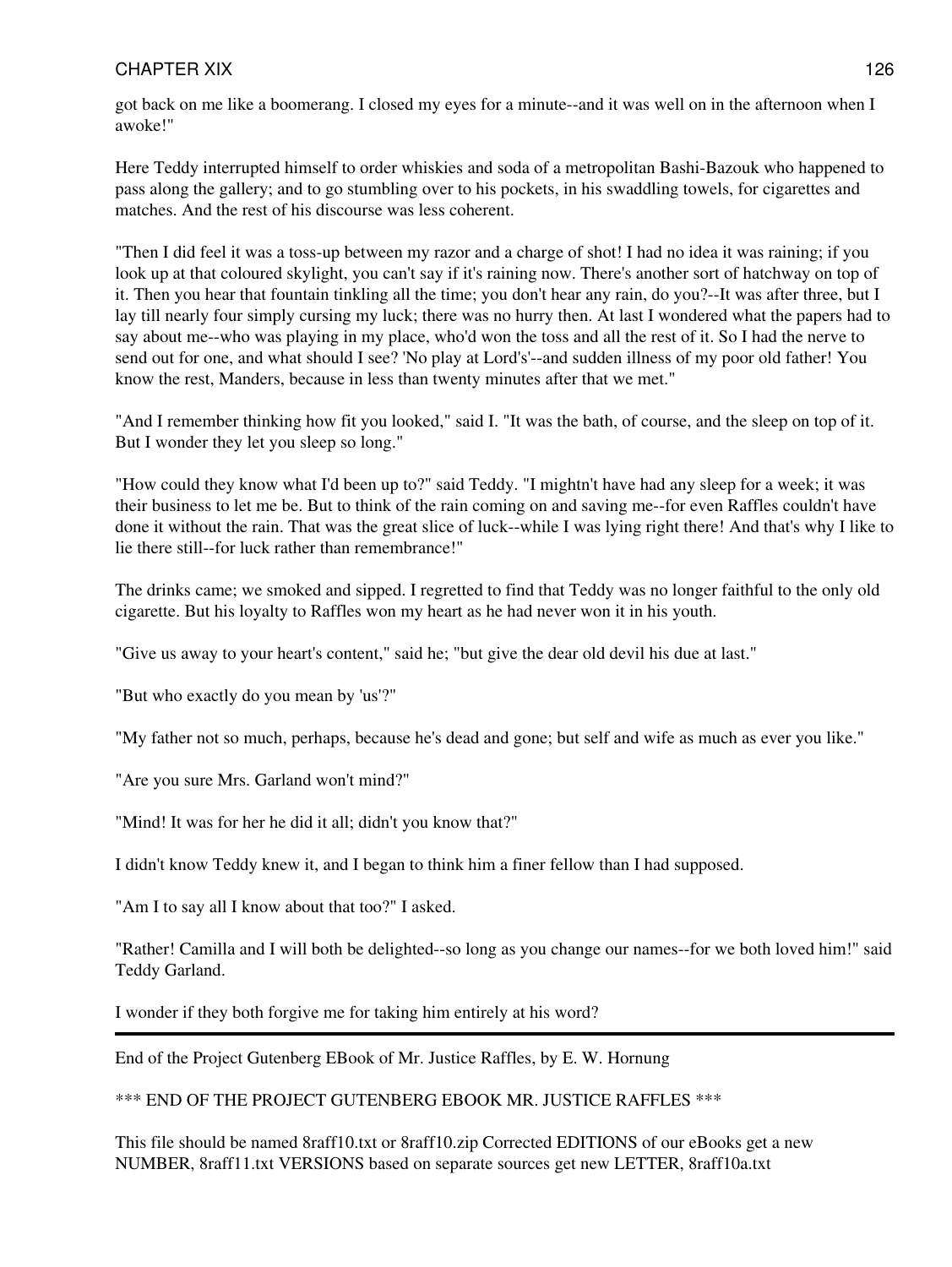got back on me like a boomerang. I closed my eyes for a minute--and it was well on in the afternoon when I awoke!"

Here Teddy interrupted himself to order whiskies and soda of a metropolitan Bashi-Bazouk who happened to pass along the gallery; and to go stumbling over to his pockets, in his swaddling towels, for cigarettes and matches. And the rest of his discourse was less coherent.

"Then I did feel it was a toss-up between my razor and a charge of shot! I had no idea it was raining; if you look up at that coloured skylight, you can't say if it's raining now. There's another sort of hatchway on top of it. Then you hear that fountain tinkling all the time; you don't hear any rain, do you?--It was after three, but I lay till nearly four simply cursing my luck; there was no hurry then. At last I wondered what the papers had to say about me--who was playing in my place, who'd won the toss and all the rest of it. So I had the nerve to send out for one, and what should I see? 'No play at Lord's'--and sudden illness of my poor old father! You know the rest, Manders, because in less than twenty minutes after that we met."

"And I remember thinking how fit you looked," said I. "It was the bath, of course, and the sleep on top of it. But I wonder they let you sleep so long."

"How could they know what I'd been up to?" said Teddy. "I mightn't have had any sleep for a week; it was their business to let me be. But to think of the rain coming on and saving me--for even Raffles couldn't have done it without the rain. That was the great slice of luck--while I was lying right there! And that's why I like to lie there still--for luck rather than remembrance!"

The drinks came; we smoked and sipped. I regretted to find that Teddy was no longer faithful to the only old cigarette. But his loyalty to Raffles won my heart as he had never won it in his youth.

"Give us away to your heart's content," said he; "but give the dear old devil his due at last."

"But who exactly do you mean by 'us'?"

"My father not so much, perhaps, because he's dead and gone; but self and wife as much as ever you like."

"Are you sure Mrs. Garland won't mind?"

"Mind! It was for her he did it all; didn't you know that?"

I didn't know Teddy knew it, and I began to think him a finer fellow than I had supposed.

"Am I to say all I know about that too?" I asked.

"Rather! Camilla and I will both be delighted--so long as you change our names--for we both loved him!" said Teddy Garland.

I wonder if they both forgive me for taking him entirely at his word?

---

End of the Project Gutenberg EBook of Mr. Justice Raffles, by E. W. Hornung

*** END OF THE PROJECT GUTENBERG EBOOK MR. JUSTICE RAFFLES ***

This file should be named 8raff10.txt or 8raff10.zip Corrected EDITIONS of our eBooks get a new NUMBER, 8raff11.txt VERSIONS based on separate sources get new LETTER, 8raff10a.txt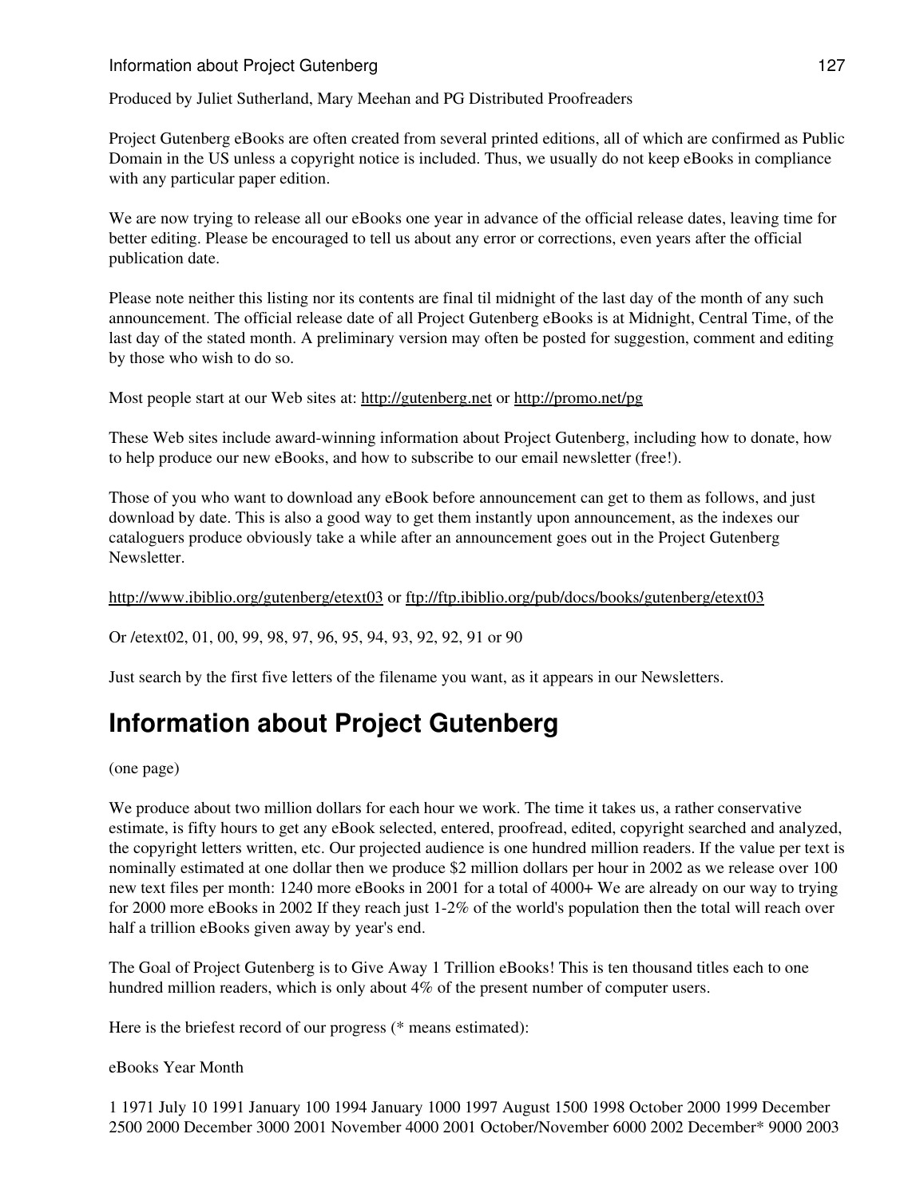Produced by Juliet Sutherland, Mary Meehan and PG Distributed Proofreaders

Project Gutenberg eBooks are often created from several printed editions, all of which are confirmed as Public Domain in the US unless a copyright notice is included. Thus, we usually do not keep eBooks in compliance with any particular paper edition.

We are now trying to release all our eBooks one year in advance of the official release dates, leaving time for better editing. Please be encouraged to tell us about any error or corrections, even years after the official publication date.

Please note neither this listing nor its contents are final til midnight of the last day of the month of any such announcement. The official release date of all Project Gutenberg eBooks is at Midnight, Central Time, of the last day of the stated month. A preliminary version may often be posted for suggestion, comment and editing by those who wish to do so.

Most people start at our Web sites at: http://gutenberg.net or http://promo.net/pg

These Web sites include award-winning information about Project Gutenberg, including how to donate, how to help produce our new eBooks, and how to subscribe to our email newsletter (free!).

Those of you who want to download any eBook before announcement can get to them as follows, and just download by date. This is also a good way to get them instantly upon announcement, as the indexes our cataloguers produce obviously take a while after an announcement goes out in the Project Gutenberg Newsletter.

http://www.ibiblio.org/gutenberg/etext03 or ftp://ftp.ibiblio.org/pub/docs/books/gutenberg/etext03

Or /etext02, 01, 00, 99, 98, 97, 96, 95, 94, 93, 92, 92, 91 or 90

Just search by the first five letters of the filename you want, as it appears in our Newsletters.

# Information about Project Gutenberg

(one page)

We produce about two million dollars for each hour we work. The time it takes us, a rather conservative estimate, is fifty hours to get any eBook selected, entered, proofread, edited, copyright searched and analyzed, the copyright letters written, etc. Our projected audience is one hundred million readers. If the value per text is nominally estimated at one dollar then we produce $2 million dollars per hour in 2002 as we release over 100 new text files per month: 1240 more eBooks in 2001 for a total of 4000+ We are already on our way to trying for 2000 more eBooks in 2002 If they reach just 1-2% of the world's population then the total will reach over half a trillion eBooks given away by year's end.

The Goal of Project Gutenberg is to Give Away 1 Trillion eBooks! This is ten thousand titles each to one hundred million readers, which is only about 4% of the present number of computer users.

Here is the briefest record of our progress (* means estimated):

eBooks Year Month

1 1971 July 10 1991 January 100 1994 January 1000 1997 August 1500 1998 October 2000 1999 December 2500 2000 December 3000 2001 November 4000 2001 October/November 6000 2002 December* 9000 2003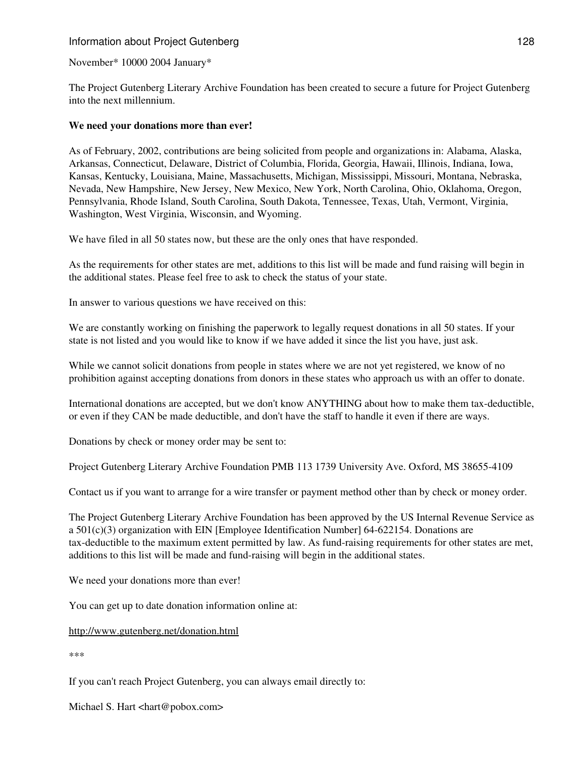November* 10000 2004 January*

The Project Gutenberg Literary Archive Foundation has been created to secure a future for Project Gutenberg into the next millennium.

**We need your donations more than ever!**

As of February, 2002, contributions are being solicited from people and organizations in: Alabama, Alaska, Arkansas, Connecticut, Delaware, District of Columbia, Florida, Georgia, Hawaii, Illinois, Indiana, Iowa, Kansas, Kentucky, Louisiana, Maine, Massachusetts, Michigan, Mississippi, Missouri, Montana, Nebraska, Nevada, New Hampshire, New Jersey, New Mexico, New York, North Carolina, Ohio, Oklahoma, Oregon, Pennsylvania, Rhode Island, South Carolina, South Dakota, Tennessee, Texas, Utah, Vermont, Virginia, Washington, West Virginia, Wisconsin, and Wyoming.

We have filed in all 50 states now, but these are the only ones that have responded.

As the requirements for other states are met, additions to this list will be made and fund raising will begin in the additional states. Please feel free to ask to check the status of your state.

In answer to various questions we have received on this:

We are constantly working on finishing the paperwork to legally request donations in all 50 states. If your state is not listed and you would like to know if we have added it since the list you have, just ask.

While we cannot solicit donations from people in states where we are not yet registered, we know of no prohibition against accepting donations from donors in these states who approach us with an offer to donate.

International donations are accepted, but we don't know ANYTHING about how to make them tax-deductible, or even if they CAN be made deductible, and don't have the staff to handle it even if there are ways.

Donations by check or money order may be sent to:

Project Gutenberg Literary Archive Foundation PMB 113 1739 University Ave. Oxford, MS 38655-4109

Contact us if you want to arrange for a wire transfer or payment method other than by check or money order.

The Project Gutenberg Literary Archive Foundation has been approved by the US Internal Revenue Service as a 501(c)(3) organization with EIN [Employee Identification Number] 64-622154. Donations are tax-deductible to the maximum extent permitted by law. As fund-raising requirements for other states are met, additions to this list will be made and fund-raising will begin in the additional states.

We need your donations more than ever!

You can get up to date donation information online at:

http://www.gutenberg.net/donation.html

***

If you can't reach Project Gutenberg, you can always email directly to:

Michael S. Hart <hart@pobox.com>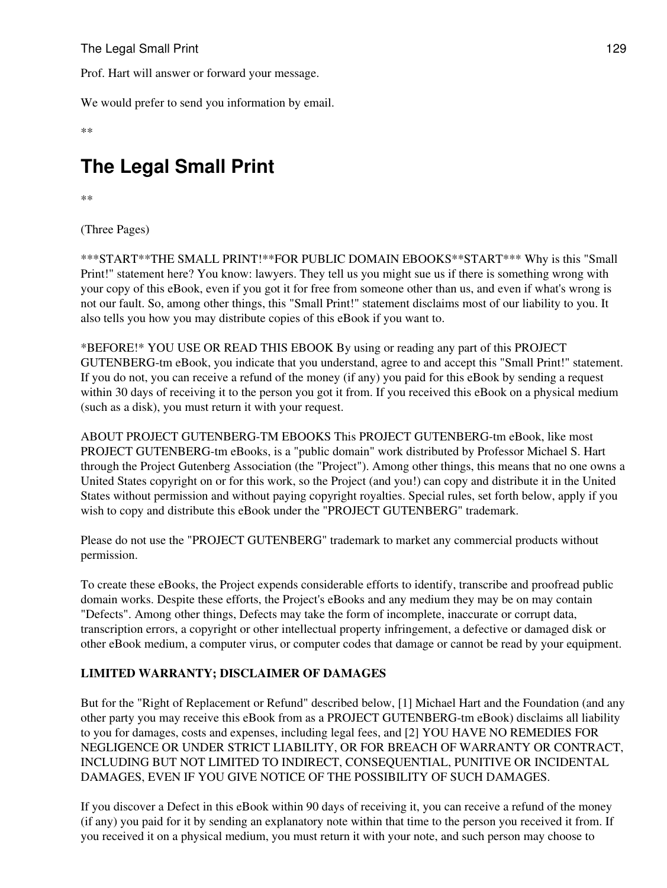Prof. Hart will answer or forward your message.

We would prefer to send you information by email.

**

# The Legal Small Print

**

(Three Pages)

***START**THE SMALL PRINT!**FOR PUBLIC DOMAIN EBOOKS**START*** Why is this "Small Print!" statement here? You know: lawyers. They tell us you might sue us if there is something wrong with your copy of this eBook, even if you got it for free from someone other than us, and even if what's wrong is not our fault. So, among other things, this "Small Print!" statement disclaims most of our liability to you. It also tells you how you may distribute copies of this eBook if you want to.

*BEFORE!* YOU USE OR READ THIS EBOOK By using or reading any part of this PROJECT GUTENBERG-tm eBook, you indicate that you understand, agree to and accept this "Small Print!" statement. If you do not, you can receive a refund of the money (if any) you paid for this eBook by sending a request within 30 days of receiving it to the person you got it from. If you received this eBook on a physical medium (such as a disk), you must return it with your request.

ABOUT PROJECT GUTENBERG-TM EBOOKS This PROJECT GUTENBERG-tm eBook, like most PROJECT GUTENBERG-tm eBooks, is a "public domain" work distributed by Professor Michael S. Hart through the Project Gutenberg Association (the "Project"). Among other things, this means that no one owns a United States copyright on or for this work, so the Project (and you!) can copy and distribute it in the United States without permission and without paying copyright royalties. Special rules, set forth below, apply if you wish to copy and distribute this eBook under the "PROJECT GUTENBERG" trademark.

Please do not use the "PROJECT GUTENBERG" trademark to market any commercial products without permission.

To create these eBooks, the Project expends considerable efforts to identify, transcribe and proofread public domain works. Despite these efforts, the Project's eBooks and any medium they may be on may contain "Defects". Among other things, Defects may take the form of incomplete, inaccurate or corrupt data, transcription errors, a copyright or other intellectual property infringement, a defective or damaged disk or other eBook medium, a computer virus, or computer codes that damage or cannot be read by your equipment.

**LIMITED WARRANTY; DISCLAIMER OF DAMAGES**

But for the "Right of Replacement or Refund" described below, [1] Michael Hart and the Foundation (and any other party you may receive this eBook from as a PROJECT GUTENBERG-tm eBook) disclaims all liability to you for damages, costs and expenses, including legal fees, and [2] YOU HAVE NO REMEDIES FOR NEGLIGENCE OR UNDER STRICT LIABILITY, OR FOR BREACH OF WARRANTY OR CONTRACT, INCLUDING BUT NOT LIMITED TO INDIRECT, CONSEQUENTIAL, PUNITIVE OR INCIDENTAL DAMAGES, EVEN IF YOU GIVE NOTICE OF THE POSSIBILITY OF SUCH DAMAGES.

If you discover a Defect in this eBook within 90 days of receiving it, you can receive a refund of the money (if any) you paid for it by sending an explanatory note within that time to the person you received it from. If you received it on a physical medium, you must return it with your note, and such person may choose to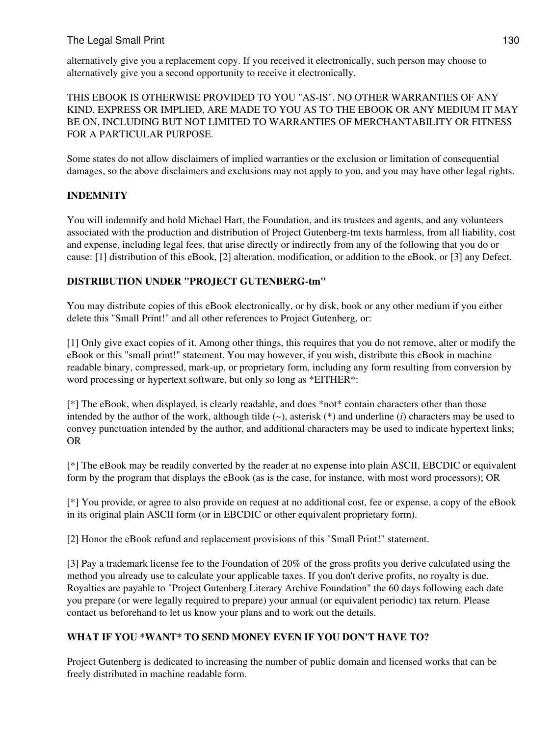alternatively give you a replacement copy. If you received it electronically, such person may choose to alternatively give you a second opportunity to receive it electronically.

THIS EBOOK IS OTHERWISE PROVIDED TO YOU "AS-IS". NO OTHER WARRANTIES OF ANY KIND, EXPRESS OR IMPLIED, ARE MADE TO YOU AS TO THE EBOOK OR ANY MEDIUM IT MAY BE ON, INCLUDING BUT NOT LIMITED TO WARRANTIES OF MERCHANTABILITY OR FITNESS FOR A PARTICULAR PURPOSE.

Some states do not allow disclaimers of implied warranties or the exclusion or limitation of consequential damages, so the above disclaimers and exclusions may not apply to you, and you may have other legal rights.

**INDEMNITY**

You will indemnify and hold Michael Hart, the Foundation, and its trustees and agents, and any volunteers associated with the production and distribution of Project Gutenberg-tm texts harmless, from all liability, cost and expense, including legal fees, that arise directly or indirectly from any of the following that you do or cause: [1] distribution of this eBook, [2] alteration, modification, or addition to the eBook, or [3] any Defect.

**DISTRIBUTION UNDER "PROJECT GUTENBERG-tm"**

You may distribute copies of this eBook electronically, or by disk, book or any other medium if you either delete this "Small Print!" and all other references to Project Gutenberg, or:

[1] Only give exact copies of it. Among other things, this requires that you do not remove, alter or modify the eBook or this "small print!" statement. You may however, if you wish, distribute this eBook in machine readable binary, compressed, mark-up, or proprietary form, including any form resulting from conversion by word processing or hypertext software, but only so long as *EITHER*:

[*] The eBook, when displayed, is clearly readable, and does *not* contain characters other than those intended by the author of the work, although tilde (~), asterisk (*) and underline (*i*) characters may be used to convey punctuation intended by the author, and additional characters may be used to indicate hypertext links; OR

[*] The eBook may be readily converted by the reader at no expense into plain ASCII, EBCDIC or equivalent form by the program that displays the eBook (as is the case, for instance, with most word processors); OR

[*] You provide, or agree to also provide on request at no additional cost, fee or expense, a copy of the eBook in its original plain ASCII form (or in EBCDIC or other equivalent proprietary form).

[2] Honor the eBook refund and replacement provisions of this "Small Print!" statement.

[3] Pay a trademark license fee to the Foundation of 20% of the gross profits you derive calculated using the method you already use to calculate your applicable taxes. If you don't derive profits, no royalty is due. Royalties are payable to "Project Gutenberg Literary Archive Foundation" the 60 days following each date you prepare (or were legally required to prepare) your annual (or equivalent periodic) tax return. Please contact us beforehand to let us know your plans and to work out the details.

**WHAT IF YOU *WANT* TO SEND MONEY EVEN IF YOU DON'T HAVE TO?**

Project Gutenberg is dedicated to increasing the number of public domain and licensed works that can be freely distributed in machine readable form.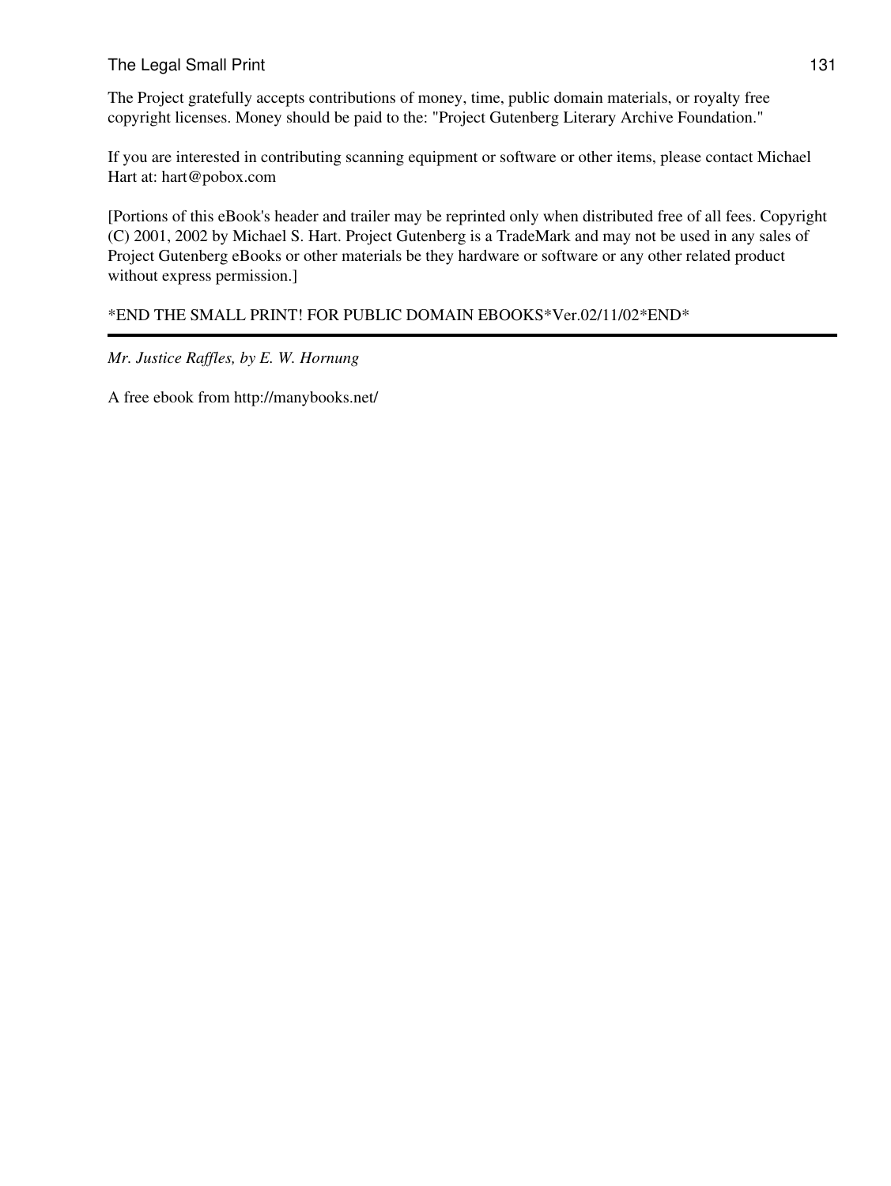The Project gratefully accepts contributions of money, time, public domain materials, or royalty free copyright licenses. Money should be paid to the: "Project Gutenberg Literary Archive Foundation."

If you are interested in contributing scanning equipment or software or other items, please contact Michael Hart at: hart@pobox.com

[Portions of this eBook's header and trailer may be reprinted only when distributed free of all fees. Copyright (C) 2001, 2002 by Michael S. Hart. Project Gutenberg is a TradeMark and may not be used in any sales of Project Gutenberg eBooks or other materials be they hardware or software or any other related product without express permission.]

*END THE SMALL PRINT! FOR PUBLIC DOMAIN EBOOKS*Ver.02/11/02*END*

---

*Mr. Justice Raffles, by E. W. Hornung*

A free ebook from http://manybooks.net/